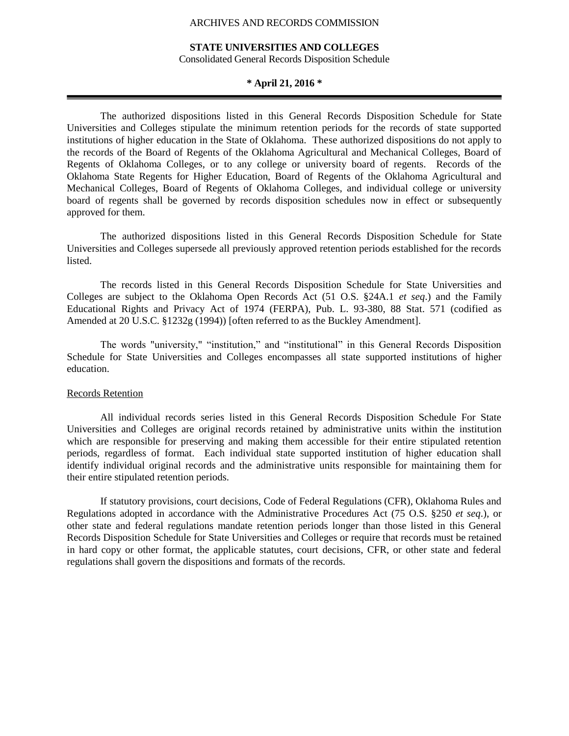ARCHIVES AND RECORDS COMMISSION

# STATE UNIVERSITIES AND COLLEGES

Consolidated General Records Disposition Schedule

**\* April 21, 2016 \***

---

The authorized dispositions listed in this General Records Disposition Schedule for State Universities and Colleges stipulate the minimum retention periods for the records of state supported institutions of higher education in the State of Oklahoma. These authorized dispositions do not apply to the records of the Board of Regents of the Oklahoma Agricultural and Mechanical Colleges, Board of Regents of Oklahoma Colleges, or to any college or university board of regents. Records of the Oklahoma State Regents for Higher Education, Board of Regents of the Oklahoma Agricultural and Mechanical Colleges, Board of Regents of Oklahoma Colleges, and individual college or university board of regents shall be governed by records disposition schedules now in effect or subsequently approved for them.

The authorized dispositions listed in this General Records Disposition Schedule for State Universities and Colleges supersede all previously approved retention periods established for the records listed.

The records listed in this General Records Disposition Schedule for State Universities and Colleges are subject to the Oklahoma Open Records Act (51 O.S. §24A.1 *et seq*.) and the Family Educational Rights and Privacy Act of 1974 (FERPA), Pub. L. 93-380, 88 Stat. 571 (codified as Amended at 20 U.S.C. §1232g (1994)) [often referred to as the Buckley Amendment].

The words "university," "institution," and "institutional" in this General Records Disposition Schedule for State Universities and Colleges encompasses all state supported institutions of higher education.

<u>Records Retention</u>

All individual records series listed in this General Records Disposition Schedule For State Universities and Colleges are original records retained by administrative units within the institution which are responsible for preserving and making them accessible for their entire stipulated retention periods, regardless of format. Each individual state supported institution of higher education shall identify individual original records and the administrative units responsible for maintaining them for their entire stipulated retention periods.

If statutory provisions, court decisions, Code of Federal Regulations (CFR), Oklahoma Rules and Regulations adopted in accordance with the Administrative Procedures Act (75 O.S. §250 *et seq*.), or other state and federal regulations mandate retention periods longer than those listed in this General Records Disposition Schedule for State Universities and Colleges or require that records must be retained in hard copy or other format, the applicable statutes, court decisions, CFR, or other state and federal regulations shall govern the dispositions and formats of the records.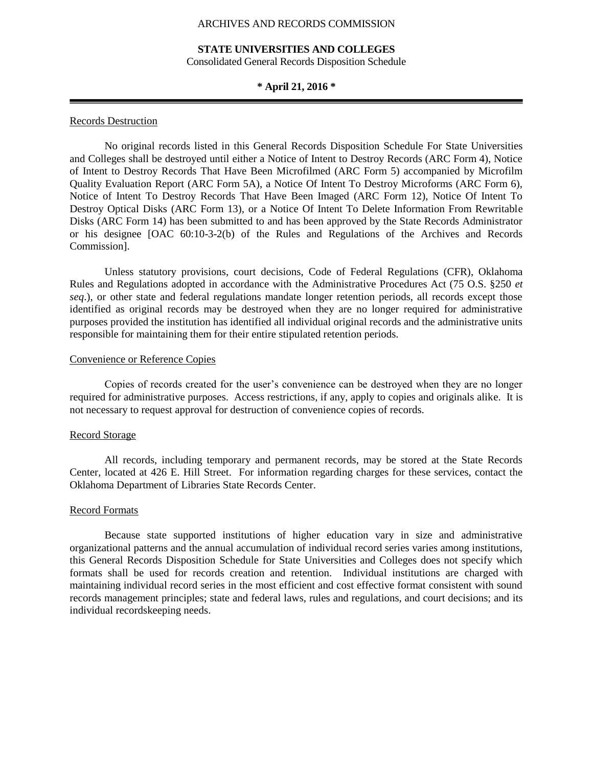ARCHIVES AND RECORDS COMMISSION

**STATE UNIVERSITIES AND COLLEGES**
Consolidated General Records Disposition Schedule

**\* April 21, 2016 \***

---

## Records Destruction

No original records listed in this General Records Disposition Schedule For State Universities and Colleges shall be destroyed until either a Notice of Intent to Destroy Records (ARC Form 4), Notice of Intent to Destroy Records That Have Been Microfilmed (ARC Form 5) accompanied by Microfilm Quality Evaluation Report (ARC Form 5A), a Notice Of Intent To Destroy Microforms (ARC Form 6), Notice of Intent To Destroy Records That Have Been Imaged (ARC Form 12), Notice Of Intent To Destroy Optical Disks (ARC Form 13), or a Notice Of Intent To Delete Information From Rewritable Disks (ARC Form 14) has been submitted to and has been approved by the State Records Administrator or his designee [OAC 60:10-3-2(b) of the Rules and Regulations of the Archives and Records Commission].

Unless statutory provisions, court decisions, Code of Federal Regulations (CFR), Oklahoma Rules and Regulations adopted in accordance with the Administrative Procedures Act (75 O.S. §250 *et seq*.), or other state and federal regulations mandate longer retention periods, all records except those identified as original records may be destroyed when they are no longer required for administrative purposes provided the institution has identified all individual original records and the administrative units responsible for maintaining them for their entire stipulated retention periods.

## Convenience or Reference Copies

Copies of records created for the user's convenience can be destroyed when they are no longer required for administrative purposes. Access restrictions, if any, apply to copies and originals alike. It is not necessary to request approval for destruction of convenience copies of records.

## Record Storage

All records, including temporary and permanent records, may be stored at the State Records Center, located at 426 E. Hill Street. For information regarding charges for these services, contact the Oklahoma Department of Libraries State Records Center.

## Record Formats

Because state supported institutions of higher education vary in size and administrative organizational patterns and the annual accumulation of individual record series varies among institutions, this General Records Disposition Schedule for State Universities and Colleges does not specify which formats shall be used for records creation and retention. Individual institutions are charged with maintaining individual record series in the most efficient and cost effective format consistent with sound records management principles; state and federal laws, rules and regulations, and court decisions; and its individual recordskeeping needs.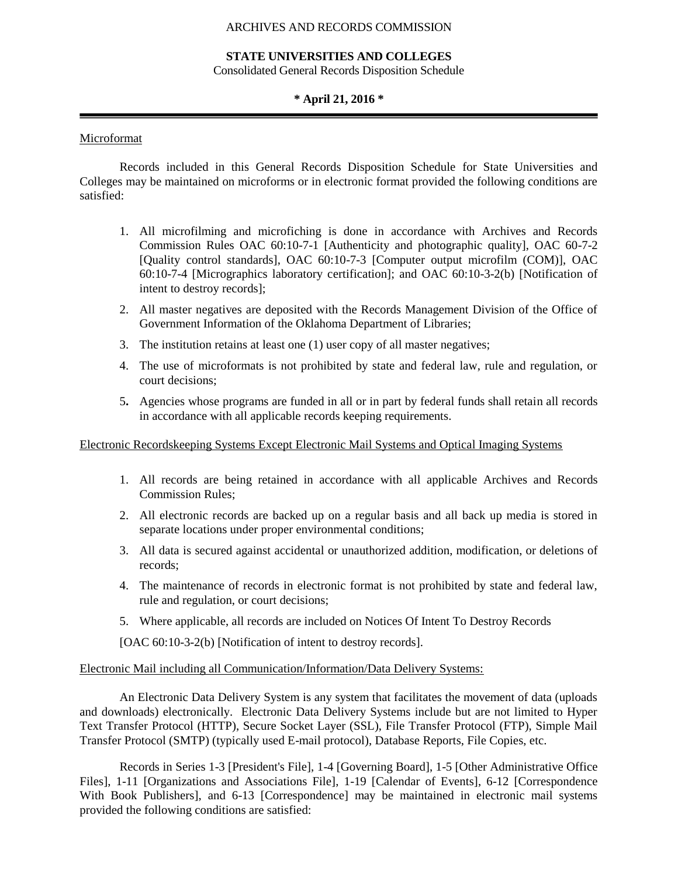ARCHIVES AND RECORDS COMMISSION

**STATE UNIVERSITIES AND COLLEGES**
Consolidated General Records Disposition Schedule

**\* April 21, 2016 \***

---

Microformat

Records included in this General Records Disposition Schedule for State Universities and Colleges may be maintained on microforms or in electronic format provided the following conditions are satisfied:

1. All microfilming and microfiching is done in accordance with Archives and Records Commission Rules OAC 60:10-7-1 [Authenticity and photographic quality], OAC 60-7-2 [Quality control standards], OAC 60:10-7-3 [Computer output microfilm (COM)], OAC 60:10-7-4 [Micrographics laboratory certification]; and OAC 60:10-3-2(b) [Notification of intent to destroy records];
2. All master negatives are deposited with the Records Management Division of the Office of Government Information of the Oklahoma Department of Libraries;
3. The institution retains at least one (1) user copy of all master negatives;
4. The use of microformats is not prohibited by state and federal law, rule and regulation, or court decisions;
5. Agencies whose programs are funded in all or in part by federal funds shall retain all records in accordance with all applicable records keeping requirements.

Electronic Recordskeeping Systems Except Electronic Mail Systems and Optical Imaging Systems

1. All records are being retained in accordance with all applicable Archives and Records Commission Rules;
2. All electronic records are backed up on a regular basis and all back up media is stored in separate locations under proper environmental conditions;
3. All data is secured against accidental or unauthorized addition, modification, or deletions of records;
4. The maintenance of records in electronic format is not prohibited by state and federal law, rule and regulation, or court decisions;
5. Where applicable, all records are included on Notices Of Intent To Destroy Records

[OAC 60:10-3-2(b) [Notification of intent to destroy records].

Electronic Mail including all Communication/Information/Data Delivery Systems:

An Electronic Data Delivery System is any system that facilitates the movement of data (uploads and downloads) electronically. Electronic Data Delivery Systems include but are not limited to Hyper Text Transfer Protocol (HTTP), Secure Socket Layer (SSL), File Transfer Protocol (FTP), Simple Mail Transfer Protocol (SMTP) (typically used E-mail protocol), Database Reports, File Copies, etc.

Records in Series 1-3 [President's File], 1-4 [Governing Board], 1-5 [Other Administrative Office Files], 1-11 [Organizations and Associations File], 1-19 [Calendar of Events], 6-12 [Correspondence With Book Publishers], and 6-13 [Correspondence] may be maintained in electronic mail systems provided the following conditions are satisfied: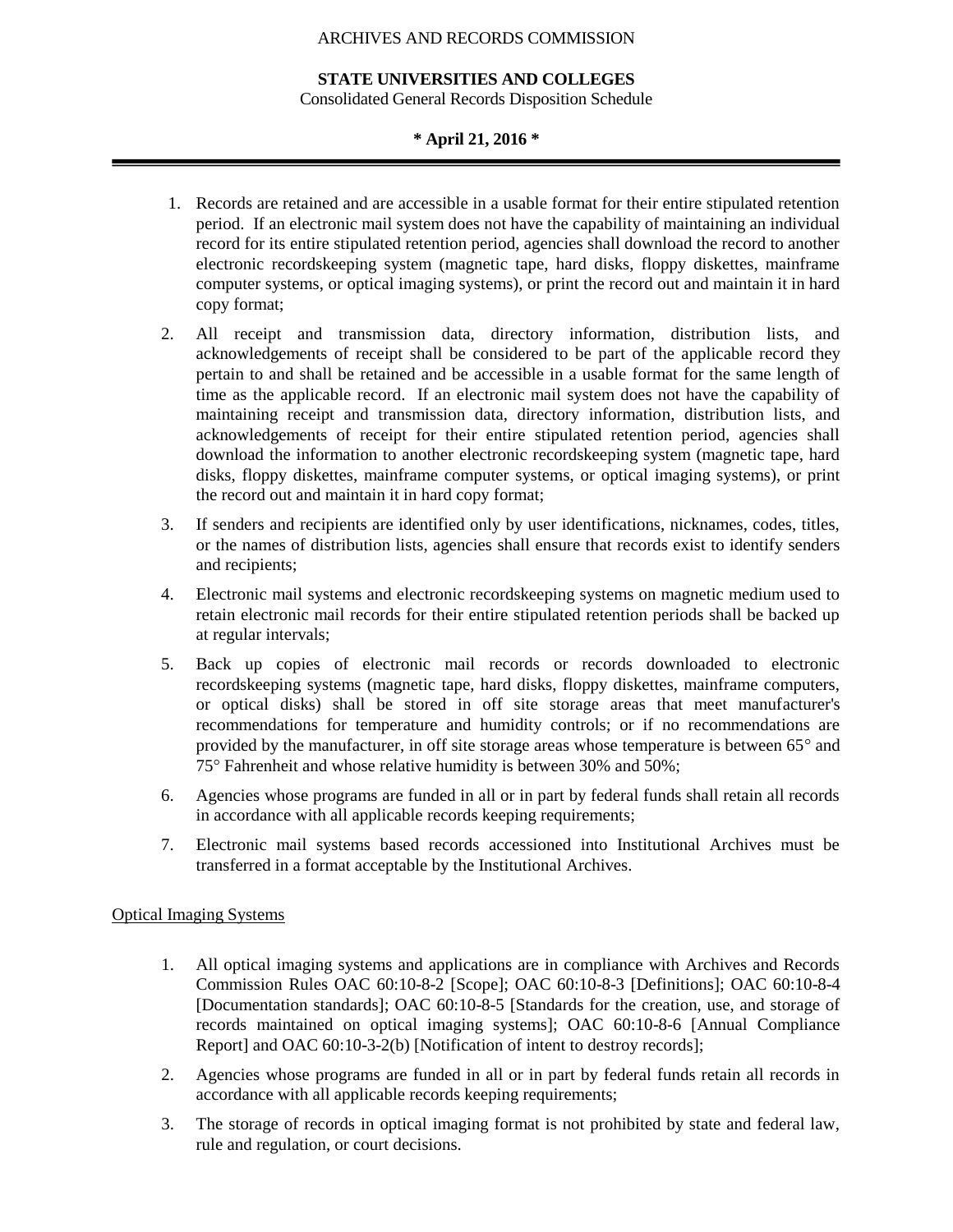1. Records are retained and are accessible in a usable format for their entire stipulated retention period. If an electronic mail system does not have the capability of maintaining an individual record for its entire stipulated retention period, agencies shall download the record to another electronic recordskeeping system (magnetic tape, hard disks, floppy diskettes, mainframe computer systems, or optical imaging systems), or print the record out and maintain it in hard copy format;

2. All receipt and transmission data, directory information, distribution lists, and acknowledgements of receipt shall be considered to be part of the applicable record they pertain to and shall be retained and be accessible in a usable format for the same length of time as the applicable record. If an electronic mail system does not have the capability of maintaining receipt and transmission data, directory information, distribution lists, and acknowledgements of receipt for their entire stipulated retention period, agencies shall download the information to another electronic recordskeeping system (magnetic tape, hard disks, floppy diskettes, mainframe computer systems, or optical imaging systems), or print the record out and maintain it in hard copy format;

3. If senders and recipients are identified only by user identifications, nicknames, codes, titles, or the names of distribution lists, agencies shall ensure that records exist to identify senders and recipients;

4. Electronic mail systems and electronic recordskeeping systems on magnetic medium used to retain electronic mail records for their entire stipulated retention periods shall be backed up at regular intervals;

5. Back up copies of electronic mail records or records downloaded to electronic recordskeeping systems (magnetic tape, hard disks, floppy diskettes, mainframe computers, or optical disks) shall be stored in off site storage areas that meet manufacturer's recommendations for temperature and humidity controls; or if no recommendations are provided by the manufacturer, in off site storage areas whose temperature is between 65° and 75° Fahrenheit and whose relative humidity is between 30% and 50%;

6. Agencies whose programs are funded in all or in part by federal funds shall retain all records in accordance with all applicable records keeping requirements;

7. Electronic mail systems based records accessioned into Institutional Archives must be transferred in a format acceptable by the Institutional Archives.

Optical Imaging Systems

1. All optical imaging systems and applications are in compliance with Archives and Records Commission Rules OAC 60:10-8-2 [Scope]; OAC 60:10-8-3 [Definitions]; OAC 60:10-8-4 [Documentation standards]; OAC 60:10-8-5 [Standards for the creation, use, and storage of records maintained on optical imaging systems]; OAC 60:10-8-6 [Annual Compliance Report] and OAC 60:10-3-2(b) [Notification of intent to destroy records];

2. Agencies whose programs are funded in all or in part by federal funds retain all records in accordance with all applicable records keeping requirements;

3. The storage of records in optical imaging format is not prohibited by state and federal law, rule and regulation, or court decisions.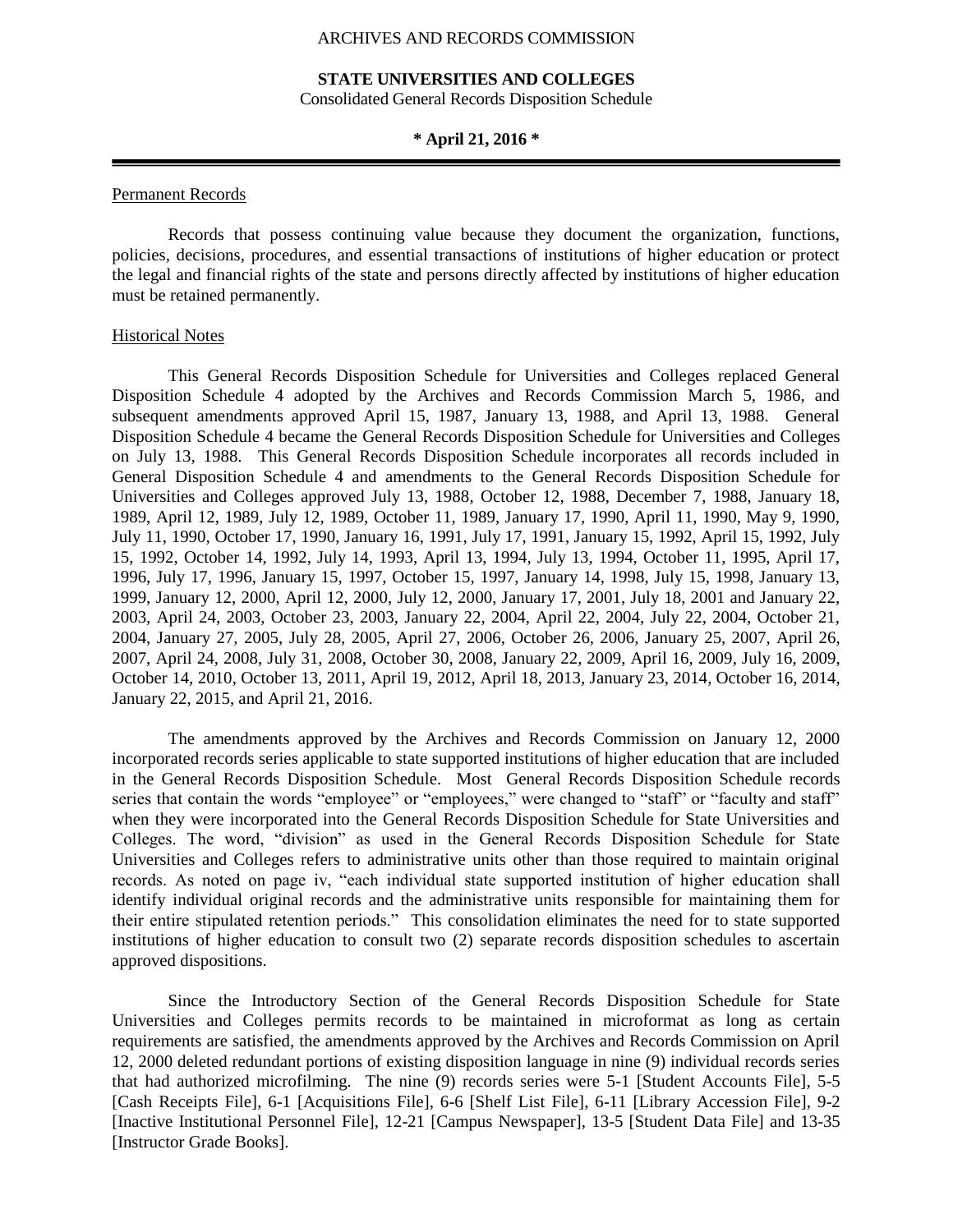ARCHIVES AND RECORDS COMMISSION

**STATE UNIVERSITIES AND COLLEGES**
Consolidated General Records Disposition Schedule

**\* April 21, 2016 \***

---

Permanent Records

Records that possess continuing value because they document the organization, functions, policies, decisions, procedures, and essential transactions of institutions of higher education or protect the legal and financial rights of the state and persons directly affected by institutions of higher education must be retained permanently.

Historical Notes

This General Records Disposition Schedule for Universities and Colleges replaced General Disposition Schedule 4 adopted by the Archives and Records Commission March 5, 1986, and subsequent amendments approved April 15, 1987, January 13, 1988, and April 13, 1988. General Disposition Schedule 4 became the General Records Disposition Schedule for Universities and Colleges on July 13, 1988. This General Records Disposition Schedule incorporates all records included in General Disposition Schedule 4 and amendments to the General Records Disposition Schedule for Universities and Colleges approved July 13, 1988, October 12, 1988, December 7, 1988, January 18, 1989, April 12, 1989, July 12, 1989, October 11, 1989, January 17, 1990, April 11, 1990, May 9, 1990, July 11, 1990, October 17, 1990, January 16, 1991, July 17, 1991, January 15, 1992, April 15, 1992, July 15, 1992, October 14, 1992, July 14, 1993, April 13, 1994, July 13, 1994, October 11, 1995, April 17, 1996, July 17, 1996, January 15, 1997, October 15, 1997, January 14, 1998, July 15, 1998, January 13, 1999, January 12, 2000, April 12, 2000, July 12, 2000, January 17, 2001, July 18, 2001 and January 22, 2003, April 24, 2003, October 23, 2003, January 22, 2004, April 22, 2004, July 22, 2004, October 21, 2004, January 27, 2005, July 28, 2005, April 27, 2006, October 26, 2006, January 25, 2007, April 26, 2007, April 24, 2008, July 31, 2008, October 30, 2008, January 22, 2009, April 16, 2009, July 16, 2009, October 14, 2010, October 13, 2011, April 19, 2012, April 18, 2013, January 23, 2014, October 16, 2014, January 22, 2015, and April 21, 2016.

The amendments approved by the Archives and Records Commission on January 12, 2000 incorporated records series applicable to state supported institutions of higher education that are included in the General Records Disposition Schedule. Most General Records Disposition Schedule records series that contain the words "employee" or "employees," were changed to "staff" or "faculty and staff" when they were incorporated into the General Records Disposition Schedule for State Universities and Colleges. The word, "division" as used in the General Records Disposition Schedule for State Universities and Colleges refers to administrative units other than those required to maintain original records. As noted on page iv, "each individual state supported institution of higher education shall identify individual original records and the administrative units responsible for maintaining them for their entire stipulated retention periods." This consolidation eliminates the need for to state supported institutions of higher education to consult two (2) separate records disposition schedules to ascertain approved dispositions.

Since the Introductory Section of the General Records Disposition Schedule for State Universities and Colleges permits records to be maintained in microformat as long as certain requirements are satisfied, the amendments approved by the Archives and Records Commission on April 12, 2000 deleted redundant portions of existing disposition language in nine (9) individual records series that had authorized microfilming. The nine (9) records series were 5-1 [Student Accounts File], 5-5 [Cash Receipts File], 6-1 [Acquisitions File], 6-6 [Shelf List File], 6-11 [Library Accession File], 9-2 [Inactive Institutional Personnel File], 12-21 [Campus Newspaper], 13-5 [Student Data File] and 13-35 [Instructor Grade Books].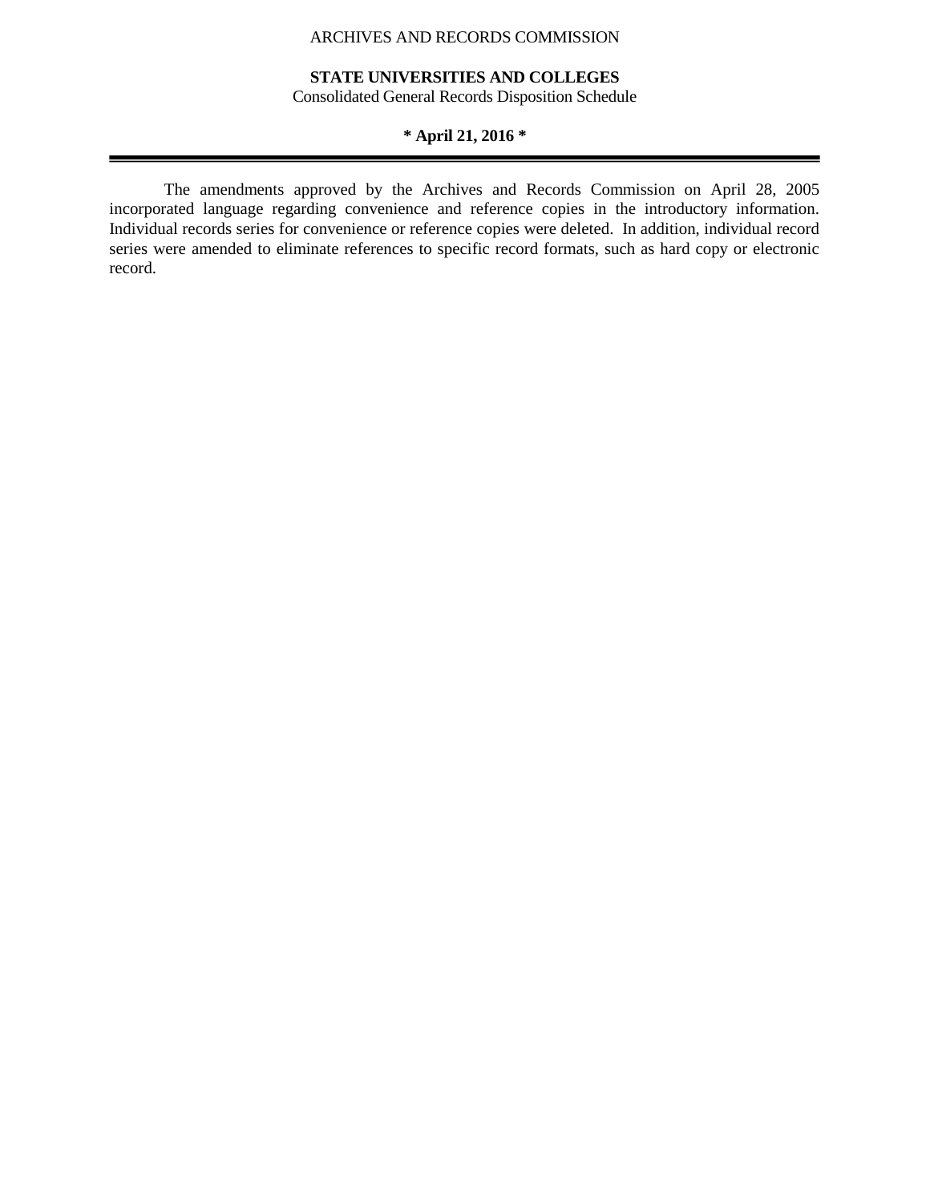The amendments approved by the Archives and Records Commission on April 28, 2005 incorporated language regarding convenience and reference copies in the introductory information. Individual records series for convenience or reference copies were deleted. In addition, individual record series were amended to eliminate references to specific record formats, such as hard copy or electronic record.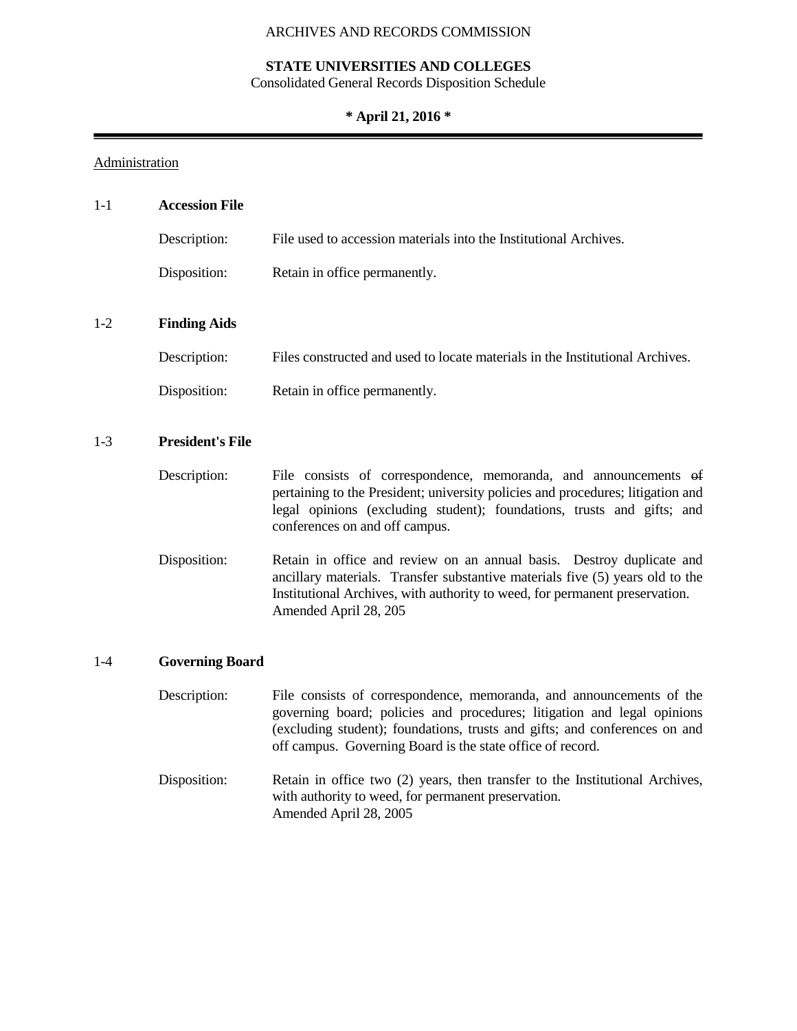ARCHIVES AND RECORDS COMMISSION

**STATE UNIVERSITIES AND COLLEGES**
Consolidated General Records Disposition Schedule

**\* April 21, 2016 \***

---

Administration

## 1-1 **Accession File**

Description: File used to accession materials into the Institutional Archives.

Disposition: Retain in office permanently.

## 1-2 **Finding Aids**

Description: Files constructed and used to locate materials in the Institutional Archives.

Disposition: Retain in office permanently.

## 1-3 **President's File**

Description: File consists of correspondence, memoranda, and announcements ~~of~~ pertaining to the President; university policies and procedures; litigation and legal opinions (excluding student); foundations, trusts and gifts; and conferences on and off campus.

Disposition: Retain in office and review on an annual basis. Destroy duplicate and ancillary materials. Transfer substantive materials five (5) years old to the Institutional Archives, with authority to weed, for permanent preservation.
Amended April 28, 205

## 1-4 **Governing Board**

Description: File consists of correspondence, memoranda, and announcements of the governing board; policies and procedures; litigation and legal opinions (excluding student); foundations, trusts and gifts; and conferences on and off campus. Governing Board is the state office of record.

Disposition: Retain in office two (2) years, then transfer to the Institutional Archives, with authority to weed, for permanent preservation.
Amended April 28, 2005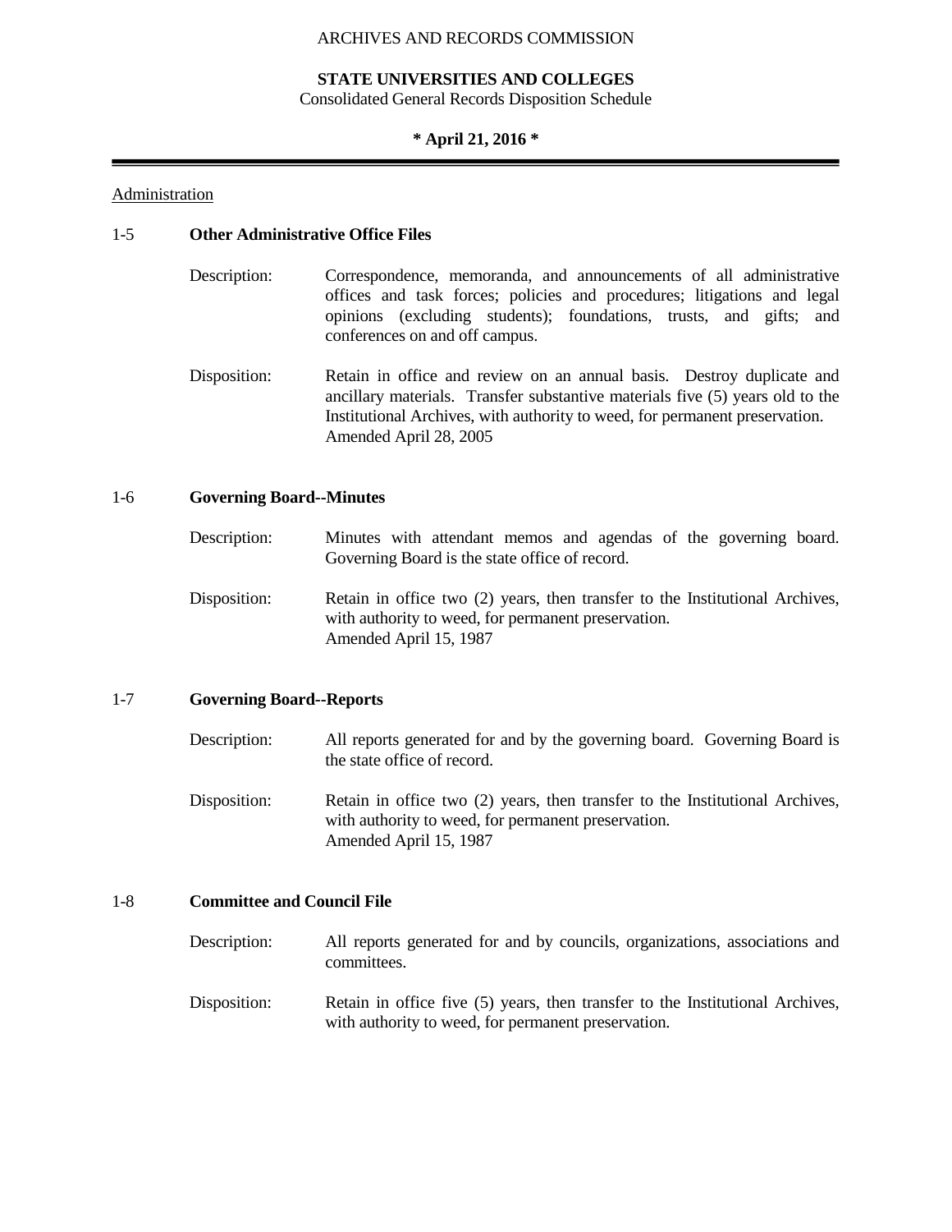ARCHIVES AND RECORDS COMMISSION

**STATE UNIVERSITIES AND COLLEGES**
Consolidated General Records Disposition Schedule

**\* April 21, 2016 \***

---

Administration

### 1-5 Other Administrative Office Files

Description: Correspondence, memoranda, and announcements of all administrative offices and task forces; policies and procedures; litigations and legal opinions (excluding students); foundations, trusts, and gifts; and conferences on and off campus.

Disposition: Retain in office and review on an annual basis. Destroy duplicate and ancillary materials. Transfer substantive materials five (5) years old to the Institutional Archives, with authority to weed, for permanent preservation.
Amended April 28, 2005

### 1-6 Governing Board--Minutes

Description: Minutes with attendant memos and agendas of the governing board. Governing Board is the state office of record.

Disposition: Retain in office two (2) years, then transfer to the Institutional Archives, with authority to weed, for permanent preservation.
Amended April 15, 1987

### 1-7 Governing Board--Reports

Description: All reports generated for and by the governing board. Governing Board is the state office of record.

Disposition: Retain in office two (2) years, then transfer to the Institutional Archives, with authority to weed, for permanent preservation.
Amended April 15, 1987

### 1-8 Committee and Council File

Description: All reports generated for and by councils, organizations, associations and committees.

Disposition: Retain in office five (5) years, then transfer to the Institutional Archives, with authority to weed, for permanent preservation.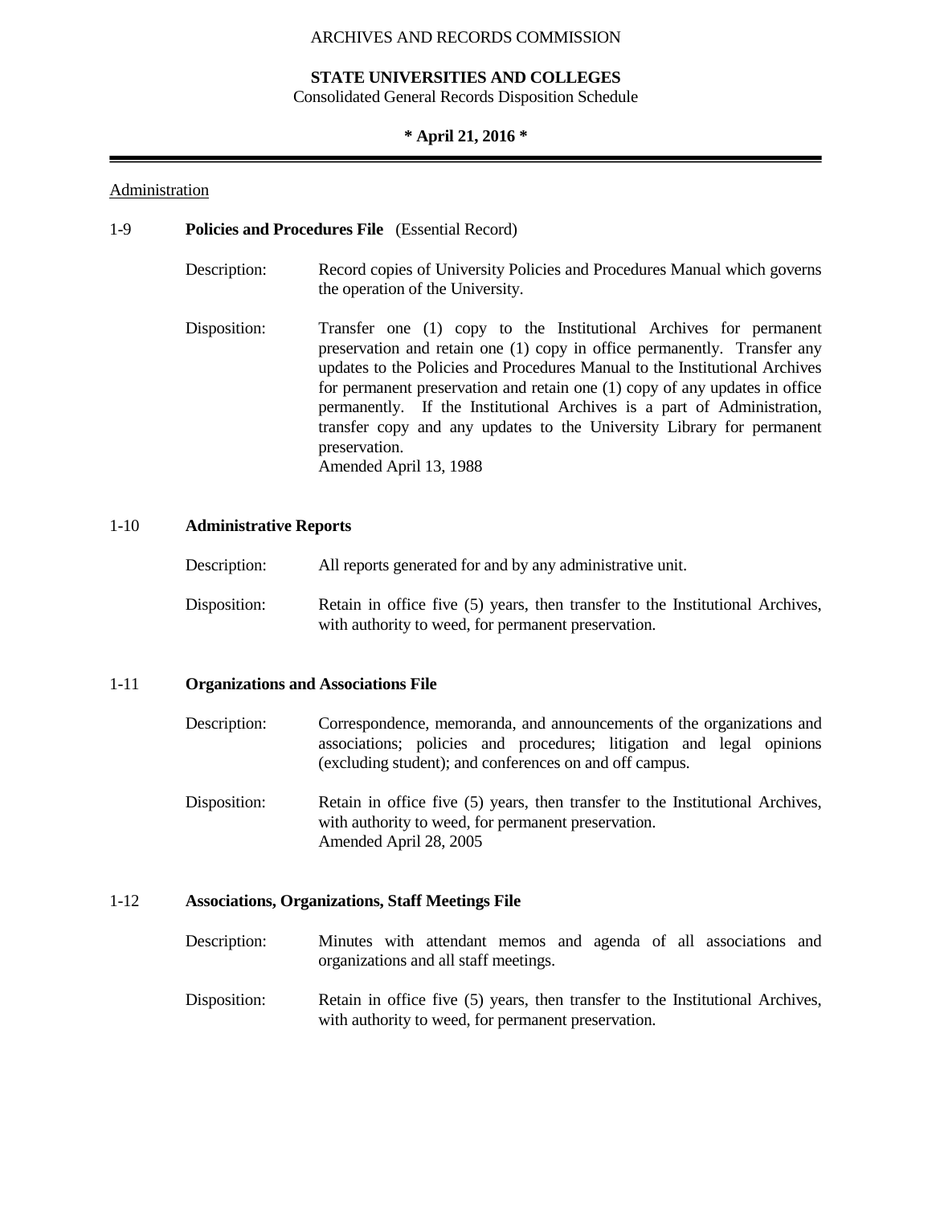Administration

**1-9 Policies and Procedures File** (Essential Record)

Description: Record copies of University Policies and Procedures Manual which governs the operation of the University.

Disposition: Transfer one (1) copy to the Institutional Archives for permanent preservation and retain one (1) copy in office permanently. Transfer any updates to the Policies and Procedures Manual to the Institutional Archives for permanent preservation and retain one (1) copy of any updates in office permanently. If the Institutional Archives is a part of Administration, transfer copy and any updates to the University Library for permanent preservation.
Amended April 13, 1988

**1-10 Administrative Reports**

Description: All reports generated for and by any administrative unit.

Disposition: Retain in office five (5) years, then transfer to the Institutional Archives, with authority to weed, for permanent preservation.

**1-11 Organizations and Associations File**

Description: Correspondence, memoranda, and announcements of the organizations and associations; policies and procedures; litigation and legal opinions (excluding student); and conferences on and off campus.

Disposition: Retain in office five (5) years, then transfer to the Institutional Archives, with authority to weed, for permanent preservation.
Amended April 28, 2005

**1-12 Associations, Organizations, Staff Meetings File**

Description: Minutes with attendant memos and agenda of all associations and organizations and all staff meetings.

Disposition: Retain in office five (5) years, then transfer to the Institutional Archives, with authority to weed, for permanent preservation.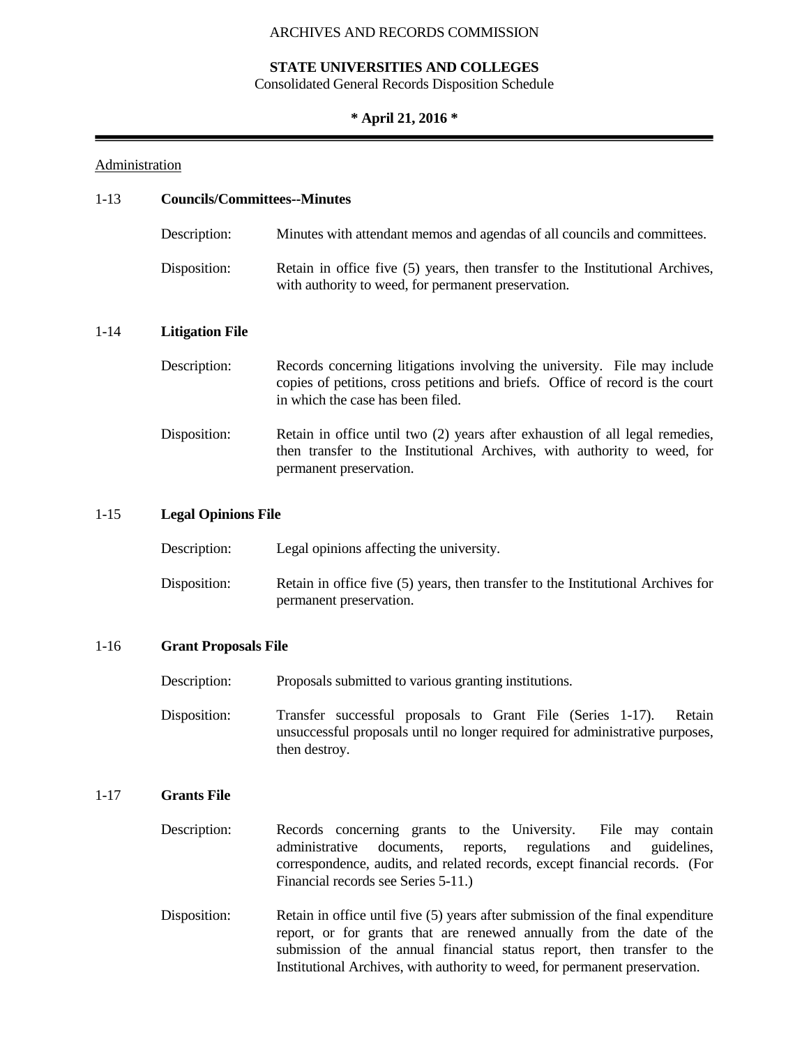ARCHIVES AND RECORDS COMMISSION

**STATE UNIVERSITIES AND COLLEGES**
Consolidated General Records Disposition Schedule

**\* April 21, 2016 \***

---

Administration

### 1-13 **Councils/Committees--Minutes**

Description: Minutes with attendant memos and agendas of all councils and committees.

Disposition: Retain in office five (5) years, then transfer to the Institutional Archives, with authority to weed, for permanent preservation.

### 1-14 **Litigation File**

Description: Records concerning litigations involving the university. File may include copies of petitions, cross petitions and briefs. Office of record is the court in which the case has been filed.

Disposition: Retain in office until two (2) years after exhaustion of all legal remedies, then transfer to the Institutional Archives, with authority to weed, for permanent preservation.

### 1-15 **Legal Opinions File**

Description: Legal opinions affecting the university.

Disposition: Retain in office five (5) years, then transfer to the Institutional Archives for permanent preservation.

### 1-16 **Grant Proposals File**

Description: Proposals submitted to various granting institutions.

Disposition: Transfer successful proposals to Grant File (Series 1-17). Retain unsuccessful proposals until no longer required for administrative purposes, then destroy.

### 1-17 **Grants File**

Description: Records concerning grants to the University. File may contain administrative documents, reports, regulations and guidelines, correspondence, audits, and related records, except financial records. (For Financial records see Series 5-11.)

Disposition: Retain in office until five (5) years after submission of the final expenditure report, or for grants that are renewed annually from the date of the submission of the annual financial status report, then transfer to the Institutional Archives, with authority to weed, for permanent preservation.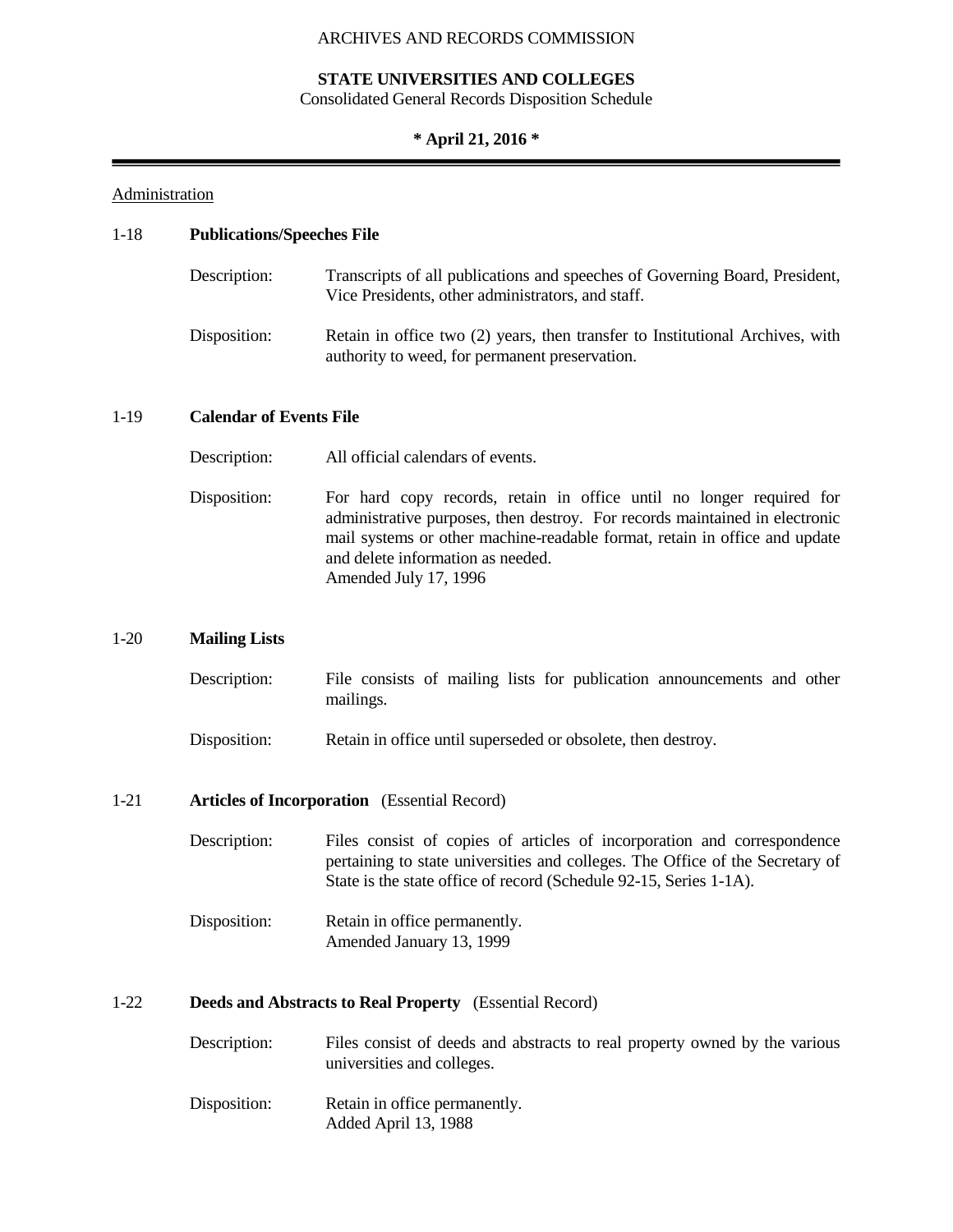## Administration

### 1-18 **Publications/Speeches File**

Description: Transcripts of all publications and speeches of Governing Board, President, Vice Presidents, other administrators, and staff.

Disposition: Retain in office two (2) years, then transfer to Institutional Archives, with authority to weed, for permanent preservation.

### 1-19 **Calendar of Events File**

Description: All official calendars of events.

Disposition: For hard copy records, retain in office until no longer required for administrative purposes, then destroy. For records maintained in electronic mail systems or other machine-readable format, retain in office and update and delete information as needed.
Amended July 17, 1996

### 1-20 **Mailing Lists**

Description: File consists of mailing lists for publication announcements and other mailings.

Disposition: Retain in office until superseded or obsolete, then destroy.

### 1-21 **Articles of Incorporation** (Essential Record)

Description: Files consist of copies of articles of incorporation and correspondence pertaining to state universities and colleges. The Office of the Secretary of State is the state office of record (Schedule 92-15, Series 1-1A).

Disposition: Retain in office permanently.
Amended January 13, 1999

### 1-22 **Deeds and Abstracts to Real Property** (Essential Record)

Description: Files consist of deeds and abstracts to real property owned by the various universities and colleges.

Disposition: Retain in office permanently.
Added April 13, 1988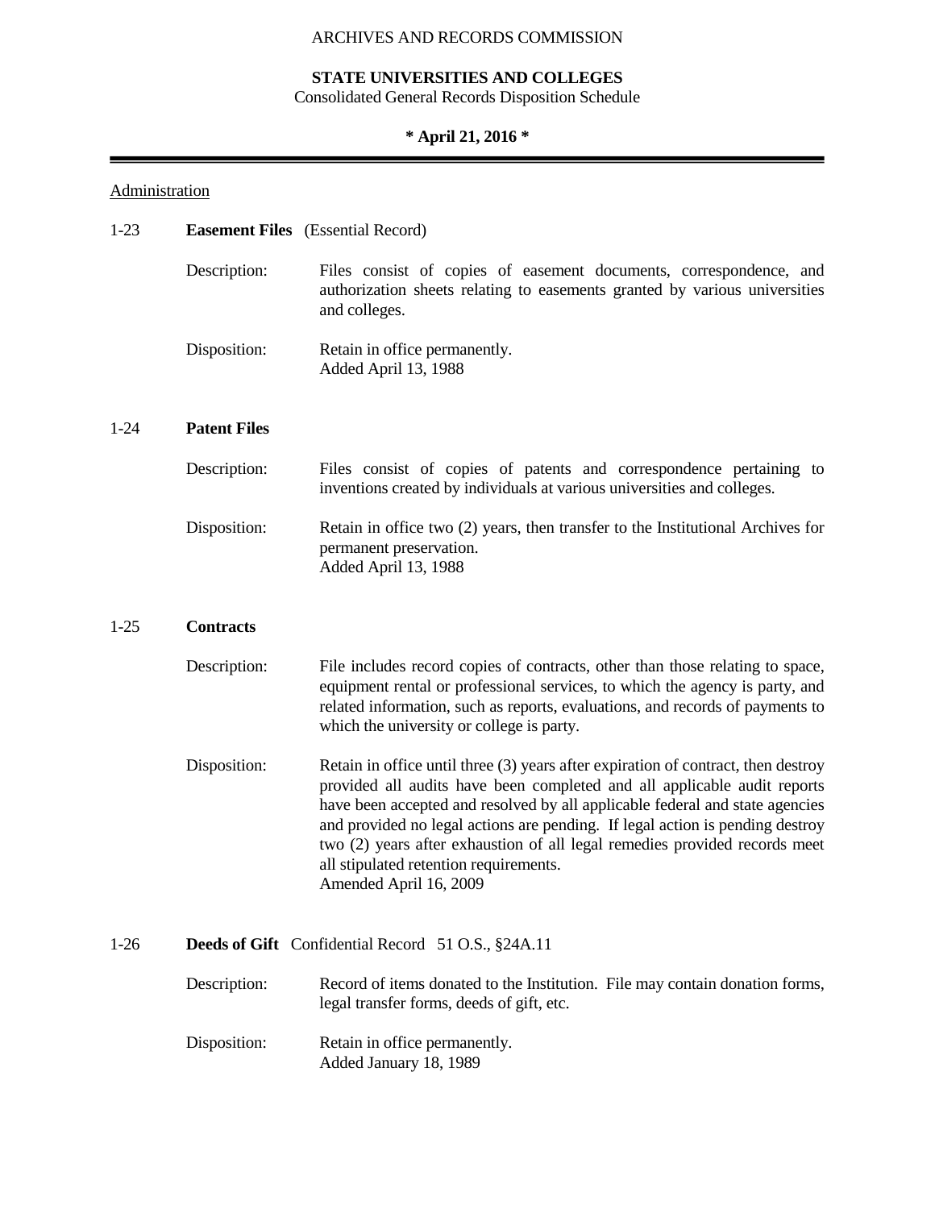ARCHIVES AND RECORDS COMMISSION

**STATE UNIVERSITIES AND COLLEGES**
Consolidated General Records Disposition Schedule

**\* April 21, 2016 \***

Administration

1-23 **Easement Files** (Essential Record)

Description: Files consist of copies of easement documents, correspondence, and authorization sheets relating to easements granted by various universities and colleges.

Disposition: Retain in office permanently.
Added April 13, 1988

1-24 **Patent Files**

Description: Files consist of copies of patents and correspondence pertaining to inventions created by individuals at various universities and colleges.

Disposition: Retain in office two (2) years, then transfer to the Institutional Archives for permanent preservation.
Added April 13, 1988

1-25 **Contracts**

Description: File includes record copies of contracts, other than those relating to space, equipment rental or professional services, to which the agency is party, and related information, such as reports, evaluations, and records of payments to which the university or college is party.

Disposition: Retain in office until three (3) years after expiration of contract, then destroy provided all audits have been completed and all applicable audit reports have been accepted and resolved by all applicable federal and state agencies and provided no legal actions are pending. If legal action is pending destroy two (2) years after exhaustion of all legal remedies provided records meet all stipulated retention requirements.
Amended April 16, 2009

1-26 **Deeds of Gift** Confidential Record 51 O.S., §24A.11

Description: Record of items donated to the Institution. File may contain donation forms, legal transfer forms, deeds of gift, etc.

Disposition: Retain in office permanently.
Added January 18, 1989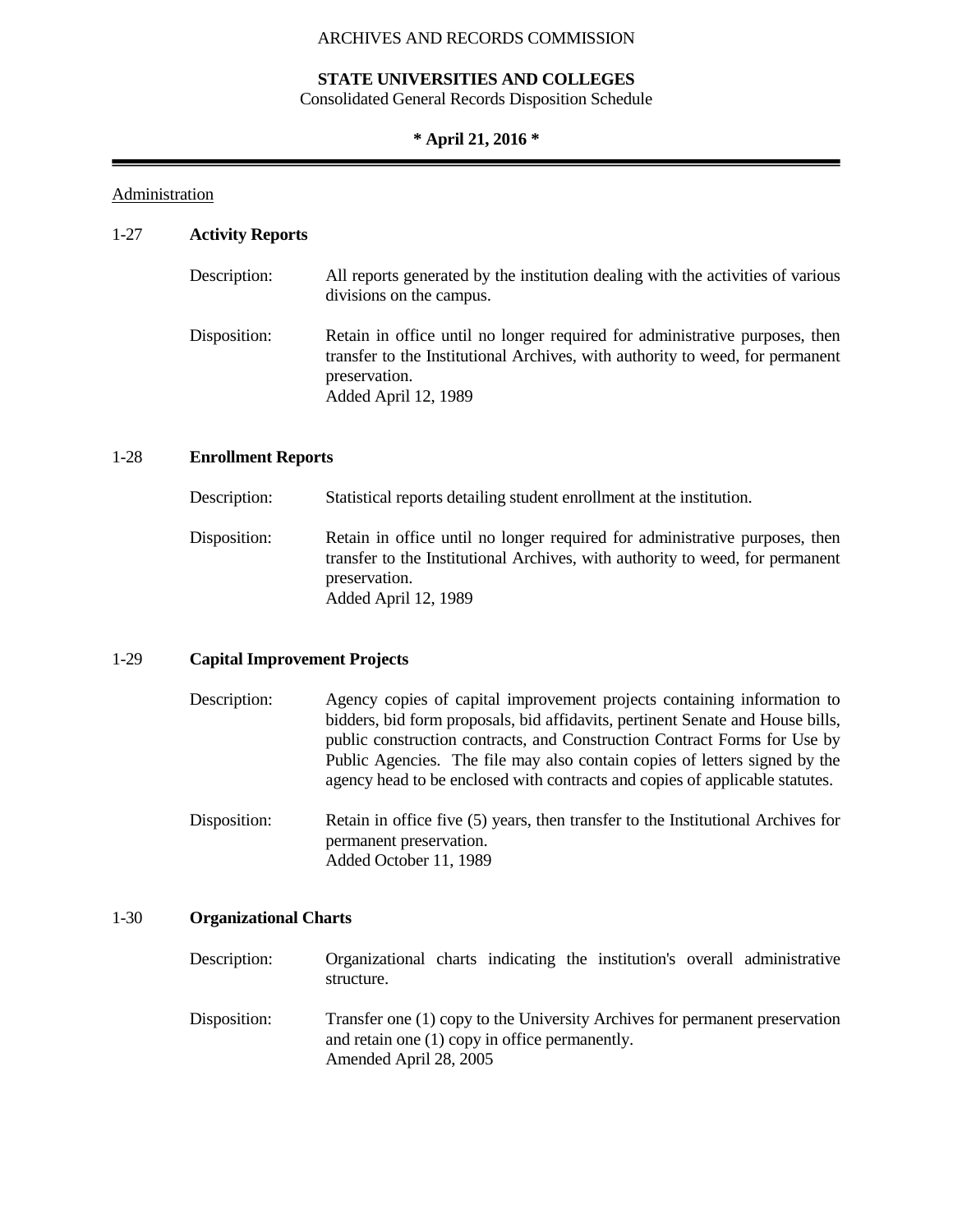ARCHIVES AND RECORDS COMMISSION

**STATE UNIVERSITIES AND COLLEGES**
Consolidated General Records Disposition Schedule

**\* April 21, 2016 \***

Administration

### 1-27 Activity Reports

Description: All reports generated by the institution dealing with the activities of various divisions on the campus.

Disposition: Retain in office until no longer required for administrative purposes, then transfer to the Institutional Archives, with authority to weed, for permanent preservation.
Added April 12, 1989

### 1-28 Enrollment Reports

Description: Statistical reports detailing student enrollment at the institution.

Disposition: Retain in office until no longer required for administrative purposes, then transfer to the Institutional Archives, with authority to weed, for permanent preservation.
Added April 12, 1989

### 1-29 Capital Improvement Projects

Description: Agency copies of capital improvement projects containing information to bidders, bid form proposals, bid affidavits, pertinent Senate and House bills, public construction contracts, and Construction Contract Forms for Use by Public Agencies. The file may also contain copies of letters signed by the agency head to be enclosed with contracts and copies of applicable statutes.

Disposition: Retain in office five (5) years, then transfer to the Institutional Archives for permanent preservation.
Added October 11, 1989

### 1-30 Organizational Charts

Description: Organizational charts indicating the institution's overall administrative structure.

Disposition: Transfer one (1) copy to the University Archives for permanent preservation and retain one (1) copy in office permanently.
Amended April 28, 2005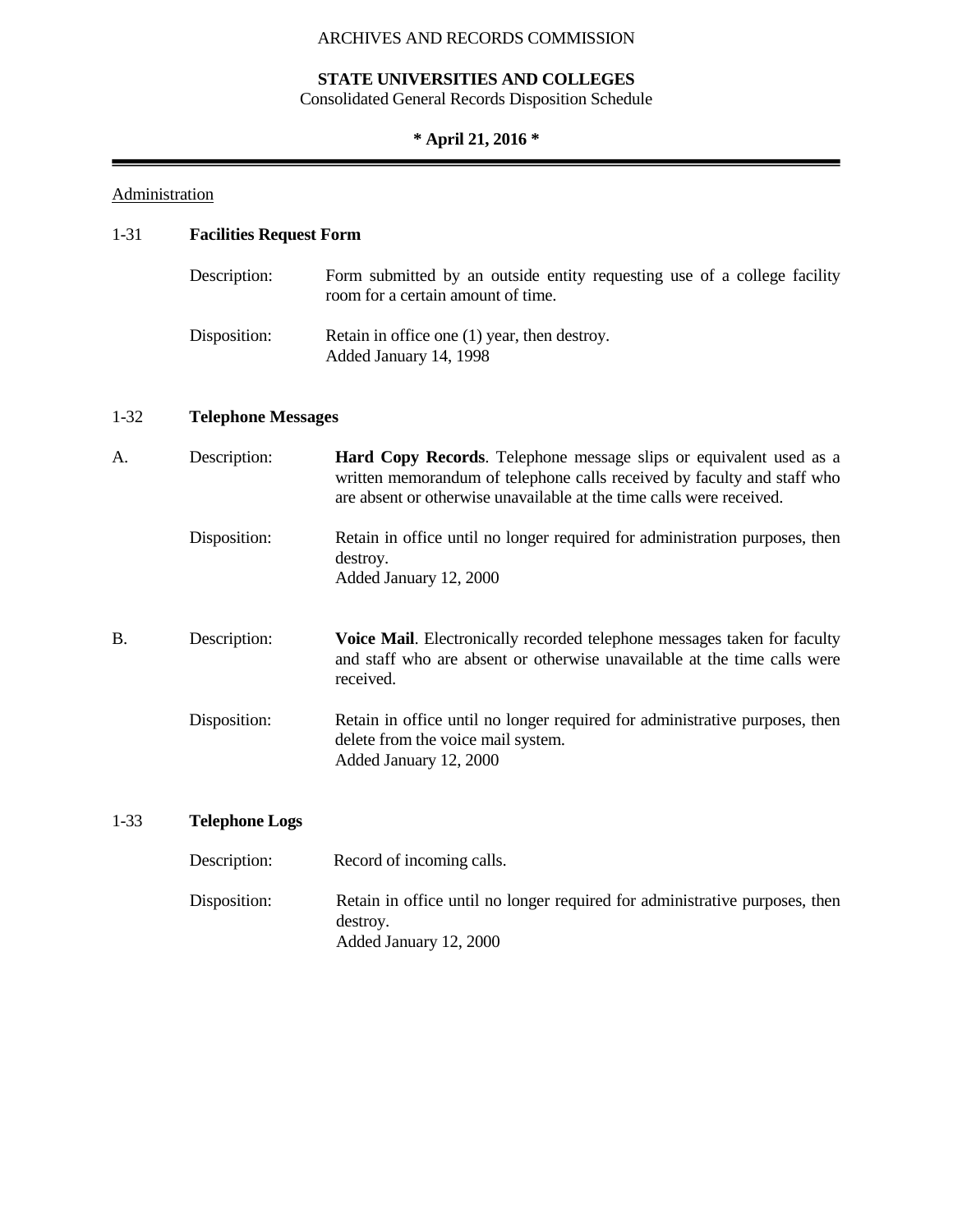ARCHIVES AND RECORDS COMMISSION

**STATE UNIVERSITIES AND COLLEGES**
Consolidated General Records Disposition Schedule

**\* April 21, 2016 \***

Administration

### 1-31 **Facilities Request Form**

Description: Form submitted by an outside entity requesting use of a college facility room for a certain amount of time.

Disposition: Retain in office one (1) year, then destroy.
Added January 14, 1998

### 1-32 **Telephone Messages**

A. Description: **Hard Copy Records**. Telephone message slips or equivalent used as a written memorandum of telephone calls received by faculty and staff who are absent or otherwise unavailable at the time calls were received.

Disposition: Retain in office until no longer required for administration purposes, then destroy.
Added January 12, 2000

B. Description: **Voice Mail**. Electronically recorded telephone messages taken for faculty and staff who are absent or otherwise unavailable at the time calls were received.

Disposition: Retain in office until no longer required for administrative purposes, then delete from the voice mail system.
Added January 12, 2000

### 1-33 **Telephone Logs**

Description: Record of incoming calls.

Disposition: Retain in office until no longer required for administrative purposes, then destroy.
Added January 12, 2000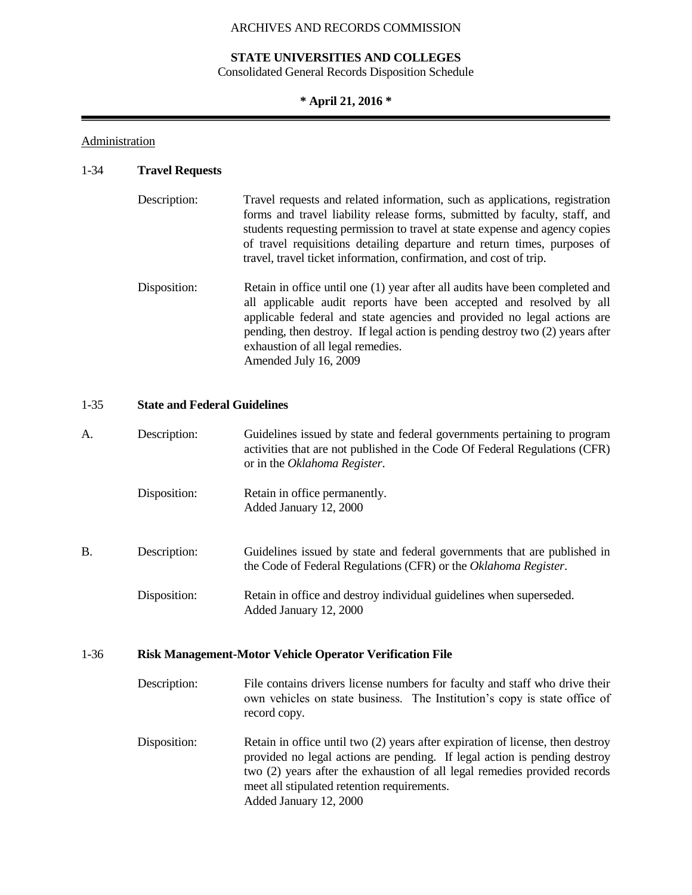Administration

### 1-34 **Travel Requests**

Description: Travel requests and related information, such as applications, registration forms and travel liability release forms, submitted by faculty, staff, and students requesting permission to travel at state expense and agency copies of travel requisitions detailing departure and return times, purposes of travel, travel ticket information, confirmation, and cost of trip.

Disposition: Retain in office until one (1) year after all audits have been completed and all applicable audit reports have been accepted and resolved by all applicable federal and state agencies and provided no legal actions are pending, then destroy. If legal action is pending destroy two (2) years after exhaustion of all legal remedies.
Amended July 16, 2009

### 1-35 **State and Federal Guidelines**

A. Description: Guidelines issued by state and federal governments pertaining to program activities that are not published in the Code Of Federal Regulations (CFR) or in the *Oklahoma Register*.

Disposition: Retain in office permanently.
Added January 12, 2000

B. Description: Guidelines issued by state and federal governments that are published in the Code of Federal Regulations (CFR) or the *Oklahoma Register*.

Disposition: Retain in office and destroy individual guidelines when superseded.
Added January 12, 2000

### 1-36 **Risk Management-Motor Vehicle Operator Verification File**

Description: File contains drivers license numbers for faculty and staff who drive their own vehicles on state business. The Institution's copy is state office of record copy.

Disposition: Retain in office until two (2) years after expiration of license, then destroy provided no legal actions are pending. If legal action is pending destroy two (2) years after the exhaustion of all legal remedies provided records meet all stipulated retention requirements.
Added January 12, 2000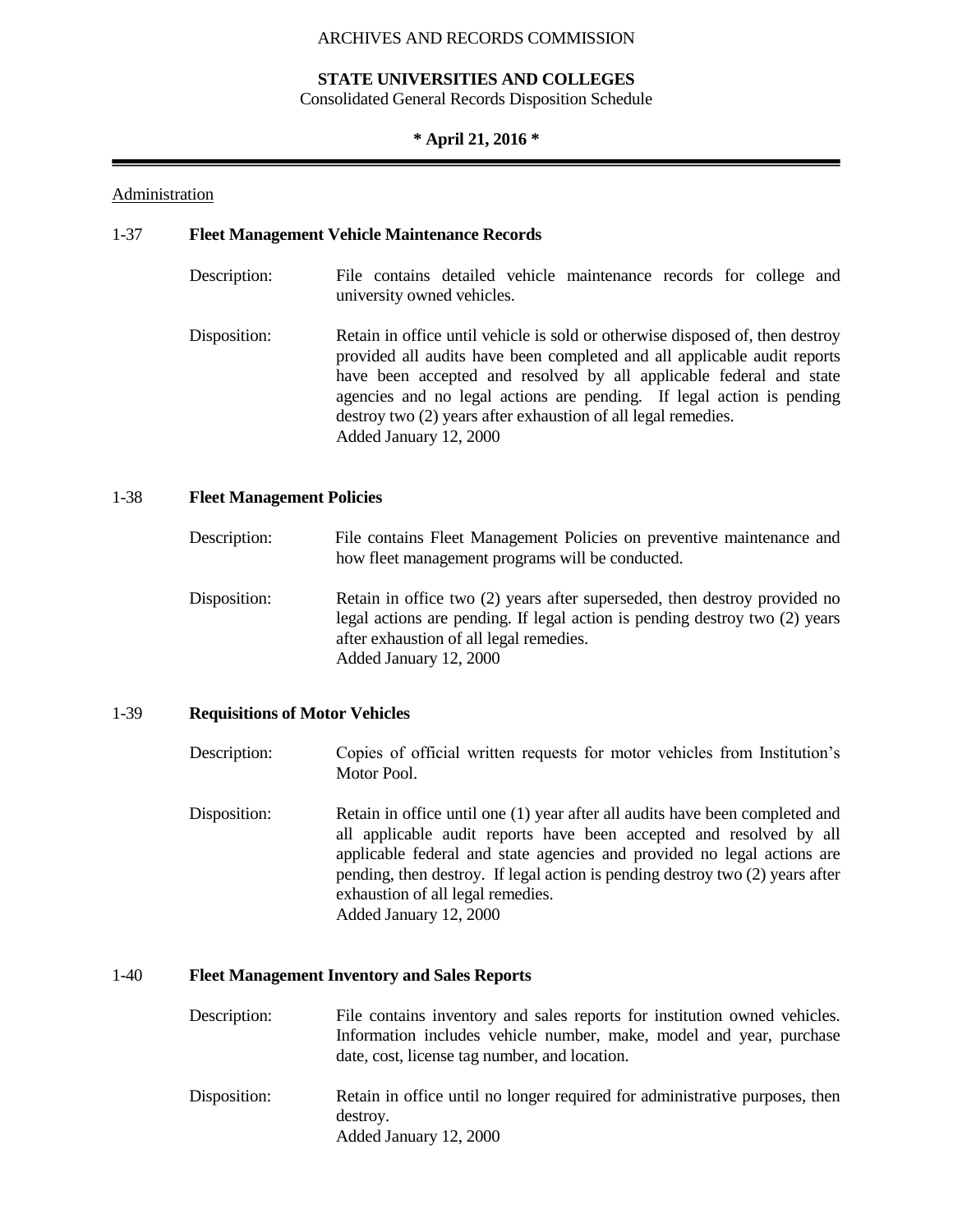Administration

### 1-37 Fleet Management Vehicle Maintenance Records

Description: File contains detailed vehicle maintenance records for college and university owned vehicles.

Disposition: Retain in office until vehicle is sold or otherwise disposed of, then destroy provided all audits have been completed and all applicable audit reports have been accepted and resolved by all applicable federal and state agencies and no legal actions are pending. If legal action is pending destroy two (2) years after exhaustion of all legal remedies.
Added January 12, 2000

### 1-38 Fleet Management Policies

Description: File contains Fleet Management Policies on preventive maintenance and how fleet management programs will be conducted.

Disposition: Retain in office two (2) years after superseded, then destroy provided no legal actions are pending. If legal action is pending destroy two (2) years after exhaustion of all legal remedies.
Added January 12, 2000

### 1-39 Requisitions of Motor Vehicles

Description: Copies of official written requests for motor vehicles from Institution's Motor Pool.

Disposition: Retain in office until one (1) year after all audits have been completed and all applicable audit reports have been accepted and resolved by all applicable federal and state agencies and provided no legal actions are pending, then destroy. If legal action is pending destroy two (2) years after exhaustion of all legal remedies.
Added January 12, 2000

### 1-40 Fleet Management Inventory and Sales Reports

Description: File contains inventory and sales reports for institution owned vehicles. Information includes vehicle number, make, model and year, purchase date, cost, license tag number, and location.

Disposition: Retain in office until no longer required for administrative purposes, then destroy.
Added January 12, 2000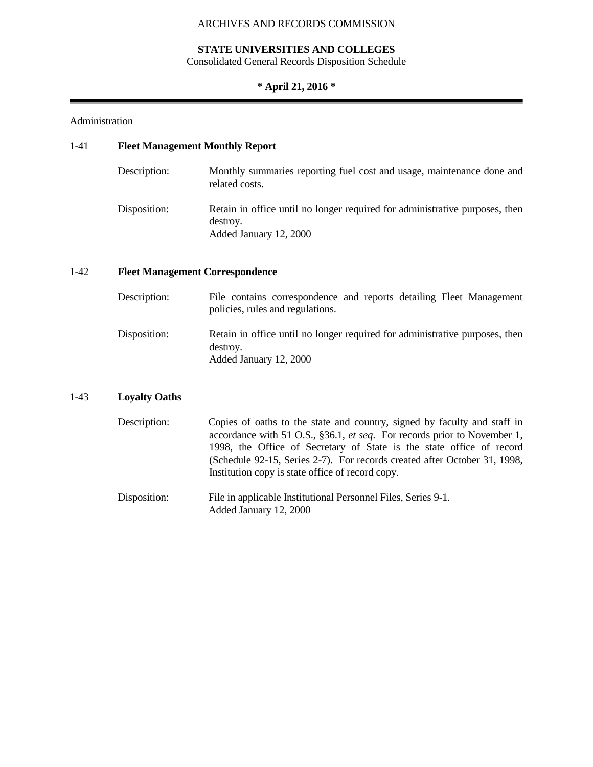ARCHIVES AND RECORDS COMMISSION

**STATE UNIVERSITIES AND COLLEGES**
Consolidated General Records Disposition Schedule

**\* April 21, 2016 \***

Administration

1-41 **Fleet Management Monthly Report**

Description: Monthly summaries reporting fuel cost and usage, maintenance done and related costs.

Disposition: Retain in office until no longer required for administrative purposes, then destroy.
Added January 12, 2000

1-42 **Fleet Management Correspondence**

Description: File contains correspondence and reports detailing Fleet Management policies, rules and regulations.

Disposition: Retain in office until no longer required for administrative purposes, then destroy.
Added January 12, 2000

1-43 **Loyalty Oaths**

Description: Copies of oaths to the state and country, signed by faculty and staff in accordance with 51 O.S., §36.1, *et seq*. For records prior to November 1, 1998, the Office of Secretary of State is the state office of record (Schedule 92-15, Series 2-7). For records created after October 31, 1998, Institution copy is state office of record copy.

Disposition: File in applicable Institutional Personnel Files, Series 9-1.
Added January 12, 2000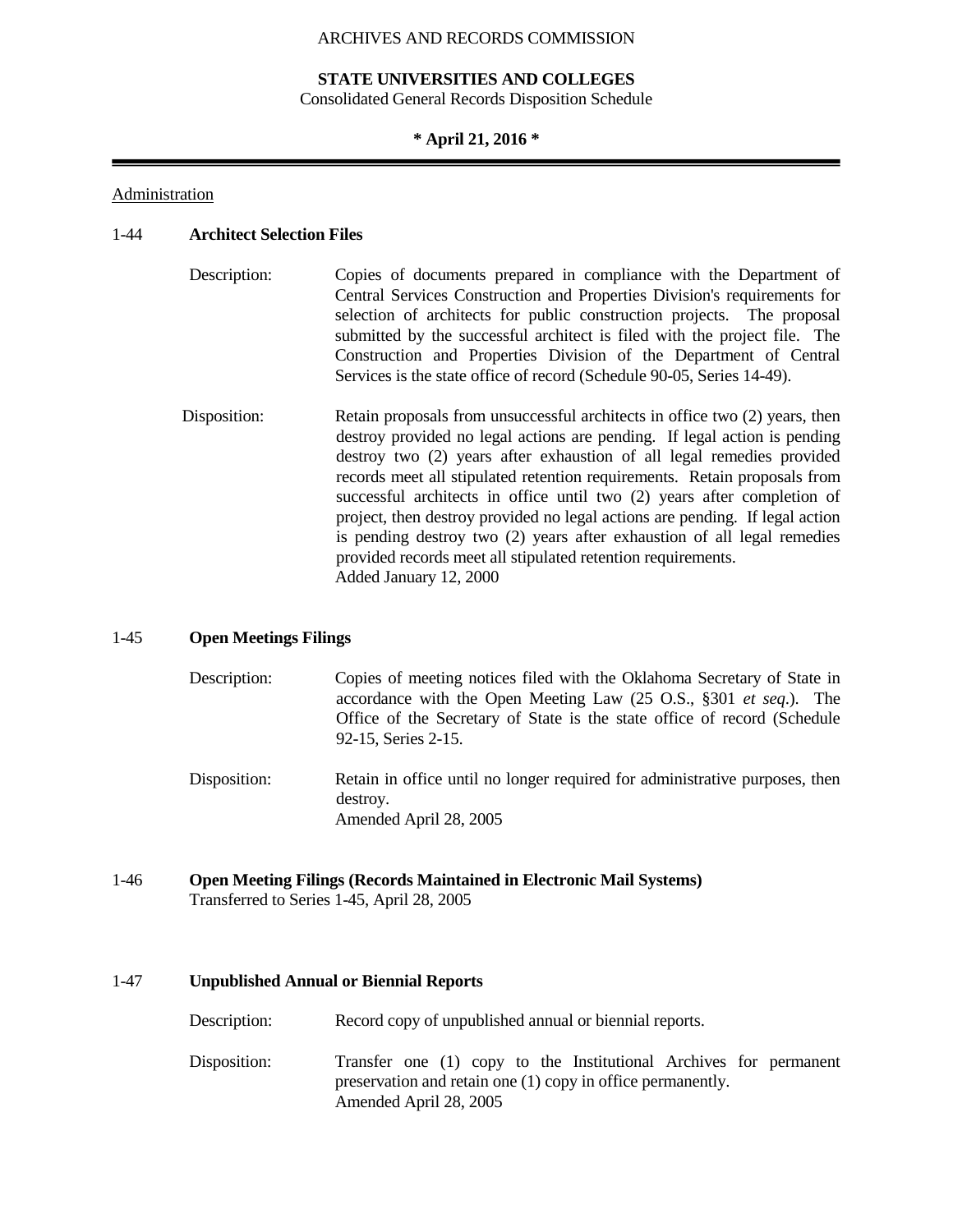ARCHIVES AND RECORDS COMMISSION

**STATE UNIVERSITIES AND COLLEGES**
Consolidated General Records Disposition Schedule

**\* April 21, 2016 \***

---

Administration

## 1-44 **Architect Selection Files**

Description: Copies of documents prepared in compliance with the Department of Central Services Construction and Properties Division's requirements for selection of architects for public construction projects. The proposal submitted by the successful architect is filed with the project file. The Construction and Properties Division of the Department of Central Services is the state office of record (Schedule 90-05, Series 14-49).

Disposition: Retain proposals from unsuccessful architects in office two (2) years, then destroy provided no legal actions are pending. If legal action is pending destroy two (2) years after exhaustion of all legal remedies provided records meet all stipulated retention requirements. Retain proposals from successful architects in office until two (2) years after completion of project, then destroy provided no legal actions are pending. If legal action is pending destroy two (2) years after exhaustion of all legal remedies provided records meet all stipulated retention requirements.
Added January 12, 2000

## 1-45 **Open Meetings Filings**

Description: Copies of meeting notices filed with the Oklahoma Secretary of State in accordance with the Open Meeting Law (25 O.S., §301 *et seq.*). The Office of the Secretary of State is the state office of record (Schedule 92-15, Series 2-15.

Disposition: Retain in office until no longer required for administrative purposes, then destroy.
Amended April 28, 2005

## 1-46 **Open Meeting Filings (Records Maintained in Electronic Mail Systems)**

Transferred to Series 1-45, April 28, 2005

## 1-47 **Unpublished Annual or Biennial Reports**

Description: Record copy of unpublished annual or biennial reports.

Disposition: Transfer one (1) copy to the Institutional Archives for permanent preservation and retain one (1) copy in office permanently.
Amended April 28, 2005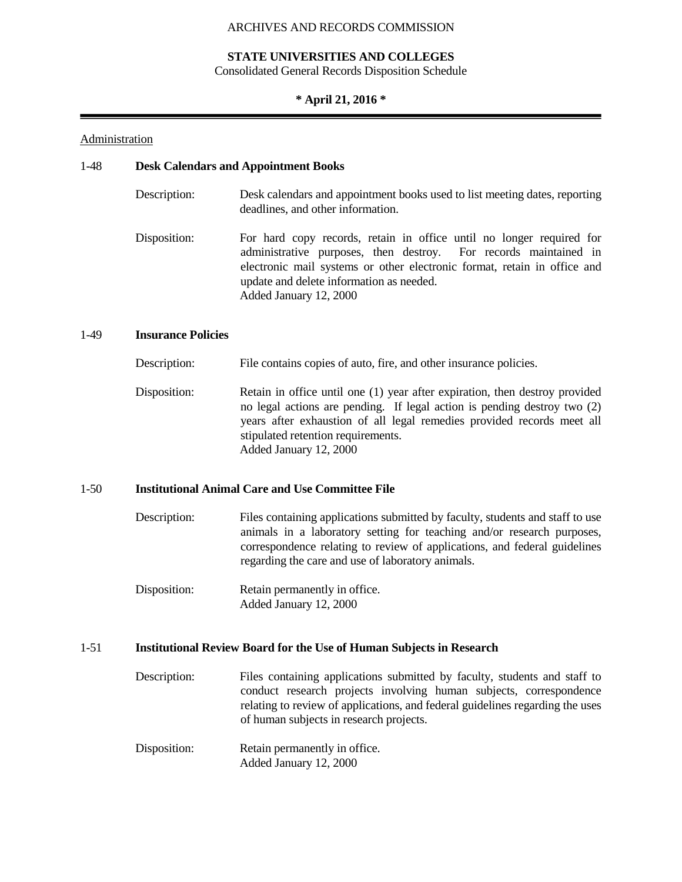ARCHIVES AND RECORDS COMMISSION

**STATE UNIVERSITIES AND COLLEGES**
Consolidated General Records Disposition Schedule

**\* April 21, 2016 \***

Administration

1-48 **Desk Calendars and Appointment Books**

Description: Desk calendars and appointment books used to list meeting dates, reporting deadlines, and other information.

Disposition: For hard copy records, retain in office until no longer required for administrative purposes, then destroy. For records maintained in electronic mail systems or other electronic format, retain in office and update and delete information as needed.
Added January 12, 2000

1-49 **Insurance Policies**

Description: File contains copies of auto, fire, and other insurance policies.

Disposition: Retain in office until one (1) year after expiration, then destroy provided no legal actions are pending. If legal action is pending destroy two (2) years after exhaustion of all legal remedies provided records meet all stipulated retention requirements.
Added January 12, 2000

1-50 **Institutional Animal Care and Use Committee File**

Description: Files containing applications submitted by faculty, students and staff to use animals in a laboratory setting for teaching and/or research purposes, correspondence relating to review of applications, and federal guidelines regarding the care and use of laboratory animals.

Disposition: Retain permanently in office.
Added January 12, 2000

1-51 **Institutional Review Board for the Use of Human Subjects in Research**

Description: Files containing applications submitted by faculty, students and staff to conduct research projects involving human subjects, correspondence relating to review of applications, and federal guidelines regarding the uses of human subjects in research projects.

Disposition: Retain permanently in office.
Added January 12, 2000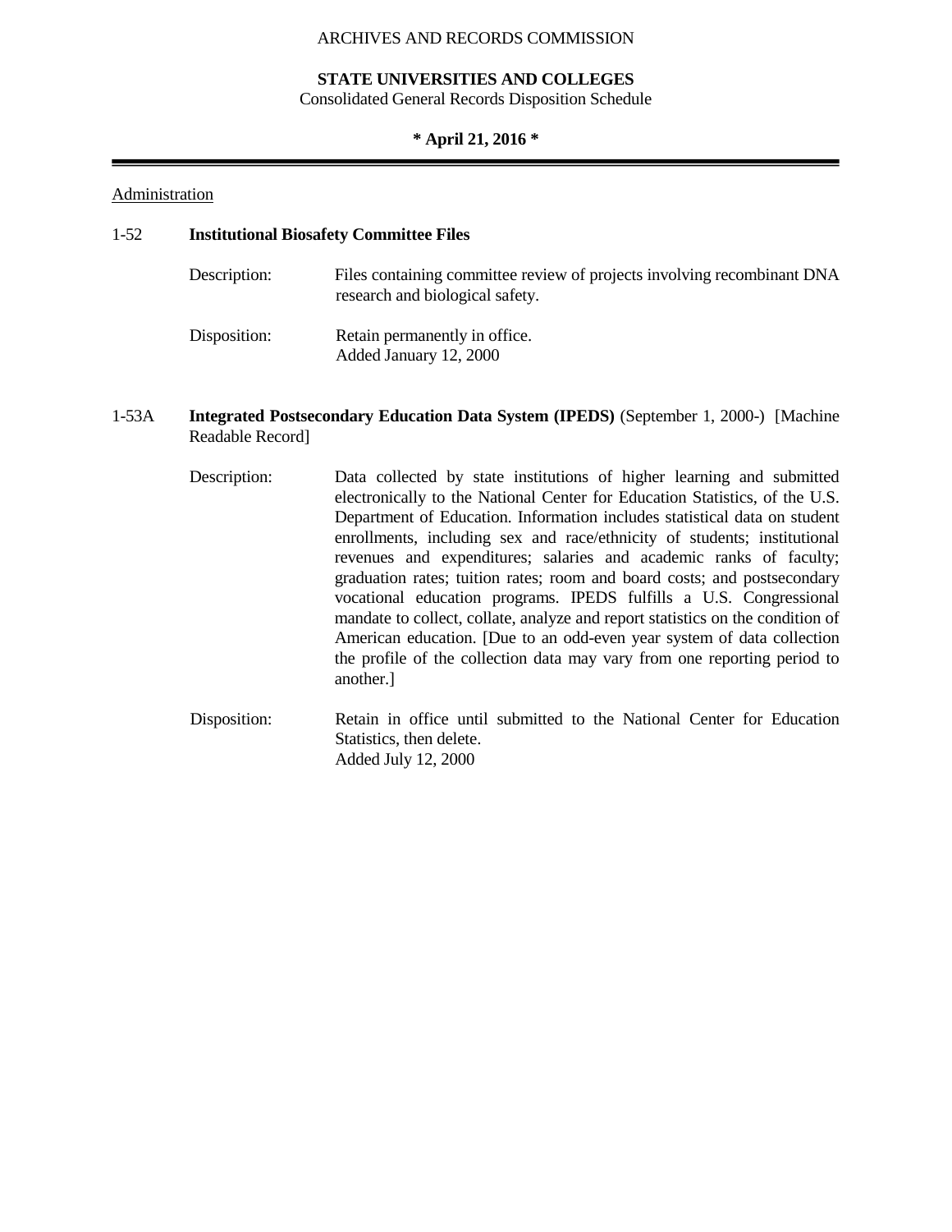Administration

**1-52 Institutional Biosafety Committee Files**

Description: Files containing committee review of projects involving recombinant DNA research and biological safety.

Disposition: Retain permanently in office.
Added January 12, 2000

**1-53A Integrated Postsecondary Education Data System (IPEDS)** (September 1, 2000-) [Machine Readable Record]

Description: Data collected by state institutions of higher learning and submitted electronically to the National Center for Education Statistics, of the U.S. Department of Education. Information includes statistical data on student enrollments, including sex and race/ethnicity of students; institutional revenues and expenditures; salaries and academic ranks of faculty; graduation rates; tuition rates; room and board costs; and postsecondary vocational education programs. IPEDS fulfills a U.S. Congressional mandate to collect, collate, analyze and report statistics on the condition of American education. [Due to an odd-even year system of data collection the profile of the collection data may vary from one reporting period to another.]

Disposition: Retain in office until submitted to the National Center for Education Statistics, then delete.
Added July 12, 2000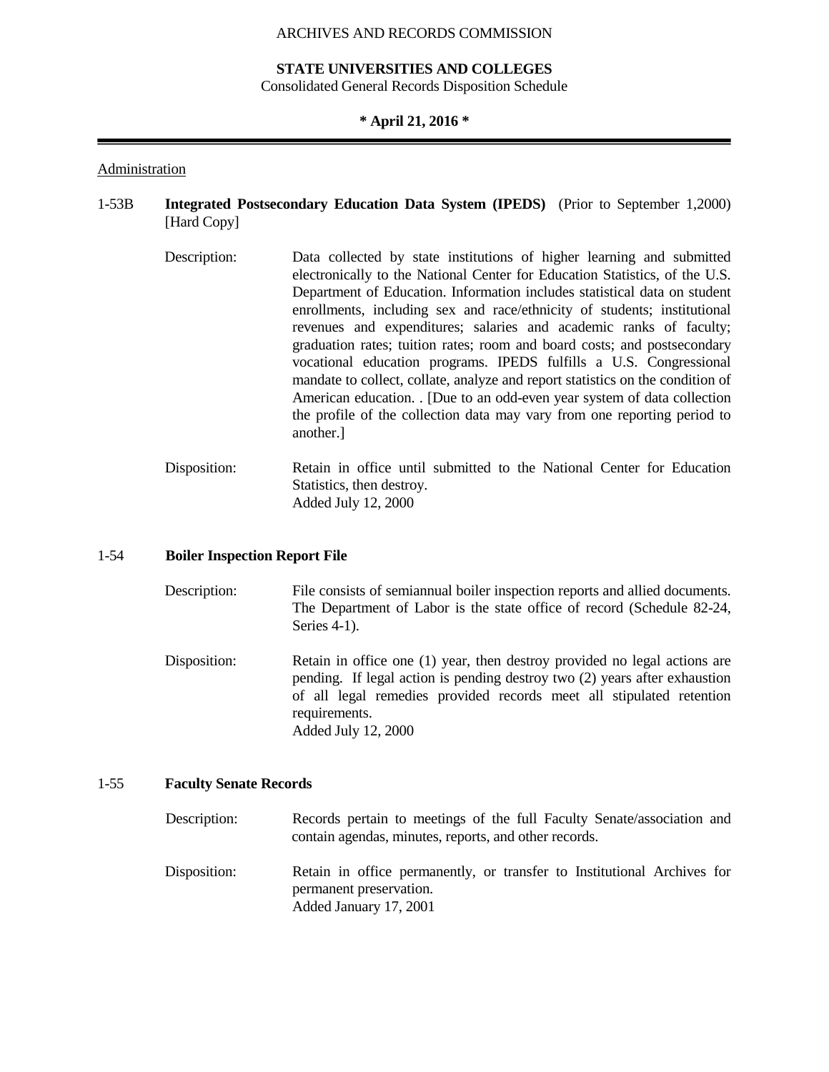Administration

**1-53B Integrated Postsecondary Education Data System (IPEDS)** (Prior to September 1,2000) [Hard Copy]

Description: Data collected by state institutions of higher learning and submitted electronically to the National Center for Education Statistics, of the U.S. Department of Education. Information includes statistical data on student enrollments, including sex and race/ethnicity of students; institutional revenues and expenditures; salaries and academic ranks of faculty; graduation rates; tuition rates; room and board costs; and postsecondary vocational education programs. IPEDS fulfills a U.S. Congressional mandate to collect, collate, analyze and report statistics on the condition of American education. . [Due to an odd-even year system of data collection the profile of the collection data may vary from one reporting period to another.]

Disposition: Retain in office until submitted to the National Center for Education Statistics, then destroy.
Added July 12, 2000

**1-54 Boiler Inspection Report File**

Description: File consists of semiannual boiler inspection reports and allied documents. The Department of Labor is the state office of record (Schedule 82-24, Series 4-1).

Disposition: Retain in office one (1) year, then destroy provided no legal actions are pending. If legal action is pending destroy two (2) years after exhaustion of all legal remedies provided records meet all stipulated retention requirements.
Added July 12, 2000

**1-55 Faculty Senate Records**

Description: Records pertain to meetings of the full Faculty Senate/association and contain agendas, minutes, reports, and other records.

Disposition: Retain in office permanently, or transfer to Institutional Archives for permanent preservation.
Added January 17, 2001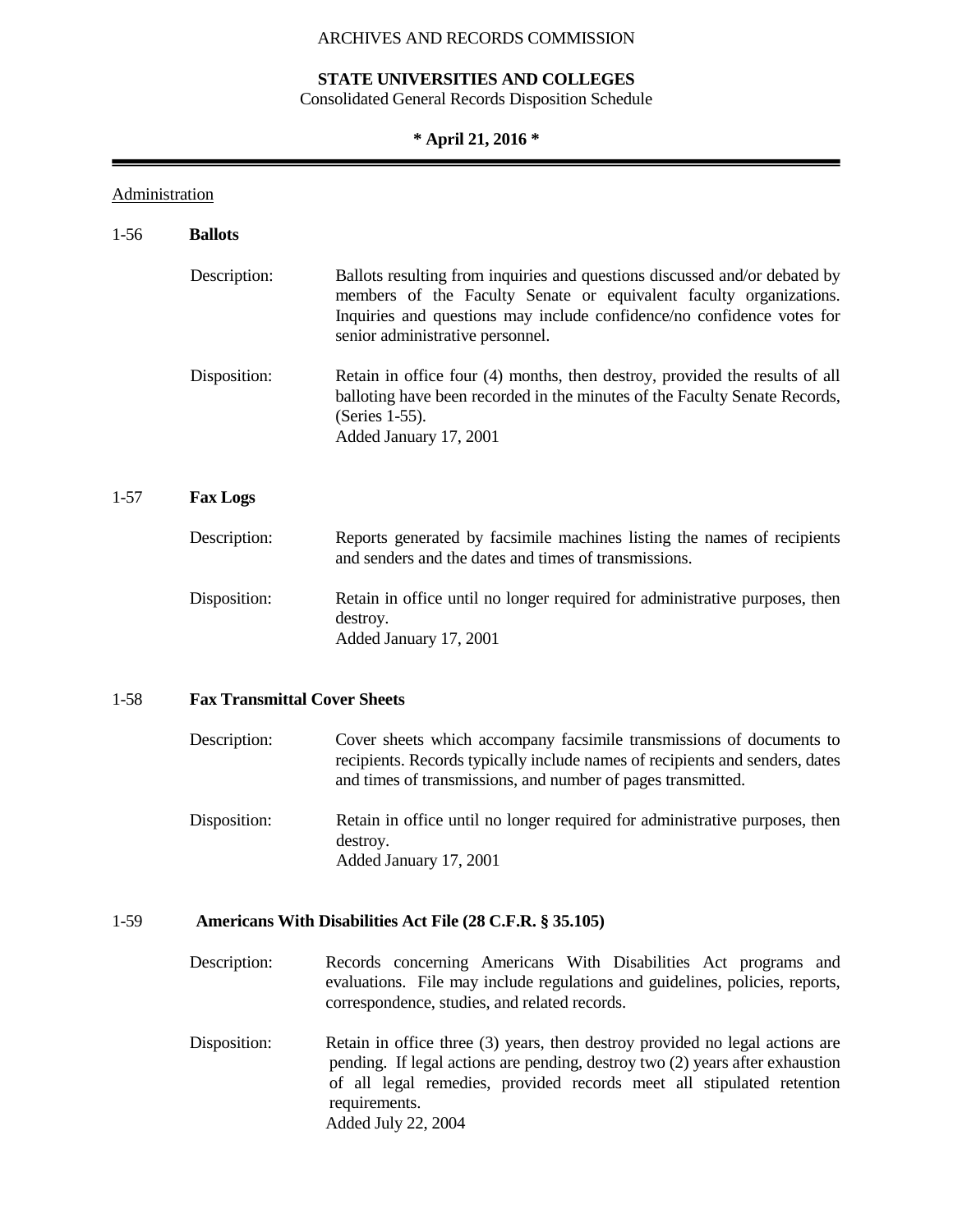ARCHIVES AND RECORDS COMMISSION

**STATE UNIVERSITIES AND COLLEGES**
Consolidated General Records Disposition Schedule

**\* April 21, 2016 \***

Administration

1-56 **Ballots**

Description: Ballots resulting from inquiries and questions discussed and/or debated by members of the Faculty Senate or equivalent faculty organizations. Inquiries and questions may include confidence/no confidence votes for senior administrative personnel.

Disposition: Retain in office four (4) months, then destroy, provided the results of all balloting have been recorded in the minutes of the Faculty Senate Records, (Series 1-55).
Added January 17, 2001

1-57 **Fax Logs**

Description: Reports generated by facsimile machines listing the names of recipients and senders and the dates and times of transmissions.

Disposition: Retain in office until no longer required for administrative purposes, then destroy.
Added January 17, 2001

1-58 **Fax Transmittal Cover Sheets**

Description: Cover sheets which accompany facsimile transmissions of documents to recipients. Records typically include names of recipients and senders, dates and times of transmissions, and number of pages transmitted.

Disposition: Retain in office until no longer required for administrative purposes, then destroy.
Added January 17, 2001

1-59 **Americans With Disabilities Act File (28 C.F.R. § 35.105)**

Description: Records concerning Americans With Disabilities Act programs and evaluations. File may include regulations and guidelines, policies, reports, correspondence, studies, and related records.

Disposition: Retain in office three (3) years, then destroy provided no legal actions are pending. If legal actions are pending, destroy two (2) years after exhaustion of all legal remedies, provided records meet all stipulated retention requirements.
Added July 22, 2004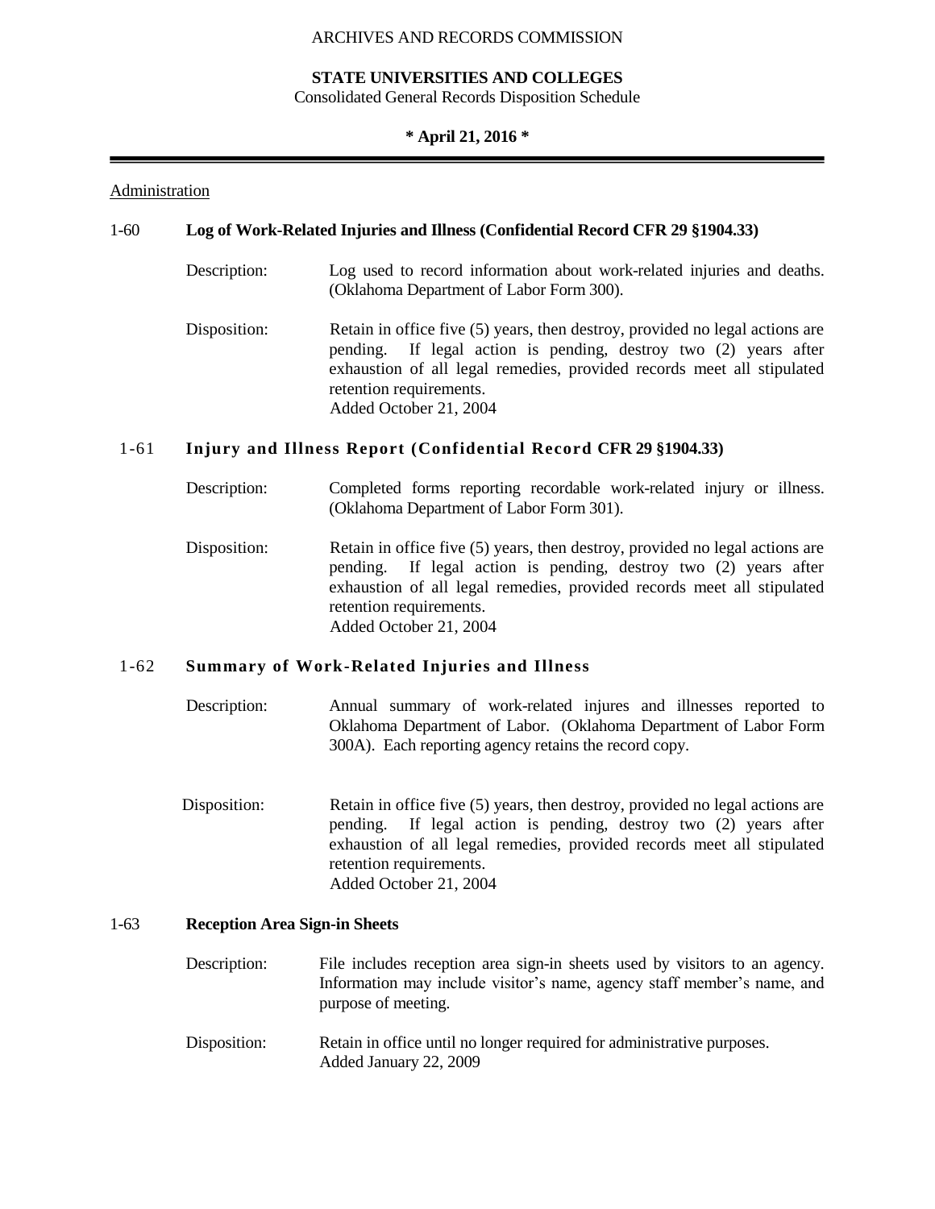ARCHIVES AND RECORDS COMMISSION

**STATE UNIVERSITIES AND COLLEGES**
Consolidated General Records Disposition Schedule

**\* April 21, 2016 \***

Administration

**1-60 Log of Work-Related Injuries and Illness (Confidential Record CFR 29 §1904.33)**

Description: Log used to record information about work-related injuries and deaths. (Oklahoma Department of Labor Form 300).

Disposition: Retain in office five (5) years, then destroy, provided no legal actions are pending. If legal action is pending, destroy two (2) years after exhaustion of all legal remedies, provided records meet all stipulated retention requirements.
Added October 21, 2004

**1-61 Injury and Illness Report (Confidential Record CFR 29 §1904.33)**

Description: Completed forms reporting recordable work-related injury or illness. (Oklahoma Department of Labor Form 301).

Disposition: Retain in office five (5) years, then destroy, provided no legal actions are pending. If legal action is pending, destroy two (2) years after exhaustion of all legal remedies, provided records meet all stipulated retention requirements.
Added October 21, 2004

**1-62 Summary of Work-Related Injuries and Illness**

Description: Annual summary of work-related injures and illnesses reported to Oklahoma Department of Labor. (Oklahoma Department of Labor Form 300A). Each reporting agency retains the record copy.

Disposition: Retain in office five (5) years, then destroy, provided no legal actions are pending. If legal action is pending, destroy two (2) years after exhaustion of all legal remedies, provided records meet all stipulated retention requirements.
Added October 21, 2004

**1-63 Reception Area Sign-in Sheets**

Description: File includes reception area sign-in sheets used by visitors to an agency. Information may include visitor's name, agency staff member's name, and purpose of meeting.

Disposition: Retain in office until no longer required for administrative purposes.
Added January 22, 2009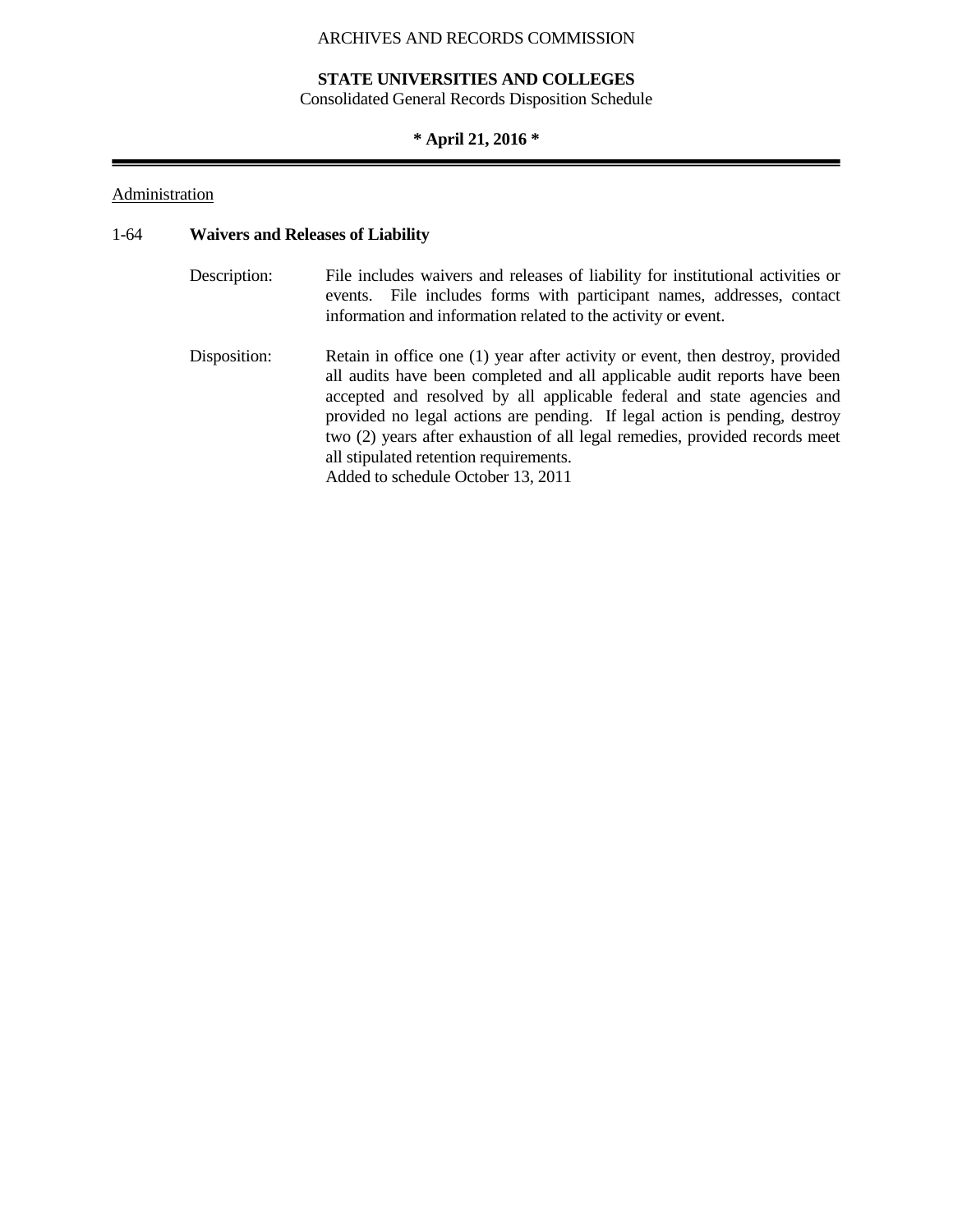Administration

### 1-64 Waivers and Releases of Liability

Description: File includes waivers and releases of liability for institutional activities or events. File includes forms with participant names, addresses, contact information and information related to the activity or event.

Disposition: Retain in office one (1) year after activity or event, then destroy, provided all audits have been completed and all applicable audit reports have been accepted and resolved by all applicable federal and state agencies and provided no legal actions are pending. If legal action is pending, destroy two (2) years after exhaustion of all legal remedies, provided records meet all stipulated retention requirements.
Added to schedule October 13, 2011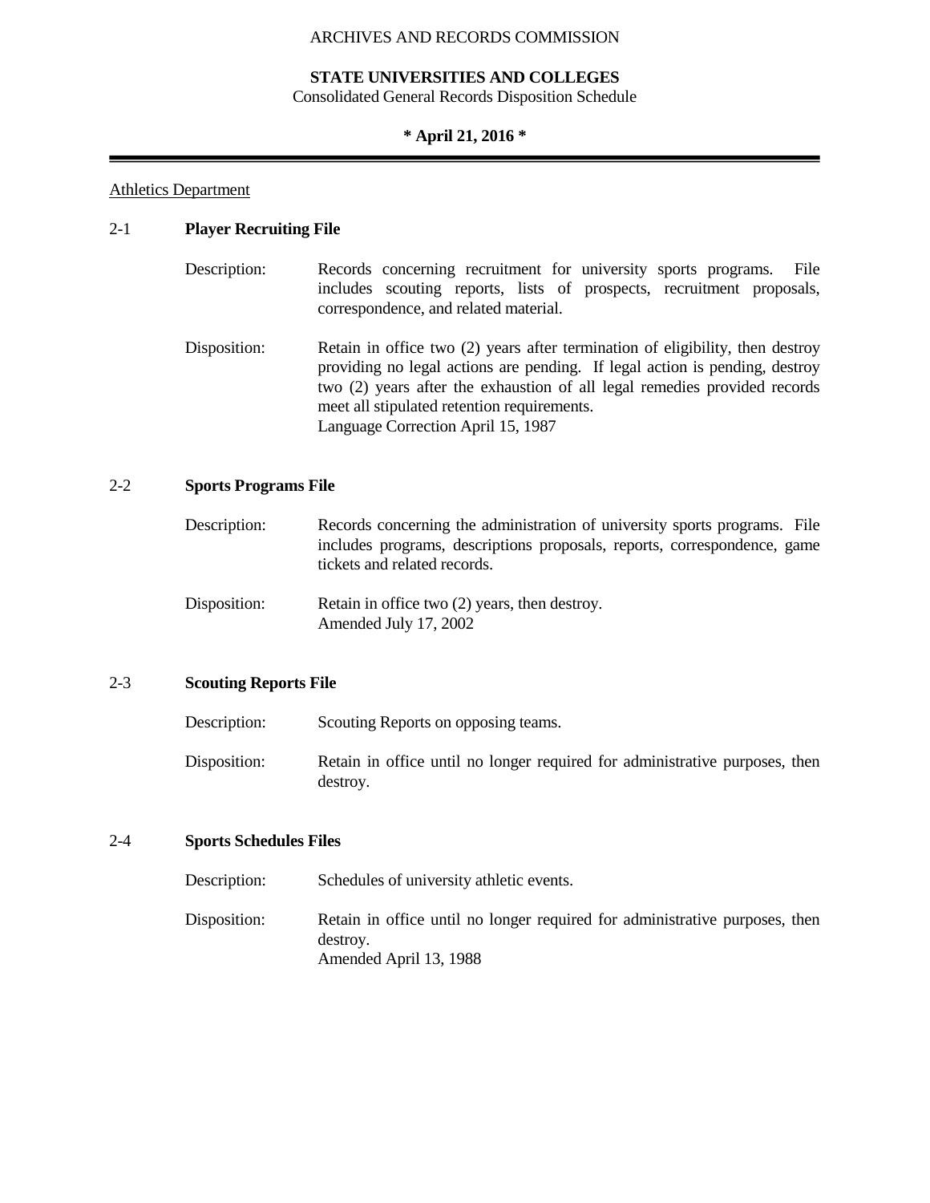ARCHIVES AND RECORDS COMMISSION

**STATE UNIVERSITIES AND COLLEGES**
Consolidated General Records Disposition Schedule

**\* April 21, 2016 \***

---

Athletics Department

### 2-1 **Player Recruiting File**

Description: Records concerning recruitment for university sports programs. File includes scouting reports, lists of prospects, recruitment proposals, correspondence, and related material.

Disposition: Retain in office two (2) years after termination of eligibility, then destroy providing no legal actions are pending. If legal action is pending, destroy two (2) years after the exhaustion of all legal remedies provided records meet all stipulated retention requirements.
Language Correction April 15, 1987

### 2-2 **Sports Programs File**

Description: Records concerning the administration of university sports programs. File includes programs, descriptions proposals, reports, correspondence, game tickets and related records.

Disposition: Retain in office two (2) years, then destroy.
Amended July 17, 2002

### 2-3 **Scouting Reports File**

Description: Scouting Reports on opposing teams.

Disposition: Retain in office until no longer required for administrative purposes, then destroy.

### 2-4 **Sports Schedules Files**

Description: Schedules of university athletic events.

Disposition: Retain in office until no longer required for administrative purposes, then destroy.
Amended April 13, 1988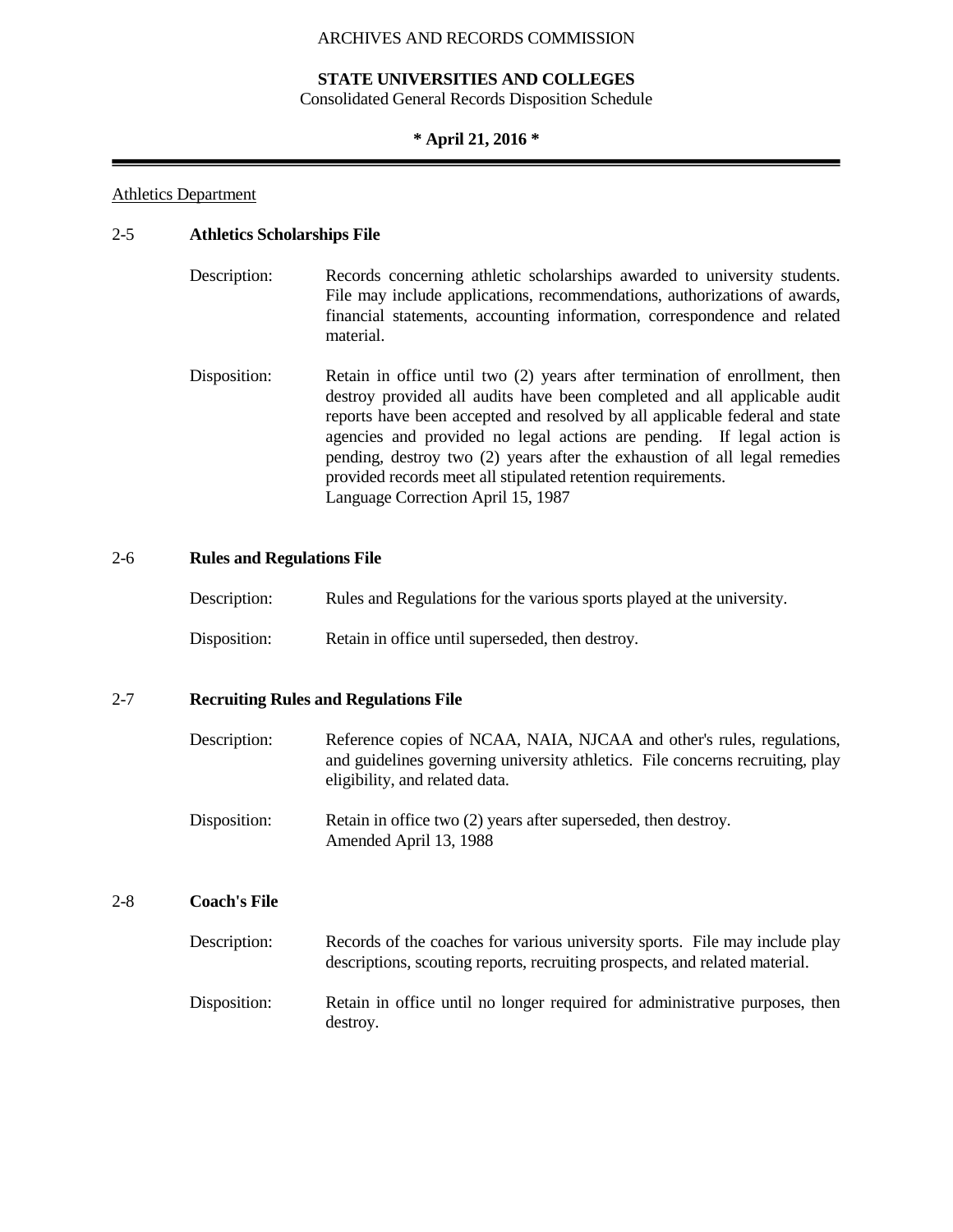ARCHIVES AND RECORDS COMMISSION

**STATE UNIVERSITIES AND COLLEGES**
Consolidated General Records Disposition Schedule

**\* April 21, 2016 \***

Athletics Department

## 2-5 Athletics Scholarships File

Description: Records concerning athletic scholarships awarded to university students. File may include applications, recommendations, authorizations of awards, financial statements, accounting information, correspondence and related material.

Disposition: Retain in office until two (2) years after termination of enrollment, then destroy provided all audits have been completed and all applicable audit reports have been accepted and resolved by all applicable federal and state agencies and provided no legal actions are pending. If legal action is pending, destroy two (2) years after the exhaustion of all legal remedies provided records meet all stipulated retention requirements.
Language Correction April 15, 1987

## 2-6 Rules and Regulations File

Description: Rules and Regulations for the various sports played at the university.

Disposition: Retain in office until superseded, then destroy.

## 2-7 Recruiting Rules and Regulations File

Description: Reference copies of NCAA, NAIA, NJCAA and other's rules, regulations, and guidelines governing university athletics. File concerns recruiting, play eligibility, and related data.

Disposition: Retain in office two (2) years after superseded, then destroy.
Amended April 13, 1988

## 2-8 Coach's File

Description: Records of the coaches for various university sports. File may include play descriptions, scouting reports, recruiting prospects, and related material.

Disposition: Retain in office until no longer required for administrative purposes, then destroy.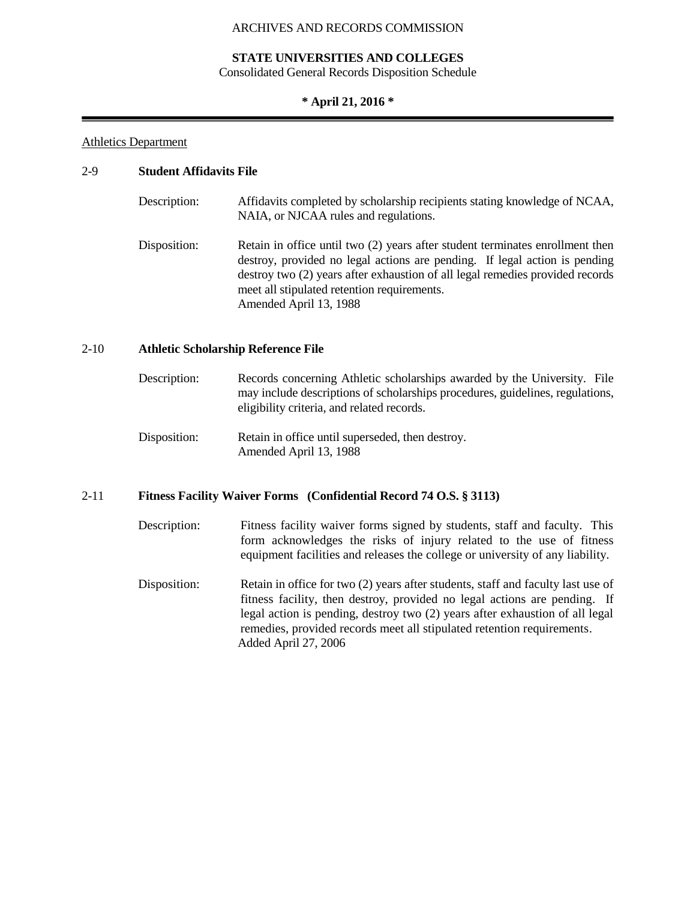Athletics Department

## 2-9 Student Affidavits File

Description: Affidavits completed by scholarship recipients stating knowledge of NCAA, NAIA, or NJCAA rules and regulations.

Disposition: Retain in office until two (2) years after student terminates enrollment then destroy, provided no legal actions are pending. If legal action is pending destroy two (2) years after exhaustion of all legal remedies provided records meet all stipulated retention requirements.
Amended April 13, 1988

## 2-10 Athletic Scholarship Reference File

Description: Records concerning Athletic scholarships awarded by the University. File may include descriptions of scholarships procedures, guidelines, regulations, eligibility criteria, and related records.

Disposition: Retain in office until superseded, then destroy.
Amended April 13, 1988

## 2-11 Fitness Facility Waiver Forms (Confidential Record 74 O.S. § 3113)

Description: Fitness facility waiver forms signed by students, staff and faculty. This form acknowledges the risks of injury related to the use of fitness equipment facilities and releases the college or university of any liability.

Disposition: Retain in office for two (2) years after students, staff and faculty last use of fitness facility, then destroy, provided no legal actions are pending. If legal action is pending, destroy two (2) years after exhaustion of all legal remedies, provided records meet all stipulated retention requirements.
Added April 27, 2006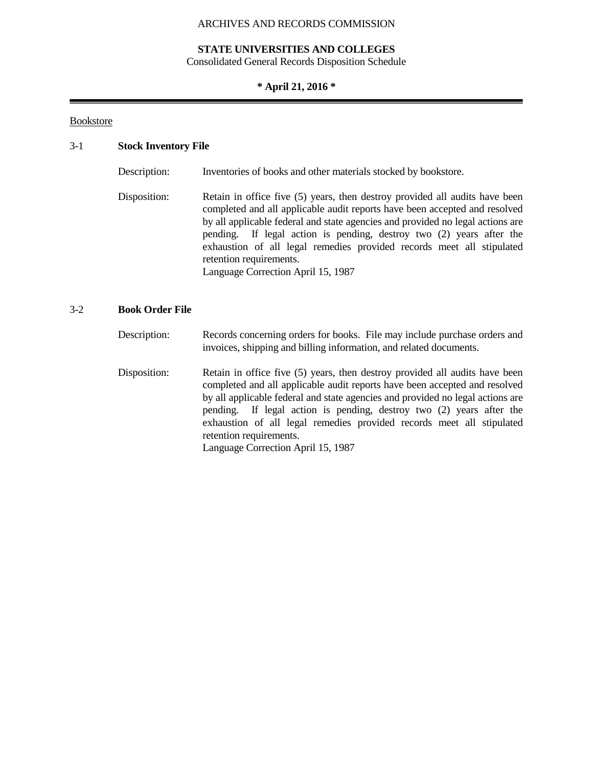Bookstore

**3-1 Stock Inventory File**

Description: Inventories of books and other materials stocked by bookstore.

Disposition: Retain in office five (5) years, then destroy provided all audits have been completed and all applicable audit reports have been accepted and resolved by all applicable federal and state agencies and provided no legal actions are pending. If legal action is pending, destroy two (2) years after the exhaustion of all legal remedies provided records meet all stipulated retention requirements.
Language Correction April 15, 1987

**3-2 Book Order File**

Description: Records concerning orders for books. File may include purchase orders and invoices, shipping and billing information, and related documents.

Disposition: Retain in office five (5) years, then destroy provided all audits have been completed and all applicable audit reports have been accepted and resolved by all applicable federal and state agencies and provided no legal actions are pending. If legal action is pending, destroy two (2) years after the exhaustion of all legal remedies provided records meet all stipulated retention requirements.
Language Correction April 15, 1987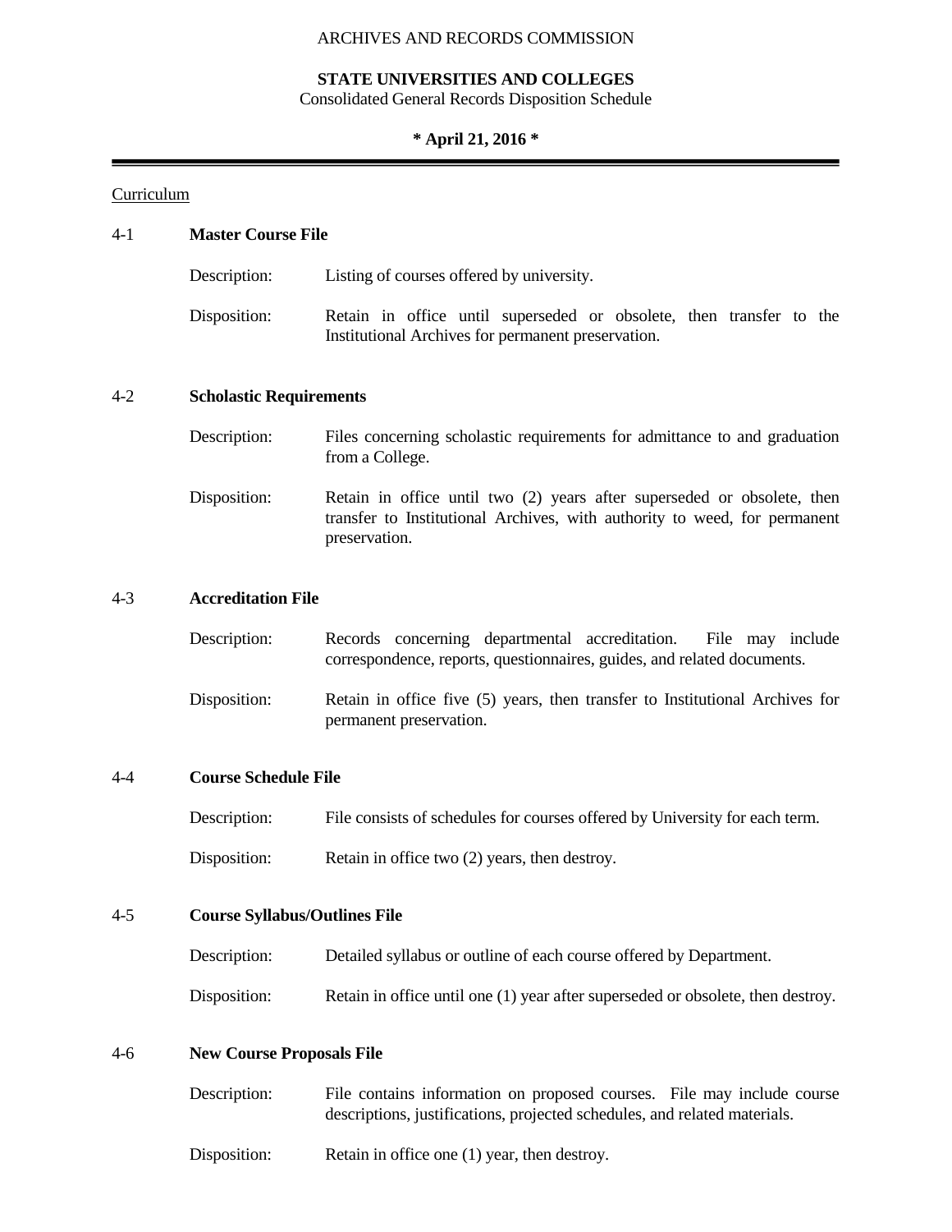ARCHIVES AND RECORDS COMMISSION

**STATE UNIVERSITIES AND COLLEGES**
Consolidated General Records Disposition Schedule

**\* April 21, 2016 \***

---

Curriculum

## 4-1 **Master Course File**

Description: Listing of courses offered by university.

Disposition: Retain in office until superseded or obsolete, then transfer to the Institutional Archives for permanent preservation.

## 4-2 **Scholastic Requirements**

Description: Files concerning scholastic requirements for admittance to and graduation from a College.

Disposition: Retain in office until two (2) years after superseded or obsolete, then transfer to Institutional Archives, with authority to weed, for permanent preservation.

## 4-3 **Accreditation File**

Description: Records concerning departmental accreditation. File may include correspondence, reports, questionnaires, guides, and related documents.

Disposition: Retain in office five (5) years, then transfer to Institutional Archives for permanent preservation.

## 4-4 **Course Schedule File**

Description: File consists of schedules for courses offered by University for each term.

Disposition: Retain in office two (2) years, then destroy.

## 4-5 **Course Syllabus/Outlines File**

Description: Detailed syllabus or outline of each course offered by Department.

Disposition: Retain in office until one (1) year after superseded or obsolete, then destroy.

## 4-6 **New Course Proposals File**

Description: File contains information on proposed courses. File may include course descriptions, justifications, projected schedules, and related materials.

Disposition: Retain in office one (1) year, then destroy.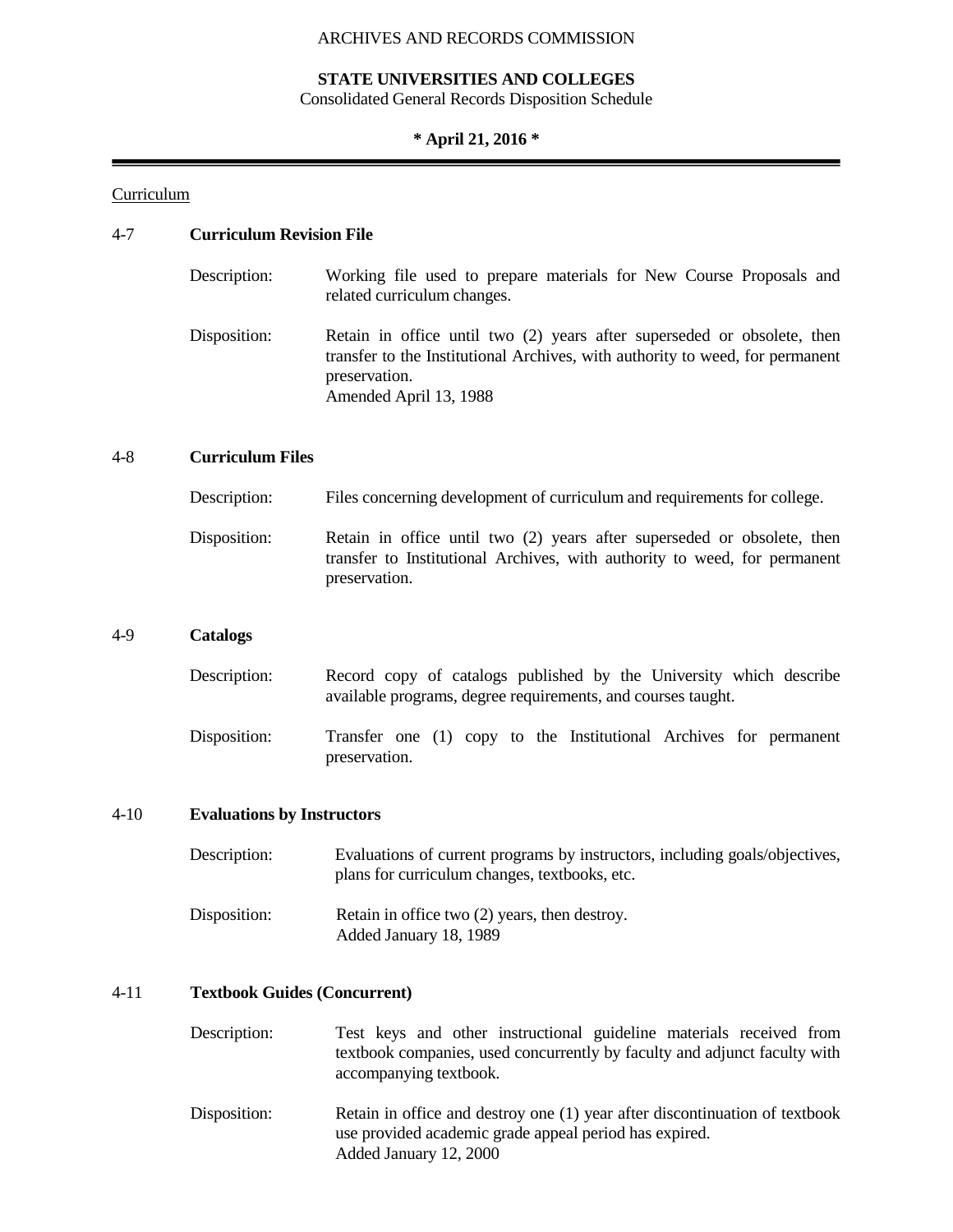Curriculum

### 4-7 **Curriculum Revision File**

Description: Working file used to prepare materials for New Course Proposals and related curriculum changes.

Disposition: Retain in office until two (2) years after superseded or obsolete, then transfer to the Institutional Archives, with authority to weed, for permanent preservation.
Amended April 13, 1988

### 4-8 **Curriculum Files**

Description: Files concerning development of curriculum and requirements for college.

Disposition: Retain in office until two (2) years after superseded or obsolete, then transfer to Institutional Archives, with authority to weed, for permanent preservation.

### 4-9 **Catalogs**

Description: Record copy of catalogs published by the University which describe available programs, degree requirements, and courses taught.

Disposition: Transfer one (1) copy to the Institutional Archives for permanent preservation.

### 4-10 **Evaluations by Instructors**

Description: Evaluations of current programs by instructors, including goals/objectives, plans for curriculum changes, textbooks, etc.

Disposition: Retain in office two (2) years, then destroy.
Added January 18, 1989

### 4-11 **Textbook Guides (Concurrent)**

Description: Test keys and other instructional guideline materials received from textbook companies, used concurrently by faculty and adjunct faculty with accompanying textbook.

Disposition: Retain in office and destroy one (1) year after discontinuation of textbook use provided academic grade appeal period has expired.
Added January 12, 2000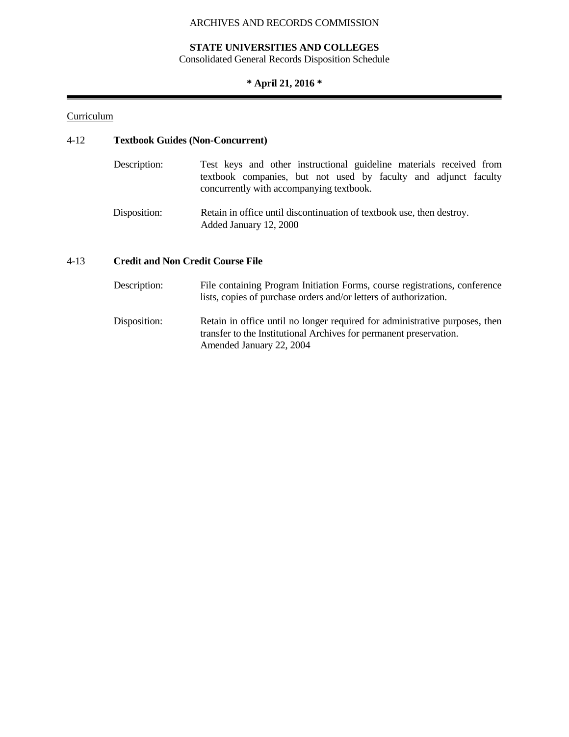Curriculum

4-12 **Textbook Guides (Non-Concurrent)**

Description: Test keys and other instructional guideline materials received from textbook companies, but not used by faculty and adjunct faculty concurrently with accompanying textbook.

Disposition: Retain in office until discontinuation of textbook use, then destroy.
Added January 12, 2000

4-13 **Credit and Non Credit Course File**

Description: File containing Program Initiation Forms, course registrations, conference lists, copies of purchase orders and/or letters of authorization.

Disposition: Retain in office until no longer required for administrative purposes, then transfer to the Institutional Archives for permanent preservation.
Amended January 22, 2004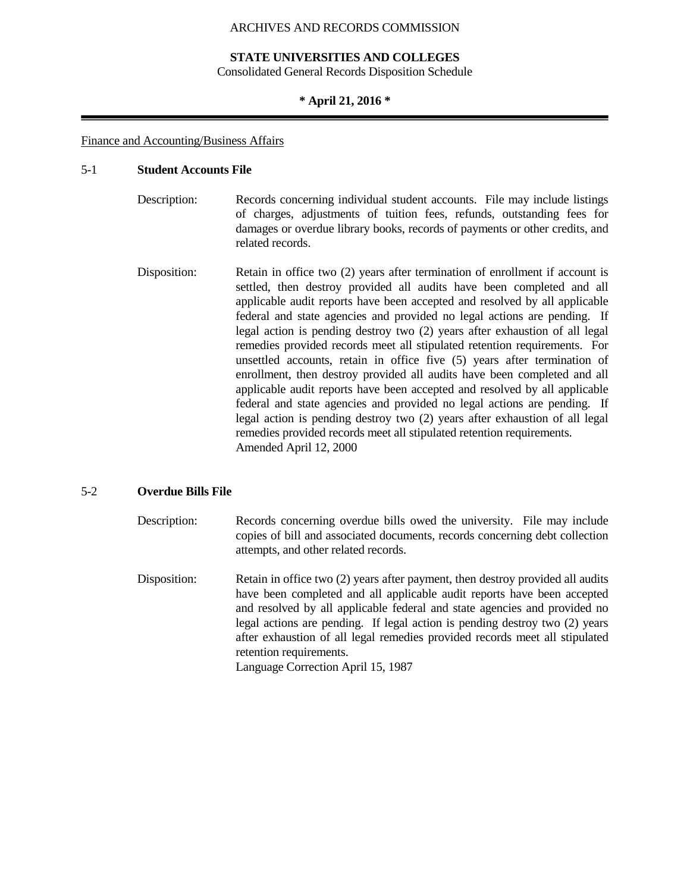Finance and Accounting/Business Affairs

## 5-1 Student Accounts File

**Description:** Records concerning individual student accounts. File may include listings of charges, adjustments of tuition fees, refunds, outstanding fees for damages or overdue library books, records of payments or other credits, and related records.

**Disposition:** Retain in office two (2) years after termination of enrollment if account is settled, then destroy provided all audits have been completed and all applicable audit reports have been accepted and resolved by all applicable federal and state agencies and provided no legal actions are pending. If legal action is pending destroy two (2) years after exhaustion of all legal remedies provided records meet all stipulated retention requirements. For unsettled accounts, retain in office five (5) years after termination of enrollment, then destroy provided all audits have been completed and all applicable audit reports have been accepted and resolved by all applicable federal and state agencies and provided no legal actions are pending. If legal action is pending destroy two (2) years after exhaustion of all legal remedies provided records meet all stipulated retention requirements.
Amended April 12, 2000

## 5-2 Overdue Bills File

**Description:** Records concerning overdue bills owed the university. File may include copies of bill and associated documents, records concerning debt collection attempts, and other related records.

**Disposition:** Retain in office two (2) years after payment, then destroy provided all audits have been completed and all applicable audit reports have been accepted and resolved by all applicable federal and state agencies and provided no legal actions are pending. If legal action is pending destroy two (2) years after exhaustion of all legal remedies provided records meet all stipulated retention requirements.
Language Correction April 15, 1987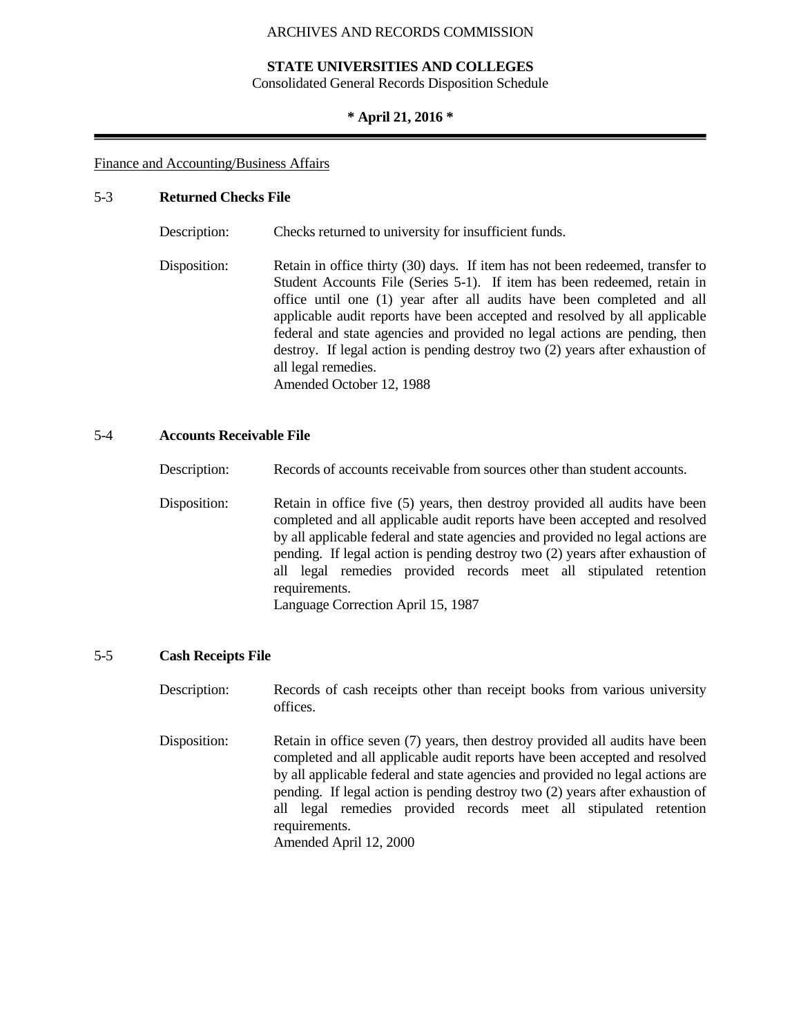ARCHIVES AND RECORDS COMMISSION

**STATE UNIVERSITIES AND COLLEGES**
Consolidated General Records Disposition Schedule

**\* April 21, 2016 \***

---

Finance and Accounting/Business Affairs

## 5-3 Returned Checks File

Description: Checks returned to university for insufficient funds.

Disposition: Retain in office thirty (30) days. If item has not been redeemed, transfer to Student Accounts File (Series 5-1). If item has been redeemed, retain in office until one (1) year after all audits have been completed and all applicable audit reports have been accepted and resolved by all applicable federal and state agencies and provided no legal actions are pending, then destroy. If legal action is pending destroy two (2) years after exhaustion of all legal remedies.
Amended October 12, 1988

## 5-4 Accounts Receivable File

Description: Records of accounts receivable from sources other than student accounts.

Disposition: Retain in office five (5) years, then destroy provided all audits have been completed and all applicable audit reports have been accepted and resolved by all applicable federal and state agencies and provided no legal actions are pending. If legal action is pending destroy two (2) years after exhaustion of all legal remedies provided records meet all stipulated retention requirements.
Language Correction April 15, 1987

## 5-5 Cash Receipts File

Description: Records of cash receipts other than receipt books from various university offices.

Disposition: Retain in office seven (7) years, then destroy provided all audits have been completed and all applicable audit reports have been accepted and resolved by all applicable federal and state agencies and provided no legal actions are pending. If legal action is pending destroy two (2) years after exhaustion of all legal remedies provided records meet all stipulated retention requirements.
Amended April 12, 2000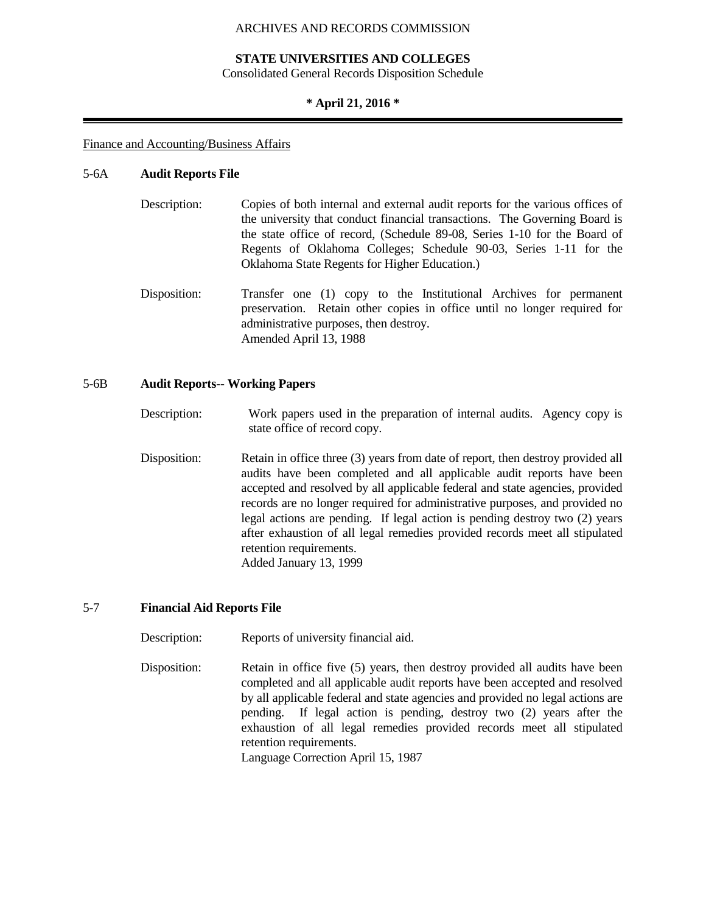ARCHIVES AND RECORDS COMMISSION

**STATE UNIVERSITIES AND COLLEGES**
Consolidated General Records Disposition Schedule

**\* April 21, 2016 \***

---

Finance and Accounting/Business Affairs

5-6A **Audit Reports File**

Description: Copies of both internal and external audit reports for the various offices of the university that conduct financial transactions. The Governing Board is the state office of record, (Schedule 89-08, Series 1-10 for the Board of Regents of Oklahoma Colleges; Schedule 90-03, Series 1-11 for the Oklahoma State Regents for Higher Education.)

Disposition: Transfer one (1) copy to the Institutional Archives for permanent preservation. Retain other copies in office until no longer required for administrative purposes, then destroy.
Amended April 13, 1988

5-6B **Audit Reports-- Working Papers**

Description: Work papers used in the preparation of internal audits. Agency copy is state office of record copy.

Disposition: Retain in office three (3) years from date of report, then destroy provided all audits have been completed and all applicable audit reports have been accepted and resolved by all applicable federal and state agencies, provided records are no longer required for administrative purposes, and provided no legal actions are pending. If legal action is pending destroy two (2) years after exhaustion of all legal remedies provided records meet all stipulated retention requirements.
Added January 13, 1999

5-7 **Financial Aid Reports File**

Description: Reports of university financial aid.

Disposition: Retain in office five (5) years, then destroy provided all audits have been completed and all applicable audit reports have been accepted and resolved by all applicable federal and state agencies and provided no legal actions are pending. If legal action is pending, destroy two (2) years after the exhaustion of all legal remedies provided records meet all stipulated retention requirements.
Language Correction April 15, 1987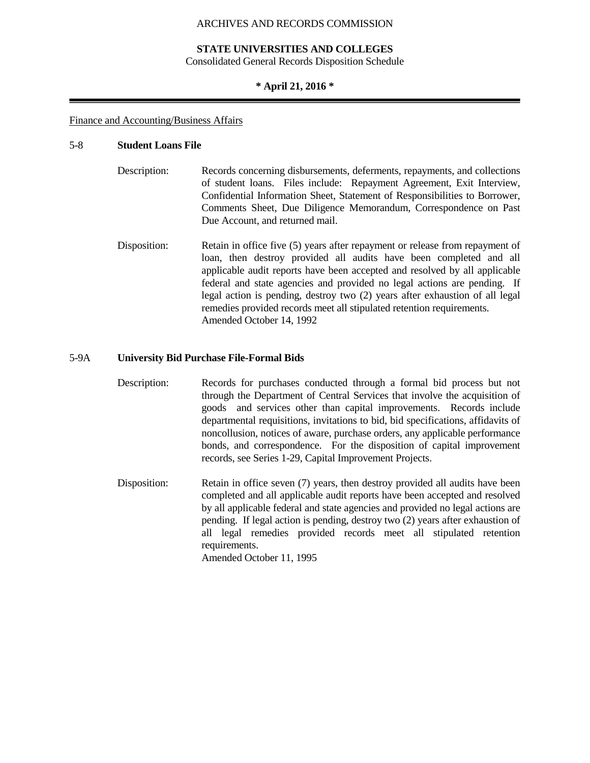Finance and Accounting/Business Affairs

### 5-8 **Student Loans File**

Description: Records concerning disbursements, deferments, repayments, and collections of student loans. Files include: Repayment Agreement, Exit Interview, Confidential Information Sheet, Statement of Responsibilities to Borrower, Comments Sheet, Due Diligence Memorandum, Correspondence on Past Due Account, and returned mail.

Disposition: Retain in office five (5) years after repayment or release from repayment of loan, then destroy provided all audits have been completed and all applicable audit reports have been accepted and resolved by all applicable federal and state agencies and provided no legal actions are pending. If legal action is pending, destroy two (2) years after exhaustion of all legal remedies provided records meet all stipulated retention requirements.
Amended October 14, 1992

### 5-9A **University Bid Purchase File-Formal Bids**

Description: Records for purchases conducted through a formal bid process but not through the Department of Central Services that involve the acquisition of goods and services other than capital improvements. Records include departmental requisitions, invitations to bid, bid specifications, affidavits of noncollusion, notices of aware, purchase orders, any applicable performance bonds, and correspondence. For the disposition of capital improvement records, see Series 1-29, Capital Improvement Projects.

Disposition: Retain in office seven (7) years, then destroy provided all audits have been completed and all applicable audit reports have been accepted and resolved by all applicable federal and state agencies and provided no legal actions are pending. If legal action is pending, destroy two (2) years after exhaustion of all legal remedies provided records meet all stipulated retention requirements.
Amended October 11, 1995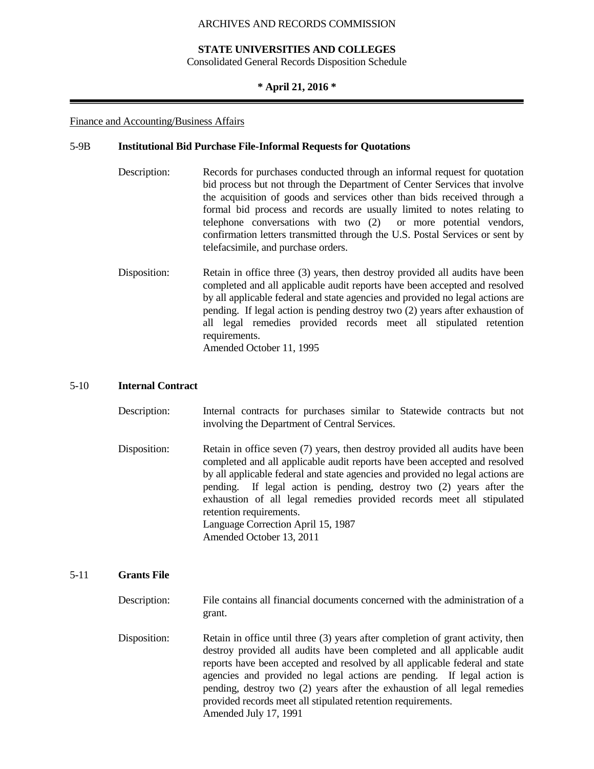Finance and Accounting/Business Affairs

**5-9B Institutional Bid Purchase File-Informal Requests for Quotations**

Description: Records for purchases conducted through an informal request for quotation bid process but not through the Department of Center Services that involve the acquisition of goods and services other than bids received through a formal bid process and records are usually limited to notes relating to telephone conversations with two (2) or more potential vendors, confirmation letters transmitted through the U.S. Postal Services or sent by telefacsimile, and purchase orders.

Disposition: Retain in office three (3) years, then destroy provided all audits have been completed and all applicable audit reports have been accepted and resolved by all applicable federal and state agencies and provided no legal actions are pending. If legal action is pending destroy two (2) years after exhaustion of all legal remedies provided records meet all stipulated retention requirements.
Amended October 11, 1995

**5-10 Internal Contract**

Description: Internal contracts for purchases similar to Statewide contracts but not involving the Department of Central Services.

Disposition: Retain in office seven (7) years, then destroy provided all audits have been completed and all applicable audit reports have been accepted and resolved by all applicable federal and state agencies and provided no legal actions are pending. If legal action is pending, destroy two (2) years after the exhaustion of all legal remedies provided records meet all stipulated retention requirements.
Language Correction April 15, 1987
Amended October 13, 2011

**5-11 Grants File**

Description: File contains all financial documents concerned with the administration of a grant.

Disposition: Retain in office until three (3) years after completion of grant activity, then destroy provided all audits have been completed and all applicable audit reports have been accepted and resolved by all applicable federal and state agencies and provided no legal actions are pending. If legal action is pending, destroy two (2) years after the exhaustion of all legal remedies provided records meet all stipulated retention requirements.
Amended July 17, 1991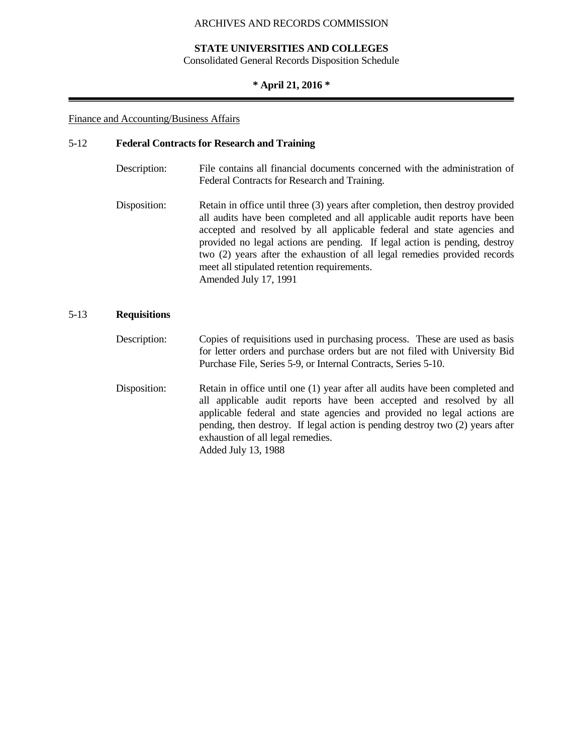Finance and Accounting/Business Affairs

## 5-12 Federal Contracts for Research and Training

Description: File contains all financial documents concerned with the administration of Federal Contracts for Research and Training.

Disposition: Retain in office until three (3) years after completion, then destroy provided all audits have been completed and all applicable audit reports have been accepted and resolved by all applicable federal and state agencies and provided no legal actions are pending. If legal action is pending, destroy two (2) years after the exhaustion of all legal remedies provided records meet all stipulated retention requirements.
Amended July 17, 1991

## 5-13 Requisitions

Description: Copies of requisitions used in purchasing process. These are used as basis for letter orders and purchase orders but are not filed with University Bid Purchase File, Series 5-9, or Internal Contracts, Series 5-10.

Disposition: Retain in office until one (1) year after all audits have been completed and all applicable audit reports have been accepted and resolved by all applicable federal and state agencies and provided no legal actions are pending, then destroy. If legal action is pending destroy two (2) years after exhaustion of all legal remedies.
Added July 13, 1988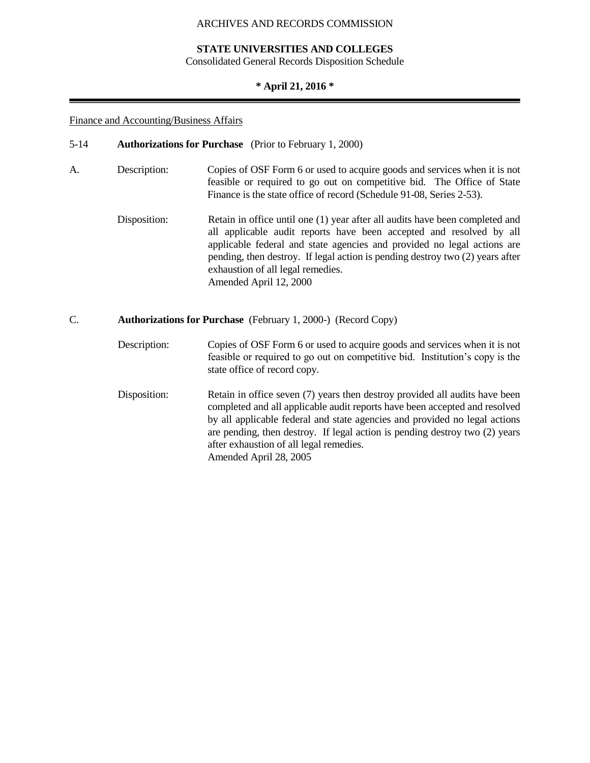ARCHIVES AND RECORDS COMMISSION

**STATE UNIVERSITIES AND COLLEGES**
Consolidated General Records Disposition Schedule

**\* April 21, 2016 \***

Finance and Accounting/Business Affairs

5-14 **Authorizations for Purchase** (Prior to February 1, 2000)

A. Description: Copies of OSF Form 6 or used to acquire goods and services when it is not feasible or required to go out on competitive bid. The Office of State Finance is the state office of record (Schedule 91-08, Series 2-53).

Disposition: Retain in office until one (1) year after all audits have been completed and all applicable audit reports have been accepted and resolved by all applicable federal and state agencies and provided no legal actions are pending, then destroy. If legal action is pending destroy two (2) years after exhaustion of all legal remedies.
Amended April 12, 2000

C. **Authorizations for Purchase** (February 1, 2000-) (Record Copy)

Description: Copies of OSF Form 6 or used to acquire goods and services when it is not feasible or required to go out on competitive bid. Institution's copy is the state office of record copy.

Disposition: Retain in office seven (7) years then destroy provided all audits have been completed and all applicable audit reports have been accepted and resolved by all applicable federal and state agencies and provided no legal actions are pending, then destroy. If legal action is pending destroy two (2) years after exhaustion of all legal remedies.
Amended April 28, 2005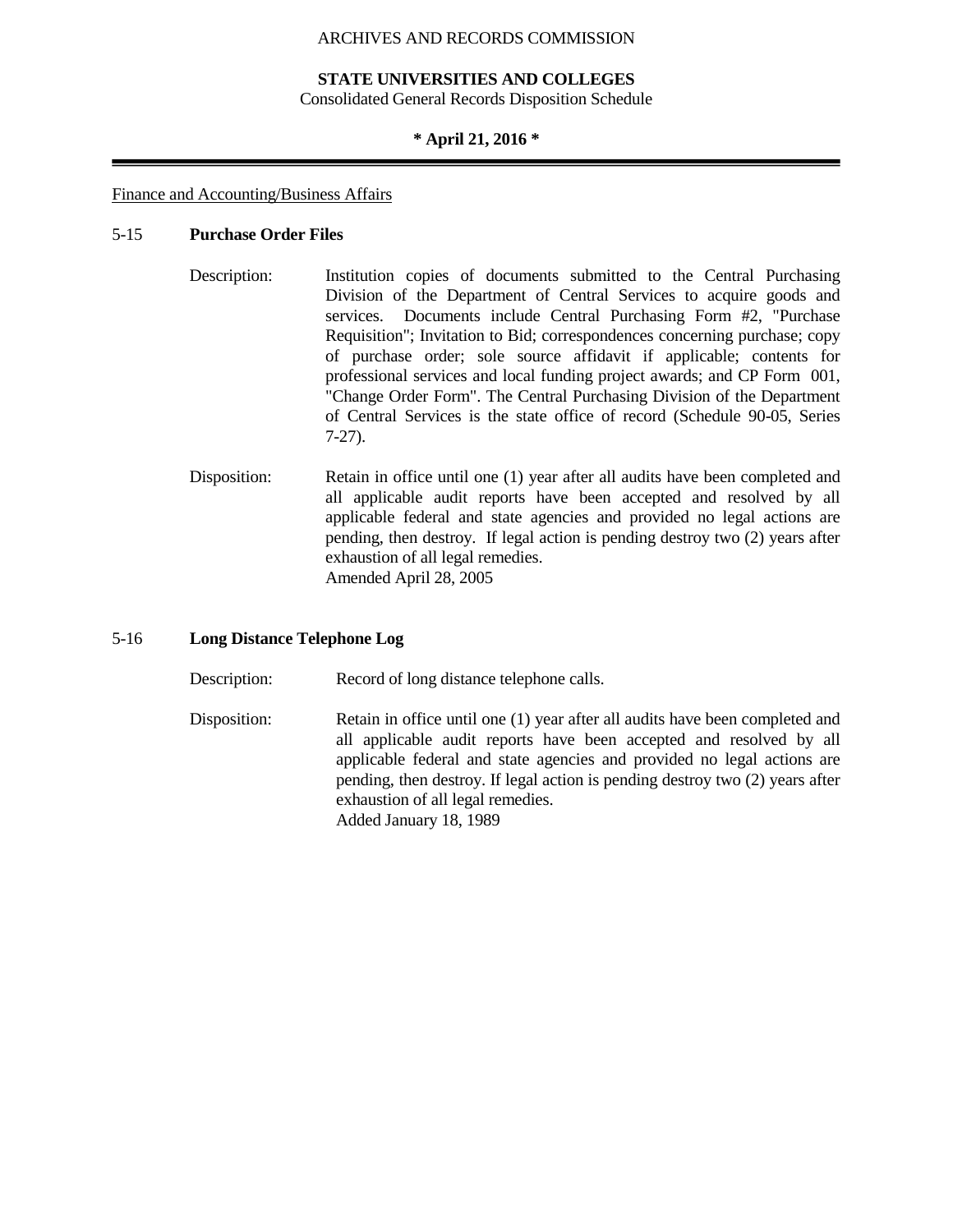ARCHIVES AND RECORDS COMMISSION

**STATE UNIVERSITIES AND COLLEGES**
Consolidated General Records Disposition Schedule

**\* April 21, 2016 \***

Finance and Accounting/Business Affairs

5-15 **Purchase Order Files**

Description: Institution copies of documents submitted to the Central Purchasing Division of the Department of Central Services to acquire goods and services. Documents include Central Purchasing Form #2, "Purchase Requisition"; Invitation to Bid; correspondences concerning purchase; copy of purchase order; sole source affidavit if applicable; contents for professional services and local funding project awards; and CP Form 001, "Change Order Form". The Central Purchasing Division of the Department of Central Services is the state office of record (Schedule 90-05, Series 7-27).

Disposition: Retain in office until one (1) year after all audits have been completed and all applicable audit reports have been accepted and resolved by all applicable federal and state agencies and provided no legal actions are pending, then destroy. If legal action is pending destroy two (2) years after exhaustion of all legal remedies.
Amended April 28, 2005

5-16 **Long Distance Telephone Log**

Description: Record of long distance telephone calls.

Disposition: Retain in office until one (1) year after all audits have been completed and all applicable audit reports have been accepted and resolved by all applicable federal and state agencies and provided no legal actions are pending, then destroy. If legal action is pending destroy two (2) years after exhaustion of all legal remedies.
Added January 18, 1989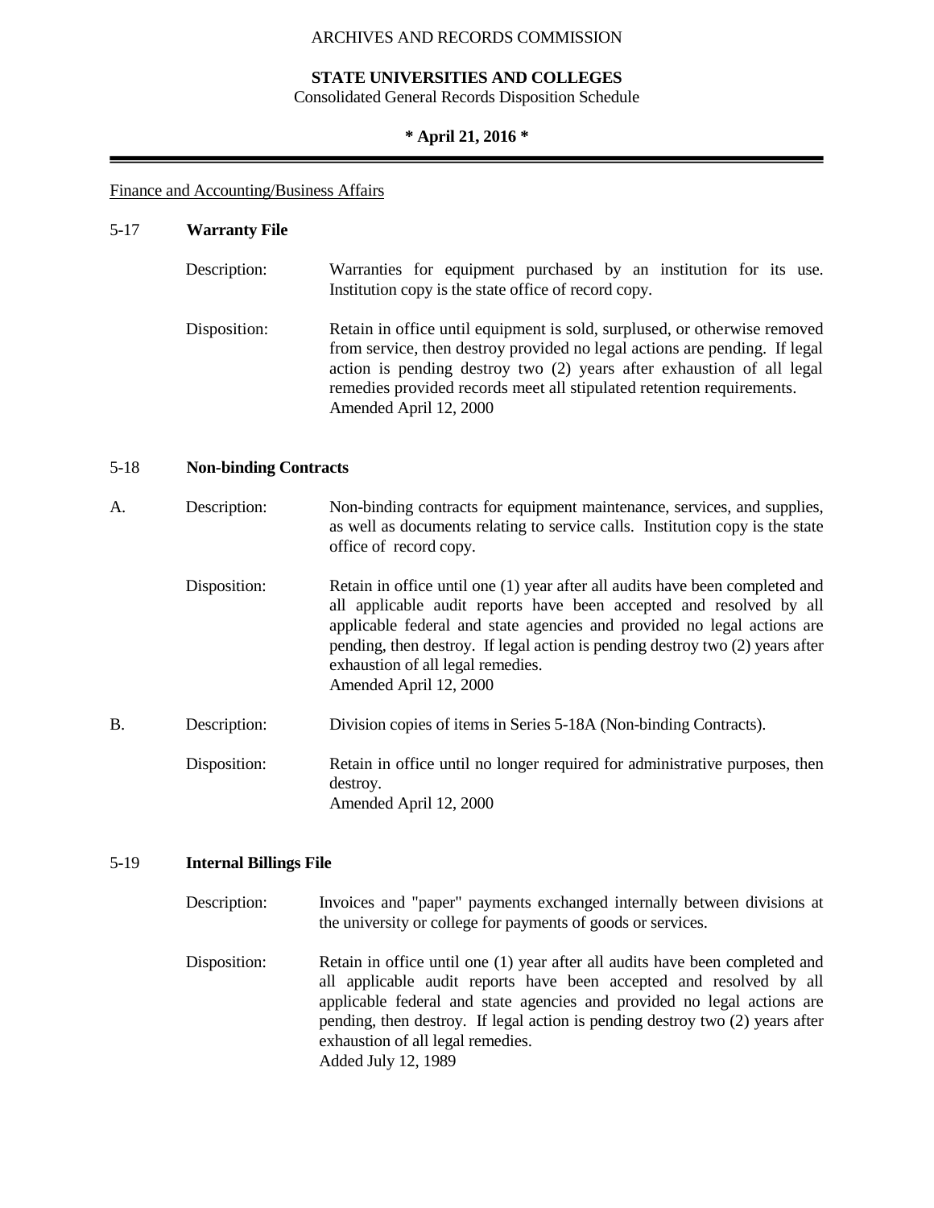Finance and Accounting/Business Affairs

## 5-17 **Warranty File**

Description: Warranties for equipment purchased by an institution for its use. Institution copy is the state office of record copy.

Disposition: Retain in office until equipment is sold, surplused, or otherwise removed from service, then destroy provided no legal actions are pending. If legal action is pending destroy two (2) years after exhaustion of all legal remedies provided records meet all stipulated retention requirements.
Amended April 12, 2000

## 5-18 **Non-binding Contracts**

A. Description: Non-binding contracts for equipment maintenance, services, and supplies, as well as documents relating to service calls. Institution copy is the state office of record copy.

Disposition: Retain in office until one (1) year after all audits have been completed and all applicable audit reports have been accepted and resolved by all applicable federal and state agencies and provided no legal actions are pending, then destroy. If legal action is pending destroy two (2) years after exhaustion of all legal remedies.
Amended April 12, 2000

B. Description: Division copies of items in Series 5-18A (Non-binding Contracts).

Disposition: Retain in office until no longer required for administrative purposes, then destroy.
Amended April 12, 2000

## 5-19 **Internal Billings File**

Description: Invoices and "paper" payments exchanged internally between divisions at the university or college for payments of goods or services.

Disposition: Retain in office until one (1) year after all audits have been completed and all applicable audit reports have been accepted and resolved by all applicable federal and state agencies and provided no legal actions are pending, then destroy. If legal action is pending destroy two (2) years after exhaustion of all legal remedies.
Added July 12, 1989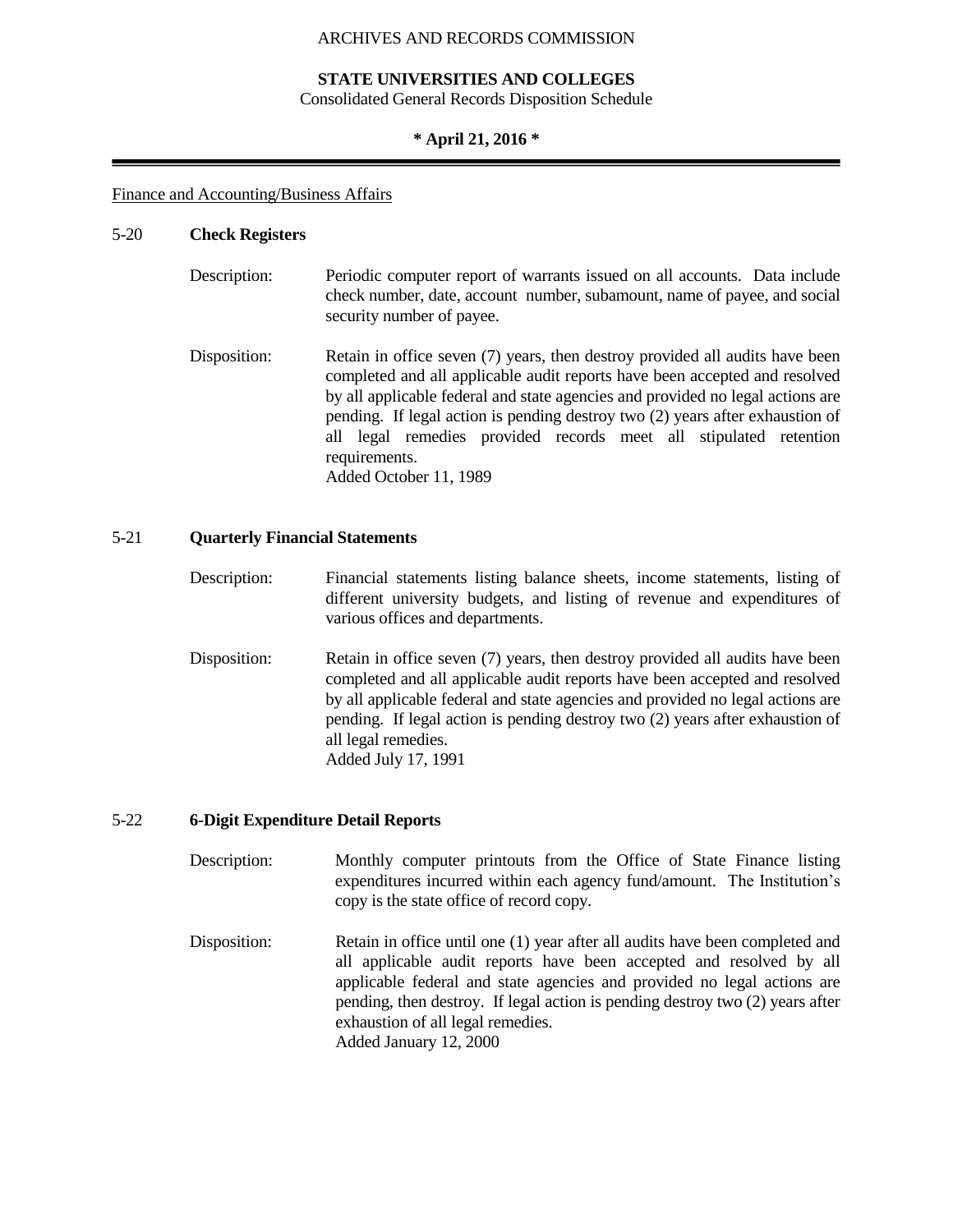Finance and Accounting/Business Affairs

5-20 **Check Registers**

Description: Periodic computer report of warrants issued on all accounts. Data include check number, date, account number, subamount, name of payee, and social security number of payee.

Disposition: Retain in office seven (7) years, then destroy provided all audits have been completed and all applicable audit reports have been accepted and resolved by all applicable federal and state agencies and provided no legal actions are pending. If legal action is pending destroy two (2) years after exhaustion of all legal remedies provided records meet all stipulated retention requirements.
Added October 11, 1989

5-21 **Quarterly Financial Statements**

Description: Financial statements listing balance sheets, income statements, listing of different university budgets, and listing of revenue and expenditures of various offices and departments.

Disposition: Retain in office seven (7) years, then destroy provided all audits have been completed and all applicable audit reports have been accepted and resolved by all applicable federal and state agencies and provided no legal actions are pending. If legal action is pending destroy two (2) years after exhaustion of all legal remedies.
Added July 17, 1991

5-22 **6-Digit Expenditure Detail Reports**

Description: Monthly computer printouts from the Office of State Finance listing expenditures incurred within each agency fund/amount. The Institution's copy is the state office of record copy.

Disposition: Retain in office until one (1) year after all audits have been completed and all applicable audit reports have been accepted and resolved by all applicable federal and state agencies and provided no legal actions are pending, then destroy. If legal action is pending destroy two (2) years after exhaustion of all legal remedies.
Added January 12, 2000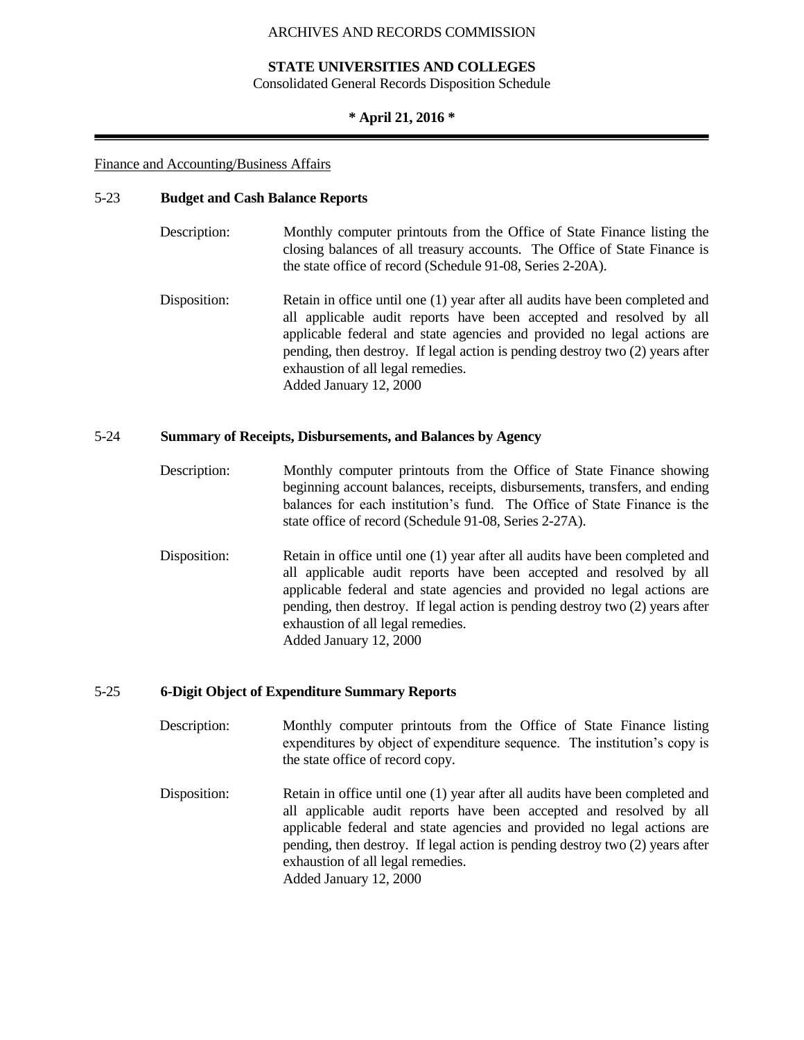Finance and Accounting/Business Affairs

## 5-23 Budget and Cash Balance Reports

Description: Monthly computer printouts from the Office of State Finance listing the closing balances of all treasury accounts. The Office of State Finance is the state office of record (Schedule 91-08, Series 2-20A).

Disposition: Retain in office until one (1) year after all audits have been completed and all applicable audit reports have been accepted and resolved by all applicable federal and state agencies and provided no legal actions are pending, then destroy. If legal action is pending destroy two (2) years after exhaustion of all legal remedies.
Added January 12, 2000

## 5-24 Summary of Receipts, Disbursements, and Balances by Agency

Description: Monthly computer printouts from the Office of State Finance showing beginning account balances, receipts, disbursements, transfers, and ending balances for each institution's fund. The Office of State Finance is the state office of record (Schedule 91-08, Series 2-27A).

Disposition: Retain in office until one (1) year after all audits have been completed and all applicable audit reports have been accepted and resolved by all applicable federal and state agencies and provided no legal actions are pending, then destroy. If legal action is pending destroy two (2) years after exhaustion of all legal remedies.
Added January 12, 2000

## 5-25 6-Digit Object of Expenditure Summary Reports

Description: Monthly computer printouts from the Office of State Finance listing expenditures by object of expenditure sequence. The institution's copy is the state office of record copy.

Disposition: Retain in office until one (1) year after all audits have been completed and all applicable audit reports have been accepted and resolved by all applicable federal and state agencies and provided no legal actions are pending, then destroy. If legal action is pending destroy two (2) years after exhaustion of all legal remedies.
Added January 12, 2000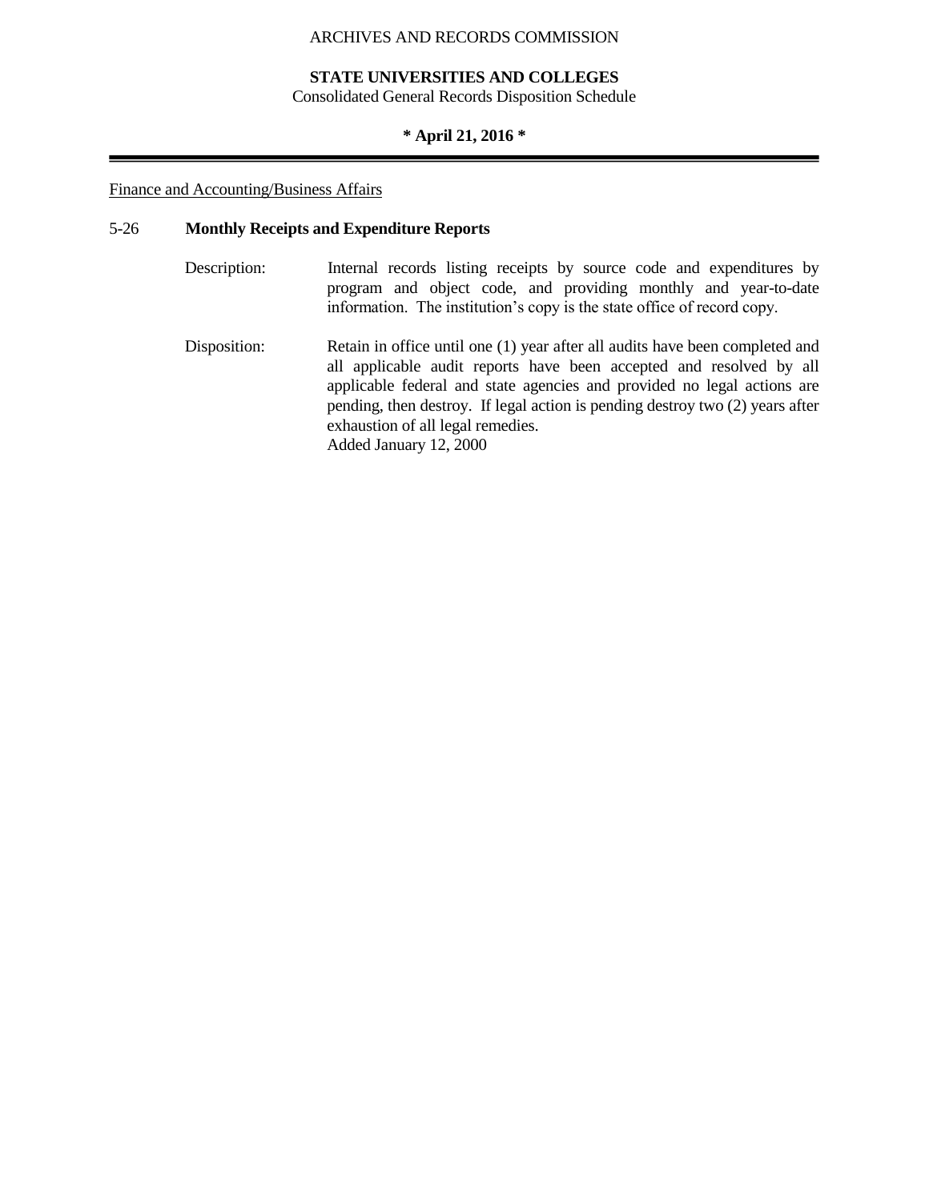Finance and Accounting/Business Affairs

### 5-26 **Monthly Receipts and Expenditure Reports**

Description: Internal records listing receipts by source code and expenditures by program and object code, and providing monthly and year-to-date information. The institution's copy is the state office of record copy.

Disposition: Retain in office until one (1) year after all audits have been completed and all applicable audit reports have been accepted and resolved by all applicable federal and state agencies and provided no legal actions are pending, then destroy. If legal action is pending destroy two (2) years after exhaustion of all legal remedies.
Added January 12, 2000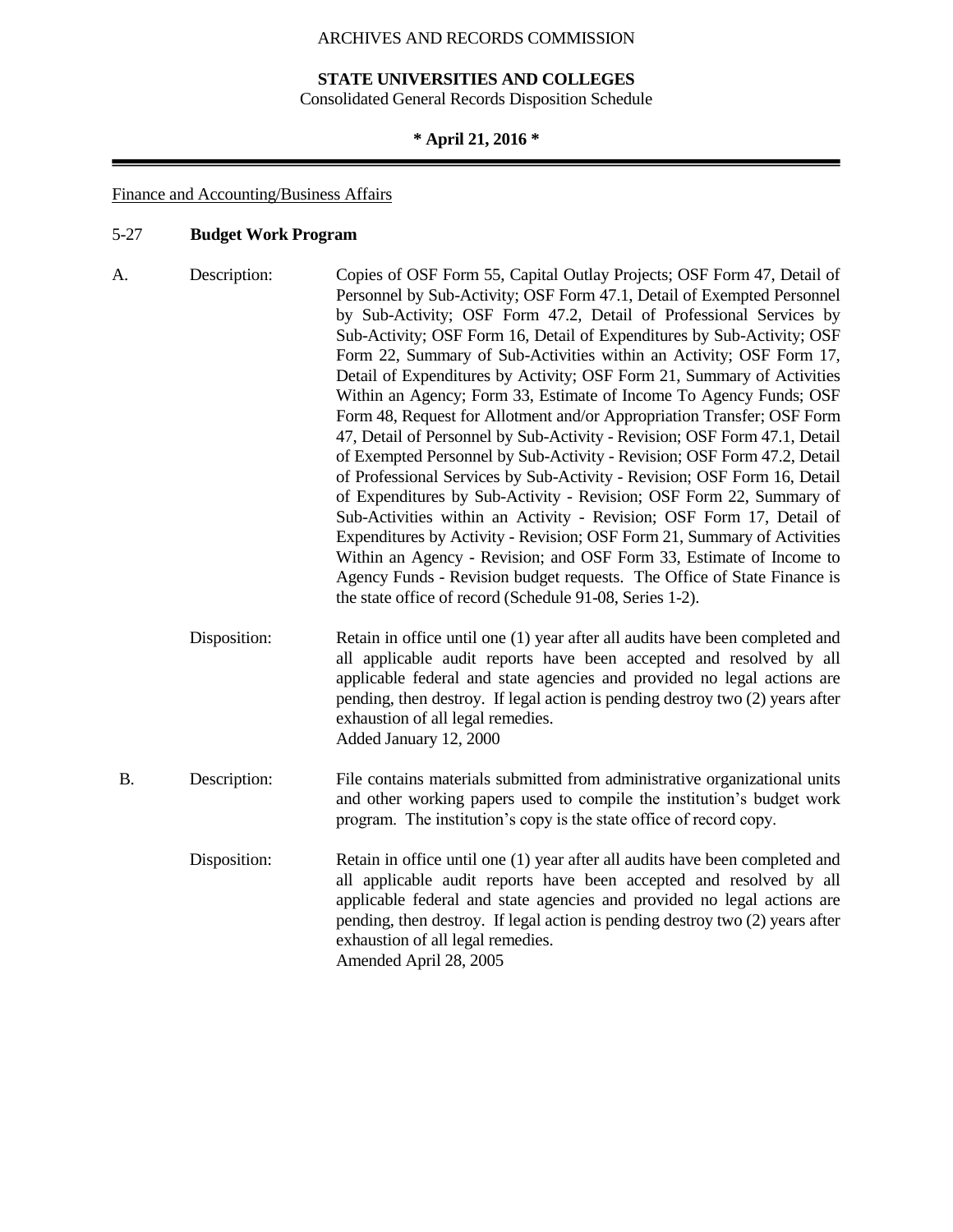ARCHIVES AND RECORDS COMMISSION

**STATE UNIVERSITIES AND COLLEGES**
Consolidated General Records Disposition Schedule

**\* April 21, 2016 \***

Finance and Accounting/Business Affairs

## 5-27 **Budget Work Program**

A. Description: Copies of OSF Form 55, Capital Outlay Projects; OSF Form 47, Detail of Personnel by Sub-Activity; OSF Form 47.1, Detail of Exempted Personnel by Sub-Activity; OSF Form 47.2, Detail of Professional Services by Sub-Activity; OSF Form 16, Detail of Expenditures by Sub-Activity; OSF Form 22, Summary of Sub-Activities within an Activity; OSF Form 17, Detail of Expenditures by Activity; OSF Form 21, Summary of Activities Within an Agency; Form 33, Estimate of Income To Agency Funds; OSF Form 48, Request for Allotment and/or Appropriation Transfer; OSF Form 47, Detail of Personnel by Sub-Activity - Revision; OSF Form 47.1, Detail of Exempted Personnel by Sub-Activity - Revision; OSF Form 47.2, Detail of Professional Services by Sub-Activity - Revision; OSF Form 16, Detail of Expenditures by Sub-Activity - Revision; OSF Form 22, Summary of Sub-Activities within an Activity - Revision; OSF Form 17, Detail of Expenditures by Activity - Revision; OSF Form 21, Summary of Activities Within an Agency - Revision; and OSF Form 33, Estimate of Income to Agency Funds - Revision budget requests. The Office of State Finance is the state office of record (Schedule 91-08, Series 1-2).

Disposition: Retain in office until one (1) year after all audits have been completed and all applicable audit reports have been accepted and resolved by all applicable federal and state agencies and provided no legal actions are pending, then destroy. If legal action is pending destroy two (2) years after exhaustion of all legal remedies.
Added January 12, 2000

B. Description: File contains materials submitted from administrative organizational units and other working papers used to compile the institution's budget work program. The institution's copy is the state office of record copy.

Disposition: Retain in office until one (1) year after all audits have been completed and all applicable audit reports have been accepted and resolved by all applicable federal and state agencies and provided no legal actions are pending, then destroy. If legal action is pending destroy two (2) years after exhaustion of all legal remedies.
Amended April 28, 2005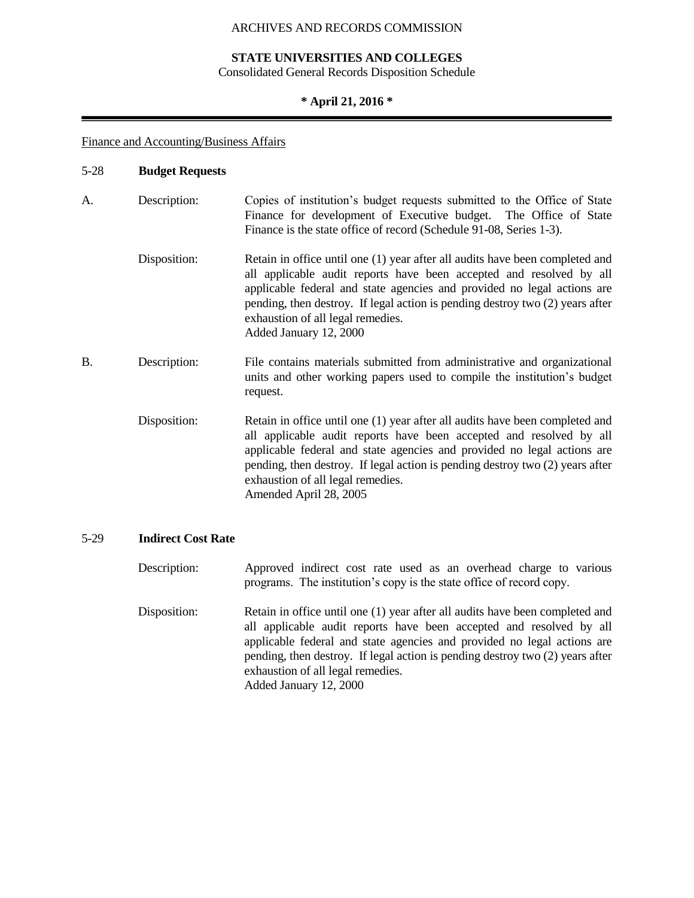Finance and Accounting/Business Affairs

## 5-28 **Budget Requests**

**A.**

Description: Copies of institution's budget requests submitted to the Office of State Finance for development of Executive budget. The Office of State Finance is the state office of record (Schedule 91-08, Series 1-3).

Disposition: Retain in office until one (1) year after all audits have been completed and all applicable audit reports have been accepted and resolved by all applicable federal and state agencies and provided no legal actions are pending, then destroy. If legal action is pending destroy two (2) years after exhaustion of all legal remedies.
Added January 12, 2000

**B.**

Description: File contains materials submitted from administrative and organizational units and other working papers used to compile the institution's budget request.

Disposition: Retain in office until one (1) year after all audits have been completed and all applicable audit reports have been accepted and resolved by all applicable federal and state agencies and provided no legal actions are pending, then destroy. If legal action is pending destroy two (2) years after exhaustion of all legal remedies.
Amended April 28, 2005

## 5-29 **Indirect Cost Rate**

Description: Approved indirect cost rate used as an overhead charge to various programs. The institution's copy is the state office of record copy.

Disposition: Retain in office until one (1) year after all audits have been completed and all applicable audit reports have been accepted and resolved by all applicable federal and state agencies and provided no legal actions are pending, then destroy. If legal action is pending destroy two (2) years after exhaustion of all legal remedies.
Added January 12, 2000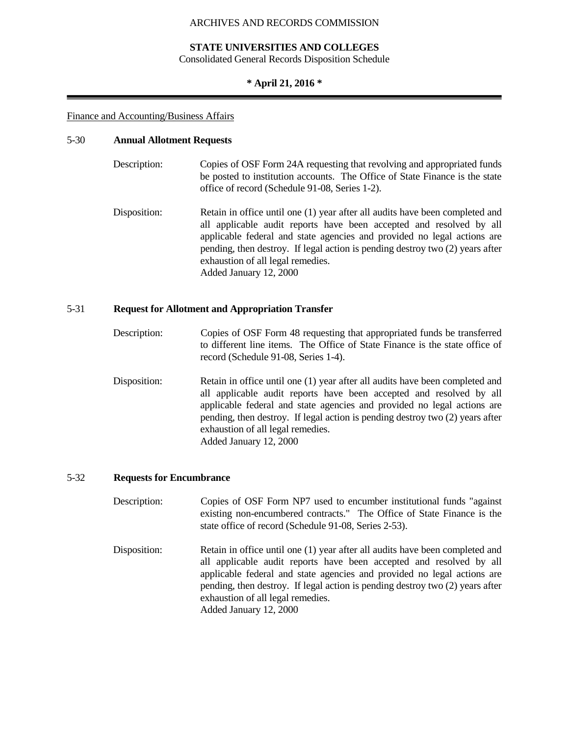Finance and Accounting/Business Affairs

**5-30 Annual Allotment Requests**

Description: Copies of OSF Form 24A requesting that revolving and appropriated funds be posted to institution accounts. The Office of State Finance is the state office of record (Schedule 91-08, Series 1-2).

Disposition: Retain in office until one (1) year after all audits have been completed and all applicable audit reports have been accepted and resolved by all applicable federal and state agencies and provided no legal actions are pending, then destroy. If legal action is pending destroy two (2) years after exhaustion of all legal remedies.
Added January 12, 2000

**5-31 Request for Allotment and Appropriation Transfer**

Description: Copies of OSF Form 48 requesting that appropriated funds be transferred to different line items. The Office of State Finance is the state office of record (Schedule 91-08, Series 1-4).

Disposition: Retain in office until one (1) year after all audits have been completed and all applicable audit reports have been accepted and resolved by all applicable federal and state agencies and provided no legal actions are pending, then destroy. If legal action is pending destroy two (2) years after exhaustion of all legal remedies.
Added January 12, 2000

**5-32 Requests for Encumbrance**

Description: Copies of OSF Form NP7 used to encumber institutional funds "against existing non-encumbered contracts." The Office of State Finance is the state office of record (Schedule 91-08, Series 2-53).

Disposition: Retain in office until one (1) year after all audits have been completed and all applicable audit reports have been accepted and resolved by all applicable federal and state agencies and provided no legal actions are pending, then destroy. If legal action is pending destroy two (2) years after exhaustion of all legal remedies.
Added January 12, 2000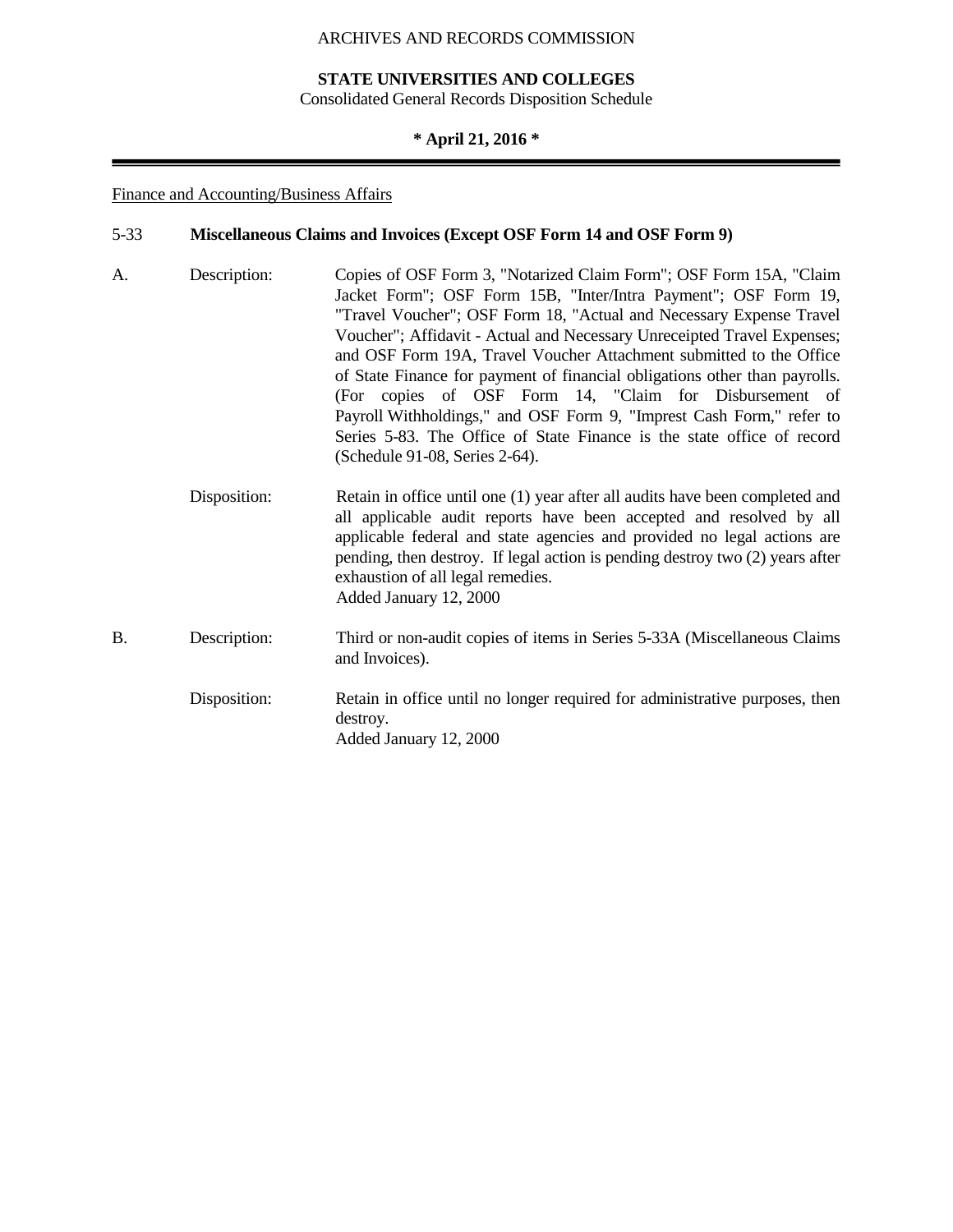Finance and Accounting/Business Affairs

## 5-33 Miscellaneous Claims and Invoices (Except OSF Form 14 and OSF Form 9)

A. Description: Copies of OSF Form 3, "Notarized Claim Form"; OSF Form 15A, "Claim Jacket Form"; OSF Form 15B, "Inter/Intra Payment"; OSF Form 19, "Travel Voucher"; OSF Form 18, "Actual and Necessary Expense Travel Voucher"; Affidavit - Actual and Necessary Unreceipted Travel Expenses; and OSF Form 19A, Travel Voucher Attachment submitted to the Office of State Finance for payment of financial obligations other than payrolls. (For copies of OSF Form 14, "Claim for Disbursement of Payroll Withholdings," and OSF Form 9, "Imprest Cash Form," refer to Series 5-83. The Office of State Finance is the state office of record (Schedule 91-08, Series 2-64).

Disposition: Retain in office until one (1) year after all audits have been completed and all applicable audit reports have been accepted and resolved by all applicable federal and state agencies and provided no legal actions are pending, then destroy. If legal action is pending destroy two (2) years after exhaustion of all legal remedies.
Added January 12, 2000

B. Description: Third or non-audit copies of items in Series 5-33A (Miscellaneous Claims and Invoices).

Disposition: Retain in office until no longer required for administrative purposes, then destroy.
Added January 12, 2000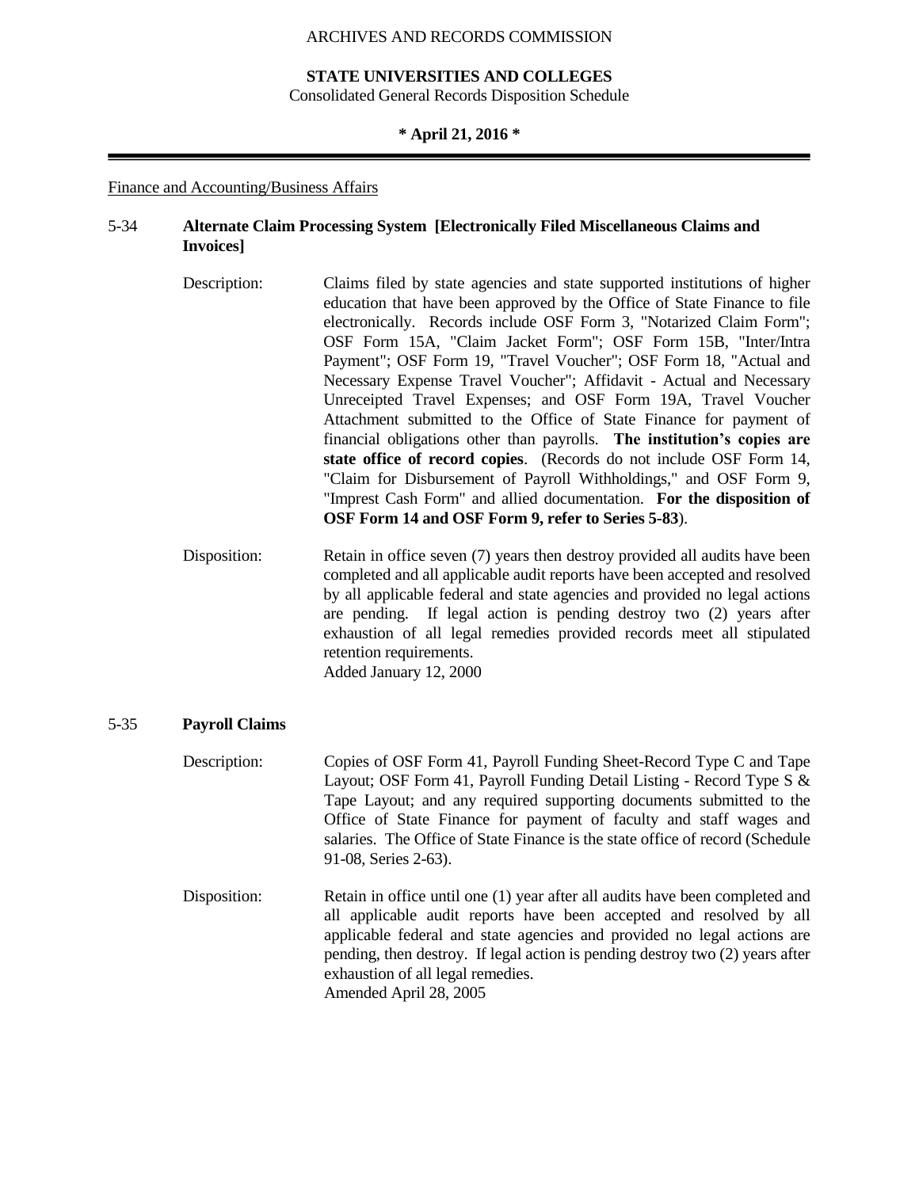Finance and Accounting/Business Affairs

**5-34 Alternate Claim Processing System [Electronically Filed Miscellaneous Claims and Invoices]**

Description: Claims filed by state agencies and state supported institutions of higher education that have been approved by the Office of State Finance to file electronically. Records include OSF Form 3, "Notarized Claim Form"; OSF Form 15A, "Claim Jacket Form"; OSF Form 15B, "Inter/Intra Payment"; OSF Form 19, "Travel Voucher"; OSF Form 18, "Actual and Necessary Expense Travel Voucher"; Affidavit - Actual and Necessary Unreceipted Travel Expenses; and OSF Form 19A, Travel Voucher Attachment submitted to the Office of State Finance for payment of financial obligations other than payrolls. **The institution's copies are state office of record copies**. (Records do not include OSF Form 14, "Claim for Disbursement of Payroll Withholdings," and OSF Form 9, "Imprest Cash Form" and allied documentation. **For the disposition of OSF Form 14 and OSF Form 9, refer to Series 5-83**).

Disposition: Retain in office seven (7) years then destroy provided all audits have been completed and all applicable audit reports have been accepted and resolved by all applicable federal and state agencies and provided no legal actions are pending. If legal action is pending destroy two (2) years after exhaustion of all legal remedies provided records meet all stipulated retention requirements.
Added January 12, 2000

**5-35 Payroll Claims**

Description: Copies of OSF Form 41, Payroll Funding Sheet-Record Type C and Tape Layout; OSF Form 41, Payroll Funding Detail Listing - Record Type S & Tape Layout; and any required supporting documents submitted to the Office of State Finance for payment of faculty and staff wages and salaries. The Office of State Finance is the state office of record (Schedule 91-08, Series 2-63).

Disposition: Retain in office until one (1) year after all audits have been completed and all applicable audit reports have been accepted and resolved by all applicable federal and state agencies and provided no legal actions are pending, then destroy. If legal action is pending destroy two (2) years after exhaustion of all legal remedies.
Amended April 28, 2005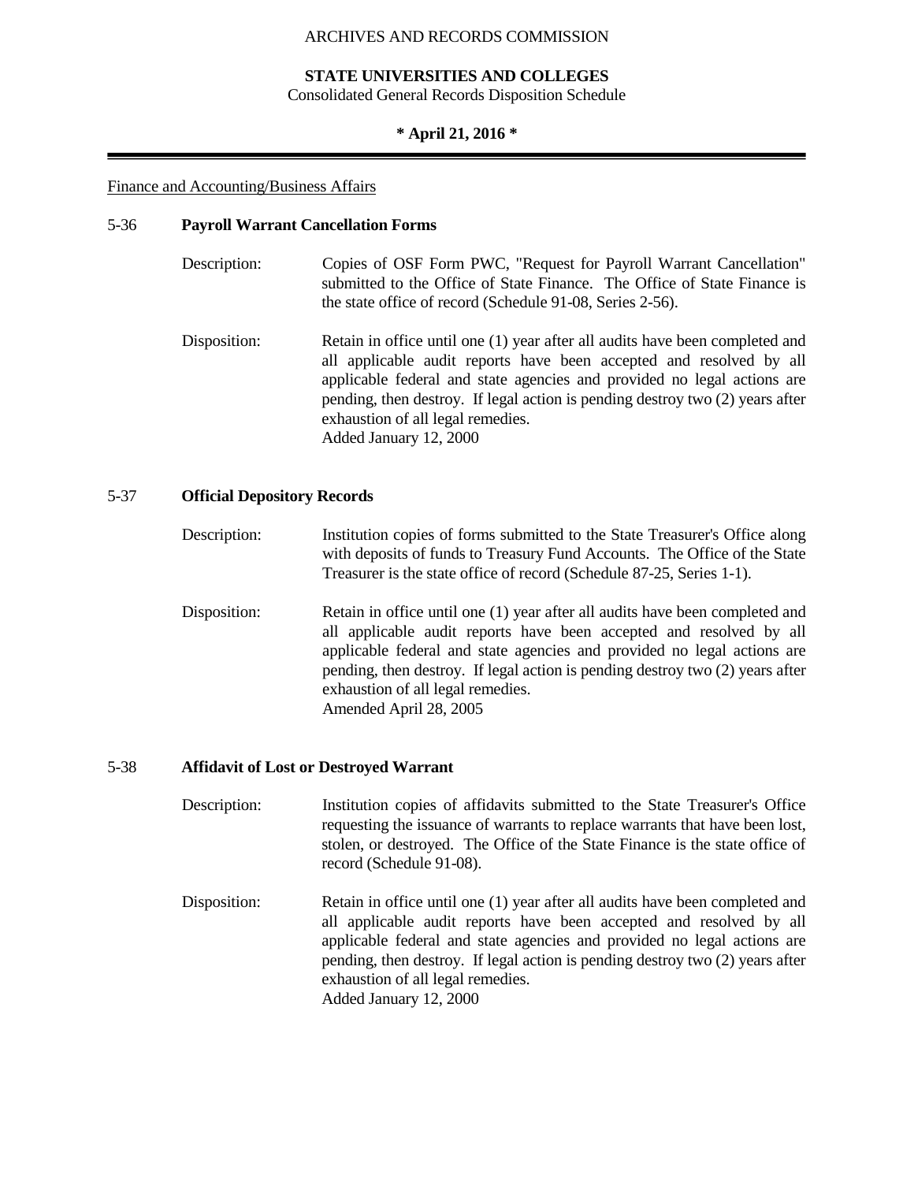Finance and Accounting/Business Affairs

## 5-36 Payroll Warrant Cancellation Forms

Description: Copies of OSF Form PWC, "Request for Payroll Warrant Cancellation" submitted to the Office of State Finance. The Office of State Finance is the state office of record (Schedule 91-08, Series 2-56).

Disposition: Retain in office until one (1) year after all audits have been completed and all applicable audit reports have been accepted and resolved by all applicable federal and state agencies and provided no legal actions are pending, then destroy. If legal action is pending destroy two (2) years after exhaustion of all legal remedies.
Added January 12, 2000

## 5-37 Official Depository Records

Description: Institution copies of forms submitted to the State Treasurer's Office along with deposits of funds to Treasury Fund Accounts. The Office of the State Treasurer is the state office of record (Schedule 87-25, Series 1-1).

Disposition: Retain in office until one (1) year after all audits have been completed and all applicable audit reports have been accepted and resolved by all applicable federal and state agencies and provided no legal actions are pending, then destroy. If legal action is pending destroy two (2) years after exhaustion of all legal remedies.
Amended April 28, 2005

## 5-38 Affidavit of Lost or Destroyed Warrant

Description: Institution copies of affidavits submitted to the State Treasurer's Office requesting the issuance of warrants to replace warrants that have been lost, stolen, or destroyed. The Office of the State Finance is the state office of record (Schedule 91-08).

Disposition: Retain in office until one (1) year after all audits have been completed and all applicable audit reports have been accepted and resolved by all applicable federal and state agencies and provided no legal actions are pending, then destroy. If legal action is pending destroy two (2) years after exhaustion of all legal remedies.
Added January 12, 2000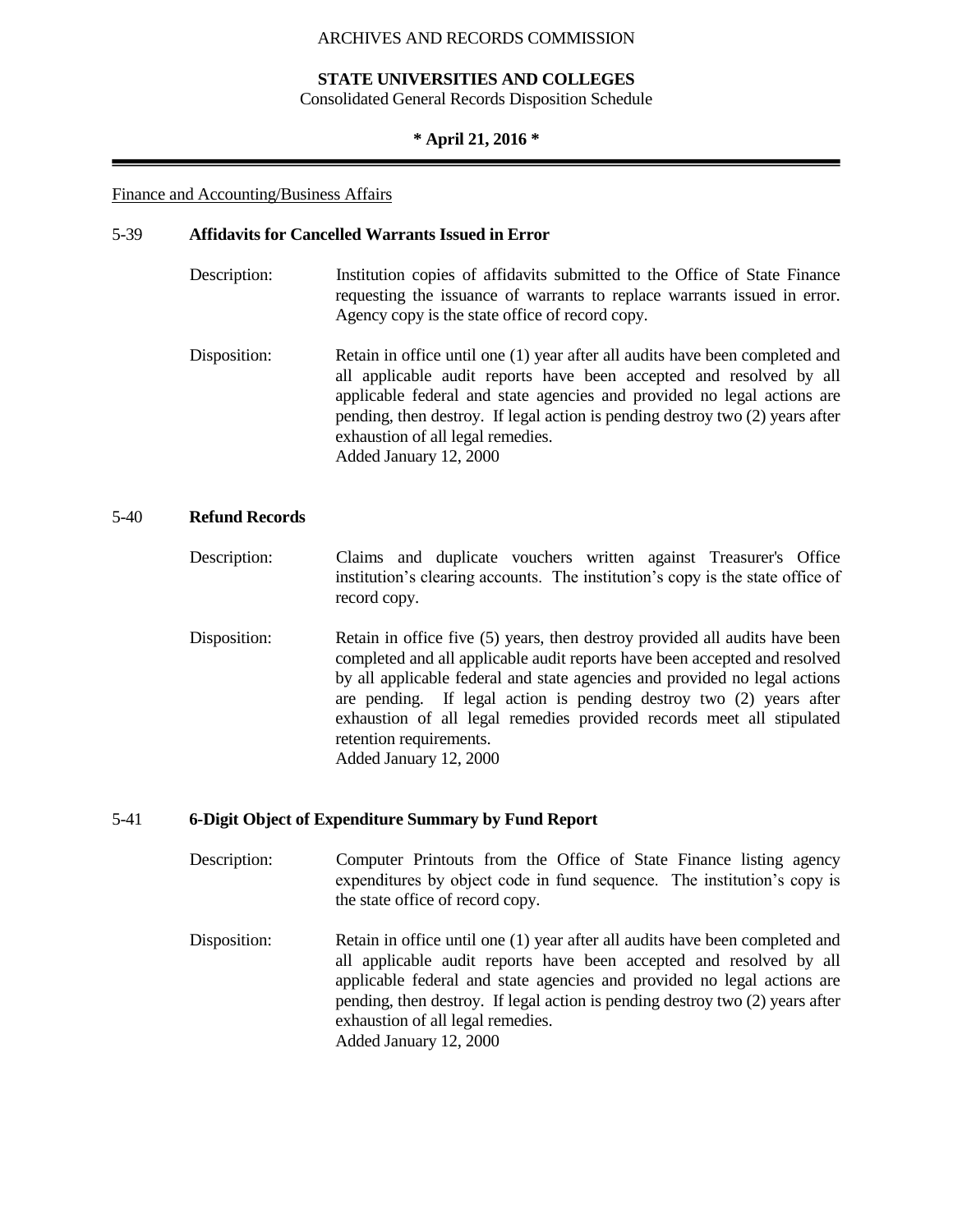Finance and Accounting/Business Affairs

**5-39 Affidavits for Cancelled Warrants Issued in Error**

Description: Institution copies of affidavits submitted to the Office of State Finance requesting the issuance of warrants to replace warrants issued in error. Agency copy is the state office of record copy.

Disposition: Retain in office until one (1) year after all audits have been completed and all applicable audit reports have been accepted and resolved by all applicable federal and state agencies and provided no legal actions are pending, then destroy. If legal action is pending destroy two (2) years after exhaustion of all legal remedies.
Added January 12, 2000

**5-40 Refund Records**

Description: Claims and duplicate vouchers written against Treasurer's Office institution's clearing accounts. The institution's copy is the state office of record copy.

Disposition: Retain in office five (5) years, then destroy provided all audits have been completed and all applicable audit reports have been accepted and resolved by all applicable federal and state agencies and provided no legal actions are pending. If legal action is pending destroy two (2) years after exhaustion of all legal remedies provided records meet all stipulated retention requirements.
Added January 12, 2000

**5-41 6-Digit Object of Expenditure Summary by Fund Report**

Description: Computer Printouts from the Office of State Finance listing agency expenditures by object code in fund sequence. The institution's copy is the state office of record copy.

Disposition: Retain in office until one (1) year after all audits have been completed and all applicable audit reports have been accepted and resolved by all applicable federal and state agencies and provided no legal actions are pending, then destroy. If legal action is pending destroy two (2) years after exhaustion of all legal remedies.
Added January 12, 2000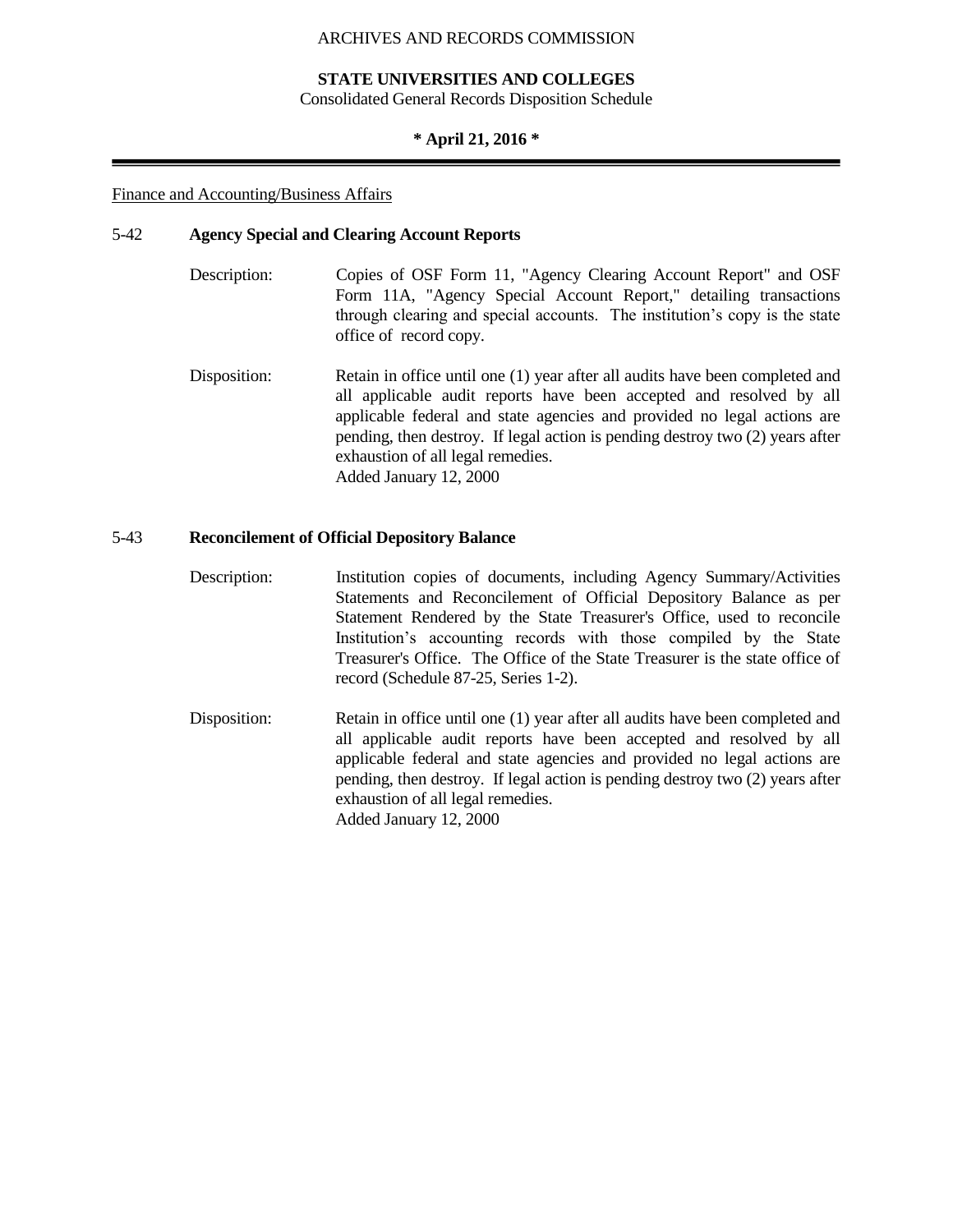Finance and Accounting/Business Affairs

5-42 **Agency Special and Clearing Account Reports**

Description: Copies of OSF Form 11, "Agency Clearing Account Report" and OSF Form 11A, "Agency Special Account Report," detailing transactions through clearing and special accounts. The institution's copy is the state office of record copy.

Disposition: Retain in office until one (1) year after all audits have been completed and all applicable audit reports have been accepted and resolved by all applicable federal and state agencies and provided no legal actions are pending, then destroy. If legal action is pending destroy two (2) years after exhaustion of all legal remedies.
Added January 12, 2000

5-43 **Reconcilement of Official Depository Balance**

Description: Institution copies of documents, including Agency Summary/Activities Statements and Reconcilement of Official Depository Balance as per Statement Rendered by the State Treasurer's Office, used to reconcile Institution's accounting records with those compiled by the State Treasurer's Office. The Office of the State Treasurer is the state office of record (Schedule 87-25, Series 1-2).

Disposition: Retain in office until one (1) year after all audits have been completed and all applicable audit reports have been accepted and resolved by all applicable federal and state agencies and provided no legal actions are pending, then destroy. If legal action is pending destroy two (2) years after exhaustion of all legal remedies.
Added January 12, 2000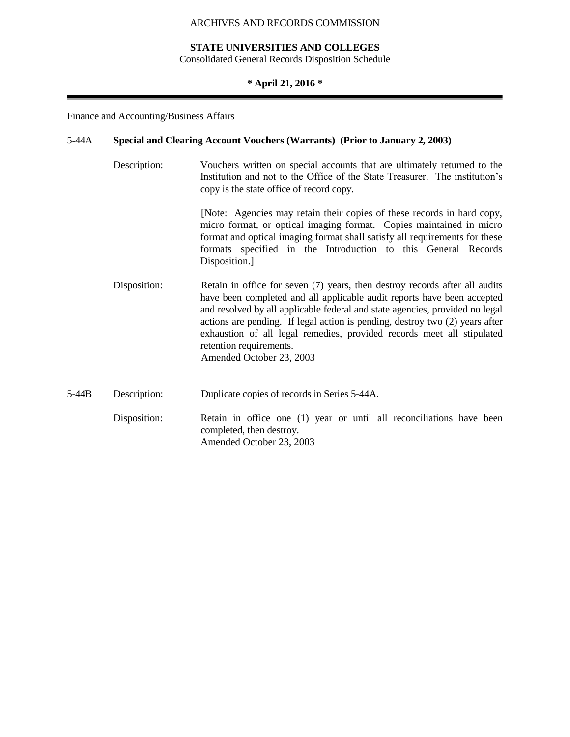Finance and Accounting/Business Affairs

**5-44A Special and Clearing Account Vouchers (Warrants) (Prior to January 2, 2003)**

Description: Vouchers written on special accounts that are ultimately returned to the Institution and not to the Office of the State Treasurer. The institution's copy is the state office of record copy.

[Note: Agencies may retain their copies of these records in hard copy, micro format, or optical imaging format. Copies maintained in micro format and optical imaging format shall satisfy all requirements for these formats specified in the Introduction to this General Records Disposition.]

Disposition: Retain in office for seven (7) years, then destroy records after all audits have been completed and all applicable audit reports have been accepted and resolved by all applicable federal and state agencies, provided no legal actions are pending. If legal action is pending, destroy two (2) years after exhaustion of all legal remedies, provided records meet all stipulated retention requirements.
Amended October 23, 2003

**5-44B**

Description: Duplicate copies of records in Series 5-44A.

Disposition: Retain in office one (1) year or until all reconciliations have been completed, then destroy.
Amended October 23, 2003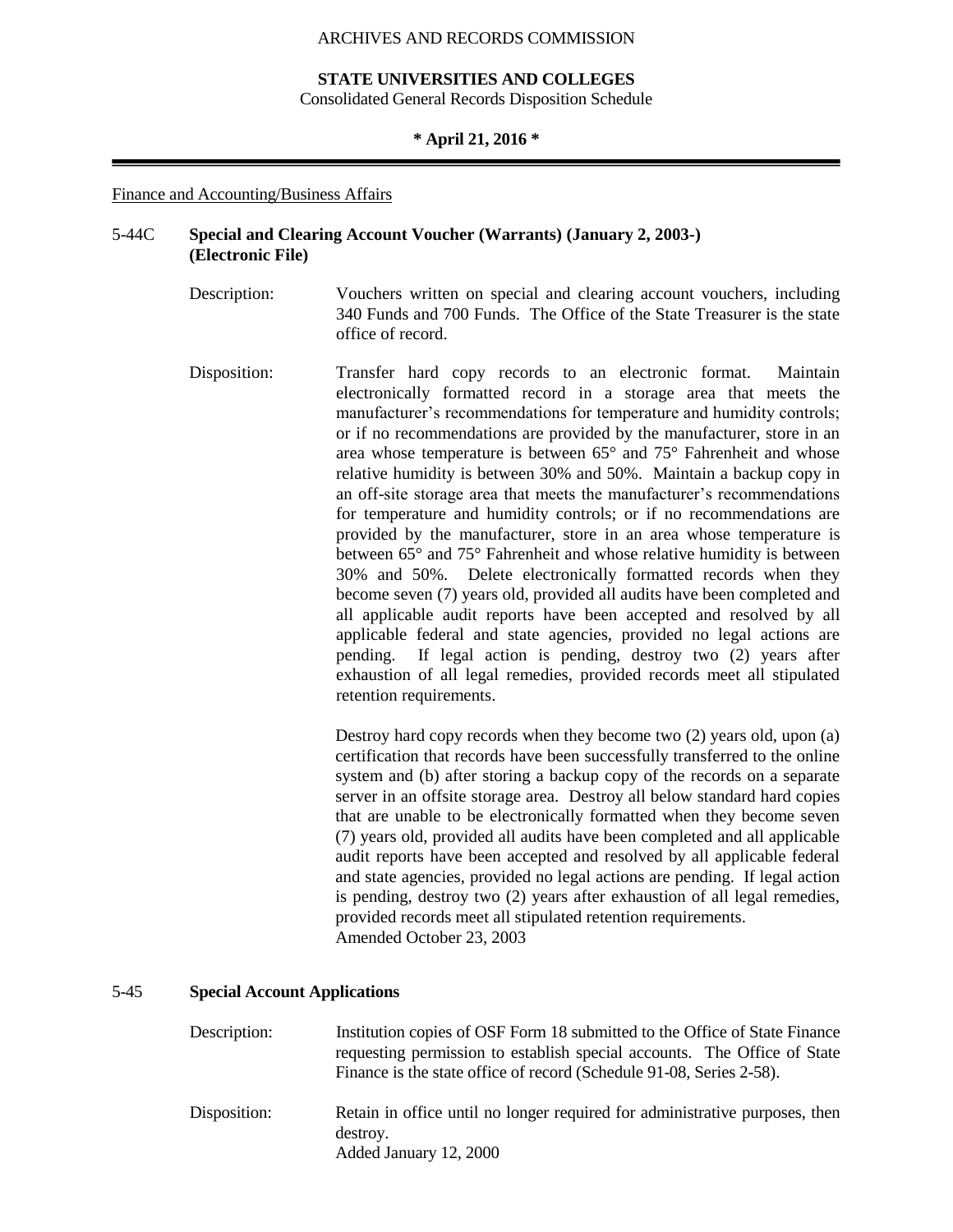Finance and Accounting/Business Affairs

**5-44C Special and Clearing Account Voucher (Warrants) (January 2, 2003-) (Electronic File)**

Description: Vouchers written on special and clearing account vouchers, including 340 Funds and 700 Funds. The Office of the State Treasurer is the state office of record.

Disposition: Transfer hard copy records to an electronic format. Maintain electronically formatted record in a storage area that meets the manufacturer's recommendations for temperature and humidity controls; or if no recommendations are provided by the manufacturer, store in an area whose temperature is between 65° and 75° Fahrenheit and whose relative humidity is between 30% and 50%. Maintain a backup copy in an off-site storage area that meets the manufacturer's recommendations for temperature and humidity controls; or if no recommendations are provided by the manufacturer, store in an area whose temperature is between 65° and 75° Fahrenheit and whose relative humidity is between 30% and 50%. Delete electronically formatted records when they become seven (7) years old, provided all audits have been completed and all applicable audit reports have been accepted and resolved by all applicable federal and state agencies, provided no legal actions are pending. If legal action is pending, destroy two (2) years after exhaustion of all legal remedies, provided records meet all stipulated retention requirements.

Destroy hard copy records when they become two (2) years old, upon (a) certification that records have been successfully transferred to the online system and (b) after storing a backup copy of the records on a separate server in an offsite storage area. Destroy all below standard hard copies that are unable to be electronically formatted when they become seven (7) years old, provided all audits have been completed and all applicable audit reports have been accepted and resolved by all applicable federal and state agencies, provided no legal actions are pending. If legal action is pending, destroy two (2) years after exhaustion of all legal remedies, provided records meet all stipulated retention requirements.
Amended October 23, 2003

**5-45 Special Account Applications**

Description: Institution copies of OSF Form 18 submitted to the Office of State Finance requesting permission to establish special accounts. The Office of State Finance is the state office of record (Schedule 91-08, Series 2-58).

Disposition: Retain in office until no longer required for administrative purposes, then destroy.
Added January 12, 2000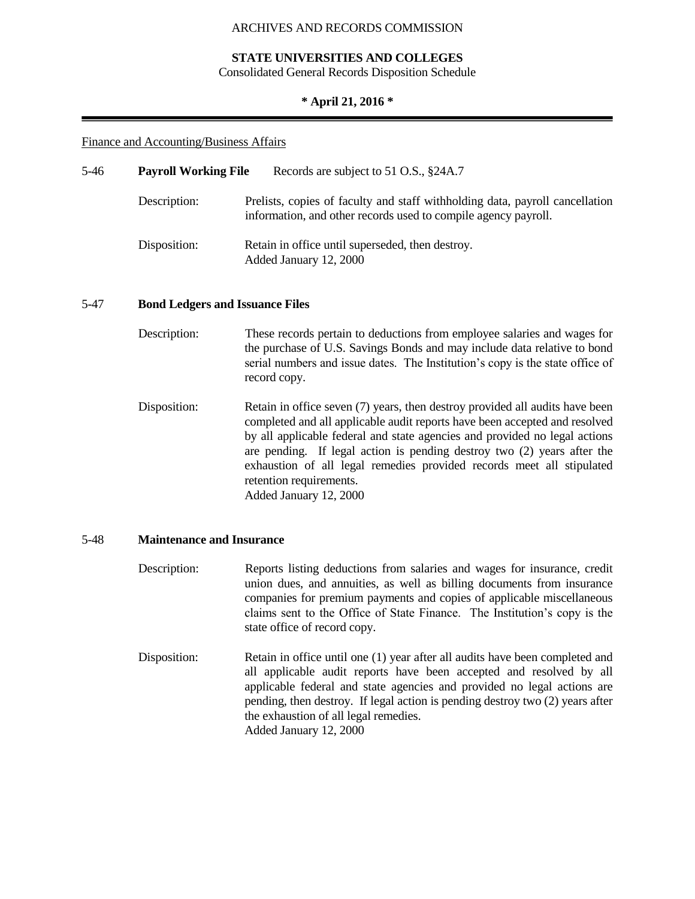Finance and Accounting/Business Affairs

**5-46 Payroll Working File** Records are subject to 51 O.S., §24A.7

Description: Prelists, copies of faculty and staff withholding data, payroll cancellation information, and other records used to compile agency payroll.

Disposition: Retain in office until superseded, then destroy.
Added January 12, 2000

**5-47 Bond Ledgers and Issuance Files**

Description: These records pertain to deductions from employee salaries and wages for the purchase of U.S. Savings Bonds and may include data relative to bond serial numbers and issue dates. The Institution's copy is the state office of record copy.

Disposition: Retain in office seven (7) years, then destroy provided all audits have been completed and all applicable audit reports have been accepted and resolved by all applicable federal and state agencies and provided no legal actions are pending. If legal action is pending destroy two (2) years after the exhaustion of all legal remedies provided records meet all stipulated retention requirements.
Added January 12, 2000

**5-48 Maintenance and Insurance**

Description: Reports listing deductions from salaries and wages for insurance, credit union dues, and annuities, as well as billing documents from insurance companies for premium payments and copies of applicable miscellaneous claims sent to the Office of State Finance. The Institution's copy is the state office of record copy.

Disposition: Retain in office until one (1) year after all audits have been completed and all applicable audit reports have been accepted and resolved by all applicable federal and state agencies and provided no legal actions are pending, then destroy. If legal action is pending destroy two (2) years after the exhaustion of all legal remedies.
Added January 12, 2000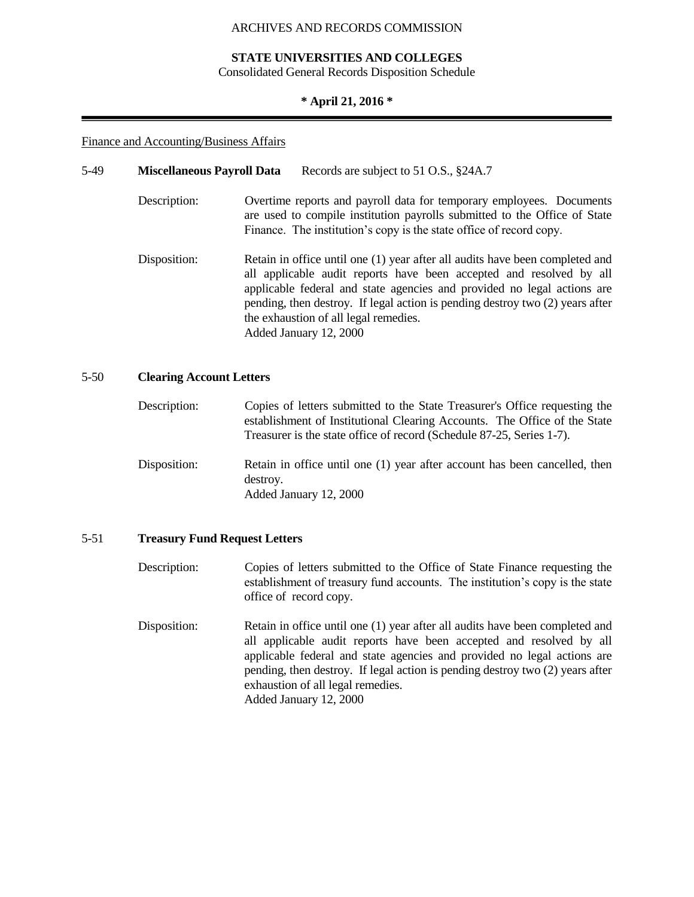Finance and Accounting/Business Affairs

**5-49 Miscellaneous Payroll Data** Records are subject to 51 O.S., §24A.7

Description: Overtime reports and payroll data for temporary employees. Documents are used to compile institution payrolls submitted to the Office of State Finance. The institution's copy is the state office of record copy.

Disposition: Retain in office until one (1) year after all audits have been completed and all applicable audit reports have been accepted and resolved by all applicable federal and state agencies and provided no legal actions are pending, then destroy. If legal action is pending destroy two (2) years after the exhaustion of all legal remedies.
Added January 12, 2000

**5-50 Clearing Account Letters**

Description: Copies of letters submitted to the State Treasurer's Office requesting the establishment of Institutional Clearing Accounts. The Office of the State Treasurer is the state office of record (Schedule 87-25, Series 1-7).

Disposition: Retain in office until one (1) year after account has been cancelled, then destroy.
Added January 12, 2000

**5-51 Treasury Fund Request Letters**

Description: Copies of letters submitted to the Office of State Finance requesting the establishment of treasury fund accounts. The institution's copy is the state office of record copy.

Disposition: Retain in office until one (1) year after all audits have been completed and all applicable audit reports have been accepted and resolved by all applicable federal and state agencies and provided no legal actions are pending, then destroy. If legal action is pending destroy two (2) years after exhaustion of all legal remedies.
Added January 12, 2000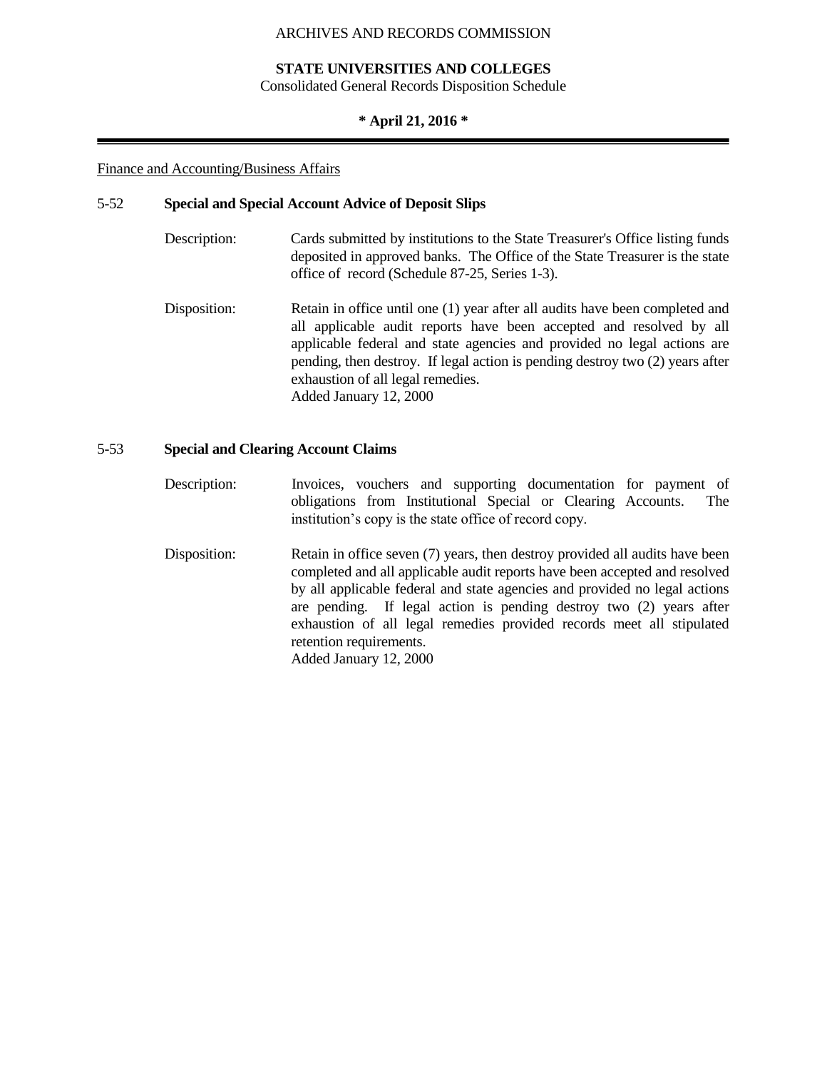Finance and Accounting/Business Affairs

**5-52 Special and Special Account Advice of Deposit Slips**

Description: Cards submitted by institutions to the State Treasurer's Office listing funds deposited in approved banks. The Office of the State Treasurer is the state office of record (Schedule 87-25, Series 1-3).

Disposition: Retain in office until one (1) year after all audits have been completed and all applicable audit reports have been accepted and resolved by all applicable federal and state agencies and provided no legal actions are pending, then destroy. If legal action is pending destroy two (2) years after exhaustion of all legal remedies.
Added January 12, 2000

**5-53 Special and Clearing Account Claims**

Description: Invoices, vouchers and supporting documentation for payment of obligations from Institutional Special or Clearing Accounts. The institution's copy is the state office of record copy.

Disposition: Retain in office seven (7) years, then destroy provided all audits have been completed and all applicable audit reports have been accepted and resolved by all applicable federal and state agencies and provided no legal actions are pending. If legal action is pending destroy two (2) years after exhaustion of all legal remedies provided records meet all stipulated retention requirements.
Added January 12, 2000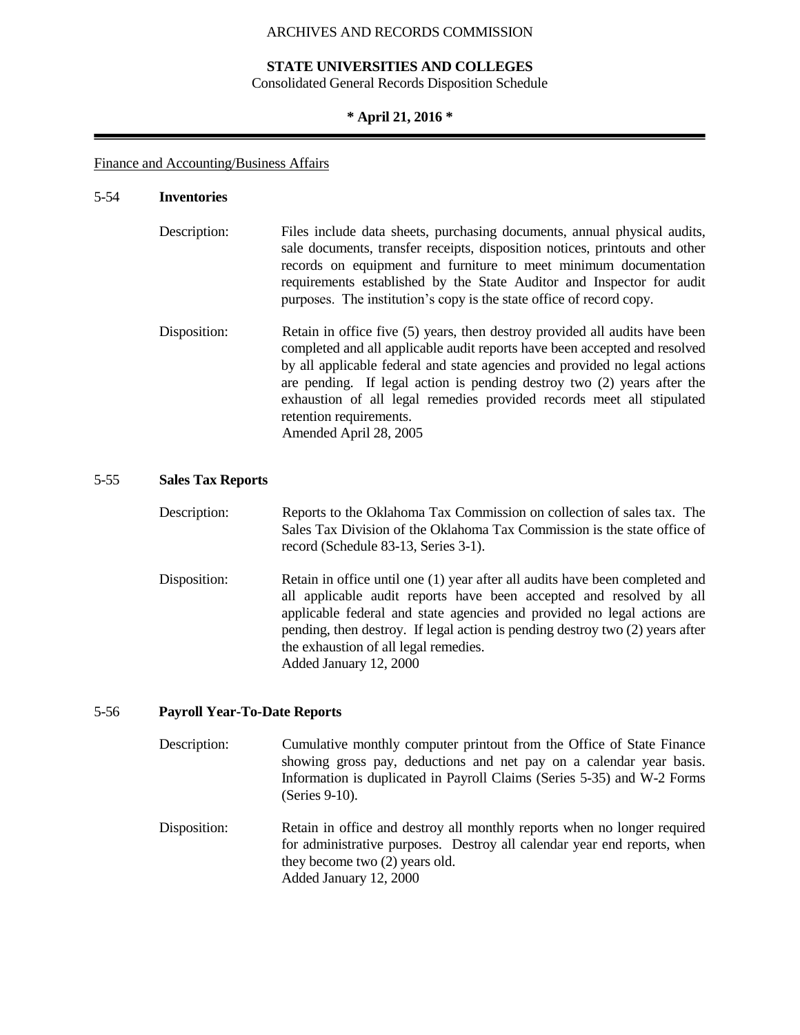Finance and Accounting/Business Affairs

## 5-54 **Inventories**

Description: Files include data sheets, purchasing documents, annual physical audits, sale documents, transfer receipts, disposition notices, printouts and other records on equipment and furniture to meet minimum documentation requirements established by the State Auditor and Inspector for audit purposes. The institution's copy is the state office of record copy.

Disposition: Retain in office five (5) years, then destroy provided all audits have been completed and all applicable audit reports have been accepted and resolved by all applicable federal and state agencies and provided no legal actions are pending. If legal action is pending destroy two (2) years after the exhaustion of all legal remedies provided records meet all stipulated retention requirements.
Amended April 28, 2005

## 5-55 **Sales Tax Reports**

Description: Reports to the Oklahoma Tax Commission on collection of sales tax. The Sales Tax Division of the Oklahoma Tax Commission is the state office of record (Schedule 83-13, Series 3-1).

Disposition: Retain in office until one (1) year after all audits have been completed and all applicable audit reports have been accepted and resolved by all applicable federal and state agencies and provided no legal actions are pending, then destroy. If legal action is pending destroy two (2) years after the exhaustion of all legal remedies.
Added January 12, 2000

## 5-56 **Payroll Year-To-Date Reports**

Description: Cumulative monthly computer printout from the Office of State Finance showing gross pay, deductions and net pay on a calendar year basis. Information is duplicated in Payroll Claims (Series 5-35) and W-2 Forms (Series 9-10).

Disposition: Retain in office and destroy all monthly reports when no longer required for administrative purposes. Destroy all calendar year end reports, when they become two (2) years old.
Added January 12, 2000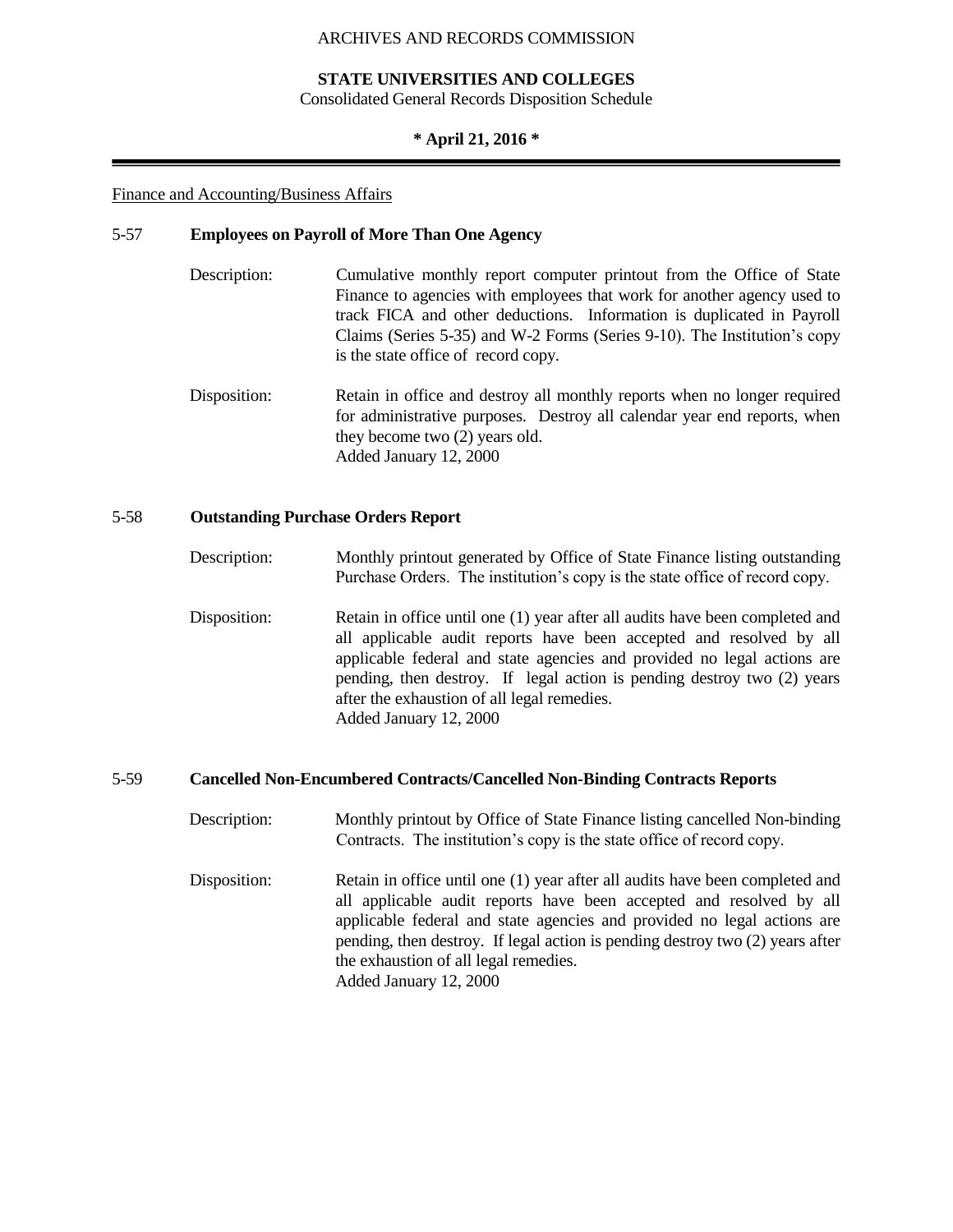Finance and Accounting/Business Affairs

**5-57 Employees on Payroll of More Than One Agency**

Description: Cumulative monthly report computer printout from the Office of State Finance to agencies with employees that work for another agency used to track FICA and other deductions. Information is duplicated in Payroll Claims (Series 5-35) and W-2 Forms (Series 9-10). The Institution's copy is the state office of record copy.

Disposition: Retain in office and destroy all monthly reports when no longer required for administrative purposes. Destroy all calendar year end reports, when they become two (2) years old.
Added January 12, 2000

**5-58 Outstanding Purchase Orders Report**

Description: Monthly printout generated by Office of State Finance listing outstanding Purchase Orders. The institution's copy is the state office of record copy.

Disposition: Retain in office until one (1) year after all audits have been completed and all applicable audit reports have been accepted and resolved by all applicable federal and state agencies and provided no legal actions are pending, then destroy. If legal action is pending destroy two (2) years after the exhaustion of all legal remedies.
Added January 12, 2000

**5-59 Cancelled Non-Encumbered Contracts/Cancelled Non-Binding Contracts Reports**

Description: Monthly printout by Office of State Finance listing cancelled Non-binding Contracts. The institution's copy is the state office of record copy.

Disposition: Retain in office until one (1) year after all audits have been completed and all applicable audit reports have been accepted and resolved by all applicable federal and state agencies and provided no legal actions are pending, then destroy. If legal action is pending destroy two (2) years after the exhaustion of all legal remedies.
Added January 12, 2000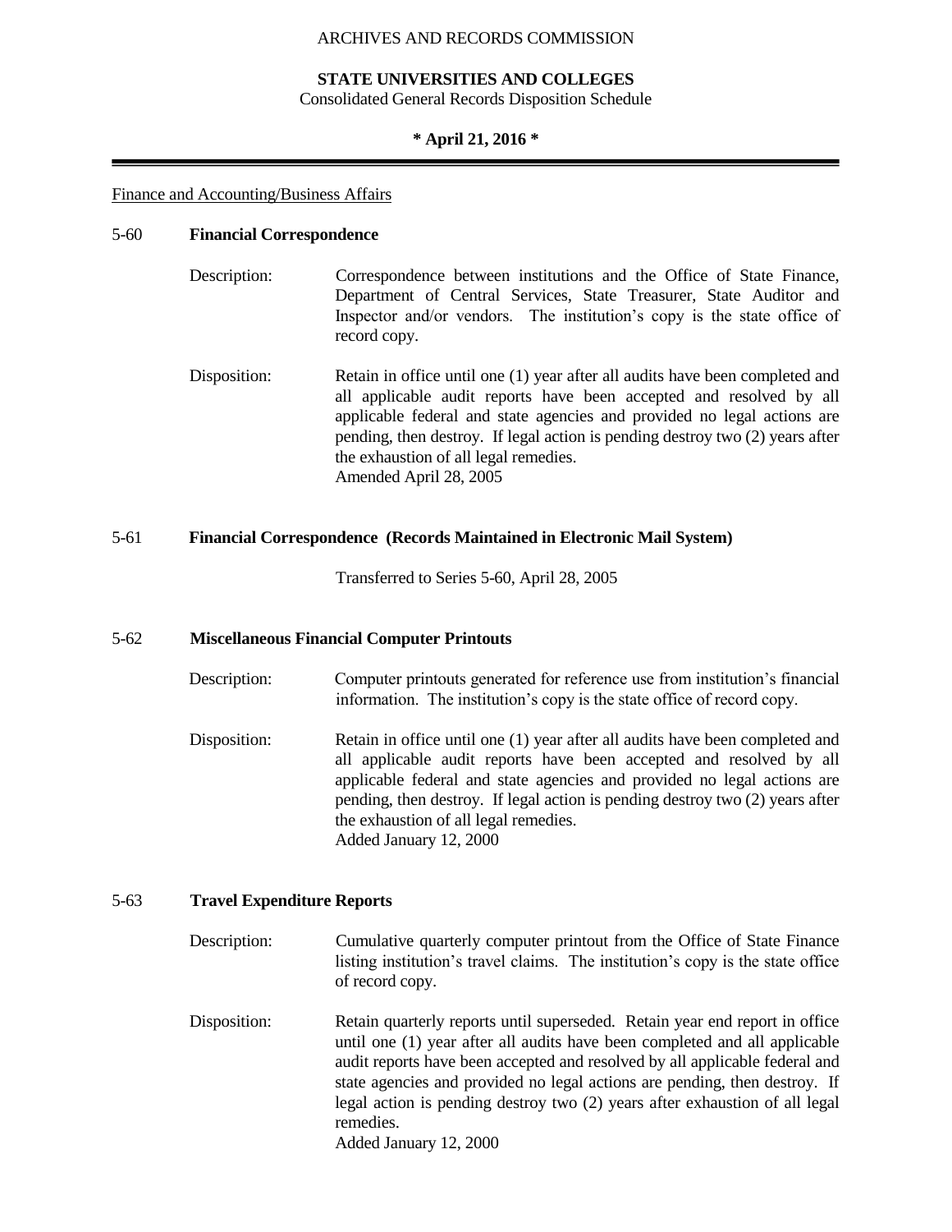ARCHIVES AND RECORDS COMMISSION

**STATE UNIVERSITIES AND COLLEGES**
Consolidated General Records Disposition Schedule

**\* April 21, 2016 \***

Finance and Accounting/Business Affairs

## 5-60 Financial Correspondence

Description: Correspondence between institutions and the Office of State Finance, Department of Central Services, State Treasurer, State Auditor and Inspector and/or vendors. The institution's copy is the state office of record copy.

Disposition: Retain in office until one (1) year after all audits have been completed and all applicable audit reports have been accepted and resolved by all applicable federal and state agencies and provided no legal actions are pending, then destroy. If legal action is pending destroy two (2) years after the exhaustion of all legal remedies.
Amended April 28, 2005

## 5-61 Financial Correspondence (Records Maintained in Electronic Mail System)

Transferred to Series 5-60, April 28, 2005

## 5-62 Miscellaneous Financial Computer Printouts

Description: Computer printouts generated for reference use from institution's financial information. The institution's copy is the state office of record copy.

Disposition: Retain in office until one (1) year after all audits have been completed and all applicable audit reports have been accepted and resolved by all applicable federal and state agencies and provided no legal actions are pending, then destroy. If legal action is pending destroy two (2) years after the exhaustion of all legal remedies.
Added January 12, 2000

## 5-63 Travel Expenditure Reports

Description: Cumulative quarterly computer printout from the Office of State Finance listing institution's travel claims. The institution's copy is the state office of record copy.

Disposition: Retain quarterly reports until superseded. Retain year end report in office until one (1) year after all audits have been completed and all applicable audit reports have been accepted and resolved by all applicable federal and state agencies and provided no legal actions are pending, then destroy. If legal action is pending destroy two (2) years after exhaustion of all legal remedies.
Added January 12, 2000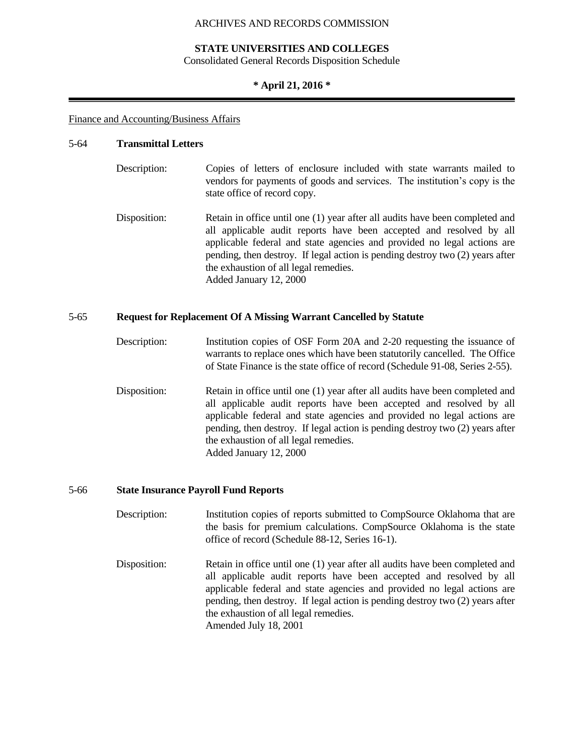Finance and Accounting/Business Affairs

## 5-64 **Transmittal Letters**

Description: Copies of letters of enclosure included with state warrants mailed to vendors for payments of goods and services. The institution's copy is the state office of record copy.

Disposition: Retain in office until one (1) year after all audits have been completed and all applicable audit reports have been accepted and resolved by all applicable federal and state agencies and provided no legal actions are pending, then destroy. If legal action is pending destroy two (2) years after the exhaustion of all legal remedies.
Added January 12, 2000

## 5-65 **Request for Replacement Of A Missing Warrant Cancelled by Statute**

Description: Institution copies of OSF Form 20A and 2-20 requesting the issuance of warrants to replace ones which have been statutorily cancelled. The Office of State Finance is the state office of record (Schedule 91-08, Series 2-55).

Disposition: Retain in office until one (1) year after all audits have been completed and all applicable audit reports have been accepted and resolved by all applicable federal and state agencies and provided no legal actions are pending, then destroy. If legal action is pending destroy two (2) years after the exhaustion of all legal remedies.
Added January 12, 2000

## 5-66 **State Insurance Payroll Fund Reports**

Description: Institution copies of reports submitted to CompSource Oklahoma that are the basis for premium calculations. CompSource Oklahoma is the state office of record (Schedule 88-12, Series 16-1).

Disposition: Retain in office until one (1) year after all audits have been completed and all applicable audit reports have been accepted and resolved by all applicable federal and state agencies and provided no legal actions are pending, then destroy. If legal action is pending destroy two (2) years after the exhaustion of all legal remedies.
Amended July 18, 2001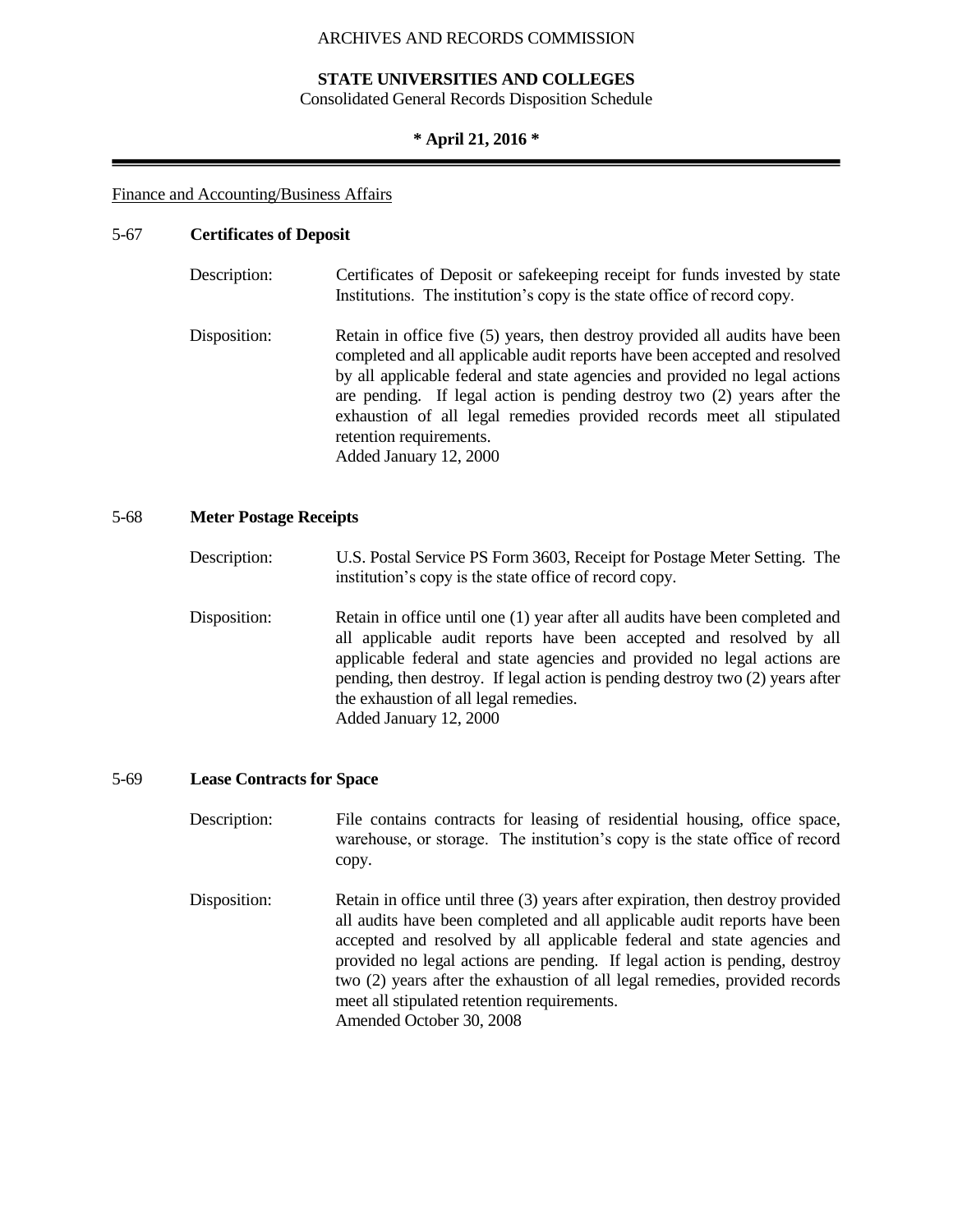Finance and Accounting/Business Affairs

## 5-67 **Certificates of Deposit**

Description: Certificates of Deposit or safekeeping receipt for funds invested by state Institutions. The institution's copy is the state office of record copy.

Disposition: Retain in office five (5) years, then destroy provided all audits have been completed and all applicable audit reports have been accepted and resolved by all applicable federal and state agencies and provided no legal actions are pending. If legal action is pending destroy two (2) years after the exhaustion of all legal remedies provided records meet all stipulated retention requirements.
Added January 12, 2000

## 5-68 **Meter Postage Receipts**

Description: U.S. Postal Service PS Form 3603, Receipt for Postage Meter Setting. The institution's copy is the state office of record copy.

Disposition: Retain in office until one (1) year after all audits have been completed and all applicable audit reports have been accepted and resolved by all applicable federal and state agencies and provided no legal actions are pending, then destroy. If legal action is pending destroy two (2) years after the exhaustion of all legal remedies.
Added January 12, 2000

## 5-69 **Lease Contracts for Space**

Description: File contains contracts for leasing of residential housing, office space, warehouse, or storage. The institution's copy is the state office of record copy.

Disposition: Retain in office until three (3) years after expiration, then destroy provided all audits have been completed and all applicable audit reports have been accepted and resolved by all applicable federal and state agencies and provided no legal actions are pending. If legal action is pending, destroy two (2) years after the exhaustion of all legal remedies, provided records meet all stipulated retention requirements.
Amended October 30, 2008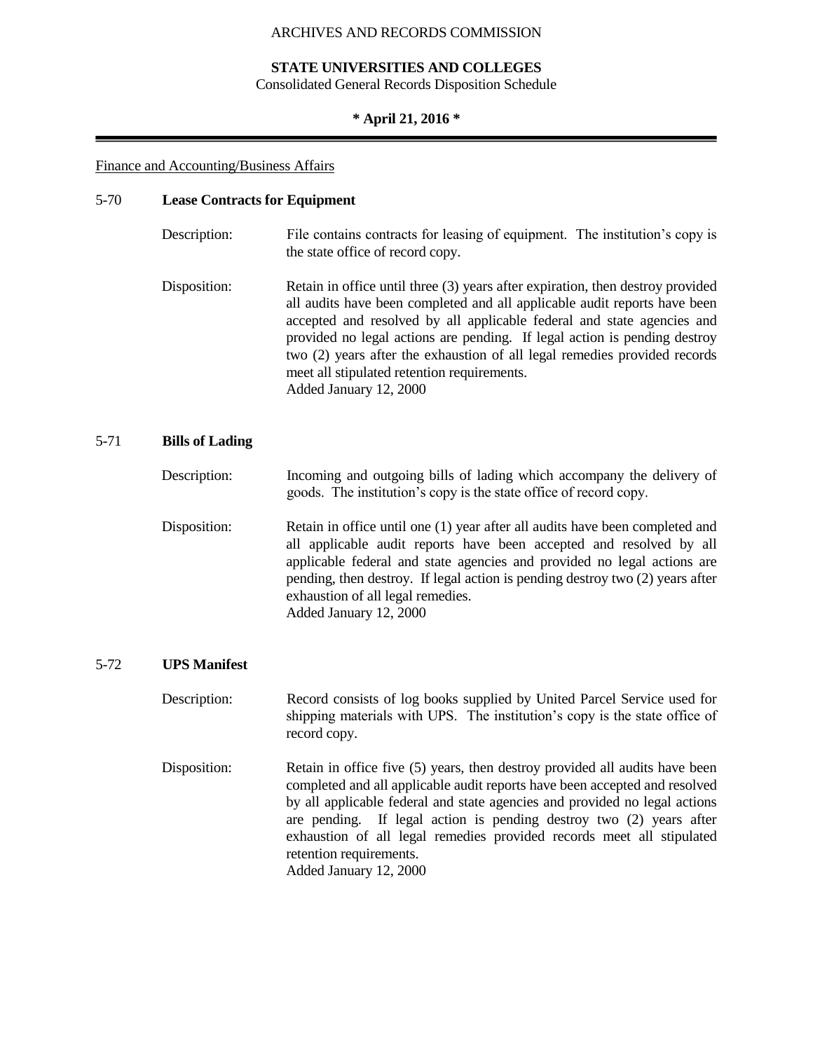Finance and Accounting/Business Affairs

## 5-70 Lease Contracts for Equipment

Description: File contains contracts for leasing of equipment. The institution's copy is the state office of record copy.

Disposition: Retain in office until three (3) years after expiration, then destroy provided all audits have been completed and all applicable audit reports have been accepted and resolved by all applicable federal and state agencies and provided no legal actions are pending. If legal action is pending destroy two (2) years after the exhaustion of all legal remedies provided records meet all stipulated retention requirements.
Added January 12, 2000

## 5-71 Bills of Lading

Description: Incoming and outgoing bills of lading which accompany the delivery of goods. The institution's copy is the state office of record copy.

Disposition: Retain in office until one (1) year after all audits have been completed and all applicable audit reports have been accepted and resolved by all applicable federal and state agencies and provided no legal actions are pending, then destroy. If legal action is pending destroy two (2) years after exhaustion of all legal remedies.
Added January 12, 2000

## 5-72 UPS Manifest

Description: Record consists of log books supplied by United Parcel Service used for shipping materials with UPS. The institution's copy is the state office of record copy.

Disposition: Retain in office five (5) years, then destroy provided all audits have been completed and all applicable audit reports have been accepted and resolved by all applicable federal and state agencies and provided no legal actions are pending. If legal action is pending destroy two (2) years after exhaustion of all legal remedies provided records meet all stipulated retention requirements.
Added January 12, 2000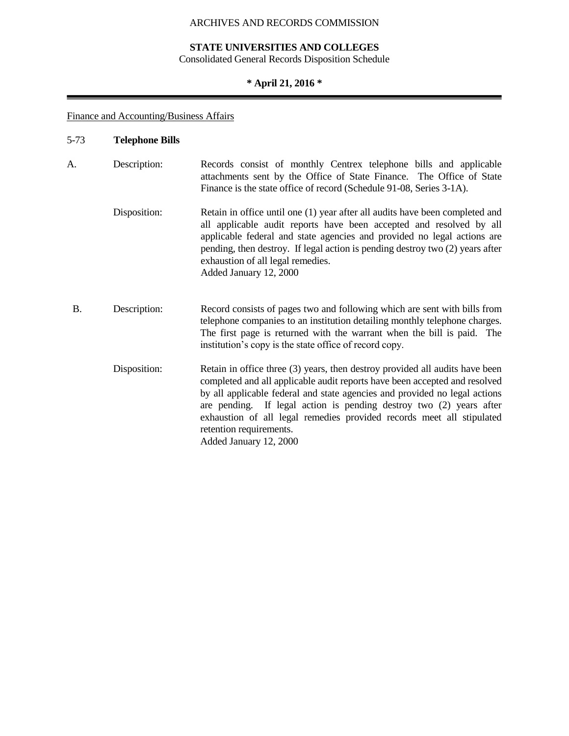ARCHIVES AND RECORDS COMMISSION

**STATE UNIVERSITIES AND COLLEGES**
Consolidated General Records Disposition Schedule

**\* April 21, 2016 \***

---

Finance and Accounting/Business Affairs

5-73 **Telephone Bills**

A. Description: Records consist of monthly Centrex telephone bills and applicable attachments sent by the Office of State Finance. The Office of State Finance is the state office of record (Schedule 91-08, Series 3-1A).

Disposition: Retain in office until one (1) year after all audits have been completed and all applicable audit reports have been accepted and resolved by all applicable federal and state agencies and provided no legal actions are pending, then destroy. If legal action is pending destroy two (2) years after exhaustion of all legal remedies.
Added January 12, 2000

B. Description: Record consists of pages two and following which are sent with bills from telephone companies to an institution detailing monthly telephone charges. The first page is returned with the warrant when the bill is paid. The institution's copy is the state office of record copy.

Disposition: Retain in office three (3) years, then destroy provided all audits have been completed and all applicable audit reports have been accepted and resolved by all applicable federal and state agencies and provided no legal actions are pending. If legal action is pending destroy two (2) years after exhaustion of all legal remedies provided records meet all stipulated retention requirements.
Added January 12, 2000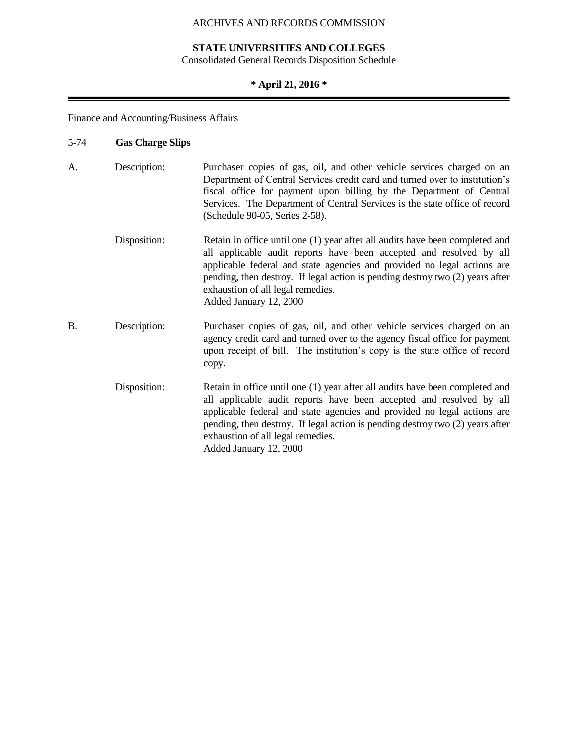ARCHIVES AND RECORDS COMMISSION

**STATE UNIVERSITIES AND COLLEGES**
Consolidated General Records Disposition Schedule

**\* April 21, 2016 \***

Finance and Accounting/Business Affairs

5-74 **Gas Charge Slips**

A. Description: Purchaser copies of gas, oil, and other vehicle services charged on an Department of Central Services credit card and turned over to institution's fiscal office for payment upon billing by the Department of Central Services. The Department of Central Services is the state office of record (Schedule 90-05, Series 2-58).

Disposition: Retain in office until one (1) year after all audits have been completed and all applicable audit reports have been accepted and resolved by all applicable federal and state agencies and provided no legal actions are pending, then destroy. If legal action is pending destroy two (2) years after exhaustion of all legal remedies.
Added January 12, 2000

B. Description: Purchaser copies of gas, oil, and other vehicle services charged on an agency credit card and turned over to the agency fiscal office for payment upon receipt of bill. The institution's copy is the state office of record copy.

Disposition: Retain in office until one (1) year after all audits have been completed and all applicable audit reports have been accepted and resolved by all applicable federal and state agencies and provided no legal actions are pending, then destroy. If legal action is pending destroy two (2) years after exhaustion of all legal remedies.
Added January 12, 2000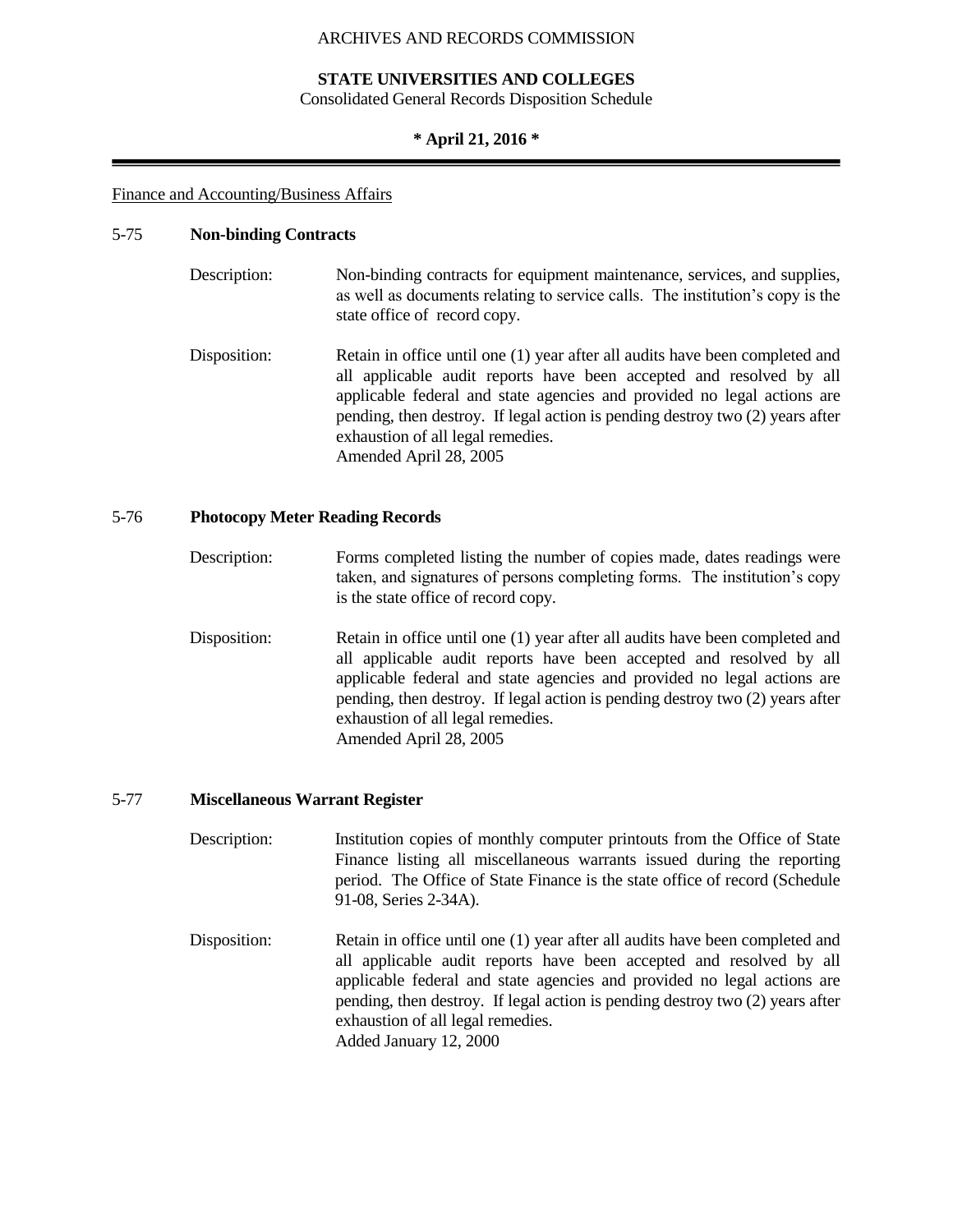Finance and Accounting/Business Affairs

## 5-75 **Non-binding Contracts**

Description: Non-binding contracts for equipment maintenance, services, and supplies, as well as documents relating to service calls. The institution's copy is the state office of record copy.

Disposition: Retain in office until one (1) year after all audits have been completed and all applicable audit reports have been accepted and resolved by all applicable federal and state agencies and provided no legal actions are pending, then destroy. If legal action is pending destroy two (2) years after exhaustion of all legal remedies.
Amended April 28, 2005

## 5-76 **Photocopy Meter Reading Records**

Description: Forms completed listing the number of copies made, dates readings were taken, and signatures of persons completing forms. The institution's copy is the state office of record copy.

Disposition: Retain in office until one (1) year after all audits have been completed and all applicable audit reports have been accepted and resolved by all applicable federal and state agencies and provided no legal actions are pending, then destroy. If legal action is pending destroy two (2) years after exhaustion of all legal remedies.
Amended April 28, 2005

## 5-77 **Miscellaneous Warrant Register**

Description: Institution copies of monthly computer printouts from the Office of State Finance listing all miscellaneous warrants issued during the reporting period. The Office of State Finance is the state office of record (Schedule 91-08, Series 2-34A).

Disposition: Retain in office until one (1) year after all audits have been completed and all applicable audit reports have been accepted and resolved by all applicable federal and state agencies and provided no legal actions are pending, then destroy. If legal action is pending destroy two (2) years after exhaustion of all legal remedies.
Added January 12, 2000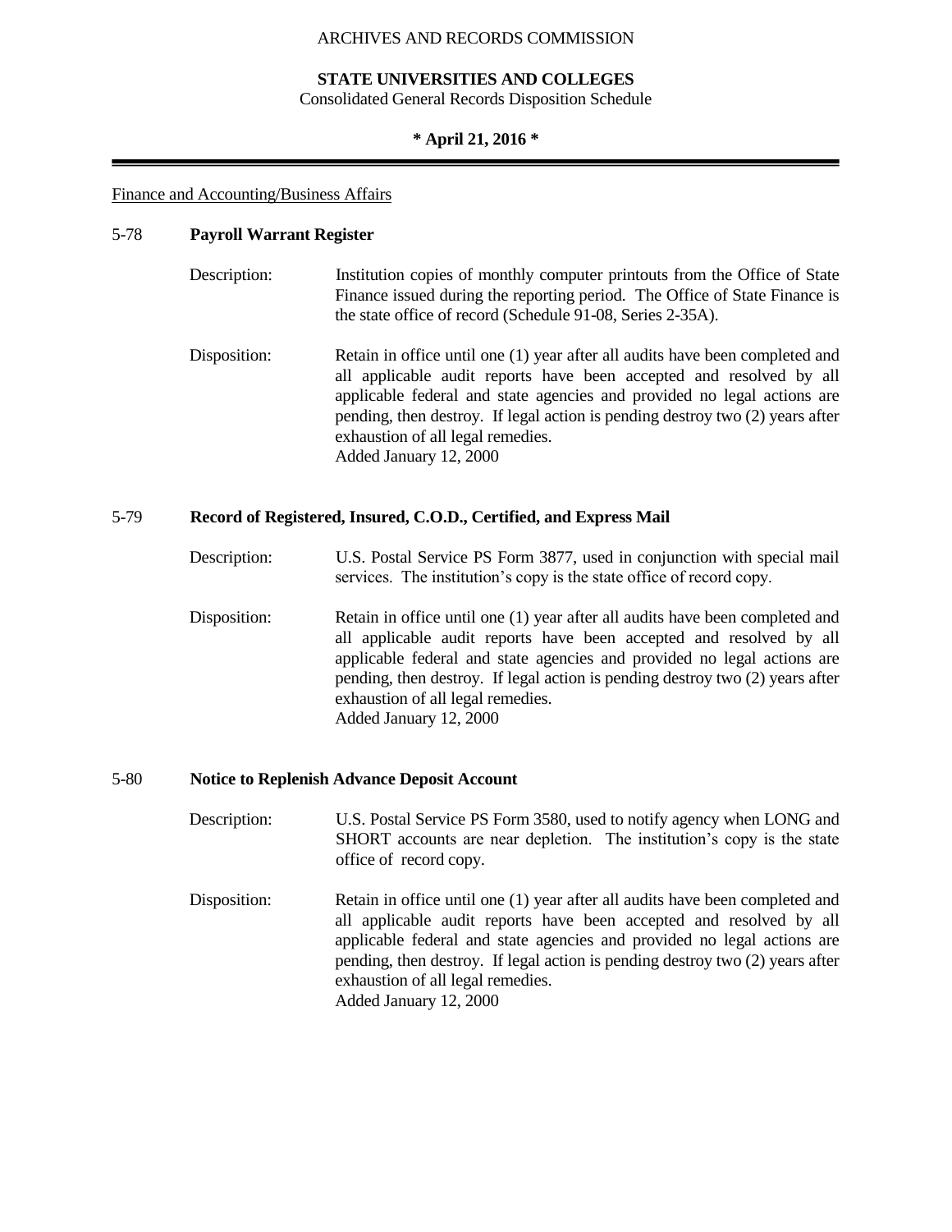ARCHIVES AND RECORDS COMMISSION

**STATE UNIVERSITIES AND COLLEGES**
Consolidated General Records Disposition Schedule

**\* April 21, 2016 \***

Finance and Accounting/Business Affairs

### 5-78 Payroll Warrant Register

Description: Institution copies of monthly computer printouts from the Office of State Finance issued during the reporting period. The Office of State Finance is the state office of record (Schedule 91-08, Series 2-35A).

Disposition: Retain in office until one (1) year after all audits have been completed and all applicable audit reports have been accepted and resolved by all applicable federal and state agencies and provided no legal actions are pending, then destroy. If legal action is pending destroy two (2) years after exhaustion of all legal remedies.
Added January 12, 2000

### 5-79 Record of Registered, Insured, C.O.D., Certified, and Express Mail

Description: U.S. Postal Service PS Form 3877, used in conjunction with special mail services. The institution's copy is the state office of record copy.

Disposition: Retain in office until one (1) year after all audits have been completed and all applicable audit reports have been accepted and resolved by all applicable federal and state agencies and provided no legal actions are pending, then destroy. If legal action is pending destroy two (2) years after exhaustion of all legal remedies.
Added January 12, 2000

### 5-80 Notice to Replenish Advance Deposit Account

Description: U.S. Postal Service PS Form 3580, used to notify agency when LONG and SHORT accounts are near depletion. The institution's copy is the state office of record copy.

Disposition: Retain in office until one (1) year after all audits have been completed and all applicable audit reports have been accepted and resolved by all applicable federal and state agencies and provided no legal actions are pending, then destroy. If legal action is pending destroy two (2) years after exhaustion of all legal remedies.
Added January 12, 2000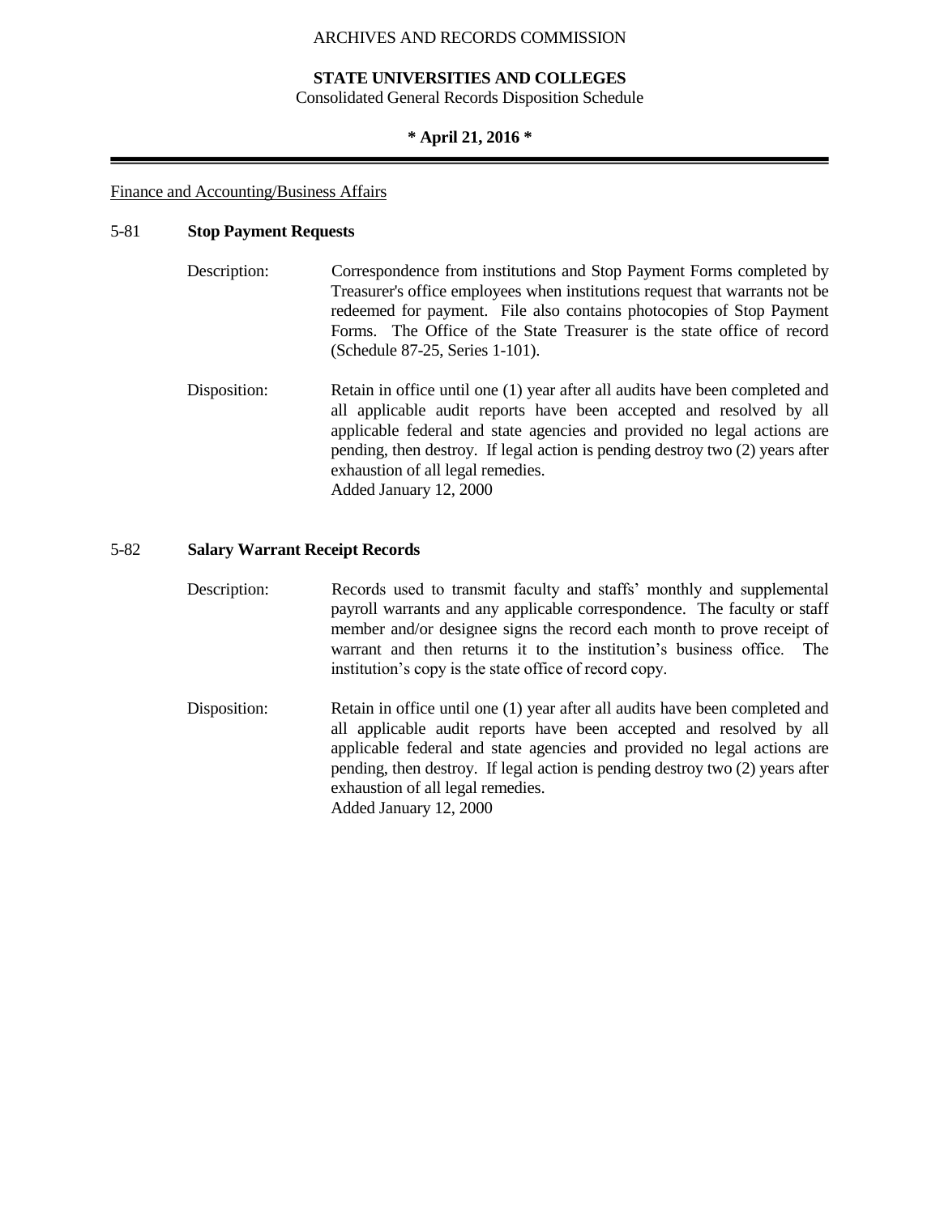Finance and Accounting/Business Affairs

## 5-81 **Stop Payment Requests**

Description: Correspondence from institutions and Stop Payment Forms completed by Treasurer's office employees when institutions request that warrants not be redeemed for payment. File also contains photocopies of Stop Payment Forms. The Office of the State Treasurer is the state office of record (Schedule 87-25, Series 1-101).

Disposition: Retain in office until one (1) year after all audits have been completed and all applicable audit reports have been accepted and resolved by all applicable federal and state agencies and provided no legal actions are pending, then destroy. If legal action is pending destroy two (2) years after exhaustion of all legal remedies.
Added January 12, 2000

## 5-82 **Salary Warrant Receipt Records**

Description: Records used to transmit faculty and staffs' monthly and supplemental payroll warrants and any applicable correspondence. The faculty or staff member and/or designee signs the record each month to prove receipt of warrant and then returns it to the institution's business office. The institution's copy is the state office of record copy.

Disposition: Retain in office until one (1) year after all audits have been completed and all applicable audit reports have been accepted and resolved by all applicable federal and state agencies and provided no legal actions are pending, then destroy. If legal action is pending destroy two (2) years after exhaustion of all legal remedies.
Added January 12, 2000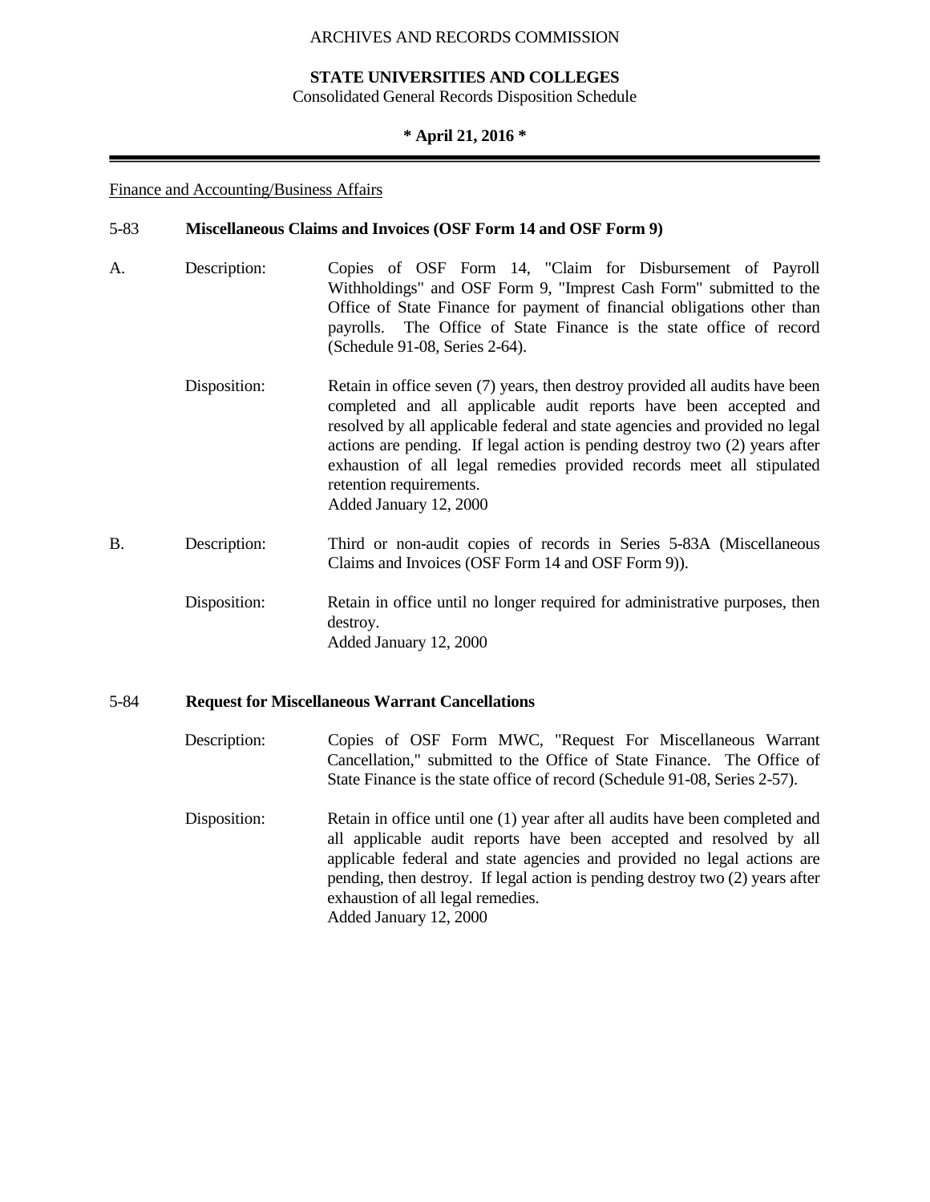Finance and Accounting/Business Affairs

## 5-83 Miscellaneous Claims and Invoices (OSF Form 14 and OSF Form 9)

A. Description: Copies of OSF Form 14, "Claim for Disbursement of Payroll Withholdings" and OSF Form 9, "Imprest Cash Form" submitted to the Office of State Finance for payment of financial obligations other than payrolls. The Office of State Finance is the state office of record (Schedule 91-08, Series 2-64).

Disposition: Retain in office seven (7) years, then destroy provided all audits have been completed and all applicable audit reports have been accepted and resolved by all applicable federal and state agencies and provided no legal actions are pending. If legal action is pending destroy two (2) years after exhaustion of all legal remedies provided records meet all stipulated retention requirements.
Added January 12, 2000

B. Description: Third or non-audit copies of records in Series 5-83A (Miscellaneous Claims and Invoices (OSF Form 14 and OSF Form 9)).

Disposition: Retain in office until no longer required for administrative purposes, then destroy.
Added January 12, 2000

## 5-84 Request for Miscellaneous Warrant Cancellations

Description: Copies of OSF Form MWC, "Request For Miscellaneous Warrant Cancellation," submitted to the Office of State Finance. The Office of State Finance is the state office of record (Schedule 91-08, Series 2-57).

Disposition: Retain in office until one (1) year after all audits have been completed and all applicable audit reports have been accepted and resolved by all applicable federal and state agencies and provided no legal actions are pending, then destroy. If legal action is pending destroy two (2) years after exhaustion of all legal remedies.
Added January 12, 2000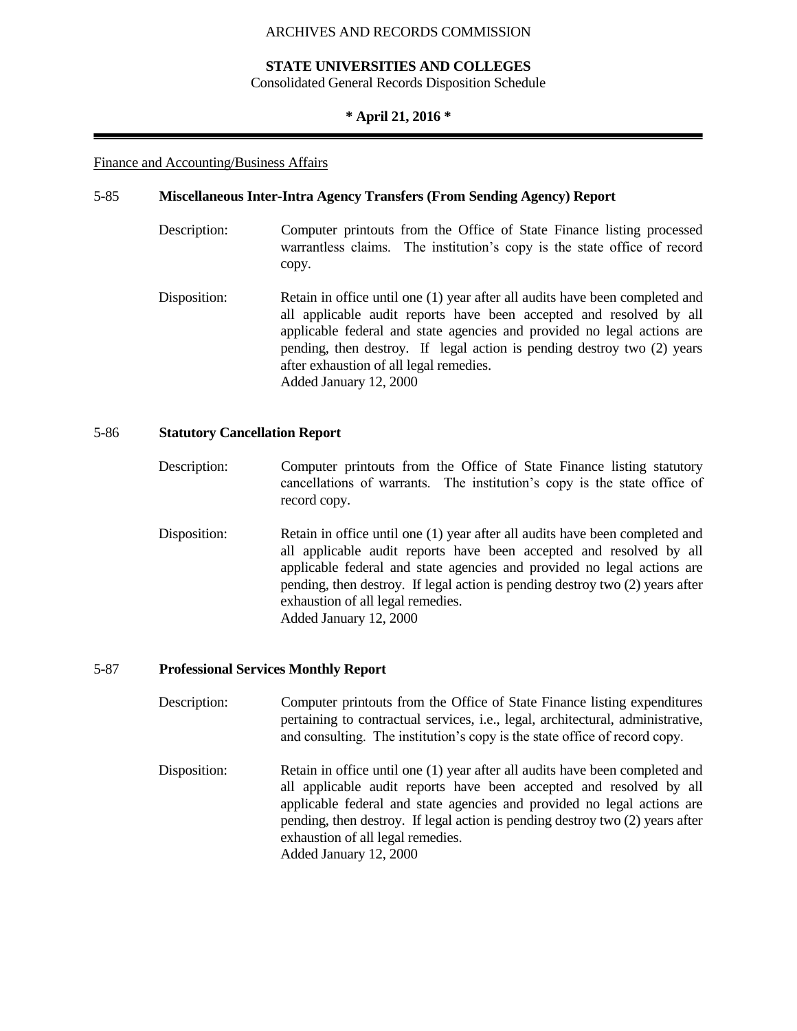Finance and Accounting/Business Affairs

**5-85 Miscellaneous Inter-Intra Agency Transfers (From Sending Agency) Report**

Description: Computer printouts from the Office of State Finance listing processed warrantless claims. The institution's copy is the state office of record copy.

Disposition: Retain in office until one (1) year after all audits have been completed and all applicable audit reports have been accepted and resolved by all applicable federal and state agencies and provided no legal actions are pending, then destroy. If legal action is pending destroy two (2) years after exhaustion of all legal remedies.
Added January 12, 2000

**5-86 Statutory Cancellation Report**

Description: Computer printouts from the Office of State Finance listing statutory cancellations of warrants. The institution's copy is the state office of record copy.

Disposition: Retain in office until one (1) year after all audits have been completed and all applicable audit reports have been accepted and resolved by all applicable federal and state agencies and provided no legal actions are pending, then destroy. If legal action is pending destroy two (2) years after exhaustion of all legal remedies.
Added January 12, 2000

**5-87 Professional Services Monthly Report**

Description: Computer printouts from the Office of State Finance listing expenditures pertaining to contractual services, i.e., legal, architectural, administrative, and consulting. The institution's copy is the state office of record copy.

Disposition: Retain in office until one (1) year after all audits have been completed and all applicable audit reports have been accepted and resolved by all applicable federal and state agencies and provided no legal actions are pending, then destroy. If legal action is pending destroy two (2) years after exhaustion of all legal remedies.
Added January 12, 2000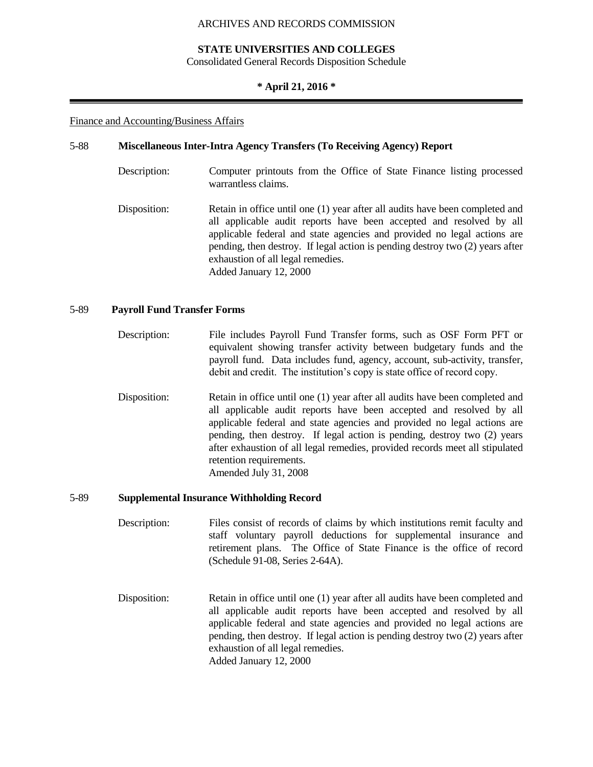Finance and Accounting/Business Affairs

**5-88 Miscellaneous Inter-Intra Agency Transfers (To Receiving Agency) Report**

Description: Computer printouts from the Office of State Finance listing processed warrantless claims.

Disposition: Retain in office until one (1) year after all audits have been completed and all applicable audit reports have been accepted and resolved by all applicable federal and state agencies and provided no legal actions are pending, then destroy. If legal action is pending destroy two (2) years after exhaustion of all legal remedies.
Added January 12, 2000

**5-89 Payroll Fund Transfer Forms**

Description: File includes Payroll Fund Transfer forms, such as OSF Form PFT or equivalent showing transfer activity between budgetary funds and the payroll fund. Data includes fund, agency, account, sub-activity, transfer, debit and credit. The institution's copy is state office of record copy.

Disposition: Retain in office until one (1) year after all audits have been completed and all applicable audit reports have been accepted and resolved by all applicable federal and state agencies and provided no legal actions are pending, then destroy. If legal action is pending, destroy two (2) years after exhaustion of all legal remedies, provided records meet all stipulated retention requirements.
Amended July 31, 2008

**5-89 Supplemental Insurance Withholding Record**

Description: Files consist of records of claims by which institutions remit faculty and staff voluntary payroll deductions for supplemental insurance and retirement plans. The Office of State Finance is the office of record (Schedule 91-08, Series 2-64A).

Disposition: Retain in office until one (1) year after all audits have been completed and all applicable audit reports have been accepted and resolved by all applicable federal and state agencies and provided no legal actions are pending, then destroy. If legal action is pending destroy two (2) years after exhaustion of all legal remedies.
Added January 12, 2000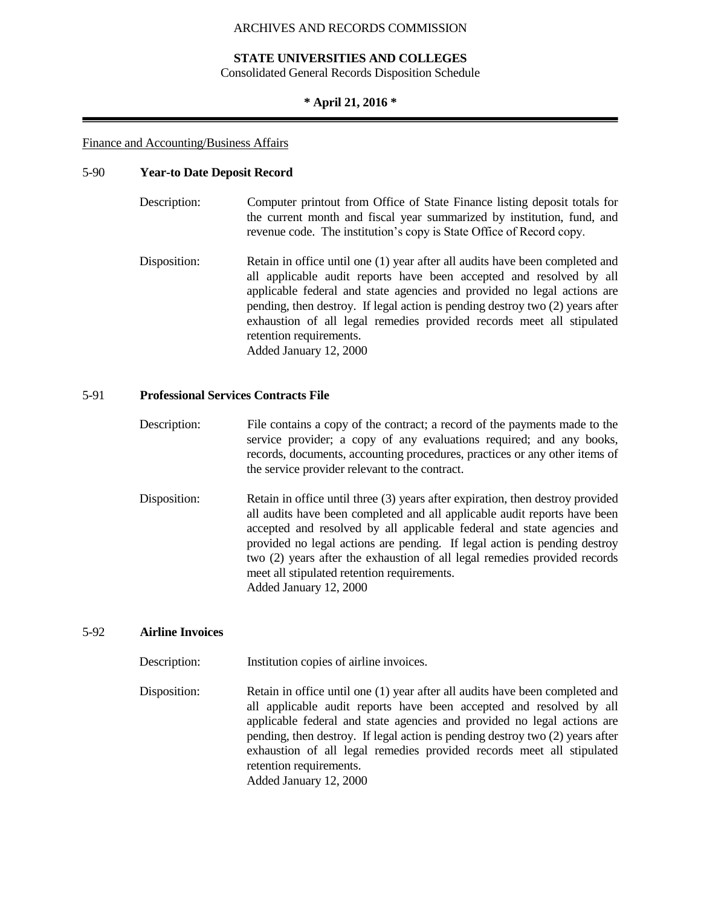Finance and Accounting/Business Affairs

## 5-90 **Year-to Date Deposit Record**

Description: Computer printout from Office of State Finance listing deposit totals for the current month and fiscal year summarized by institution, fund, and revenue code. The institution's copy is State Office of Record copy.

Disposition: Retain in office until one (1) year after all audits have been completed and all applicable audit reports have been accepted and resolved by all applicable federal and state agencies and provided no legal actions are pending, then destroy. If legal action is pending destroy two (2) years after exhaustion of all legal remedies provided records meet all stipulated retention requirements.
Added January 12, 2000

## 5-91 **Professional Services Contracts File**

Description: File contains a copy of the contract; a record of the payments made to the service provider; a copy of any evaluations required; and any books, records, documents, accounting procedures, practices or any other items of the service provider relevant to the contract.

Disposition: Retain in office until three (3) years after expiration, then destroy provided all audits have been completed and all applicable audit reports have been accepted and resolved by all applicable federal and state agencies and provided no legal actions are pending. If legal action is pending destroy two (2) years after the exhaustion of all legal remedies provided records meet all stipulated retention requirements.
Added January 12, 2000

## 5-92 **Airline Invoices**

Description: Institution copies of airline invoices.

Disposition: Retain in office until one (1) year after all audits have been completed and all applicable audit reports have been accepted and resolved by all applicable federal and state agencies and provided no legal actions are pending, then destroy. If legal action is pending destroy two (2) years after exhaustion of all legal remedies provided records meet all stipulated retention requirements.
Added January 12, 2000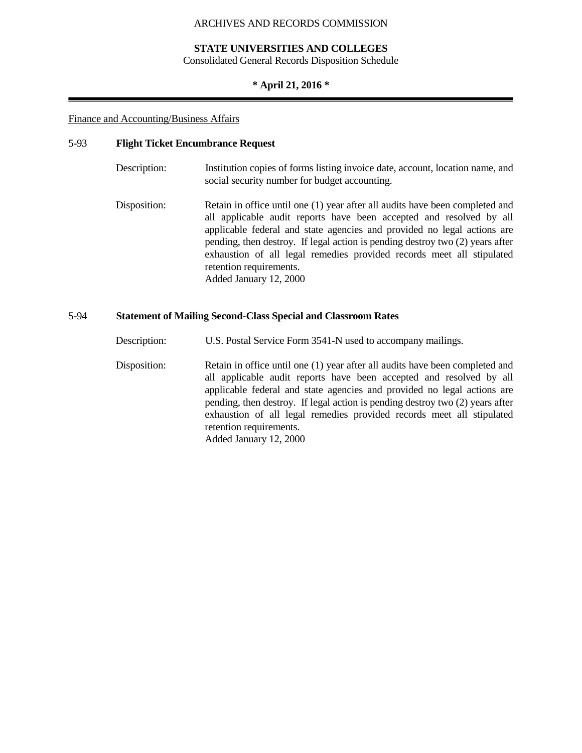Finance and Accounting/Business Affairs

## 5-93 Flight Ticket Encumbrance Request

**Description:** Institution copies of forms listing invoice date, account, location name, and social security number for budget accounting.

**Disposition:** Retain in office until one (1) year after all audits have been completed and all applicable audit reports have been accepted and resolved by all applicable federal and state agencies and provided no legal actions are pending, then destroy. If legal action is pending destroy two (2) years after exhaustion of all legal remedies provided records meet all stipulated retention requirements.
Added January 12, 2000

## 5-94 Statement of Mailing Second-Class Special and Classroom Rates

**Description:** U.S. Postal Service Form 3541-N used to accompany mailings.

**Disposition:** Retain in office until one (1) year after all audits have been completed and all applicable audit reports have been accepted and resolved by all applicable federal and state agencies and provided no legal actions are pending, then destroy. If legal action is pending destroy two (2) years after exhaustion of all legal remedies provided records meet all stipulated retention requirements.
Added January 12, 2000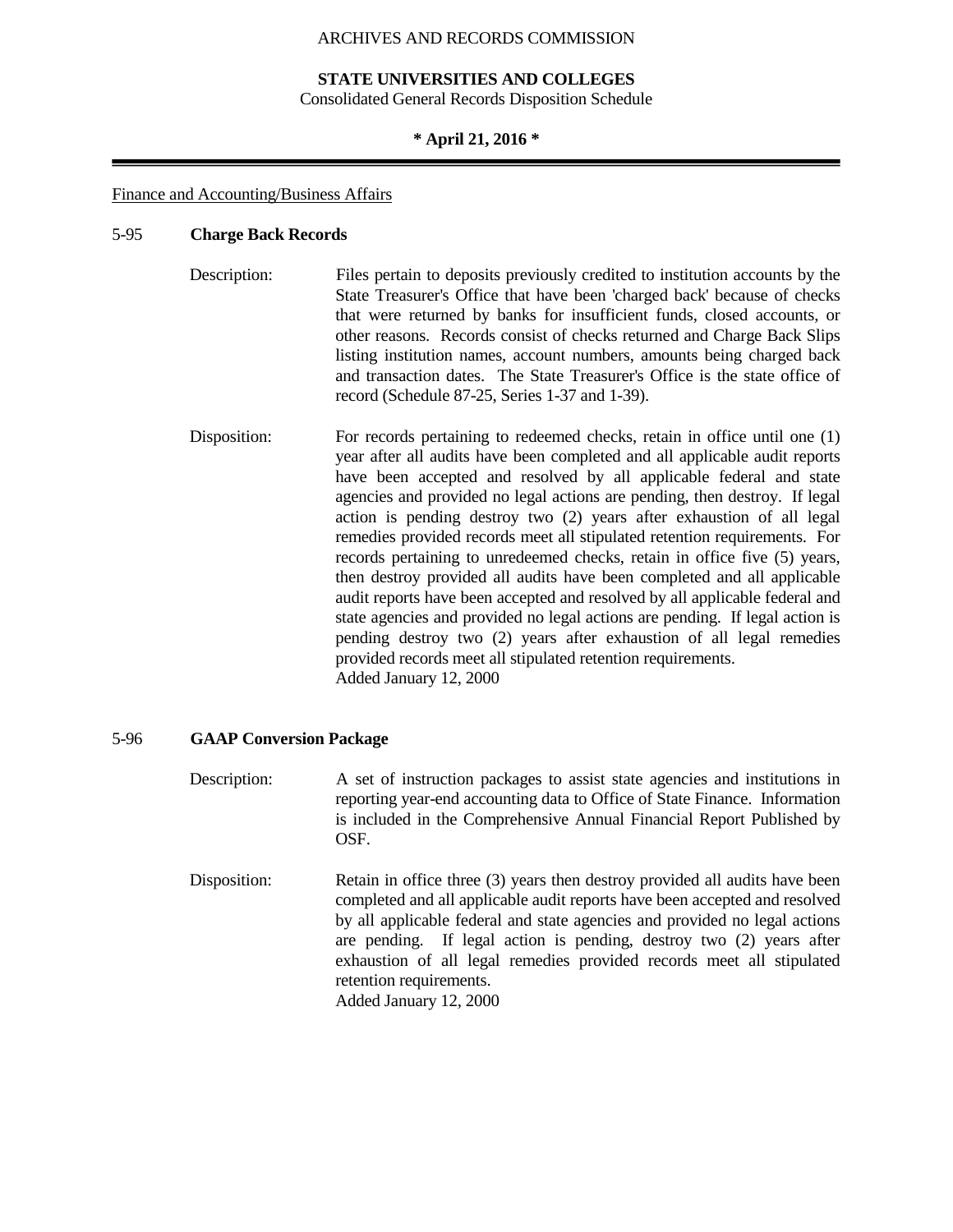Finance and Accounting/Business Affairs

## 5-95 Charge Back Records

**Description:** Files pertain to deposits previously credited to institution accounts by the State Treasurer's Office that have been 'charged back' because of checks that were returned by banks for insufficient funds, closed accounts, or other reasons. Records consist of checks returned and Charge Back Slips listing institution names, account numbers, amounts being charged back and transaction dates. The State Treasurer's Office is the state office of record (Schedule 87-25, Series 1-37 and 1-39).

**Disposition:** For records pertaining to redeemed checks, retain in office until one (1) year after all audits have been completed and all applicable audit reports have been accepted and resolved by all applicable federal and state agencies and provided no legal actions are pending, then destroy. If legal action is pending destroy two (2) years after exhaustion of all legal remedies provided records meet all stipulated retention requirements. For records pertaining to unredeemed checks, retain in office five (5) years, then destroy provided all audits have been completed and all applicable audit reports have been accepted and resolved by all applicable federal and state agencies and provided no legal actions are pending. If legal action is pending destroy two (2) years after exhaustion of all legal remedies provided records meet all stipulated retention requirements.
Added January 12, 2000

## 5-96 GAAP Conversion Package

**Description:** A set of instruction packages to assist state agencies and institutions in reporting year-end accounting data to Office of State Finance. Information is included in the Comprehensive Annual Financial Report Published by OSF.

**Disposition:** Retain in office three (3) years then destroy provided all audits have been completed and all applicable audit reports have been accepted and resolved by all applicable federal and state agencies and provided no legal actions are pending. If legal action is pending, destroy two (2) years after exhaustion of all legal remedies provided records meet all stipulated retention requirements.
Added January 12, 2000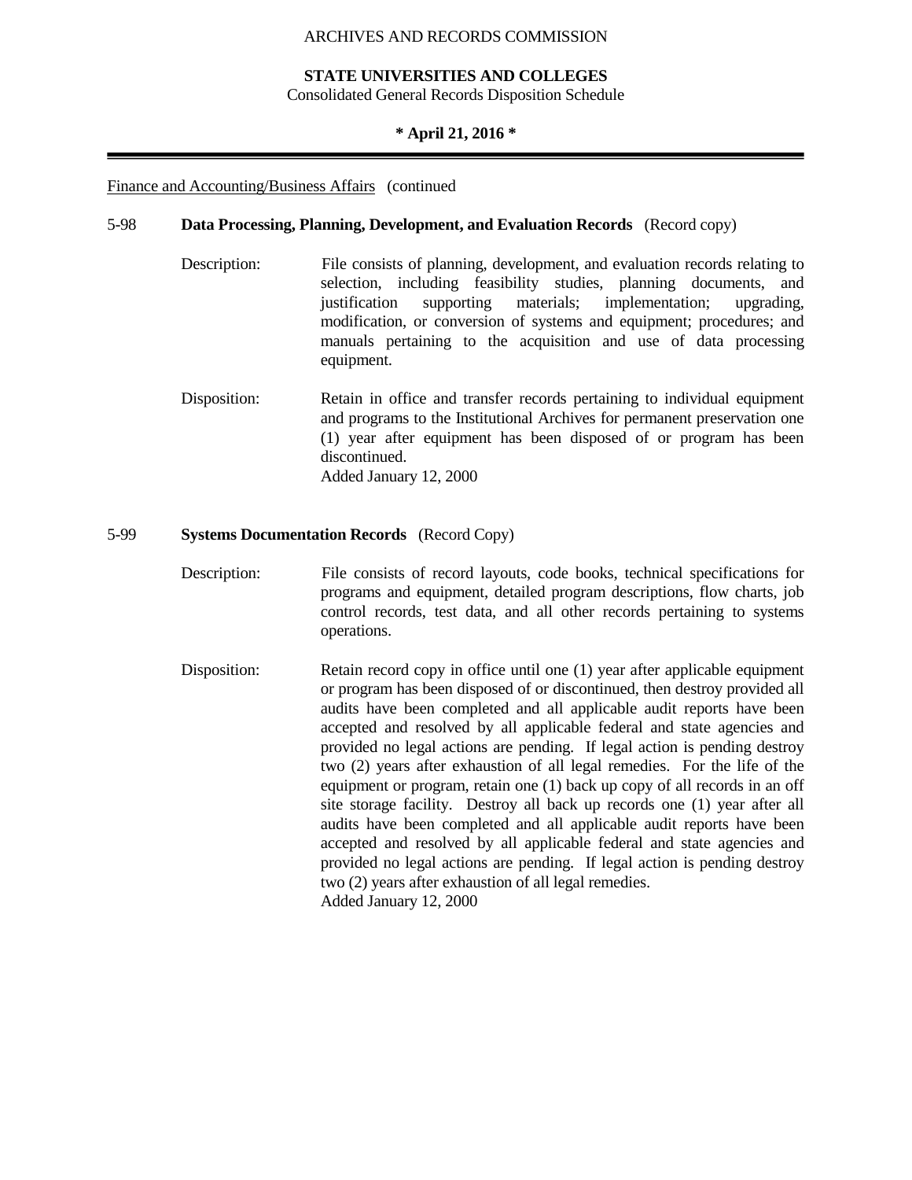Finance and Accounting/Business Affairs (continued

5-98 **Data Processing, Planning, Development, and Evaluation Records** (Record copy)

Description: File consists of planning, development, and evaluation records relating to selection, including feasibility studies, planning documents, and justification supporting materials; implementation; upgrading, modification, or conversion of systems and equipment; procedures; and manuals pertaining to the acquisition and use of data processing equipment.

Disposition: Retain in office and transfer records pertaining to individual equipment and programs to the Institutional Archives for permanent preservation one (1) year after equipment has been disposed of or program has been discontinued.
Added January 12, 2000

5-99 **Systems Documentation Records** (Record Copy)

Description: File consists of record layouts, code books, technical specifications for programs and equipment, detailed program descriptions, flow charts, job control records, test data, and all other records pertaining to systems operations.

Disposition: Retain record copy in office until one (1) year after applicable equipment or program has been disposed of or discontinued, then destroy provided all audits have been completed and all applicable audit reports have been accepted and resolved by all applicable federal and state agencies and provided no legal actions are pending. If legal action is pending destroy two (2) years after exhaustion of all legal remedies. For the life of the equipment or program, retain one (1) back up copy of all records in an off site storage facility. Destroy all back up records one (1) year after all audits have been completed and all applicable audit reports have been accepted and resolved by all applicable federal and state agencies and provided no legal actions are pending. If legal action is pending destroy two (2) years after exhaustion of all legal remedies.
Added January 12, 2000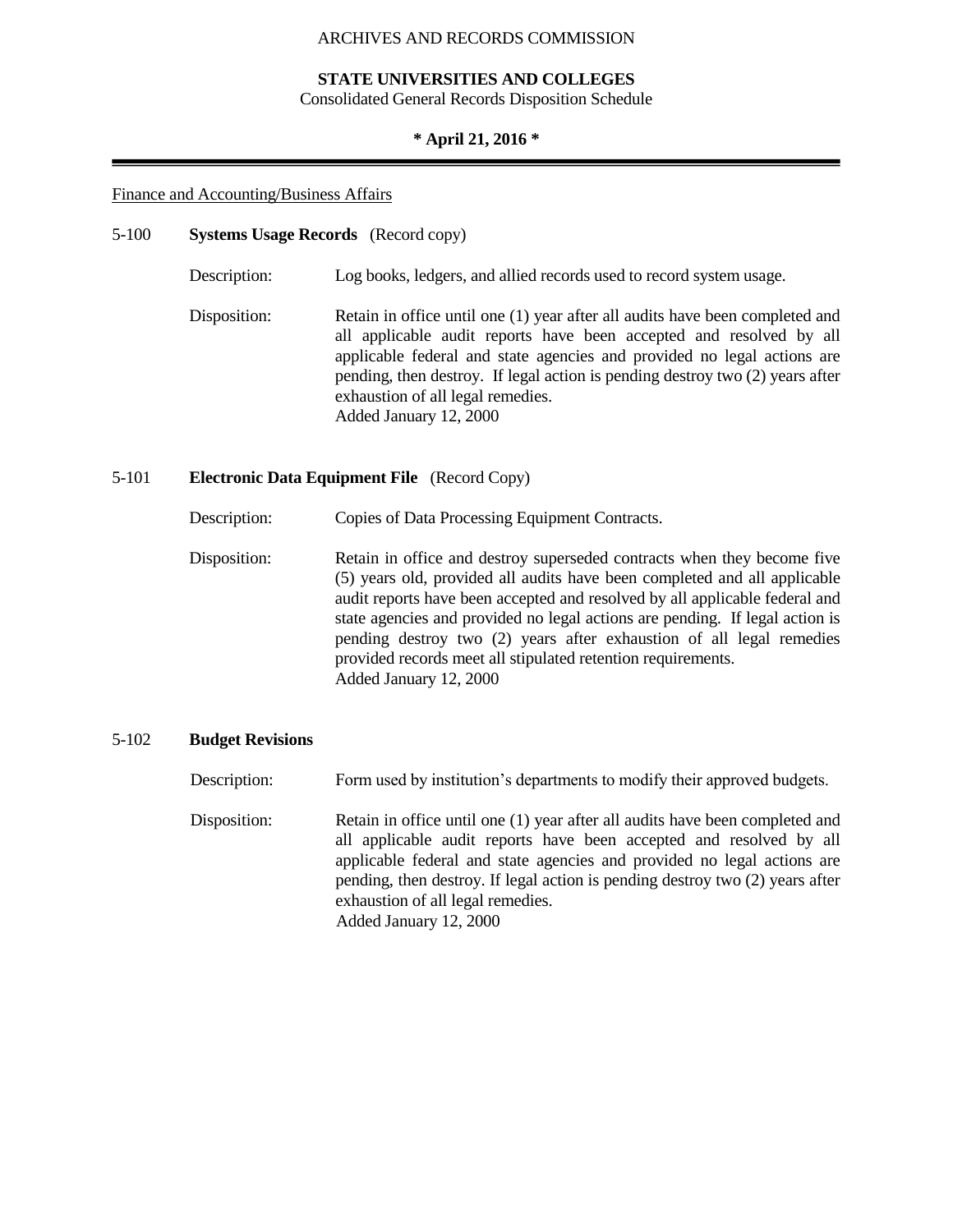Finance and Accounting/Business Affairs

**5-100 Systems Usage Records** (Record copy)

Description: Log books, ledgers, and allied records used to record system usage.

Disposition: Retain in office until one (1) year after all audits have been completed and all applicable audit reports have been accepted and resolved by all applicable federal and state agencies and provided no legal actions are pending, then destroy. If legal action is pending destroy two (2) years after exhaustion of all legal remedies.
Added January 12, 2000

**5-101 Electronic Data Equipment File** (Record Copy)

Description: Copies of Data Processing Equipment Contracts.

Disposition: Retain in office and destroy superseded contracts when they become five (5) years old, provided all audits have been completed and all applicable audit reports have been accepted and resolved by all applicable federal and state agencies and provided no legal actions are pending. If legal action is pending destroy two (2) years after exhaustion of all legal remedies provided records meet all stipulated retention requirements.
Added January 12, 2000

**5-102 Budget Revisions**

Description: Form used by institution's departments to modify their approved budgets.

Disposition: Retain in office until one (1) year after all audits have been completed and all applicable audit reports have been accepted and resolved by all applicable federal and state agencies and provided no legal actions are pending, then destroy. If legal action is pending destroy two (2) years after exhaustion of all legal remedies.
Added January 12, 2000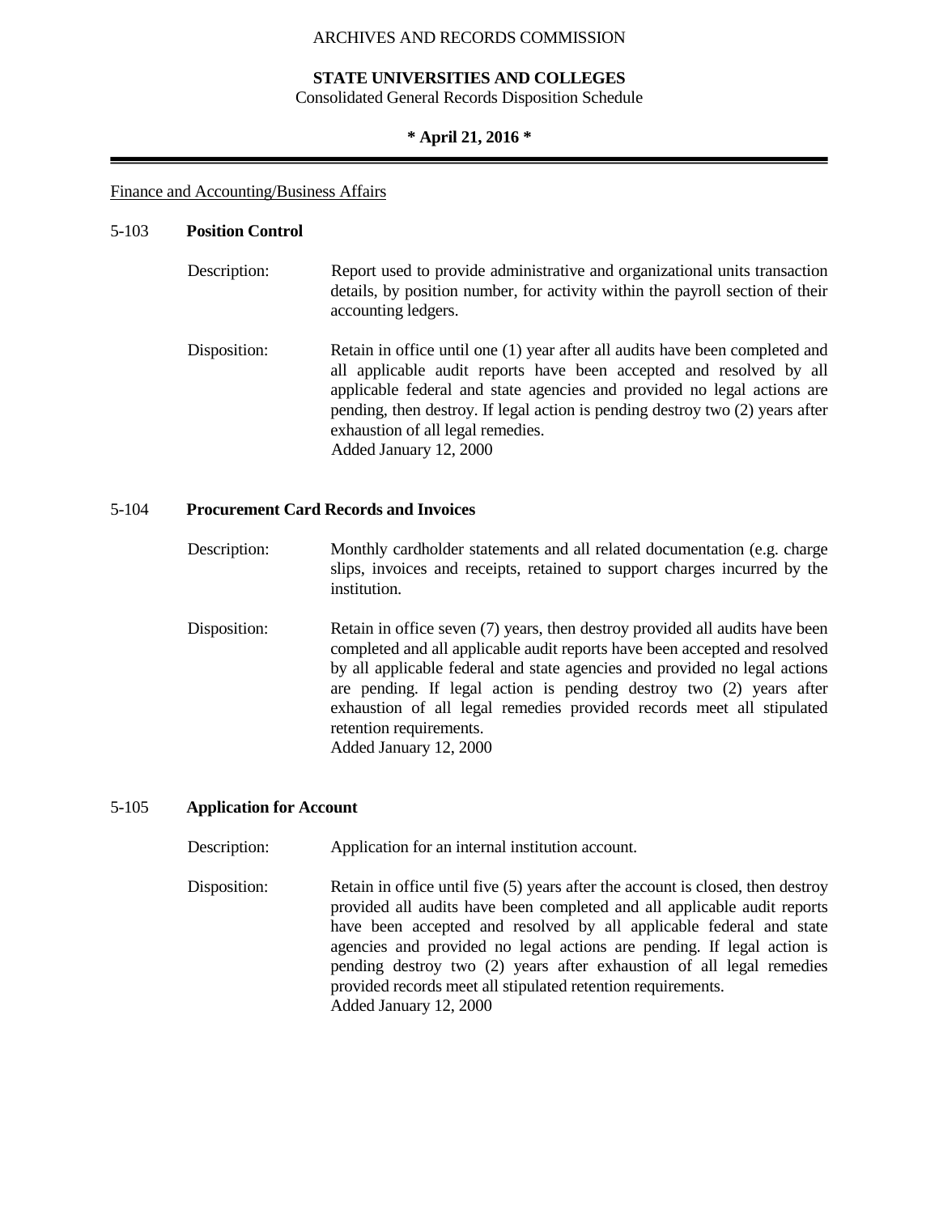Finance and Accounting/Business Affairs

5-103 **Position Control**

Description: Report used to provide administrative and organizational units transaction details, by position number, for activity within the payroll section of their accounting ledgers.

Disposition: Retain in office until one (1) year after all audits have been completed and all applicable audit reports have been accepted and resolved by all applicable federal and state agencies and provided no legal actions are pending, then destroy. If legal action is pending destroy two (2) years after exhaustion of all legal remedies.
Added January 12, 2000

5-104 **Procurement Card Records and Invoices**

Description: Monthly cardholder statements and all related documentation (e.g. charge slips, invoices and receipts, retained to support charges incurred by the institution.

Disposition: Retain in office seven (7) years, then destroy provided all audits have been completed and all applicable audit reports have been accepted and resolved by all applicable federal and state agencies and provided no legal actions are pending. If legal action is pending destroy two (2) years after exhaustion of all legal remedies provided records meet all stipulated retention requirements.
Added January 12, 2000

5-105 **Application for Account**

Description: Application for an internal institution account.

Disposition: Retain in office until five (5) years after the account is closed, then destroy provided all audits have been completed and all applicable audit reports have been accepted and resolved by all applicable federal and state agencies and provided no legal actions are pending. If legal action is pending destroy two (2) years after exhaustion of all legal remedies provided records meet all stipulated retention requirements.
Added January 12, 2000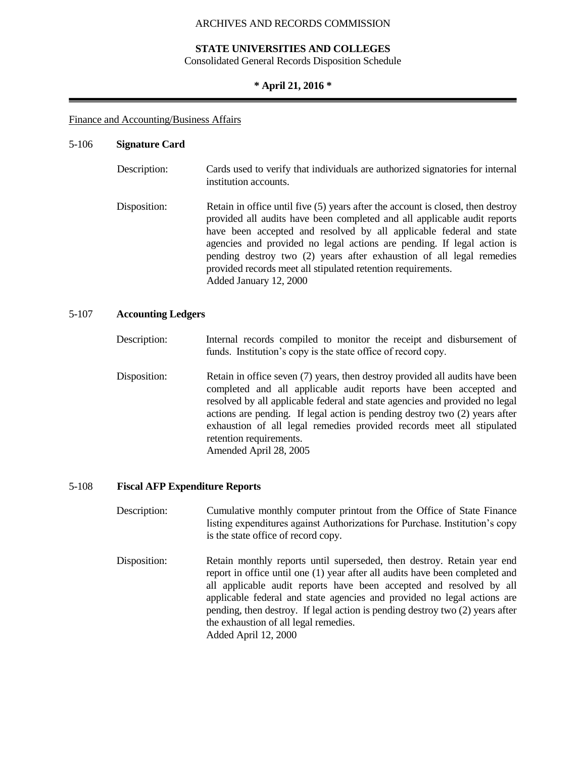Finance and Accounting/Business Affairs

## 5-106 Signature Card

Description: Cards used to verify that individuals are authorized signatories for internal institution accounts.

Disposition: Retain in office until five (5) years after the account is closed, then destroy provided all audits have been completed and all applicable audit reports have been accepted and resolved by all applicable federal and state agencies and provided no legal actions are pending. If legal action is pending destroy two (2) years after exhaustion of all legal remedies provided records meet all stipulated retention requirements.
Added January 12, 2000

## 5-107 Accounting Ledgers

Description: Internal records compiled to monitor the receipt and disbursement of funds. Institution's copy is the state office of record copy.

Disposition: Retain in office seven (7) years, then destroy provided all audits have been completed and all applicable audit reports have been accepted and resolved by all applicable federal and state agencies and provided no legal actions are pending. If legal action is pending destroy two (2) years after exhaustion of all legal remedies provided records meet all stipulated retention requirements.
Amended April 28, 2005

## 5-108 Fiscal AFP Expenditure Reports

Description: Cumulative monthly computer printout from the Office of State Finance listing expenditures against Authorizations for Purchase. Institution's copy is the state office of record copy.

Disposition: Retain monthly reports until superseded, then destroy. Retain year end report in office until one (1) year after all audits have been completed and all applicable audit reports have been accepted and resolved by all applicable federal and state agencies and provided no legal actions are pending, then destroy. If legal action is pending destroy two (2) years after the exhaustion of all legal remedies.
Added April 12, 2000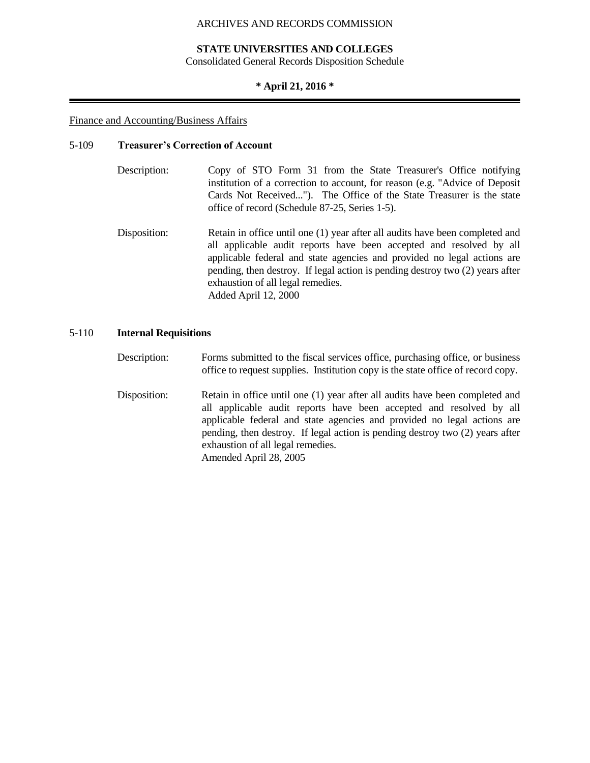Finance and Accounting/Business Affairs

**5-109 Treasurer's Correction of Account**

Description: Copy of STO Form 31 from the State Treasurer's Office notifying institution of a correction to account, for reason (e.g. "Advice of Deposit Cards Not Received..."). The Office of the State Treasurer is the state office of record (Schedule 87-25, Series 1-5).

Disposition: Retain in office until one (1) year after all audits have been completed and all applicable audit reports have been accepted and resolved by all applicable federal and state agencies and provided no legal actions are pending, then destroy. If legal action is pending destroy two (2) years after exhaustion of all legal remedies.
Added April 12, 2000

**5-110 Internal Requisitions**

Description: Forms submitted to the fiscal services office, purchasing office, or business office to request supplies. Institution copy is the state office of record copy.

Disposition: Retain in office until one (1) year after all audits have been completed and all applicable audit reports have been accepted and resolved by all applicable federal and state agencies and provided no legal actions are pending, then destroy. If legal action is pending destroy two (2) years after exhaustion of all legal remedies.
Amended April 28, 2005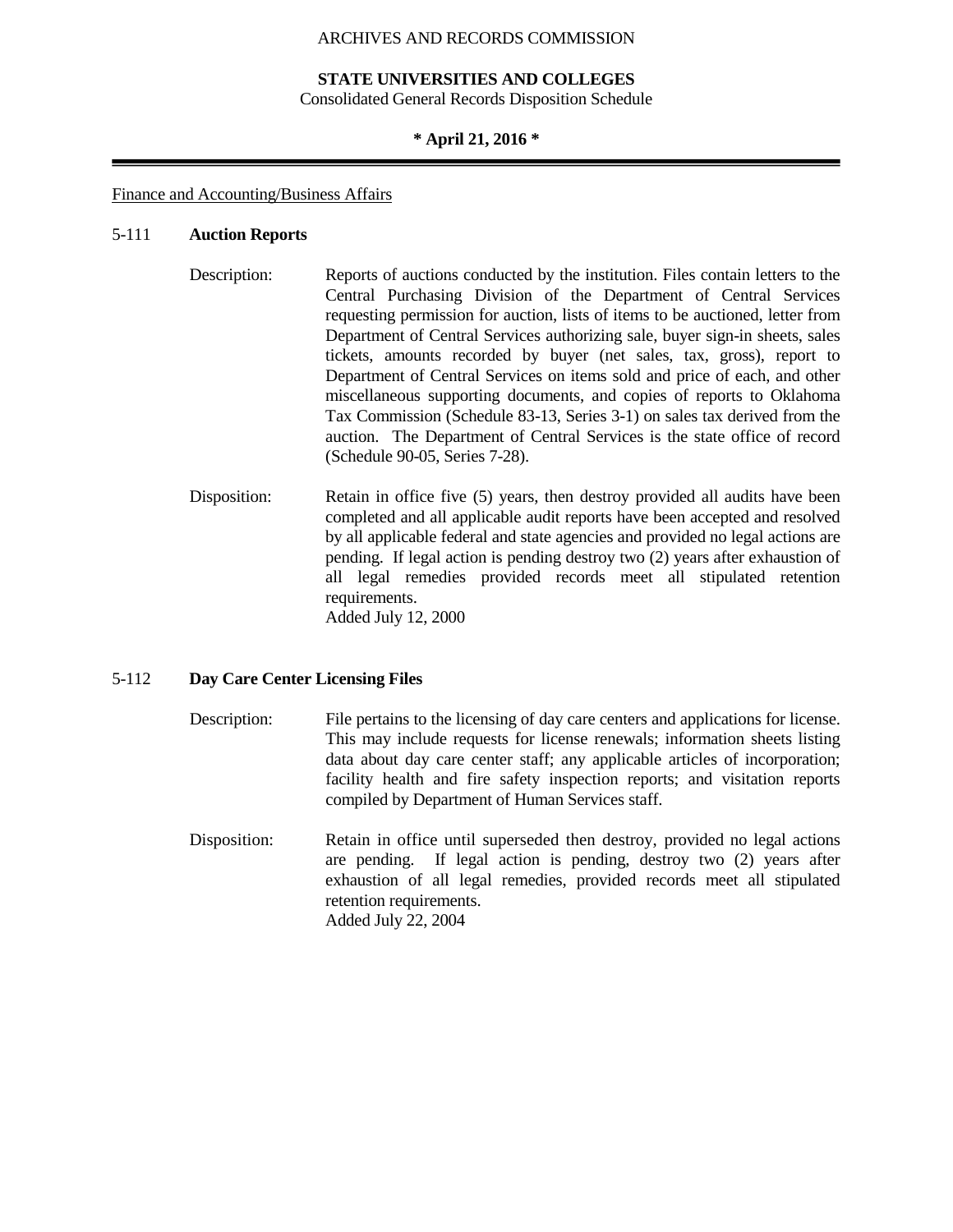Finance and Accounting/Business Affairs

## 5-111 **Auction Reports**

Description: Reports of auctions conducted by the institution. Files contain letters to the Central Purchasing Division of the Department of Central Services requesting permission for auction, lists of items to be auctioned, letter from Department of Central Services authorizing sale, buyer sign-in sheets, sales tickets, amounts recorded by buyer (net sales, tax, gross), report to Department of Central Services on items sold and price of each, and other miscellaneous supporting documents, and copies of reports to Oklahoma Tax Commission (Schedule 83-13, Series 3-1) on sales tax derived from the auction. The Department of Central Services is the state office of record (Schedule 90-05, Series 7-28).

Disposition: Retain in office five (5) years, then destroy provided all audits have been completed and all applicable audit reports have been accepted and resolved by all applicable federal and state agencies and provided no legal actions are pending. If legal action is pending destroy two (2) years after exhaustion of all legal remedies provided records meet all stipulated retention requirements.
Added July 12, 2000

## 5-112 **Day Care Center Licensing Files**

Description: File pertains to the licensing of day care centers and applications for license. This may include requests for license renewals; information sheets listing data about day care center staff; any applicable articles of incorporation; facility health and fire safety inspection reports; and visitation reports compiled by Department of Human Services staff.

Disposition: Retain in office until superseded then destroy, provided no legal actions are pending. If legal action is pending, destroy two (2) years after exhaustion of all legal remedies, provided records meet all stipulated retention requirements.
Added July 22, 2004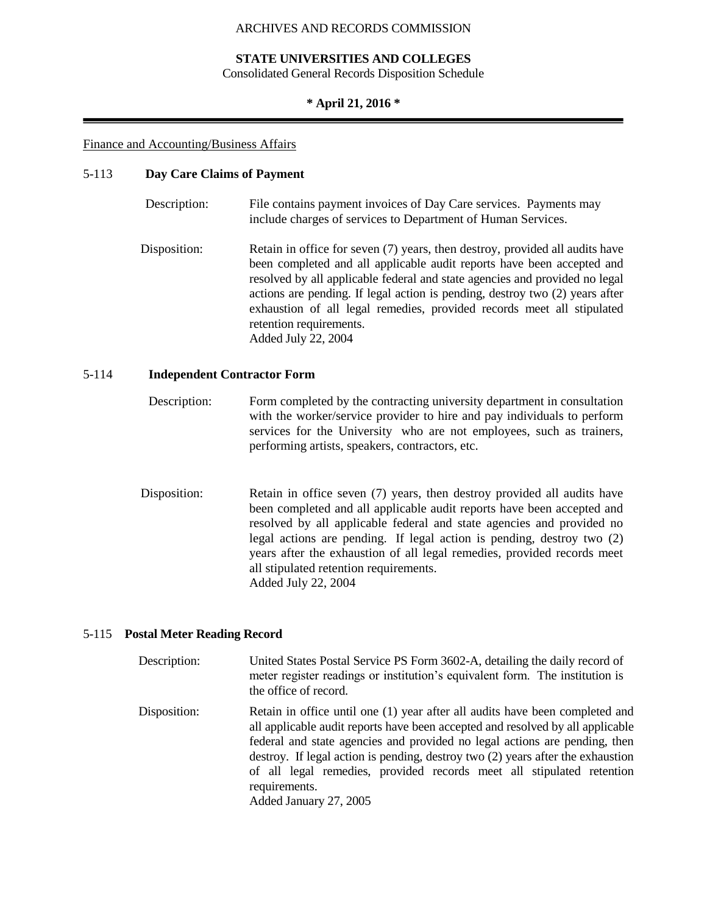Finance and Accounting/Business Affairs

## 5-113 Day Care Claims of Payment

Description: File contains payment invoices of Day Care services. Payments may include charges of services to Department of Human Services.

Disposition: Retain in office for seven (7) years, then destroy, provided all audits have been completed and all applicable audit reports have been accepted and resolved by all applicable federal and state agencies and provided no legal actions are pending. If legal action is pending, destroy two (2) years after exhaustion of all legal remedies, provided records meet all stipulated retention requirements.
Added July 22, 2004

## 5-114 Independent Contractor Form

Description: Form completed by the contracting university department in consultation with the worker/service provider to hire and pay individuals to perform services for the University who are not employees, such as trainers, performing artists, speakers, contractors, etc.

Disposition: Retain in office seven (7) years, then destroy provided all audits have been completed and all applicable audit reports have been accepted and resolved by all applicable federal and state agencies and provided no legal actions are pending. If legal action is pending, destroy two (2) years after the exhaustion of all legal remedies, provided records meet all stipulated retention requirements.
Added July 22, 2004

## 5-115 Postal Meter Reading Record

Description: United States Postal Service PS Form 3602-A, detailing the daily record of meter register readings or institution's equivalent form. The institution is the office of record.

Disposition: Retain in office until one (1) year after all audits have been completed and all applicable audit reports have been accepted and resolved by all applicable federal and state agencies and provided no legal actions are pending, then destroy. If legal action is pending, destroy two (2) years after the exhaustion of all legal remedies, provided records meet all stipulated retention requirements.
Added January 27, 2005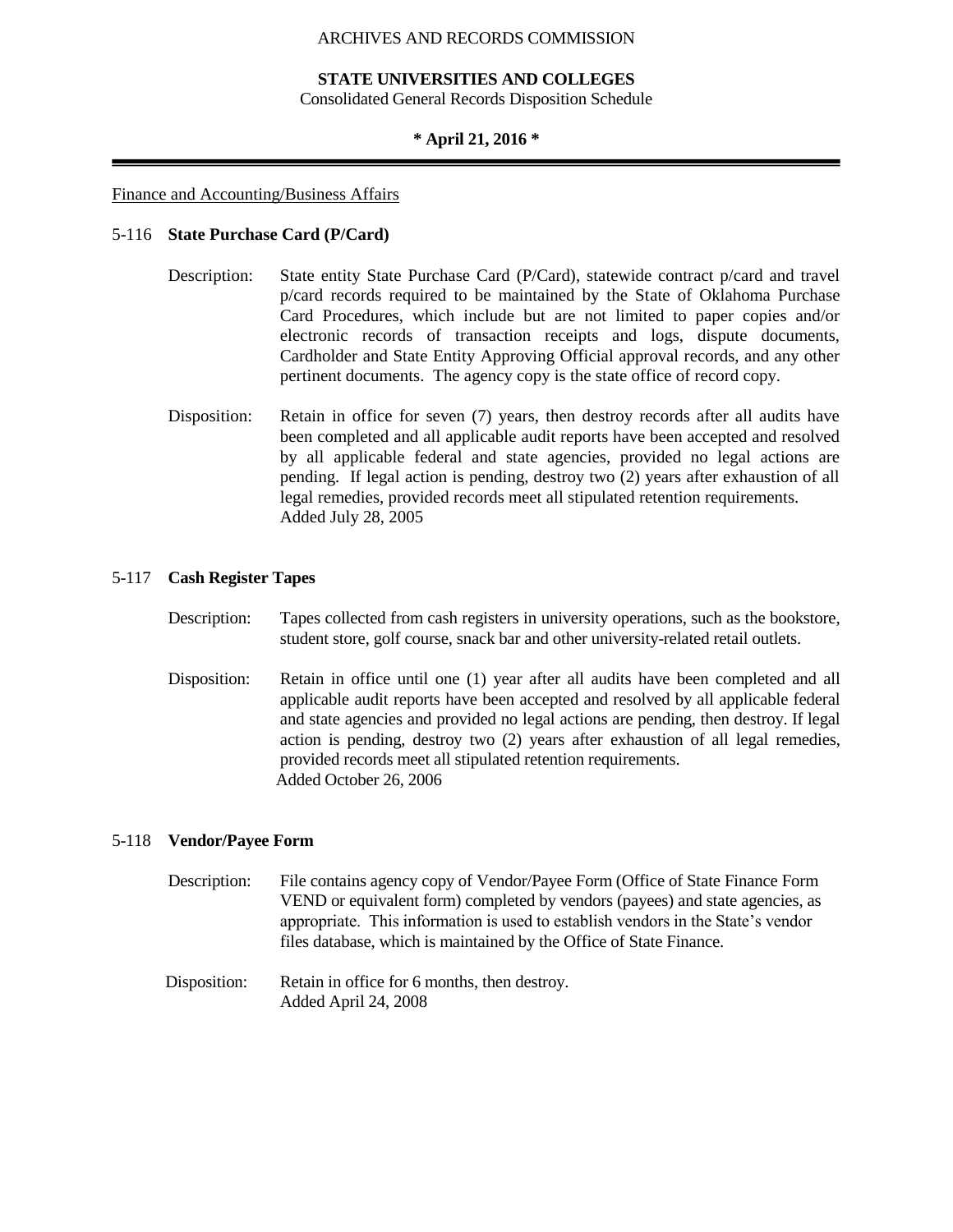ARCHIVES AND RECORDS COMMISSION

**STATE UNIVERSITIES AND COLLEGES**
Consolidated General Records Disposition Schedule

**\* April 21, 2016 \***

---

Finance and Accounting/Business Affairs

## 5-116 State Purchase Card (P/Card)

Description: State entity State Purchase Card (P/Card), statewide contract p/card and travel p/card records required to be maintained by the State of Oklahoma Purchase Card Procedures, which include but are not limited to paper copies and/or electronic records of transaction receipts and logs, dispute documents, Cardholder and State Entity Approving Official approval records, and any other pertinent documents. The agency copy is the state office of record copy.

Disposition: Retain in office for seven (7) years, then destroy records after all audits have been completed and all applicable audit reports have been accepted and resolved by all applicable federal and state agencies, provided no legal actions are pending. If legal action is pending, destroy two (2) years after exhaustion of all legal remedies, provided records meet all stipulated retention requirements.
Added July 28, 2005

## 5-117 Cash Register Tapes

Description: Tapes collected from cash registers in university operations, such as the bookstore, student store, golf course, snack bar and other university-related retail outlets.

Disposition: Retain in office until one (1) year after all audits have been completed and all applicable audit reports have been accepted and resolved by all applicable federal and state agencies and provided no legal actions are pending, then destroy. If legal action is pending, destroy two (2) years after exhaustion of all legal remedies, provided records meet all stipulated retention requirements.
Added October 26, 2006

## 5-118 Vendor/Payee Form

Description: File contains agency copy of Vendor/Payee Form (Office of State Finance Form VEND or equivalent form) completed by vendors (payees) and state agencies, as appropriate. This information is used to establish vendors in the State's vendor files database, which is maintained by the Office of State Finance.

Disposition: Retain in office for 6 months, then destroy.
Added April 24, 2008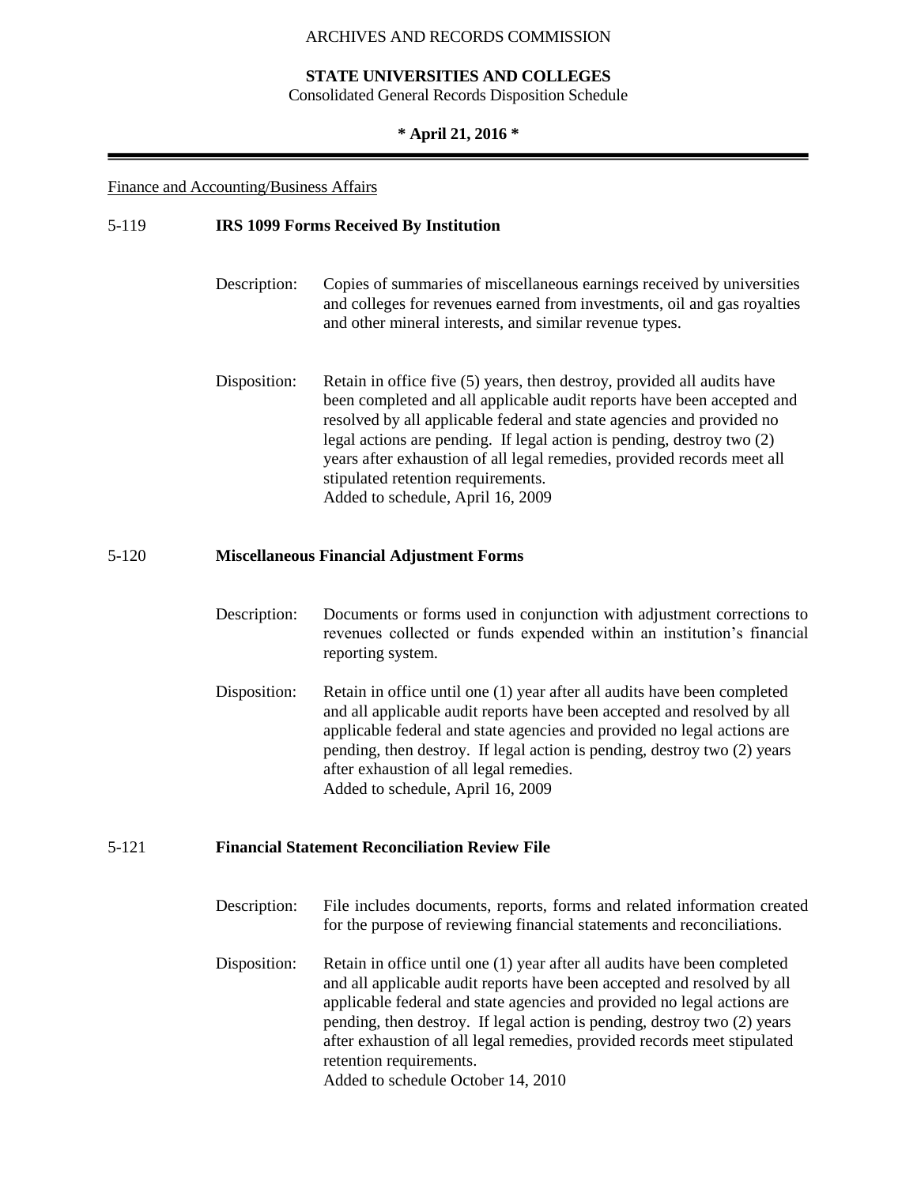Finance and Accounting/Business Affairs

## 5-119 IRS 1099 Forms Received By Institution

Description: Copies of summaries of miscellaneous earnings received by universities and colleges for revenues earned from investments, oil and gas royalties and other mineral interests, and similar revenue types.

Disposition: Retain in office five (5) years, then destroy, provided all audits have been completed and all applicable audit reports have been accepted and resolved by all applicable federal and state agencies and provided no legal actions are pending. If legal action is pending, destroy two (2) years after exhaustion of all legal remedies, provided records meet all stipulated retention requirements.
Added to schedule, April 16, 2009

## 5-120 Miscellaneous Financial Adjustment Forms

Description: Documents or forms used in conjunction with adjustment corrections to revenues collected or funds expended within an institution's financial reporting system.

Disposition: Retain in office until one (1) year after all audits have been completed and all applicable audit reports have been accepted and resolved by all applicable federal and state agencies and provided no legal actions are pending, then destroy. If legal action is pending, destroy two (2) years after exhaustion of all legal remedies.
Added to schedule, April 16, 2009

## 5-121 Financial Statement Reconciliation Review File

Description: File includes documents, reports, forms and related information created for the purpose of reviewing financial statements and reconciliations.

Disposition: Retain in office until one (1) year after all audits have been completed and all applicable audit reports have been accepted and resolved by all applicable federal and state agencies and provided no legal actions are pending, then destroy. If legal action is pending, destroy two (2) years after exhaustion of all legal remedies, provided records meet stipulated retention requirements.
Added to schedule October 14, 2010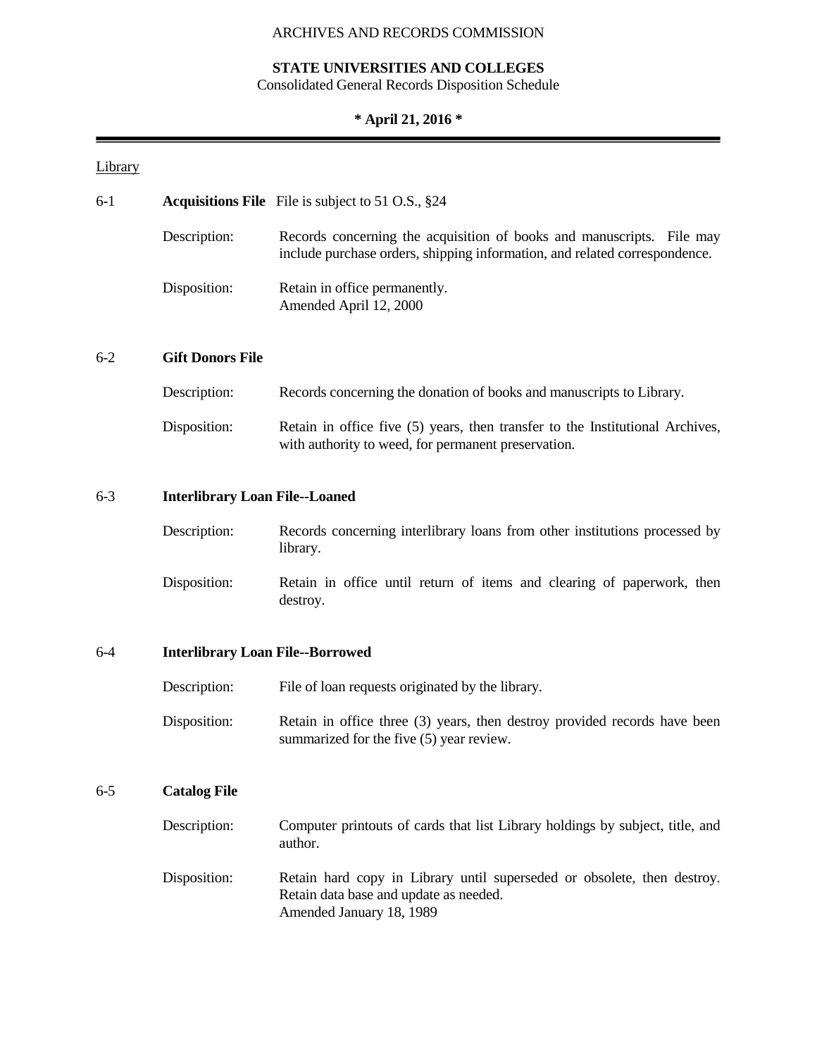ARCHIVES AND RECORDS COMMISSION

**STATE UNIVERSITIES AND COLLEGES**
Consolidated General Records Disposition Schedule

**\* April 21, 2016 \***

Library

6-1 **Acquisitions File** File is subject to 51 O.S., §24

Description: Records concerning the acquisition of books and manuscripts. File may include purchase orders, shipping information, and related correspondence.

Disposition: Retain in office permanently.
Amended April 12, 2000

6-2 **Gift Donors File**

Description: Records concerning the donation of books and manuscripts to Library.

Disposition: Retain in office five (5) years, then transfer to the Institutional Archives, with authority to weed, for permanent preservation.

6-3 **Interlibrary Loan File--Loaned**

Description: Records concerning interlibrary loans from other institutions processed by library.

Disposition: Retain in office until return of items and clearing of paperwork, then destroy.

6-4 **Interlibrary Loan File--Borrowed**

Description: File of loan requests originated by the library.

Disposition: Retain in office three (3) years, then destroy provided records have been summarized for the five (5) year review.

6-5 **Catalog File**

Description: Computer printouts of cards that list Library holdings by subject, title, and author.

Disposition: Retain hard copy in Library until superseded or obsolete, then destroy. Retain data base and update as needed.
Amended January 18, 1989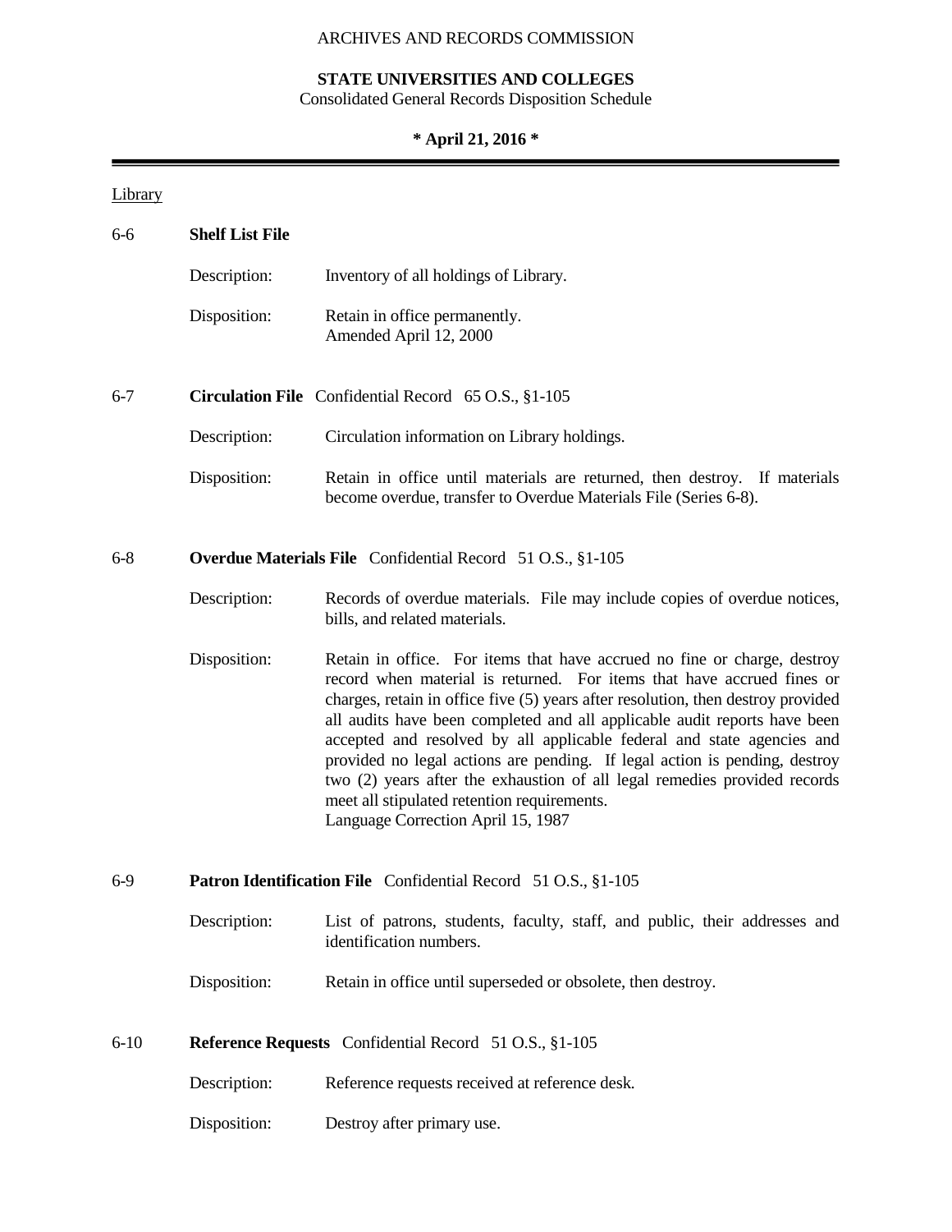Library

## 6-6 **Shelf List File**

Description: Inventory of all holdings of Library.

Disposition: Retain in office permanently.
Amended April 12, 2000

## 6-7 **Circulation File** Confidential Record 65 O.S., §1-105

Description: Circulation information on Library holdings.

Disposition: Retain in office until materials are returned, then destroy. If materials become overdue, transfer to Overdue Materials File (Series 6-8).

## 6-8 **Overdue Materials File** Confidential Record 51 O.S., §1-105

Description: Records of overdue materials. File may include copies of overdue notices, bills, and related materials.

Disposition: Retain in office. For items that have accrued no fine or charge, destroy record when material is returned. For items that have accrued fines or charges, retain in office five (5) years after resolution, then destroy provided all audits have been completed and all applicable audit reports have been accepted and resolved by all applicable federal and state agencies and provided no legal actions are pending. If legal action is pending, destroy two (2) years after the exhaustion of all legal remedies provided records meet all stipulated retention requirements.
Language Correction April 15, 1987

## 6-9 **Patron Identification File** Confidential Record 51 O.S., §1-105

Description: List of patrons, students, faculty, staff, and public, their addresses and identification numbers.

Disposition: Retain in office until superseded or obsolete, then destroy.

## 6-10 **Reference Requests** Confidential Record 51 O.S., §1-105

Description: Reference requests received at reference desk.

Disposition: Destroy after primary use.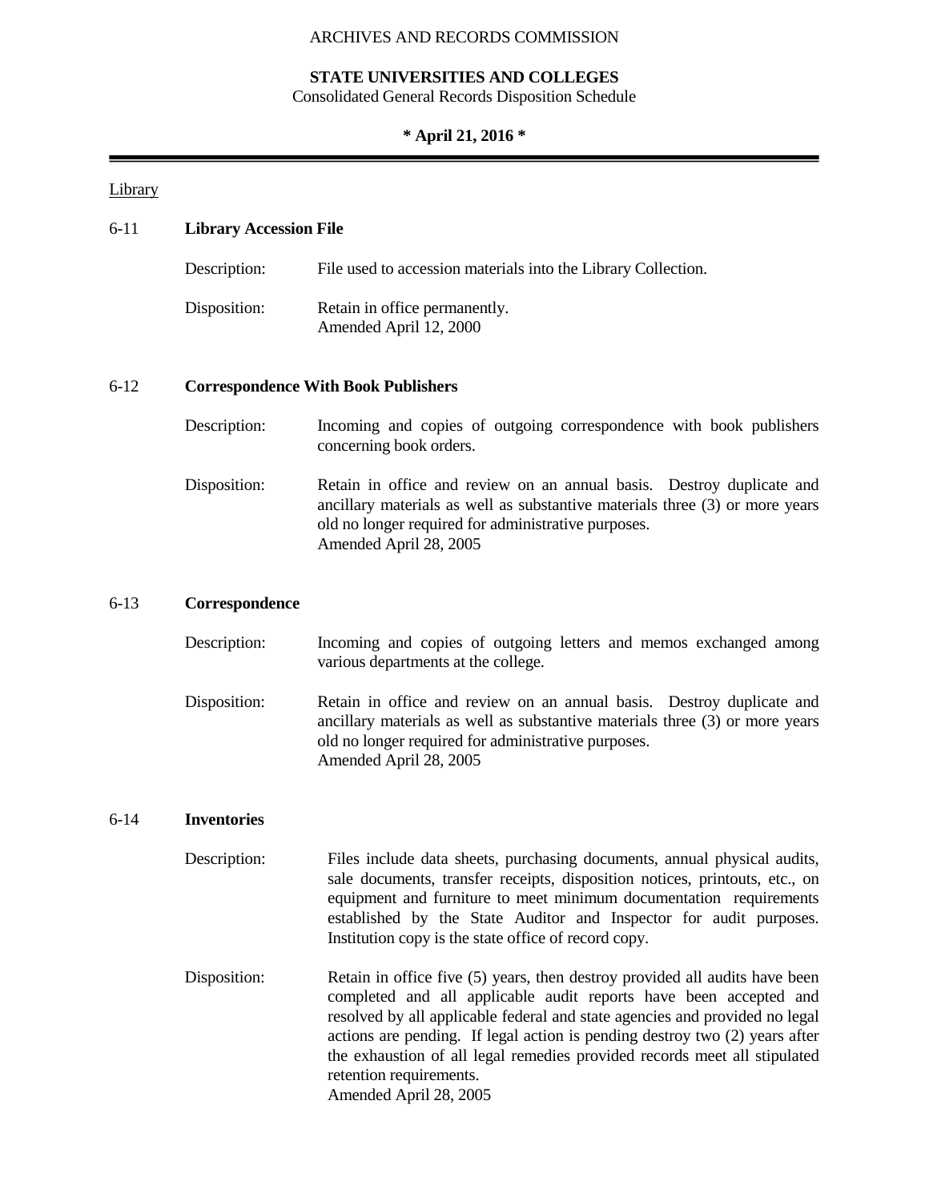ARCHIVES AND RECORDS COMMISSION

**STATE UNIVERSITIES AND COLLEGES**
Consolidated General Records Disposition Schedule

**\* April 21, 2016 \***

Library

**6-11 Library Accession File**

Description: File used to accession materials into the Library Collection.

Disposition: Retain in office permanently.
Amended April 12, 2000

**6-12 Correspondence With Book Publishers**

Description: Incoming and copies of outgoing correspondence with book publishers concerning book orders.

Disposition: Retain in office and review on an annual basis. Destroy duplicate and ancillary materials as well as substantive materials three (3) or more years old no longer required for administrative purposes.
Amended April 28, 2005

**6-13 Correspondence**

Description: Incoming and copies of outgoing letters and memos exchanged among various departments at the college.

Disposition: Retain in office and review on an annual basis. Destroy duplicate and ancillary materials as well as substantive materials three (3) or more years old no longer required for administrative purposes.
Amended April 28, 2005

**6-14 Inventories**

Description: Files include data sheets, purchasing documents, annual physical audits, sale documents, transfer receipts, disposition notices, printouts, etc., on equipment and furniture to meet minimum documentation requirements established by the State Auditor and Inspector for audit purposes. Institution copy is the state office of record copy.

Disposition: Retain in office five (5) years, then destroy provided all audits have been completed and all applicable audit reports have been accepted and resolved by all applicable federal and state agencies and provided no legal actions are pending. If legal action is pending destroy two (2) years after the exhaustion of all legal remedies provided records meet all stipulated retention requirements.
Amended April 28, 2005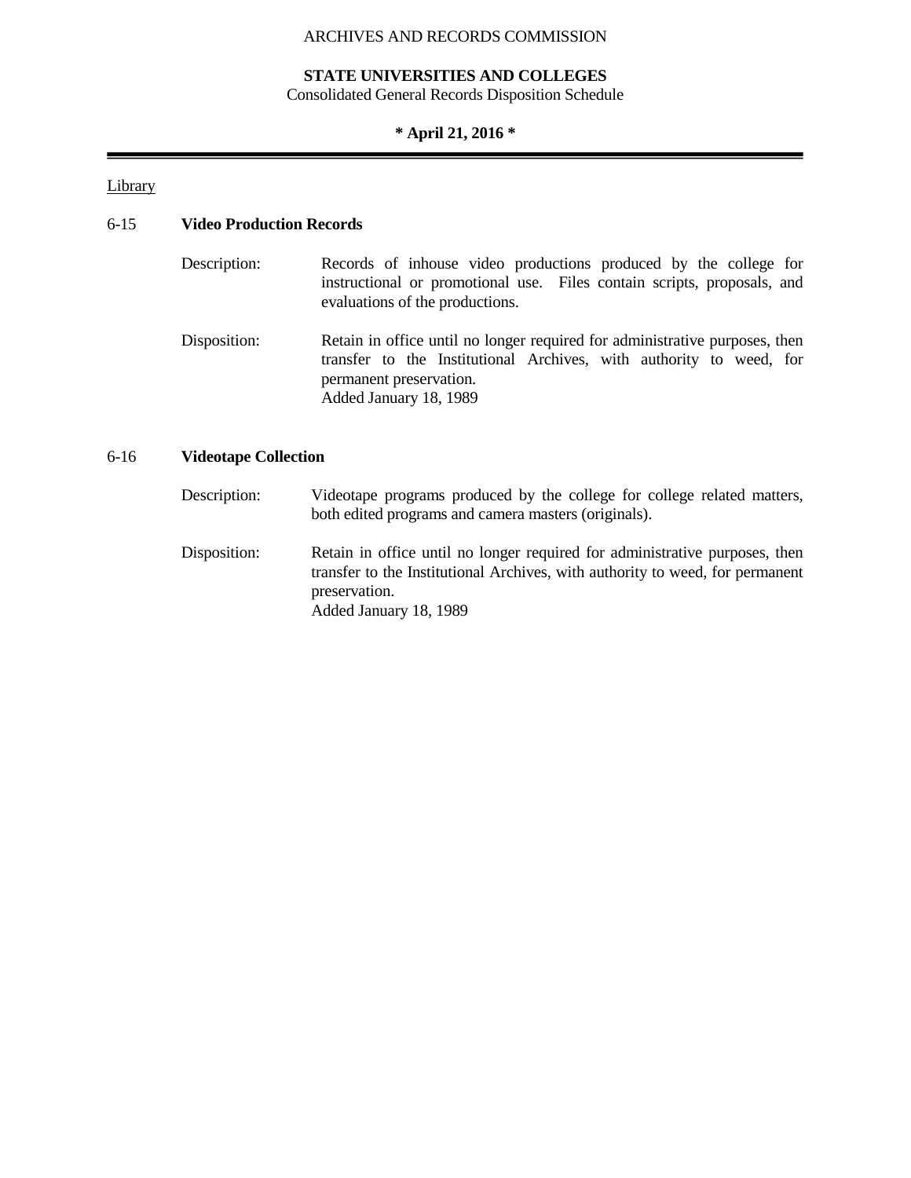Library

### 6-15 **Video Production Records**

Description: Records of inhouse video productions produced by the college for instructional or promotional use. Files contain scripts, proposals, and evaluations of the productions.

Disposition: Retain in office until no longer required for administrative purposes, then transfer to the Institutional Archives, with authority to weed, for permanent preservation.
Added January 18, 1989

### 6-16 **Videotape Collection**

Description: Videotape programs produced by the college for college related matters, both edited programs and camera masters (originals).

Disposition: Retain in office until no longer required for administrative purposes, then transfer to the Institutional Archives, with authority to weed, for permanent preservation.
Added January 18, 1989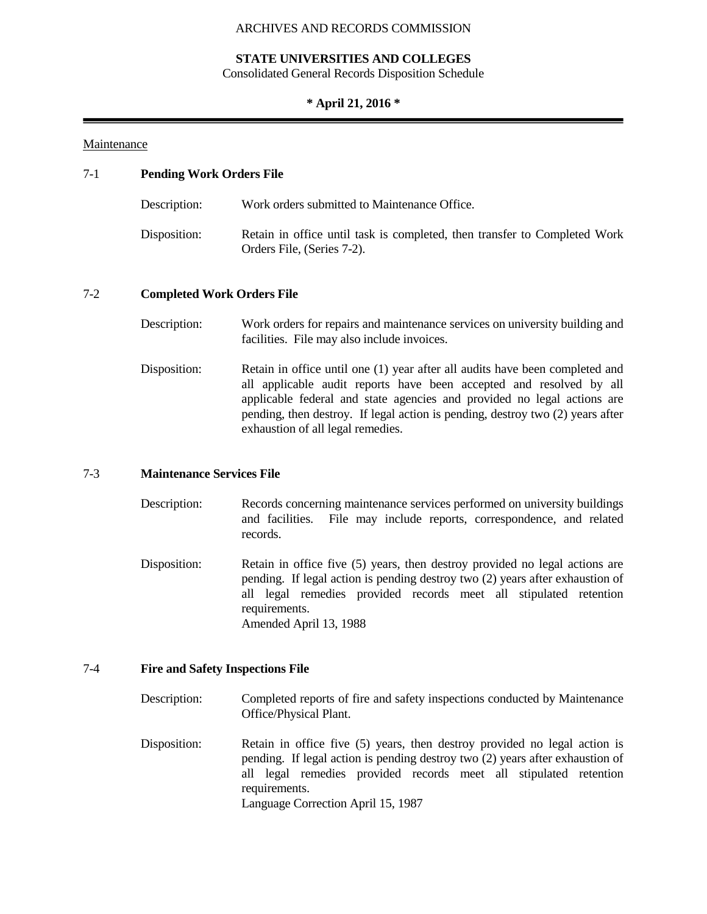ARCHIVES AND RECORDS COMMISSION

**STATE UNIVERSITIES AND COLLEGES**
Consolidated General Records Disposition Schedule

**\* April 21, 2016 \***

Maintenance

## 7-1 Pending Work Orders File

Description: Work orders submitted to Maintenance Office.

Disposition: Retain in office until task is completed, then transfer to Completed Work Orders File, (Series 7-2).

## 7-2 Completed Work Orders File

Description: Work orders for repairs and maintenance services on university building and facilities. File may also include invoices.

Disposition: Retain in office until one (1) year after all audits have been completed and all applicable audit reports have been accepted and resolved by all applicable federal and state agencies and provided no legal actions are pending, then destroy. If legal action is pending, destroy two (2) years after exhaustion of all legal remedies.

## 7-3 Maintenance Services File

Description: Records concerning maintenance services performed on university buildings and facilities. File may include reports, correspondence, and related records.

Disposition: Retain in office five (5) years, then destroy provided no legal actions are pending. If legal action is pending destroy two (2) years after exhaustion of all legal remedies provided records meet all stipulated retention requirements.
Amended April 13, 1988

## 7-4 Fire and Safety Inspections File

Description: Completed reports of fire and safety inspections conducted by Maintenance Office/Physical Plant.

Disposition: Retain in office five (5) years, then destroy provided no legal action is pending. If legal action is pending destroy two (2) years after exhaustion of all legal remedies provided records meet all stipulated retention requirements.
Language Correction April 15, 1987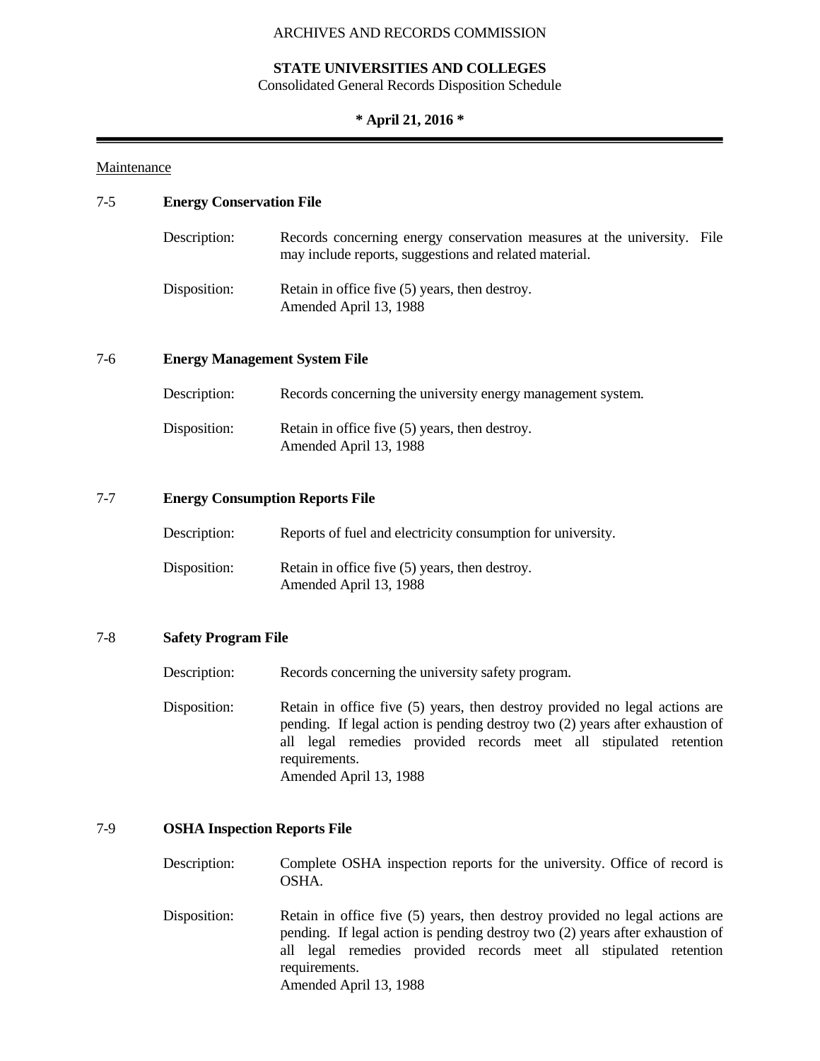Maintenance

### 7-5 **Energy Conservation File**

Description: Records concerning energy conservation measures at the university. File may include reports, suggestions and related material.

Disposition: Retain in office five (5) years, then destroy.
Amended April 13, 1988

### 7-6 **Energy Management System File**

Description: Records concerning the university energy management system.

Disposition: Retain in office five (5) years, then destroy.
Amended April 13, 1988

### 7-7 **Energy Consumption Reports File**

Description: Reports of fuel and electricity consumption for university.

Disposition: Retain in office five (5) years, then destroy.
Amended April 13, 1988

### 7-8 **Safety Program File**

Description: Records concerning the university safety program.

Disposition: Retain in office five (5) years, then destroy provided no legal actions are pending. If legal action is pending destroy two (2) years after exhaustion of all legal remedies provided records meet all stipulated retention requirements.
Amended April 13, 1988

### 7-9 **OSHA Inspection Reports File**

Description: Complete OSHA inspection reports for the university. Office of record is OSHA.

Disposition: Retain in office five (5) years, then destroy provided no legal actions are pending. If legal action is pending destroy two (2) years after exhaustion of all legal remedies provided records meet all stipulated retention requirements.
Amended April 13, 1988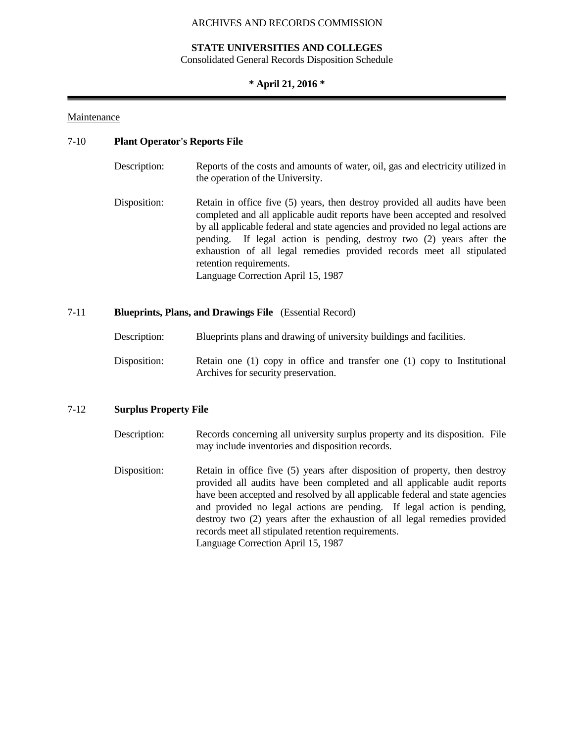## Maintenance

### 7-10 **Plant Operator's Reports File**

Description: Reports of the costs and amounts of water, oil, gas and electricity utilized in the operation of the University.

Disposition: Retain in office five (5) years, then destroy provided all audits have been completed and all applicable audit reports have been accepted and resolved by all applicable federal and state agencies and provided no legal actions are pending. If legal action is pending, destroy two (2) years after the exhaustion of all legal remedies provided records meet all stipulated retention requirements.
Language Correction April 15, 1987

### 7-11 **Blueprints, Plans, and Drawings File** (Essential Record)

Description: Blueprints plans and drawing of university buildings and facilities.

Disposition: Retain one (1) copy in office and transfer one (1) copy to Institutional Archives for security preservation.

### 7-12 **Surplus Property File**

Description: Records concerning all university surplus property and its disposition. File may include inventories and disposition records.

Disposition: Retain in office five (5) years after disposition of property, then destroy provided all audits have been completed and all applicable audit reports have been accepted and resolved by all applicable federal and state agencies and provided no legal actions are pending. If legal action is pending, destroy two (2) years after the exhaustion of all legal remedies provided records meet all stipulated retention requirements.
Language Correction April 15, 1987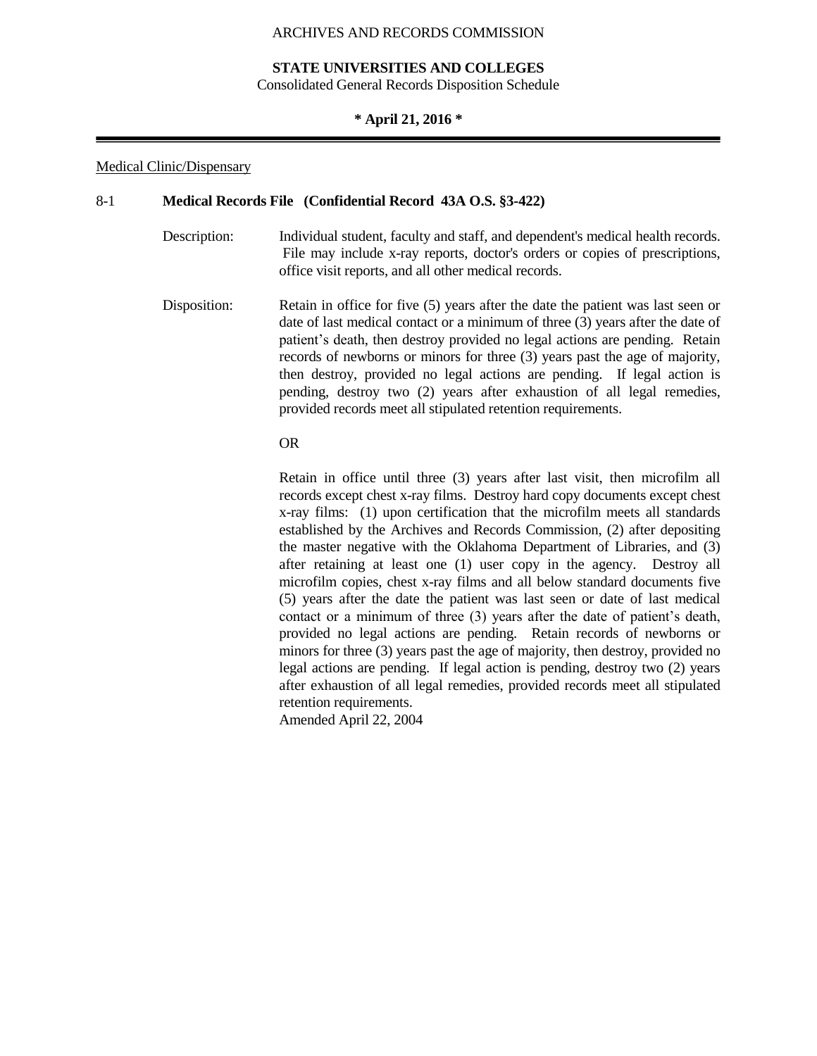Medical Clinic/Dispensary

**8-1 Medical Records File (Confidential Record 43A O.S. §3-422)**

Description: Individual student, faculty and staff, and dependent's medical health records. File may include x-ray reports, doctor's orders or copies of prescriptions, office visit reports, and all other medical records.

Disposition: Retain in office for five (5) years after the date the patient was last seen or date of last medical contact or a minimum of three (3) years after the date of patient's death, then destroy provided no legal actions are pending. Retain records of newborns or minors for three (3) years past the age of majority, then destroy, provided no legal actions are pending. If legal action is pending, destroy two (2) years after exhaustion of all legal remedies, provided records meet all stipulated retention requirements.

OR

Retain in office until three (3) years after last visit, then microfilm all records except chest x-ray films. Destroy hard copy documents except chest x-ray films: (1) upon certification that the microfilm meets all standards established by the Archives and Records Commission, (2) after depositing the master negative with the Oklahoma Department of Libraries, and (3) after retaining at least one (1) user copy in the agency. Destroy all microfilm copies, chest x-ray films and all below standard documents five (5) years after the date the patient was last seen or date of last medical contact or a minimum of three (3) years after the date of patient's death, provided no legal actions are pending. Retain records of newborns or minors for three (3) years past the age of majority, then destroy, provided no legal actions are pending. If legal action is pending, destroy two (2) years after exhaustion of all legal remedies, provided records meet all stipulated retention requirements.

Amended April 22, 2004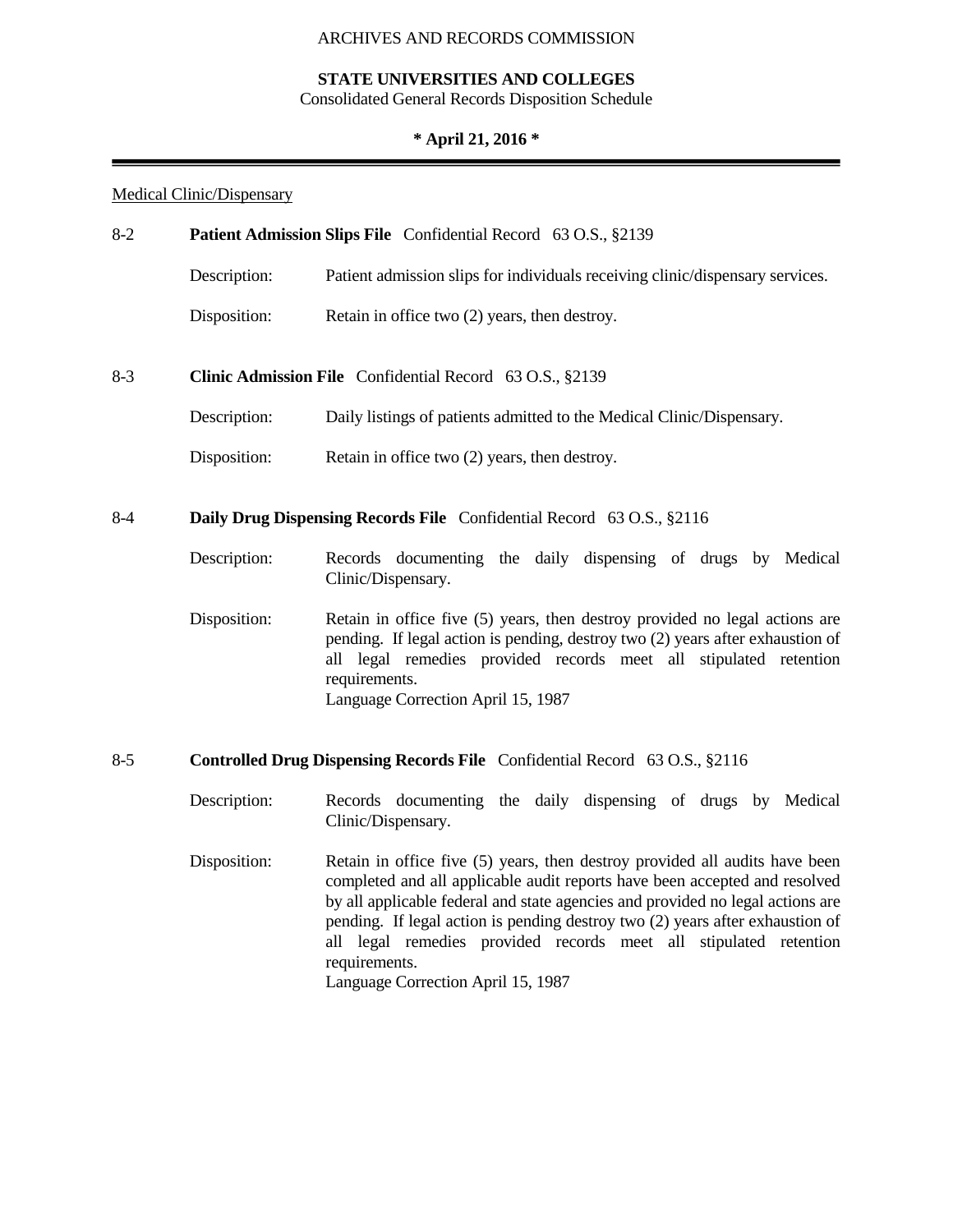ARCHIVES AND RECORDS COMMISSION

**STATE UNIVERSITIES AND COLLEGES**

Consolidated General Records Disposition Schedule

**\* April 21, 2016 \***

Medical Clinic/Dispensary

8-2 **Patient Admission Slips File** Confidential Record 63 O.S., §2139

Description: Patient admission slips for individuals receiving clinic/dispensary services.

Disposition: Retain in office two (2) years, then destroy.

8-3 **Clinic Admission File** Confidential Record 63 O.S., §2139

Description: Daily listings of patients admitted to the Medical Clinic/Dispensary.

Disposition: Retain in office two (2) years, then destroy.

8-4 **Daily Drug Dispensing Records File** Confidential Record 63 O.S., §2116

Description: Records documenting the daily dispensing of drugs by Medical Clinic/Dispensary.

Disposition: Retain in office five (5) years, then destroy provided no legal actions are pending. If legal action is pending, destroy two (2) years after exhaustion of all legal remedies provided records meet all stipulated retention requirements.
Language Correction April 15, 1987

8-5 **Controlled Drug Dispensing Records File** Confidential Record 63 O.S., §2116

Description: Records documenting the daily dispensing of drugs by Medical Clinic/Dispensary.

Disposition: Retain in office five (5) years, then destroy provided all audits have been completed and all applicable audit reports have been accepted and resolved by all applicable federal and state agencies and provided no legal actions are pending. If legal action is pending destroy two (2) years after exhaustion of all legal remedies provided records meet all stipulated retention requirements.
Language Correction April 15, 1987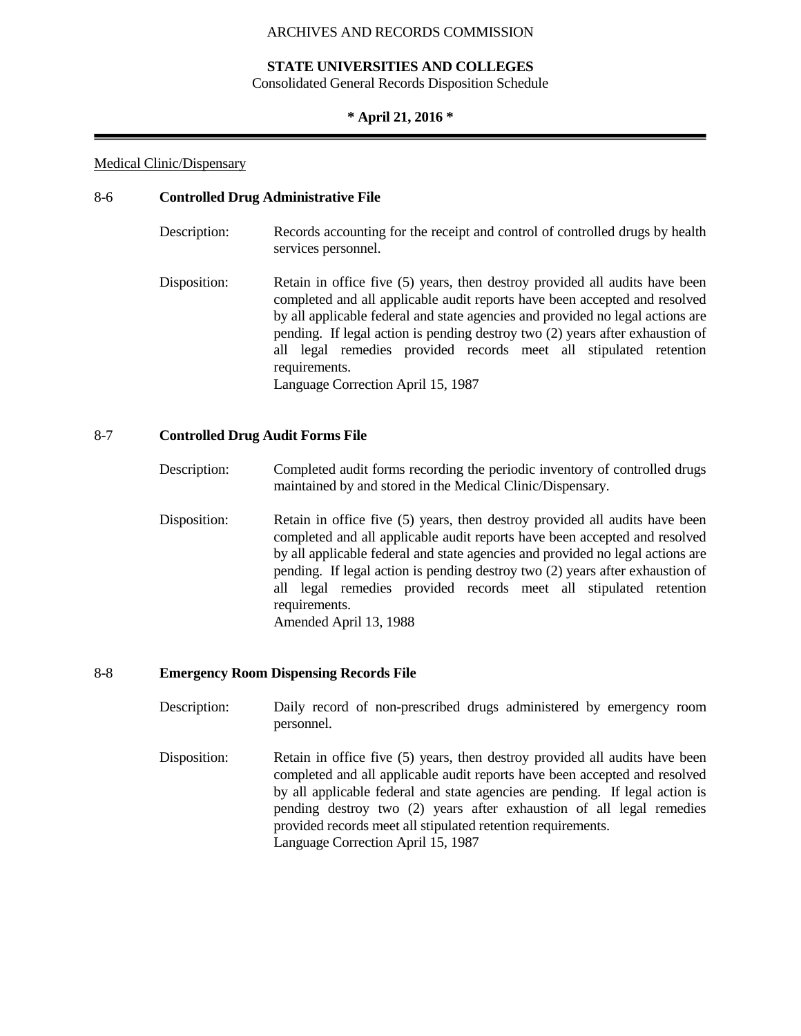Medical Clinic/Dispensary

**8-6 Controlled Drug Administrative File**

Description: Records accounting for the receipt and control of controlled drugs by health services personnel.

Disposition: Retain in office five (5) years, then destroy provided all audits have been completed and all applicable audit reports have been accepted and resolved by all applicable federal and state agencies and provided no legal actions are pending. If legal action is pending destroy two (2) years after exhaustion of all legal remedies provided records meet all stipulated retention requirements.
Language Correction April 15, 1987

**8-7 Controlled Drug Audit Forms File**

Description: Completed audit forms recording the periodic inventory of controlled drugs maintained by and stored in the Medical Clinic/Dispensary.

Disposition: Retain in office five (5) years, then destroy provided all audits have been completed and all applicable audit reports have been accepted and resolved by all applicable federal and state agencies and provided no legal actions are pending. If legal action is pending destroy two (2) years after exhaustion of all legal remedies provided records meet all stipulated retention requirements.
Amended April 13, 1988

**8-8 Emergency Room Dispensing Records File**

Description: Daily record of non-prescribed drugs administered by emergency room personnel.

Disposition: Retain in office five (5) years, then destroy provided all audits have been completed and all applicable audit reports have been accepted and resolved by all applicable federal and state agencies are pending. If legal action is pending destroy two (2) years after exhaustion of all legal remedies provided records meet all stipulated retention requirements.
Language Correction April 15, 1987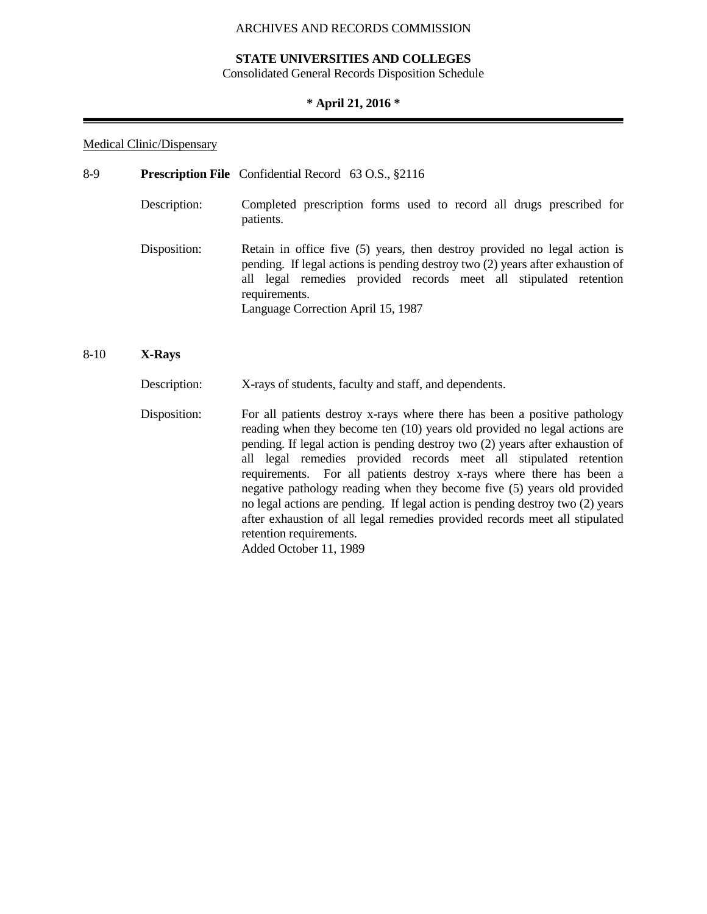Medical Clinic/Dispensary

8-9 **Prescription File** Confidential Record 63 O.S., §2116

Description: Completed prescription forms used to record all drugs prescribed for patients.

Disposition: Retain in office five (5) years, then destroy provided no legal action is pending. If legal actions is pending destroy two (2) years after exhaustion of all legal remedies provided records meet all stipulated retention requirements.
Language Correction April 15, 1987

8-10 **X-Rays**

Description: X-rays of students, faculty and staff, and dependents.

Disposition: For all patients destroy x-rays where there has been a positive pathology reading when they become ten (10) years old provided no legal actions are pending. If legal action is pending destroy two (2) years after exhaustion of all legal remedies provided records meet all stipulated retention requirements. For all patients destroy x-rays where there has been a negative pathology reading when they become five (5) years old provided no legal actions are pending. If legal action is pending destroy two (2) years after exhaustion of all legal remedies provided records meet all stipulated retention requirements.
Added October 11, 1989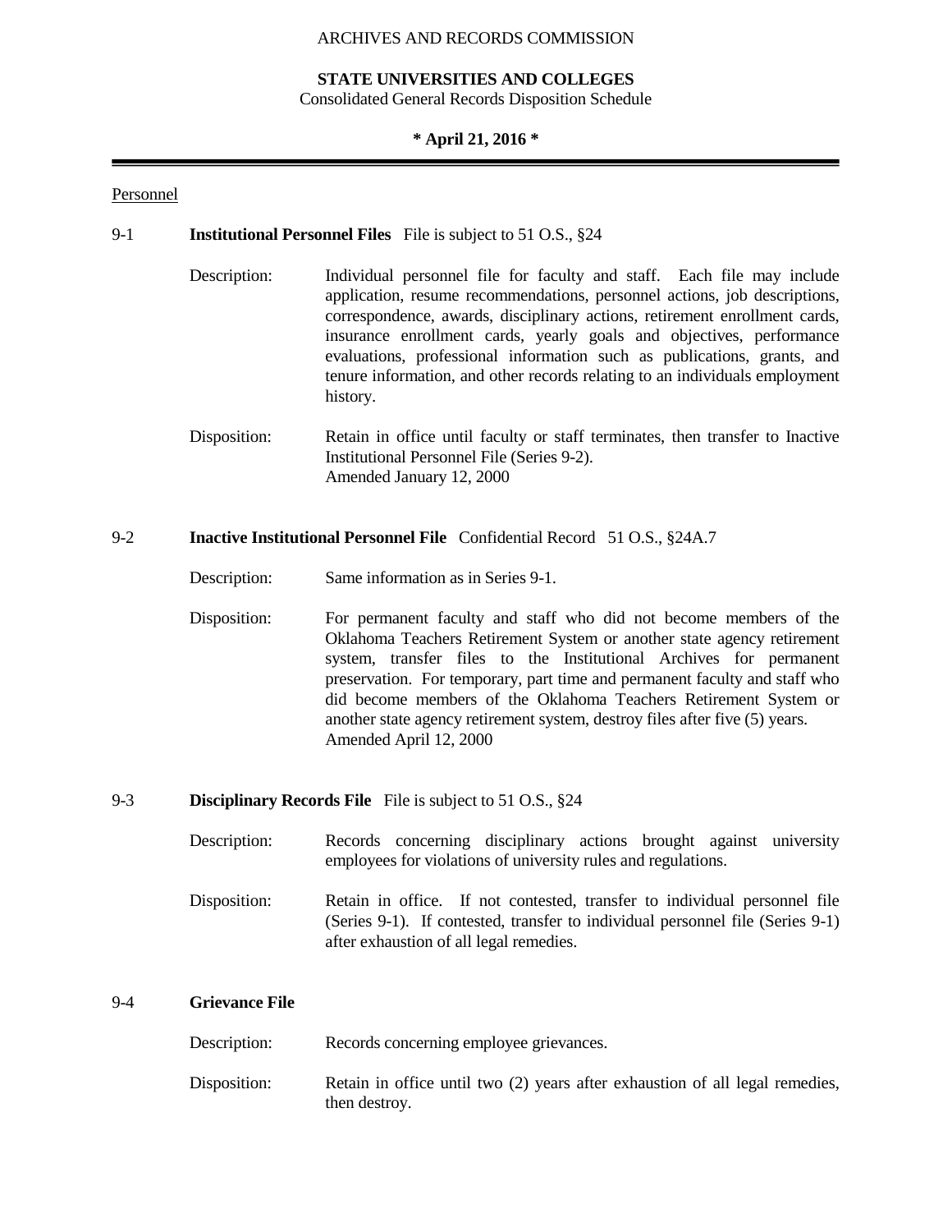ARCHIVES AND RECORDS COMMISSION

**STATE UNIVERSITIES AND COLLEGES**

Consolidated General Records Disposition Schedule

**\* April 21, 2016 \***

Personnel

9-1 **Institutional Personnel Files** File is subject to 51 O.S., §24

Description: Individual personnel file for faculty and staff. Each file may include application, resume recommendations, personnel actions, job descriptions, correspondence, awards, disciplinary actions, retirement enrollment cards, insurance enrollment cards, yearly goals and objectives, performance evaluations, professional information such as publications, grants, and tenure information, and other records relating to an individuals employment history.

Disposition: Retain in office until faculty or staff terminates, then transfer to Inactive Institutional Personnel File (Series 9-2).
Amended January 12, 2000

9-2 **Inactive Institutional Personnel File** Confidential Record 51 O.S., §24A.7

Description: Same information as in Series 9-1.

Disposition: For permanent faculty and staff who did not become members of the Oklahoma Teachers Retirement System or another state agency retirement system, transfer files to the Institutional Archives for permanent preservation. For temporary, part time and permanent faculty and staff who did become members of the Oklahoma Teachers Retirement System or another state agency retirement system, destroy files after five (5) years.
Amended April 12, 2000

9-3 **Disciplinary Records File** File is subject to 51 O.S., §24

Description: Records concerning disciplinary actions brought against university employees for violations of university rules and regulations.

Disposition: Retain in office. If not contested, transfer to individual personnel file (Series 9-1). If contested, transfer to individual personnel file (Series 9-1) after exhaustion of all legal remedies.

9-4 **Grievance File**

Description: Records concerning employee grievances.

Disposition: Retain in office until two (2) years after exhaustion of all legal remedies, then destroy.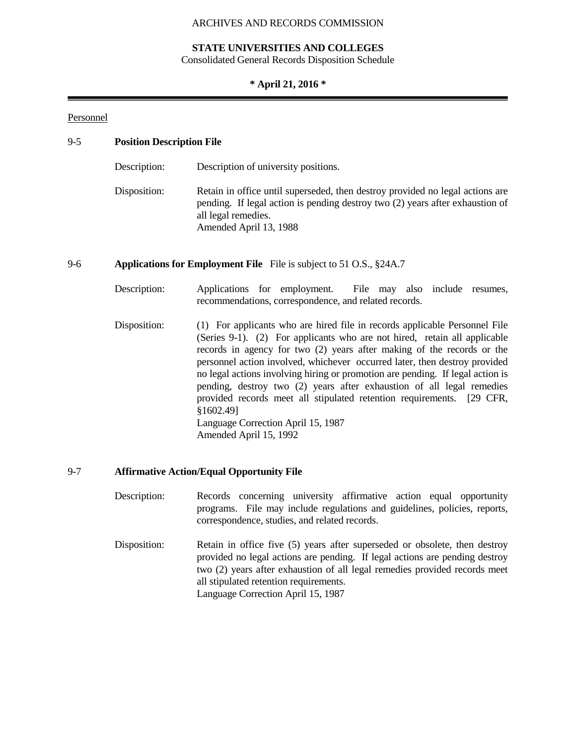ARCHIVES AND RECORDS COMMISSION

**STATE UNIVERSITIES AND COLLEGES**
Consolidated General Records Disposition Schedule

**\* April 21, 2016 \***

Personnel

## 9-5 Position Description File

Description: Description of university positions.

Disposition: Retain in office until superseded, then destroy provided no legal actions are pending. If legal action is pending destroy two (2) years after exhaustion of all legal remedies.
Amended April 13, 1988

## 9-6 Applications for Employment File File is subject to 51 O.S., §24A.7

Description: Applications for employment. File may also include resumes, recommendations, correspondence, and related records.

Disposition: (1) For applicants who are hired file in records applicable Personnel File (Series 9-1). (2) For applicants who are not hired, retain all applicable records in agency for two (2) years after making of the records or the personnel action involved, whichever occurred later, then destroy provided no legal actions involving hiring or promotion are pending. If legal action is pending, destroy two (2) years after exhaustion of all legal remedies provided records meet all stipulated retention requirements. [29 CFR, §1602.49]
Language Correction April 15, 1987
Amended April 15, 1992

## 9-7 Affirmative Action/Equal Opportunity File

Description: Records concerning university affirmative action equal opportunity programs. File may include regulations and guidelines, policies, reports, correspondence, studies, and related records.

Disposition: Retain in office five (5) years after superseded or obsolete, then destroy provided no legal actions are pending. If legal actions are pending destroy two (2) years after exhaustion of all legal remedies provided records meet all stipulated retention requirements.
Language Correction April 15, 1987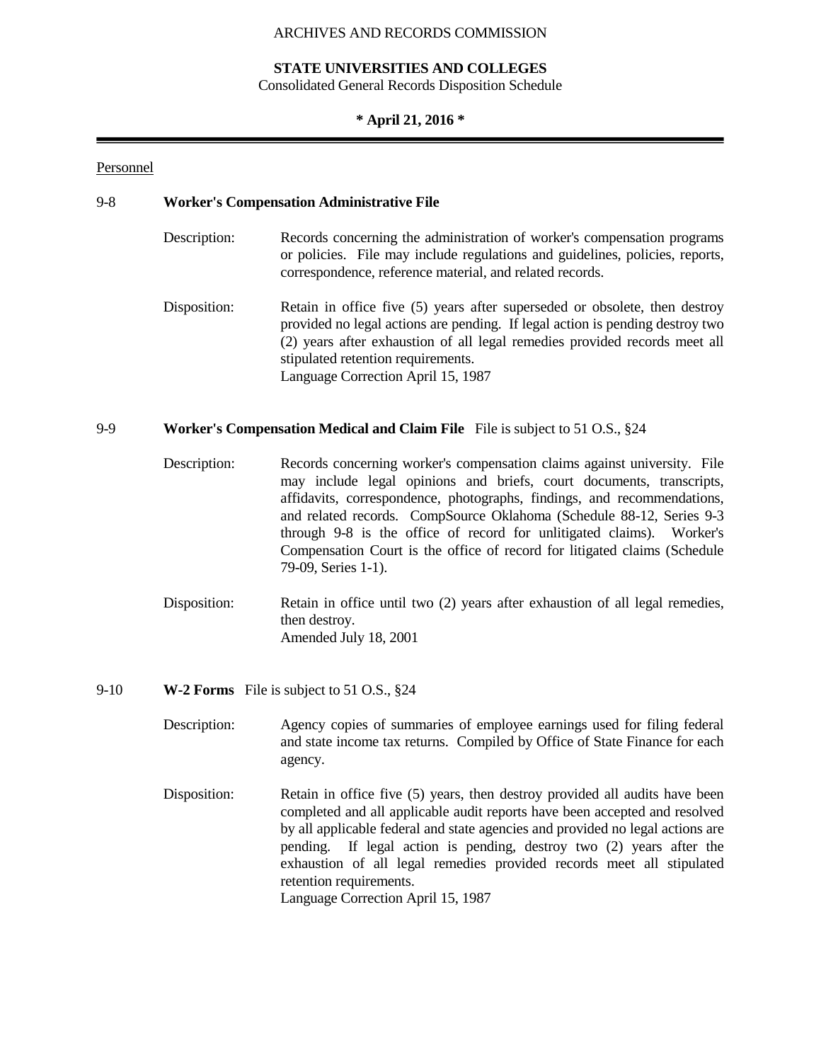Personnel

**9-8 Worker's Compensation Administrative File**

Description: Records concerning the administration of worker's compensation programs or policies. File may include regulations and guidelines, policies, reports, correspondence, reference material, and related records.

Disposition: Retain in office five (5) years after superseded or obsolete, then destroy provided no legal actions are pending. If legal action is pending destroy two (2) years after exhaustion of all legal remedies provided records meet all stipulated retention requirements.
Language Correction April 15, 1987

**9-9 Worker's Compensation Medical and Claim File** File is subject to 51 O.S., §24

Description: Records concerning worker's compensation claims against university. File may include legal opinions and briefs, court documents, transcripts, affidavits, correspondence, photographs, findings, and recommendations, and related records. CompSource Oklahoma (Schedule 88-12, Series 9-3 through 9-8 is the office of record for unlitigated claims). Worker's Compensation Court is the office of record for litigated claims (Schedule 79-09, Series 1-1).

Disposition: Retain in office until two (2) years after exhaustion of all legal remedies, then destroy.
Amended July 18, 2001

**9-10 W-2 Forms** File is subject to 51 O.S., §24

Description: Agency copies of summaries of employee earnings used for filing federal and state income tax returns. Compiled by Office of State Finance for each agency.

Disposition: Retain in office five (5) years, then destroy provided all audits have been completed and all applicable audit reports have been accepted and resolved by all applicable federal and state agencies and provided no legal actions are pending. If legal action is pending, destroy two (2) years after the exhaustion of all legal remedies provided records meet all stipulated retention requirements.
Language Correction April 15, 1987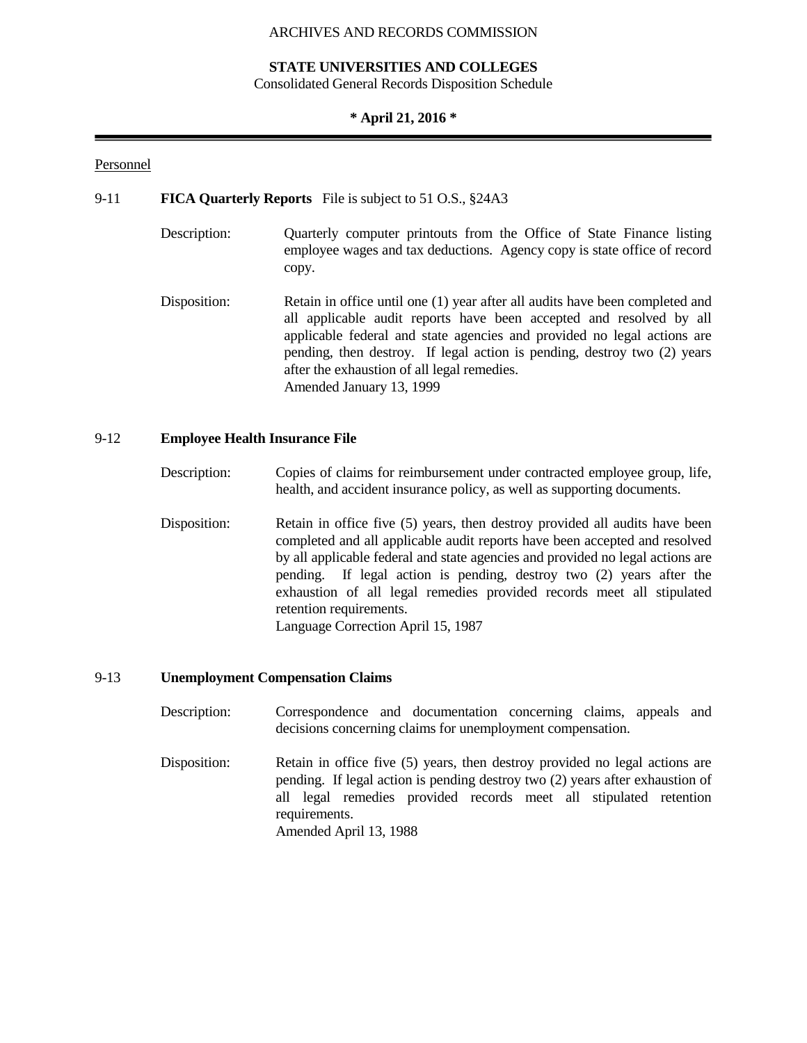ARCHIVES AND RECORDS COMMISSION

**STATE UNIVERSITIES AND COLLEGES**
Consolidated General Records Disposition Schedule

**\* April 21, 2016 \***

Personnel

9-11 **FICA Quarterly Reports** File is subject to 51 O.S., §24A3

Description: Quarterly computer printouts from the Office of State Finance listing employee wages and tax deductions. Agency copy is state office of record copy.

Disposition: Retain in office until one (1) year after all audits have been completed and all applicable audit reports have been accepted and resolved by all applicable federal and state agencies and provided no legal actions are pending, then destroy. If legal action is pending, destroy two (2) years after the exhaustion of all legal remedies.
Amended January 13, 1999

9-12 **Employee Health Insurance File**

Description: Copies of claims for reimbursement under contracted employee group, life, health, and accident insurance policy, as well as supporting documents.

Disposition: Retain in office five (5) years, then destroy provided all audits have been completed and all applicable audit reports have been accepted and resolved by all applicable federal and state agencies and provided no legal actions are pending. If legal action is pending, destroy two (2) years after the exhaustion of all legal remedies provided records meet all stipulated retention requirements.
Language Correction April 15, 1987

9-13 **Unemployment Compensation Claims**

Description: Correspondence and documentation concerning claims, appeals and decisions concerning claims for unemployment compensation.

Disposition: Retain in office five (5) years, then destroy provided no legal actions are pending. If legal action is pending destroy two (2) years after exhaustion of all legal remedies provided records meet all stipulated retention requirements.
Amended April 13, 1988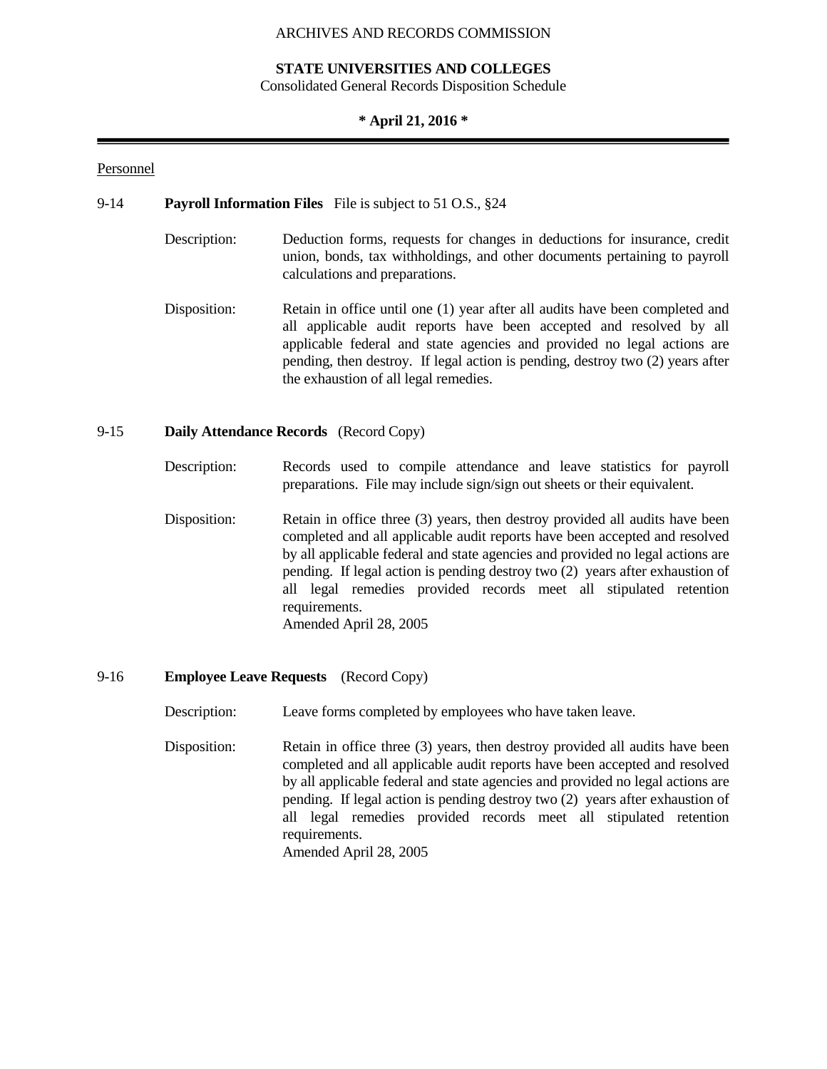Personnel

**9-14 Payroll Information Files** File is subject to 51 O.S., §24

Description: Deduction forms, requests for changes in deductions for insurance, credit union, bonds, tax withholdings, and other documents pertaining to payroll calculations and preparations.

Disposition: Retain in office until one (1) year after all audits have been completed and all applicable audit reports have been accepted and resolved by all applicable federal and state agencies and provided no legal actions are pending, then destroy. If legal action is pending, destroy two (2) years after the exhaustion of all legal remedies.

**9-15 Daily Attendance Records** (Record Copy)

Description: Records used to compile attendance and leave statistics for payroll preparations. File may include sign/sign out sheets or their equivalent.

Disposition: Retain in office three (3) years, then destroy provided all audits have been completed and all applicable audit reports have been accepted and resolved by all applicable federal and state agencies and provided no legal actions are pending. If legal action is pending destroy two (2) years after exhaustion of all legal remedies provided records meet all stipulated retention requirements.
Amended April 28, 2005

**9-16 Employee Leave Requests** (Record Copy)

Description: Leave forms completed by employees who have taken leave.

Disposition: Retain in office three (3) years, then destroy provided all audits have been completed and all applicable audit reports have been accepted and resolved by all applicable federal and state agencies and provided no legal actions are pending. If legal action is pending destroy two (2) years after exhaustion of all legal remedies provided records meet all stipulated retention requirements.
Amended April 28, 2005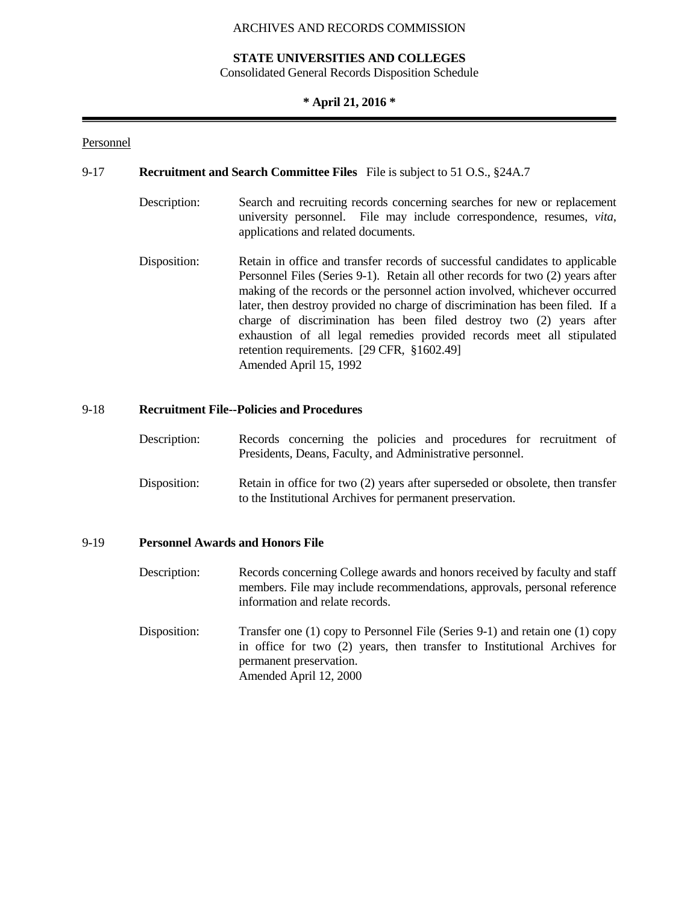ARCHIVES AND RECORDS COMMISSION

**STATE UNIVERSITIES AND COLLEGES**
Consolidated General Records Disposition Schedule

**\* April 21, 2016 \***

Personnel

9-17 **Recruitment and Search Committee Files** File is subject to 51 O.S., §24A.7

Description: Search and recruiting records concerning searches for new or replacement university personnel. File may include correspondence, resumes, *vita*, applications and related documents.

Disposition: Retain in office and transfer records of successful candidates to applicable Personnel Files (Series 9-1). Retain all other records for two (2) years after making of the records or the personnel action involved, whichever occurred later, then destroy provided no charge of discrimination has been filed. If a charge of discrimination has been filed destroy two (2) years after exhaustion of all legal remedies provided records meet all stipulated retention requirements. [29 CFR, §1602.49]
Amended April 15, 1992

9-18 **Recruitment File--Policies and Procedures**

Description: Records concerning the policies and procedures for recruitment of Presidents, Deans, Faculty, and Administrative personnel.

Disposition: Retain in office for two (2) years after superseded or obsolete, then transfer to the Institutional Archives for permanent preservation.

9-19 **Personnel Awards and Honors File**

Description: Records concerning College awards and honors received by faculty and staff members. File may include recommendations, approvals, personal reference information and relate records.

Disposition: Transfer one (1) copy to Personnel File (Series 9-1) and retain one (1) copy in office for two (2) years, then transfer to Institutional Archives for permanent preservation.
Amended April 12, 2000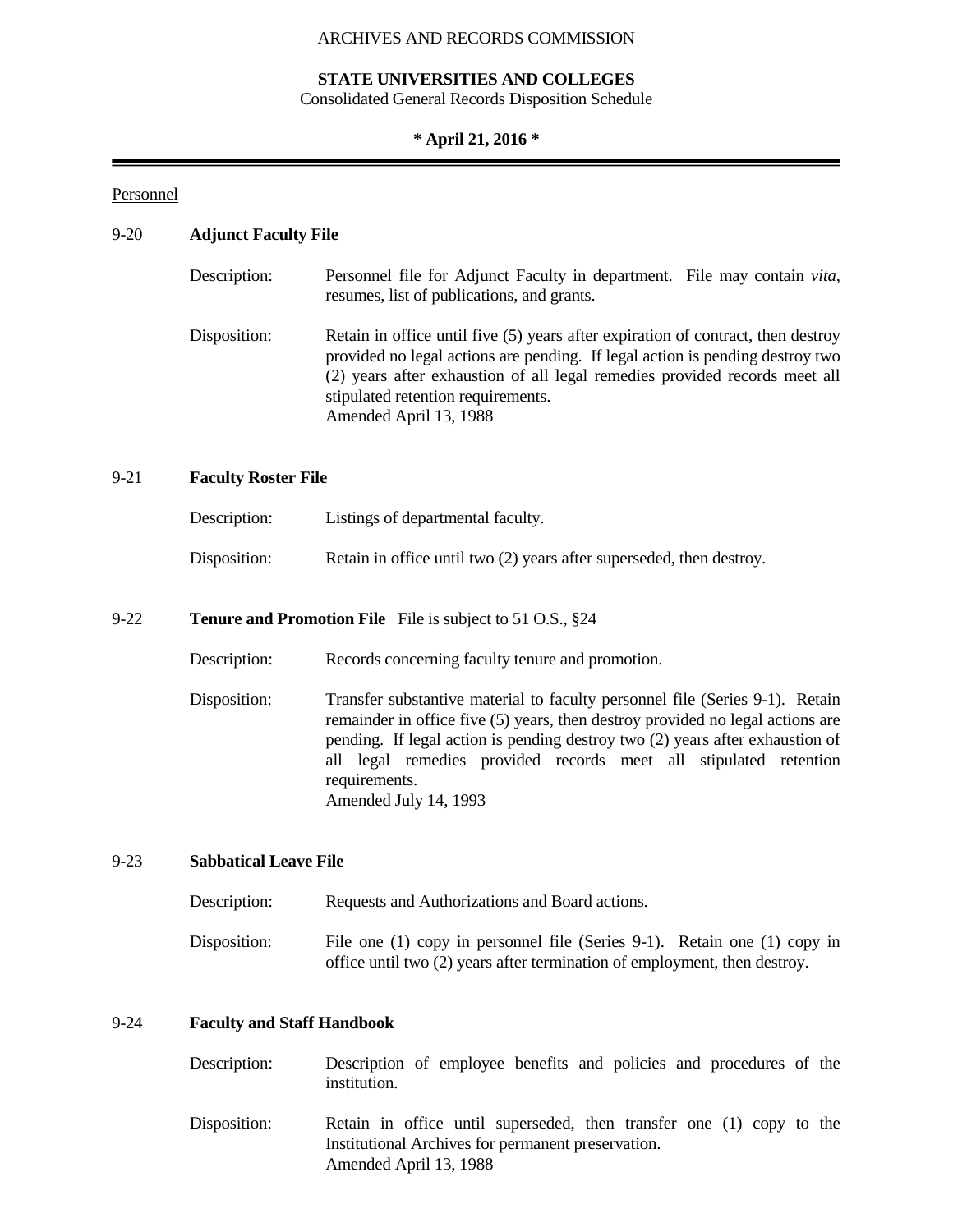Personnel

### 9-20 **Adjunct Faculty File**

Description: Personnel file for Adjunct Faculty in department. File may contain *vita*, resumes, list of publications, and grants.

Disposition: Retain in office until five (5) years after expiration of contract, then destroy provided no legal actions are pending. If legal action is pending destroy two (2) years after exhaustion of all legal remedies provided records meet all stipulated retention requirements.
Amended April 13, 1988

### 9-21 **Faculty Roster File**

Description: Listings of departmental faculty.

Disposition: Retain in office until two (2) years after superseded, then destroy.

### 9-22 **Tenure and Promotion File** File is subject to 51 O.S., §24

Description: Records concerning faculty tenure and promotion.

Disposition: Transfer substantive material to faculty personnel file (Series 9-1). Retain remainder in office five (5) years, then destroy provided no legal actions are pending. If legal action is pending destroy two (2) years after exhaustion of all legal remedies provided records meet all stipulated retention requirements.
Amended July 14, 1993

### 9-23 **Sabbatical Leave File**

Description: Requests and Authorizations and Board actions.

Disposition: File one (1) copy in personnel file (Series 9-1). Retain one (1) copy in office until two (2) years after termination of employment, then destroy.

### 9-24 **Faculty and Staff Handbook**

Description: Description of employee benefits and policies and procedures of the institution.

Disposition: Retain in office until superseded, then transfer one (1) copy to the Institutional Archives for permanent preservation.
Amended April 13, 1988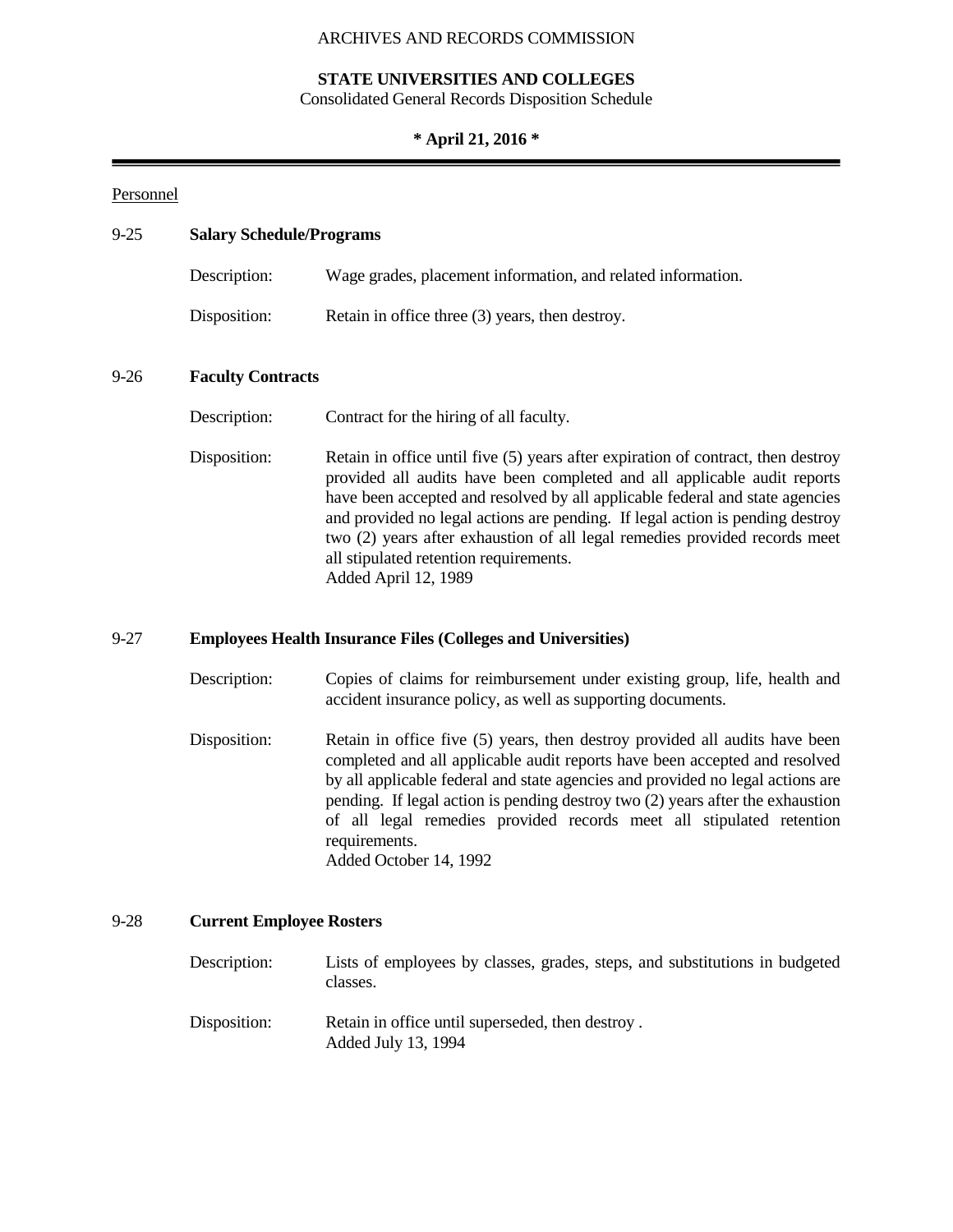Personnel

## 9-25 Salary Schedule/Programs

Description: Wage grades, placement information, and related information.

Disposition: Retain in office three (3) years, then destroy.

## 9-26 Faculty Contracts

Description: Contract for the hiring of all faculty.

Disposition: Retain in office until five (5) years after expiration of contract, then destroy provided all audits have been completed and all applicable audit reports have been accepted and resolved by all applicable federal and state agencies and provided no legal actions are pending. If legal action is pending destroy two (2) years after exhaustion of all legal remedies provided records meet all stipulated retention requirements.
Added April 12, 1989

## 9-27 Employees Health Insurance Files (Colleges and Universities)

Description: Copies of claims for reimbursement under existing group, life, health and accident insurance policy, as well as supporting documents.

Disposition: Retain in office five (5) years, then destroy provided all audits have been completed and all applicable audit reports have been accepted and resolved by all applicable federal and state agencies and provided no legal actions are pending. If legal action is pending destroy two (2) years after the exhaustion of all legal remedies provided records meet all stipulated retention requirements.
Added October 14, 1992

## 9-28 Current Employee Rosters

Description: Lists of employees by classes, grades, steps, and substitutions in budgeted classes.

Disposition: Retain in office until superseded, then destroy .
Added July 13, 1994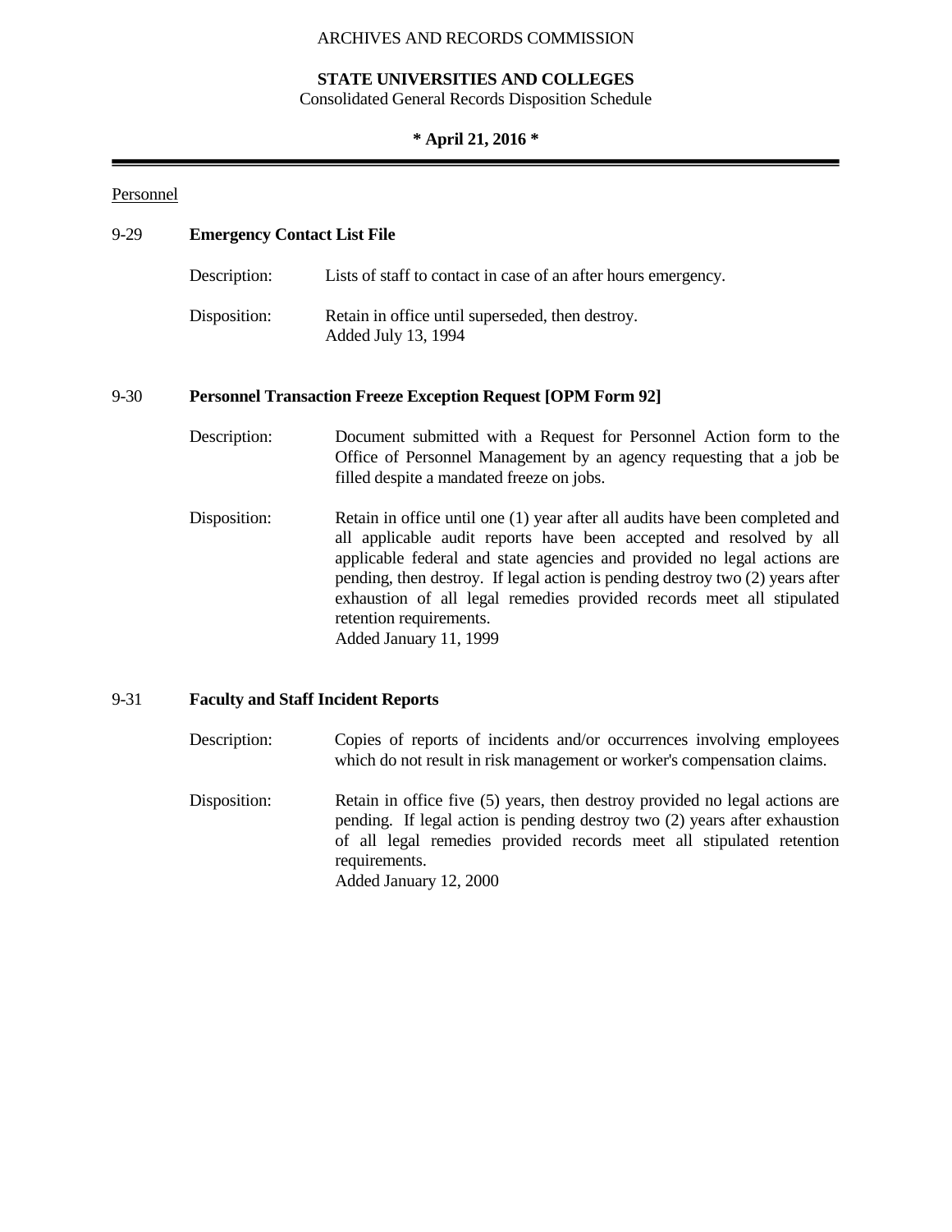Personnel

## 9-29 **Emergency Contact List File**

Description: Lists of staff to contact in case of an after hours emergency.

Disposition: Retain in office until superseded, then destroy.
Added July 13, 1994

## 9-30 **Personnel Transaction Freeze Exception Request [OPM Form 92]**

Description: Document submitted with a Request for Personnel Action form to the Office of Personnel Management by an agency requesting that a job be filled despite a mandated freeze on jobs.

Disposition: Retain in office until one (1) year after all audits have been completed and all applicable audit reports have been accepted and resolved by all applicable federal and state agencies and provided no legal actions are pending, then destroy. If legal action is pending destroy two (2) years after exhaustion of all legal remedies provided records meet all stipulated retention requirements.
Added January 11, 1999

## 9-31 **Faculty and Staff Incident Reports**

Description: Copies of reports of incidents and/or occurrences involving employees which do not result in risk management or worker's compensation claims.

Disposition: Retain in office five (5) years, then destroy provided no legal actions are pending. If legal action is pending destroy two (2) years after exhaustion of all legal remedies provided records meet all stipulated retention requirements.
Added January 12, 2000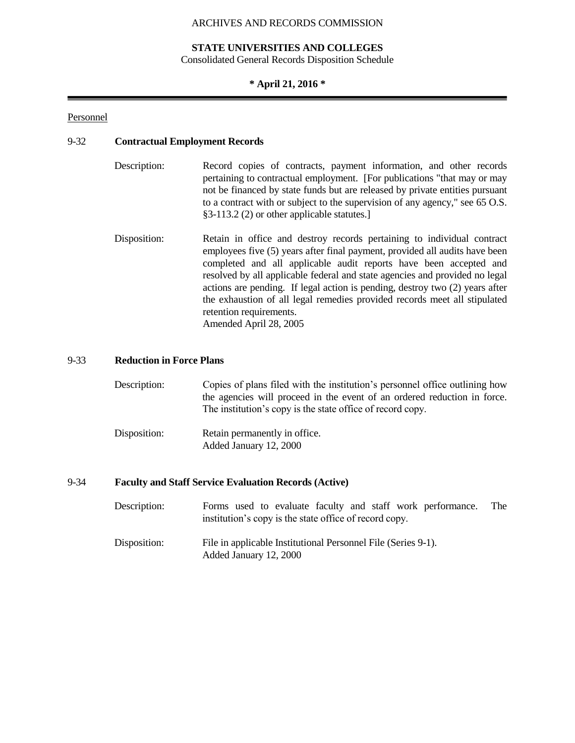Personnel

## 9-32 Contractual Employment Records

Description: Record copies of contracts, payment information, and other records pertaining to contractual employment. [For publications "that may or may not be financed by state funds but are released by private entities pursuant to a contract with or subject to the supervision of any agency," see 65 O.S. §3-113.2 (2) or other applicable statutes.]

Disposition: Retain in office and destroy records pertaining to individual contract employees five (5) years after final payment, provided all audits have been completed and all applicable audit reports have been accepted and resolved by all applicable federal and state agencies and provided no legal actions are pending. If legal action is pending, destroy two (2) years after the exhaustion of all legal remedies provided records meet all stipulated retention requirements.
Amended April 28, 2005

## 9-33 Reduction in Force Plans

Description: Copies of plans filed with the institution's personnel office outlining how the agencies will proceed in the event of an ordered reduction in force. The institution's copy is the state office of record copy.

Disposition: Retain permanently in office.
Added January 12, 2000

## 9-34 Faculty and Staff Service Evaluation Records (Active)

Description: Forms used to evaluate faculty and staff work performance. The institution's copy is the state office of record copy.

Disposition: File in applicable Institutional Personnel File (Series 9-1).
Added January 12, 2000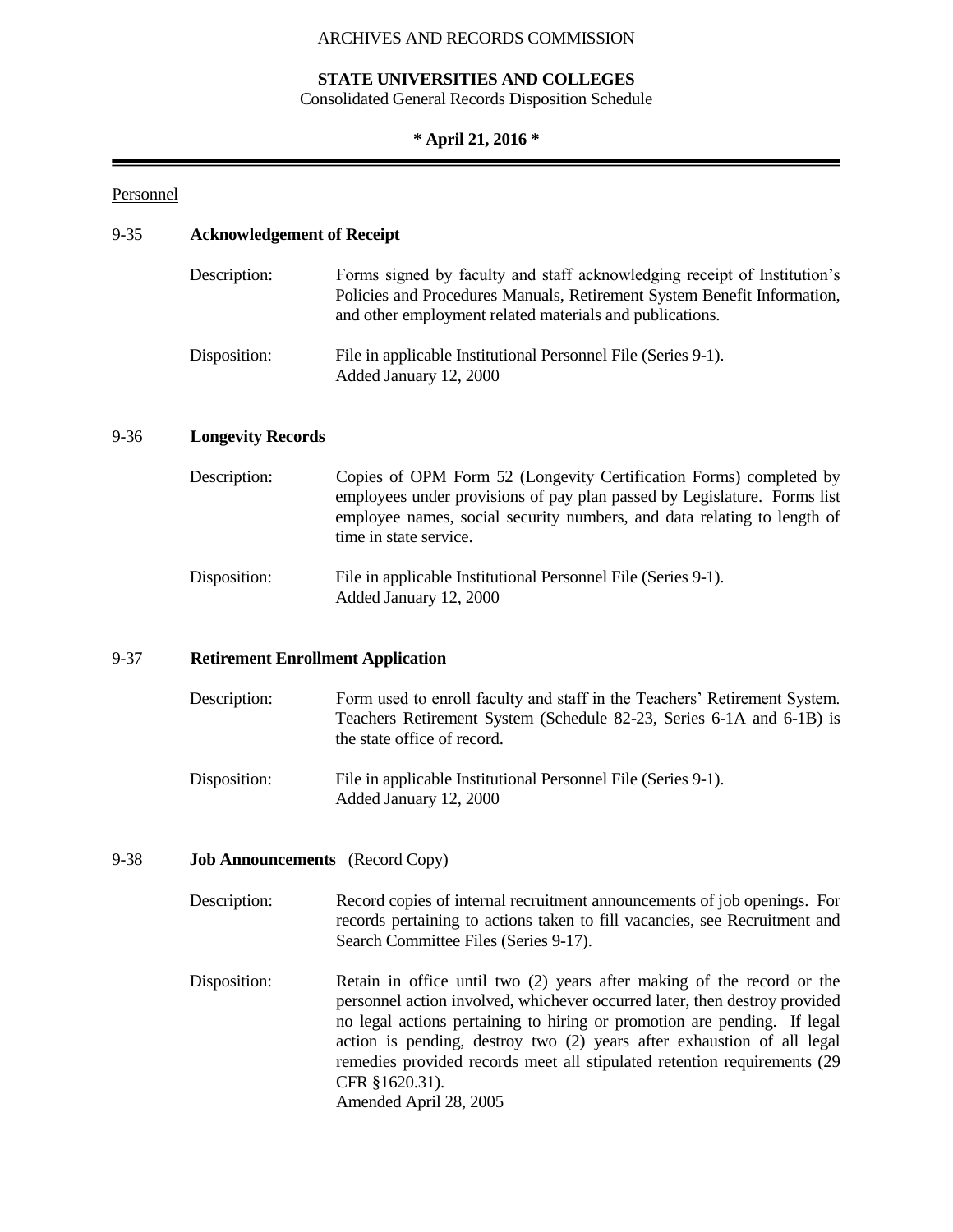ARCHIVES AND RECORDS COMMISSION

**STATE UNIVERSITIES AND COLLEGES**
Consolidated General Records Disposition Schedule

**\* April 21, 2016 \***

Personnel

### 9-35 **Acknowledgement of Receipt**

Description: Forms signed by faculty and staff acknowledging receipt of Institution's Policies and Procedures Manuals, Retirement System Benefit Information, and other employment related materials and publications.

Disposition: File in applicable Institutional Personnel File (Series 9-1).
Added January 12, 2000

### 9-36 **Longevity Records**

Description: Copies of OPM Form 52 (Longevity Certification Forms) completed by employees under provisions of pay plan passed by Legislature. Forms list employee names, social security numbers, and data relating to length of time in state service.

Disposition: File in applicable Institutional Personnel File (Series 9-1).
Added January 12, 2000

### 9-37 **Retirement Enrollment Application**

Description: Form used to enroll faculty and staff in the Teachers' Retirement System. Teachers Retirement System (Schedule 82-23, Series 6-1A and 6-1B) is the state office of record.

Disposition: File in applicable Institutional Personnel File (Series 9-1).
Added January 12, 2000

### 9-38 **Job Announcements** (Record Copy)

Description: Record copies of internal recruitment announcements of job openings. For records pertaining to actions taken to fill vacancies, see Recruitment and Search Committee Files (Series 9-17).

Disposition: Retain in office until two (2) years after making of the record or the personnel action involved, whichever occurred later, then destroy provided no legal actions pertaining to hiring or promotion are pending. If legal action is pending, destroy two (2) years after exhaustion of all legal remedies provided records meet all stipulated retention requirements (29 CFR §1620.31).
Amended April 28, 2005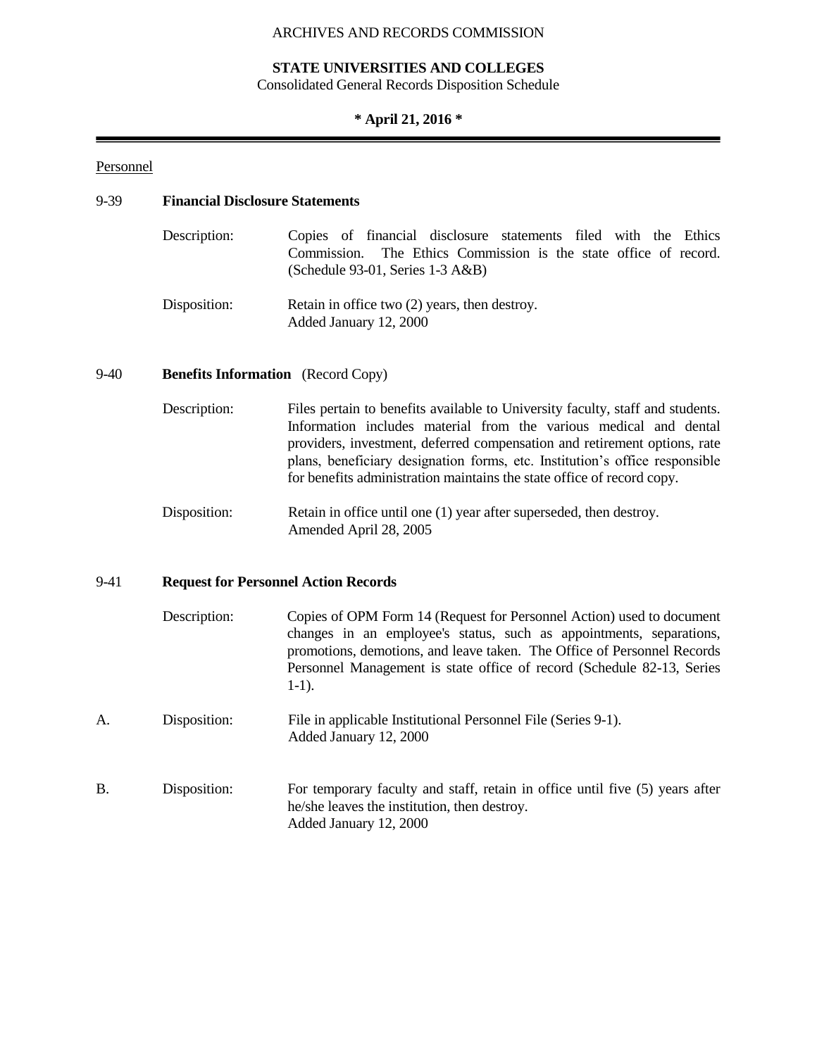Personnel

## 9-39 **Financial Disclosure Statements**

Description: Copies of financial disclosure statements filed with the Ethics Commission. The Ethics Commission is the state office of record. (Schedule 93-01, Series 1-3 A&B)

Disposition: Retain in office two (2) years, then destroy.
Added January 12, 2000

## 9-40 **Benefits Information** (Record Copy)

Description: Files pertain to benefits available to University faculty, staff and students. Information includes material from the various medical and dental providers, investment, deferred compensation and retirement options, rate plans, beneficiary designation forms, etc. Institution's office responsible for benefits administration maintains the state office of record copy.

Disposition: Retain in office until one (1) year after superseded, then destroy.
Amended April 28, 2005

## 9-41 **Request for Personnel Action Records**

Description: Copies of OPM Form 14 (Request for Personnel Action) used to document changes in an employee's status, such as appointments, separations, promotions, demotions, and leave taken. The Office of Personnel Records Personnel Management is state office of record (Schedule 82-13, Series 1-1).

A. Disposition: File in applicable Institutional Personnel File (Series 9-1).
Added January 12, 2000

B. Disposition: For temporary faculty and staff, retain in office until five (5) years after he/she leaves the institution, then destroy.
Added January 12, 2000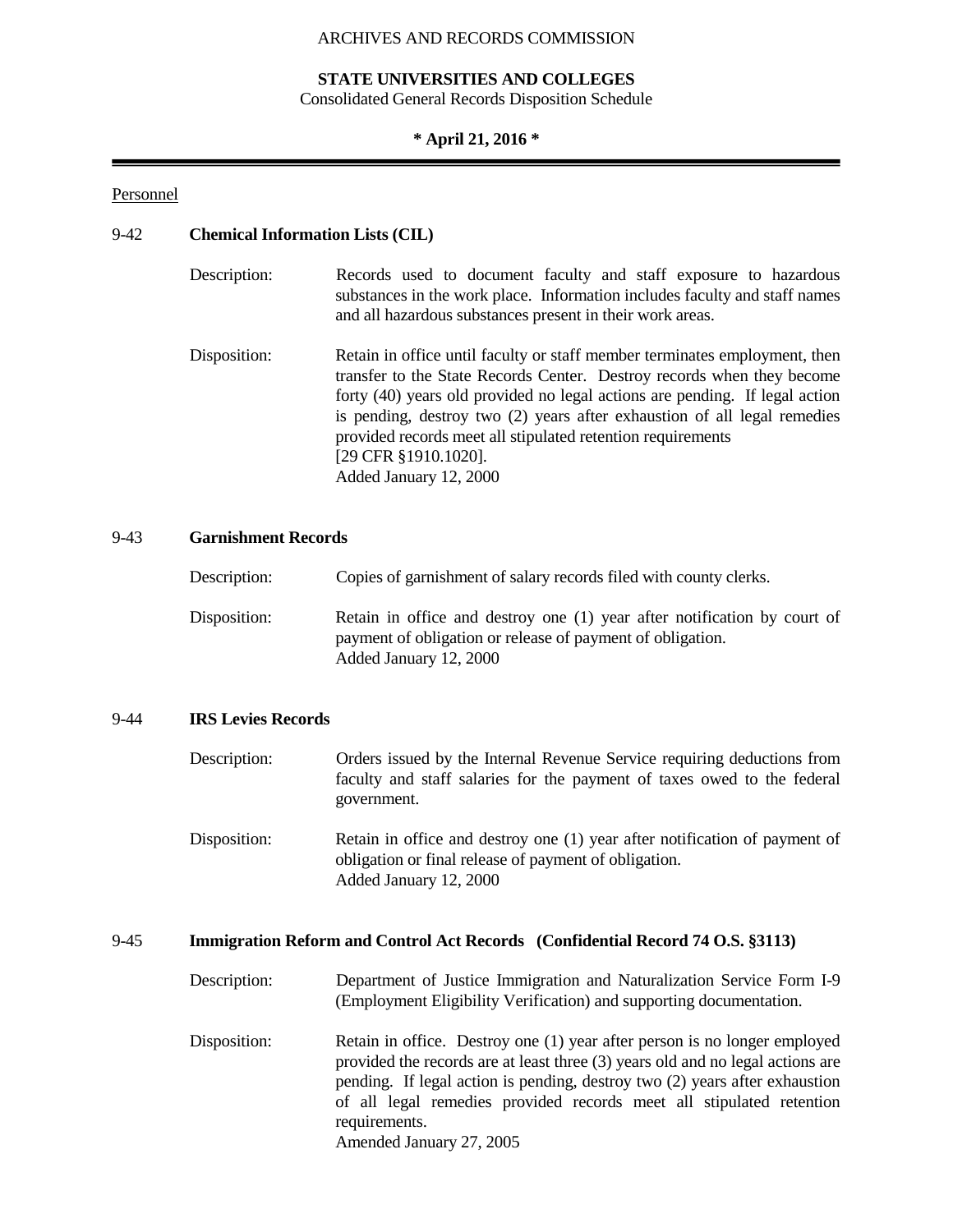Personnel

## 9-42 **Chemical Information Lists (CIL)**

Description: Records used to document faculty and staff exposure to hazardous substances in the work place. Information includes faculty and staff names and all hazardous substances present in their work areas.

Disposition: Retain in office until faculty or staff member terminates employment, then transfer to the State Records Center. Destroy records when they become forty (40) years old provided no legal actions are pending. If legal action is pending, destroy two (2) years after exhaustion of all legal remedies provided records meet all stipulated retention requirements [29 CFR §1910.1020].
Added January 12, 2000

## 9-43 **Garnishment Records**

Description: Copies of garnishment of salary records filed with county clerks.

Disposition: Retain in office and destroy one (1) year after notification by court of payment of obligation or release of payment of obligation.
Added January 12, 2000

## 9-44 **IRS Levies Records**

Description: Orders issued by the Internal Revenue Service requiring deductions from faculty and staff salaries for the payment of taxes owed to the federal government.

Disposition: Retain in office and destroy one (1) year after notification of payment of obligation or final release of payment of obligation.
Added January 12, 2000

## 9-45 **Immigration Reform and Control Act Records (Confidential Record 74 O.S. §3113)**

Description: Department of Justice Immigration and Naturalization Service Form I-9 (Employment Eligibility Verification) and supporting documentation.

Disposition: Retain in office. Destroy one (1) year after person is no longer employed provided the records are at least three (3) years old and no legal actions are pending. If legal action is pending, destroy two (2) years after exhaustion of all legal remedies provided records meet all stipulated retention requirements.
Amended January 27, 2005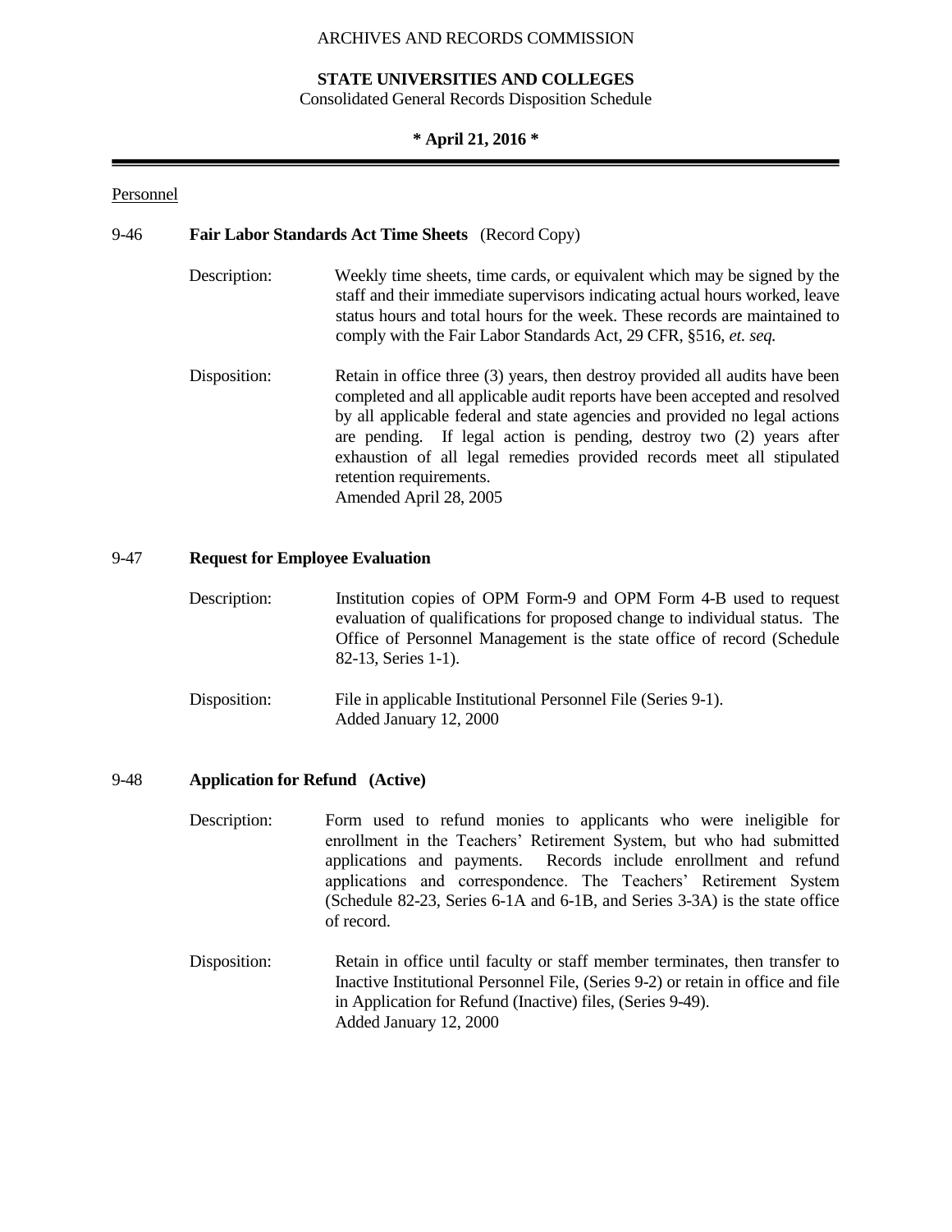ARCHIVES AND RECORDS COMMISSION

**STATE UNIVERSITIES AND COLLEGES**
Consolidated General Records Disposition Schedule

**\* April 21, 2016 \***

Personnel

## 9-46 **Fair Labor Standards Act Time Sheets** (Record Copy)

Description: Weekly time sheets, time cards, or equivalent which may be signed by the staff and their immediate supervisors indicating actual hours worked, leave status hours and total hours for the week. These records are maintained to comply with the Fair Labor Standards Act, 29 CFR, §516, *et. seq.*

Disposition: Retain in office three (3) years, then destroy provided all audits have been completed and all applicable audit reports have been accepted and resolved by all applicable federal and state agencies and provided no legal actions are pending. If legal action is pending, destroy two (2) years after exhaustion of all legal remedies provided records meet all stipulated retention requirements.
Amended April 28, 2005

## 9-47 **Request for Employee Evaluation**

Description: Institution copies of OPM Form-9 and OPM Form 4-B used to request evaluation of qualifications for proposed change to individual status. The Office of Personnel Management is the state office of record (Schedule 82-13, Series 1-1).

Disposition: File in applicable Institutional Personnel File (Series 9-1).
Added January 12, 2000

## 9-48 **Application for Refund (Active)**

Description: Form used to refund monies to applicants who were ineligible for enrollment in the Teachers' Retirement System, but who had submitted applications and payments. Records include enrollment and refund applications and correspondence. The Teachers' Retirement System (Schedule 82-23, Series 6-1A and 6-1B, and Series 3-3A) is the state office of record.

Disposition: Retain in office until faculty or staff member terminates, then transfer to Inactive Institutional Personnel File, (Series 9-2) or retain in office and file in Application for Refund (Inactive) files, (Series 9-49).
Added January 12, 2000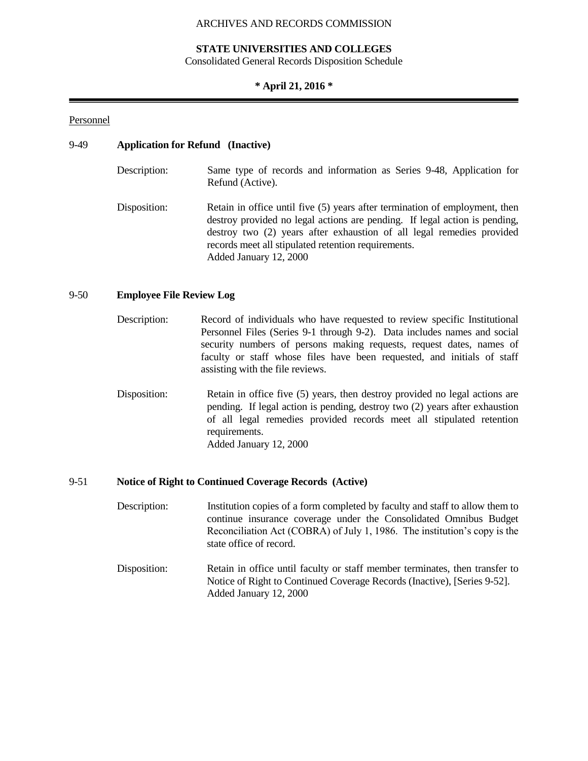Personnel

## 9-49 **Application for Refund (Inactive)**

Description: Same type of records and information as Series 9-48, Application for Refund (Active).

Disposition: Retain in office until five (5) years after termination of employment, then destroy provided no legal actions are pending. If legal action is pending, destroy two (2) years after exhaustion of all legal remedies provided records meet all stipulated retention requirements.
Added January 12, 2000

## 9-50 **Employee File Review Log**

Description: Record of individuals who have requested to review specific Institutional Personnel Files (Series 9-1 through 9-2). Data includes names and social security numbers of persons making requests, request dates, names of faculty or staff whose files have been requested, and initials of staff assisting with the file reviews.

Disposition: Retain in office five (5) years, then destroy provided no legal actions are pending. If legal action is pending, destroy two (2) years after exhaustion of all legal remedies provided records meet all stipulated retention requirements.
Added January 12, 2000

## 9-51 **Notice of Right to Continued Coverage Records (Active)**

Description: Institution copies of a form completed by faculty and staff to allow them to continue insurance coverage under the Consolidated Omnibus Budget Reconciliation Act (COBRA) of July 1, 1986. The institution's copy is the state office of record.

Disposition: Retain in office until faculty or staff member terminates, then transfer to Notice of Right to Continued Coverage Records (Inactive), [Series 9-52].
Added January 12, 2000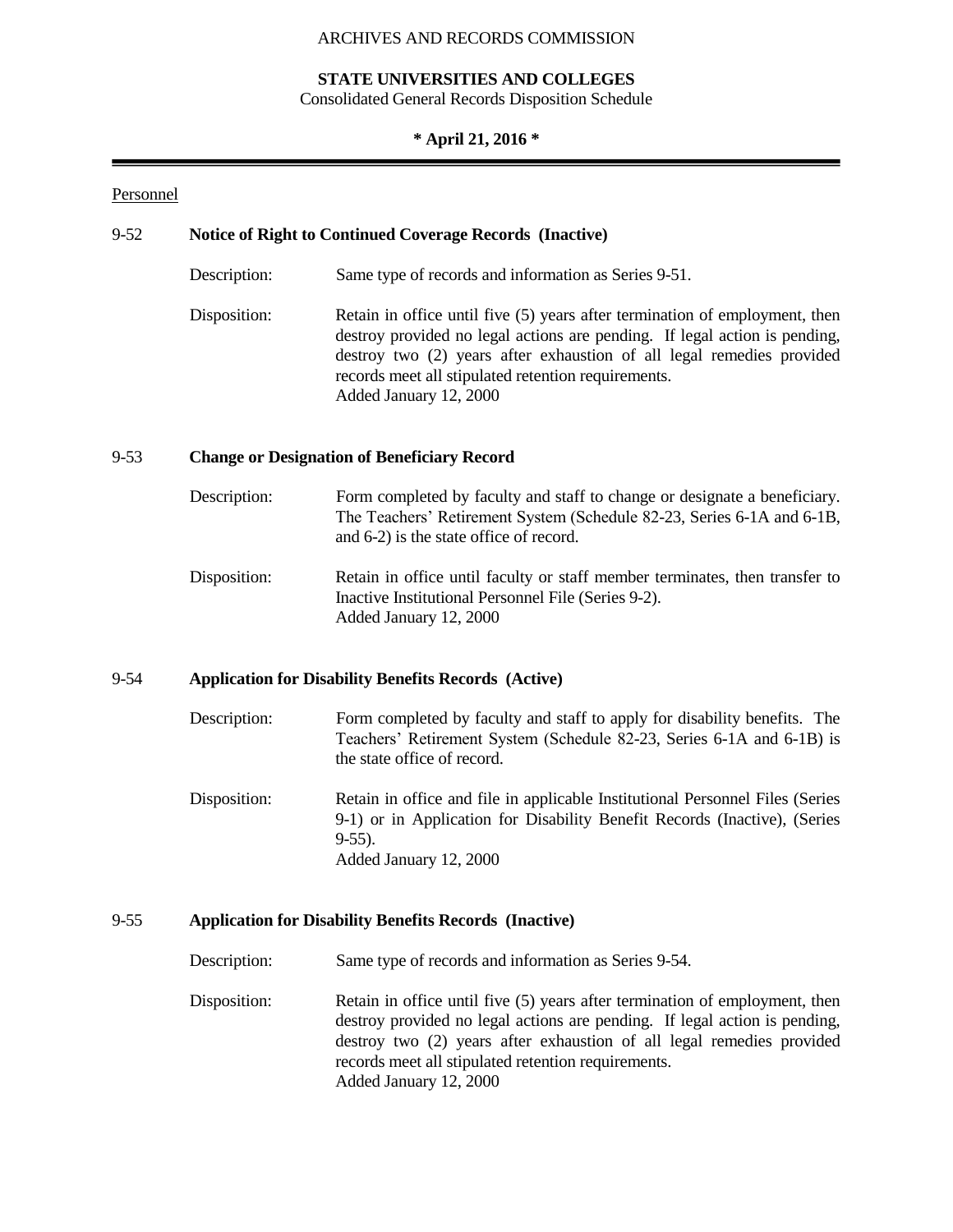Personnel

**9-52 Notice of Right to Continued Coverage Records (Inactive)**

Description: Same type of records and information as Series 9-51.

Disposition: Retain in office until five (5) years after termination of employment, then destroy provided no legal actions are pending. If legal action is pending, destroy two (2) years after exhaustion of all legal remedies provided records meet all stipulated retention requirements.
Added January 12, 2000

**9-53 Change or Designation of Beneficiary Record**

Description: Form completed by faculty and staff to change or designate a beneficiary. The Teachers' Retirement System (Schedule 82-23, Series 6-1A and 6-1B, and 6-2) is the state office of record.

Disposition: Retain in office until faculty or staff member terminates, then transfer to Inactive Institutional Personnel File (Series 9-2).
Added January 12, 2000

**9-54 Application for Disability Benefits Records (Active)**

Description: Form completed by faculty and staff to apply for disability benefits. The Teachers' Retirement System (Schedule 82-23, Series 6-1A and 6-1B) is the state office of record.

Disposition: Retain in office and file in applicable Institutional Personnel Files (Series 9-1) or in Application for Disability Benefit Records (Inactive), (Series 9-55).
Added January 12, 2000

**9-55 Application for Disability Benefits Records (Inactive)**

Description: Same type of records and information as Series 9-54.

Disposition: Retain in office until five (5) years after termination of employment, then destroy provided no legal actions are pending. If legal action is pending, destroy two (2) years after exhaustion of all legal remedies provided records meet all stipulated retention requirements.
Added January 12, 2000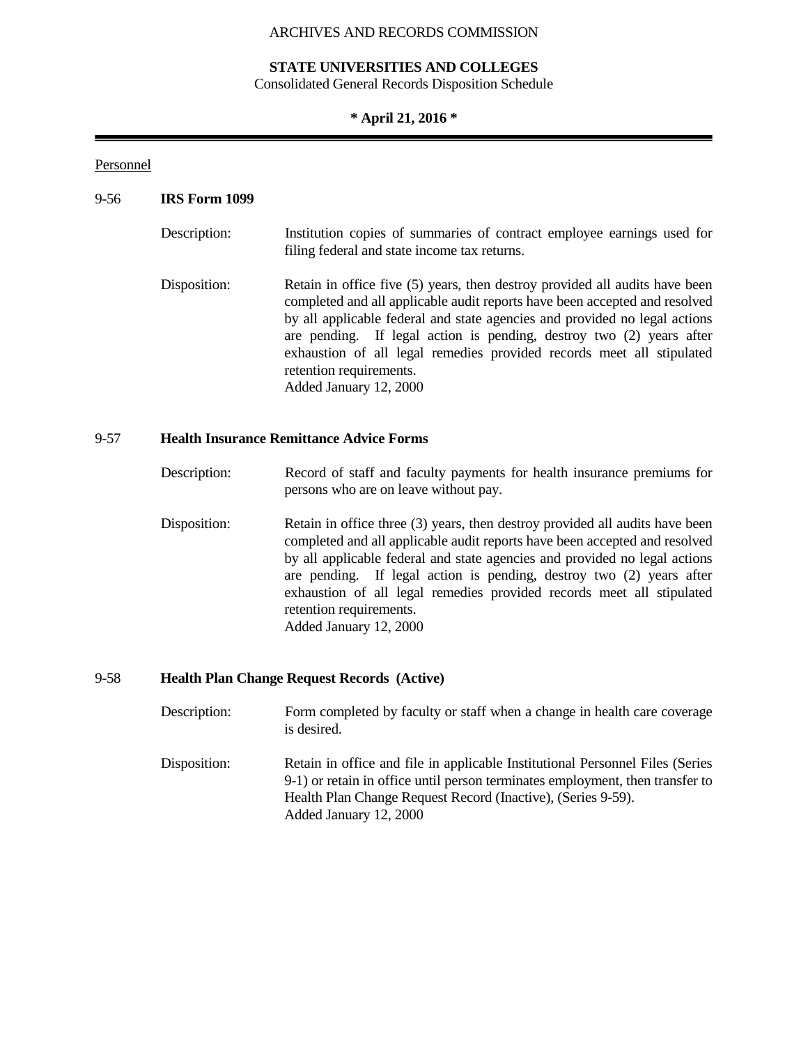Personnel

**9-56 IRS Form 1099**

Description: Institution copies of summaries of contract employee earnings used for filing federal and state income tax returns.

Disposition: Retain in office five (5) years, then destroy provided all audits have been completed and all applicable audit reports have been accepted and resolved by all applicable federal and state agencies and provided no legal actions are pending. If legal action is pending, destroy two (2) years after exhaustion of all legal remedies provided records meet all stipulated retention requirements.
Added January 12, 2000

**9-57 Health Insurance Remittance Advice Forms**

Description: Record of staff and faculty payments for health insurance premiums for persons who are on leave without pay.

Disposition: Retain in office three (3) years, then destroy provided all audits have been completed and all applicable audit reports have been accepted and resolved by all applicable federal and state agencies and provided no legal actions are pending. If legal action is pending, destroy two (2) years after exhaustion of all legal remedies provided records meet all stipulated retention requirements.
Added January 12, 2000

**9-58 Health Plan Change Request Records (Active)**

Description: Form completed by faculty or staff when a change in health care coverage is desired.

Disposition: Retain in office and file in applicable Institutional Personnel Files (Series 9-1) or retain in office until person terminates employment, then transfer to Health Plan Change Request Record (Inactive), (Series 9-59).
Added January 12, 2000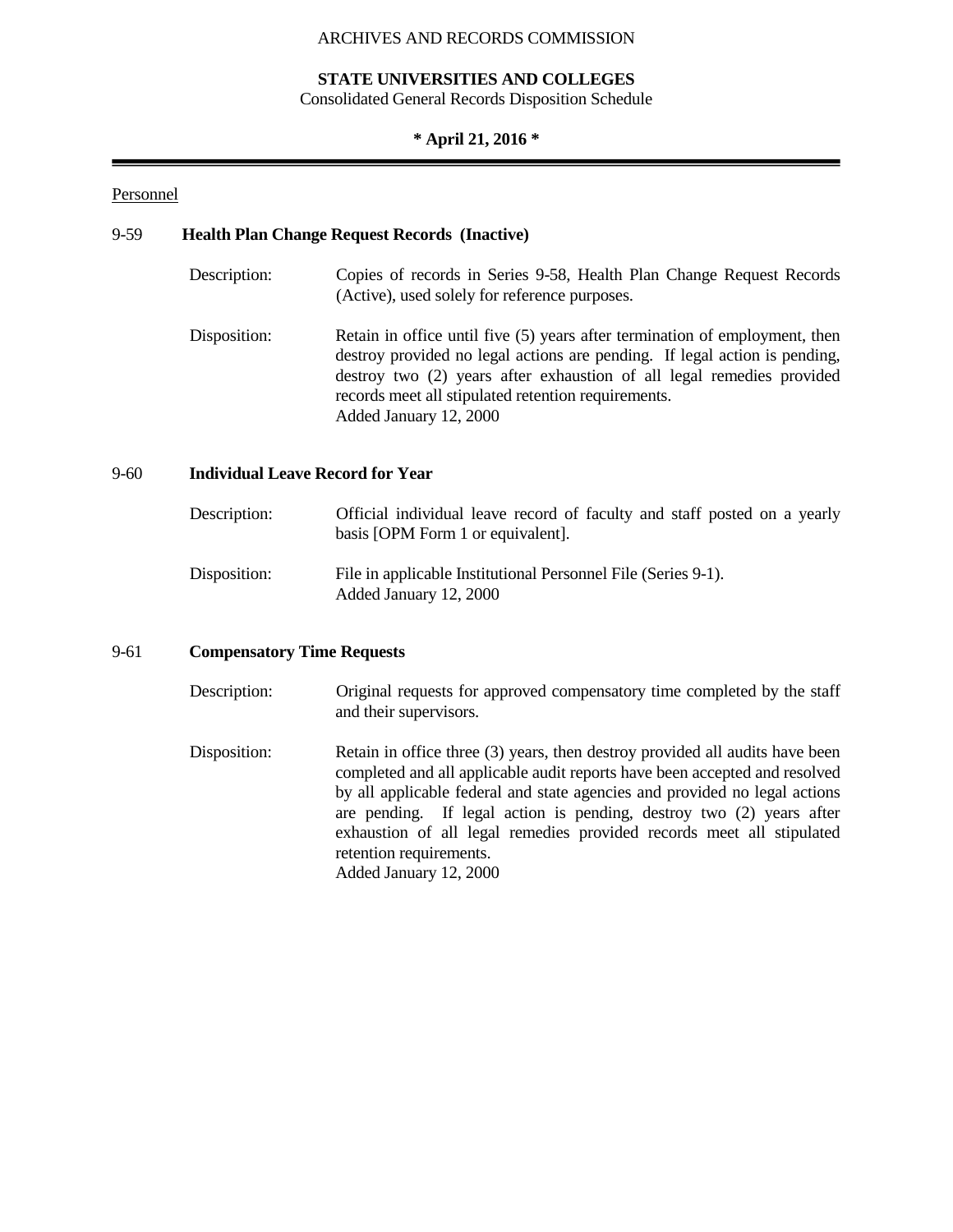Personnel

**9-59 Health Plan Change Request Records (Inactive)**

Description: Copies of records in Series 9-58, Health Plan Change Request Records (Active), used solely for reference purposes.

Disposition: Retain in office until five (5) years after termination of employment, then destroy provided no legal actions are pending. If legal action is pending, destroy two (2) years after exhaustion of all legal remedies provided records meet all stipulated retention requirements.
Added January 12, 2000

**9-60 Individual Leave Record for Year**

Description: Official individual leave record of faculty and staff posted on a yearly basis [OPM Form 1 or equivalent].

Disposition: File in applicable Institutional Personnel File (Series 9-1).
Added January 12, 2000

**9-61 Compensatory Time Requests**

Description: Original requests for approved compensatory time completed by the staff and their supervisors.

Disposition: Retain in office three (3) years, then destroy provided all audits have been completed and all applicable audit reports have been accepted and resolved by all applicable federal and state agencies and provided no legal actions are pending. If legal action is pending, destroy two (2) years after exhaustion of all legal remedies provided records meet all stipulated retention requirements.
Added January 12, 2000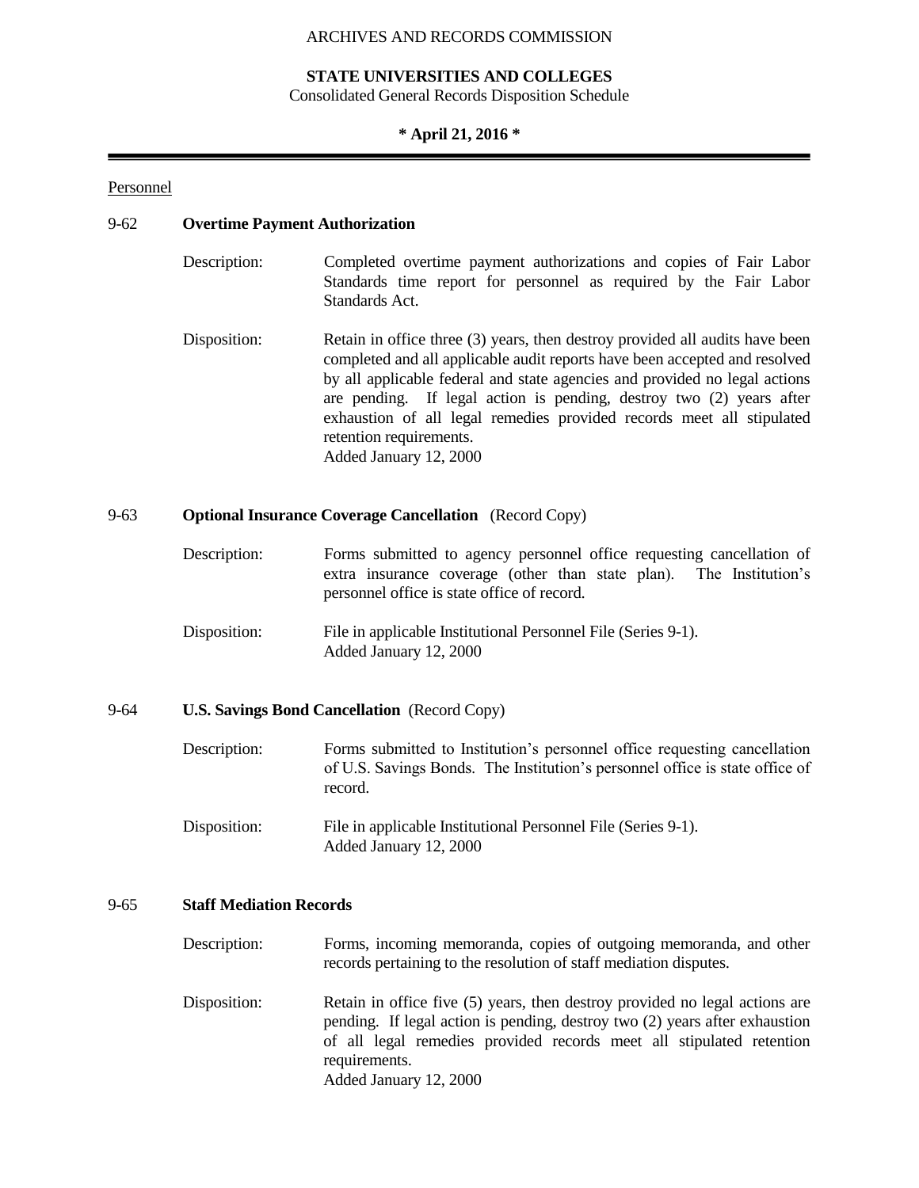Personnel

## 9-62 **Overtime Payment Authorization**

Description: Completed overtime payment authorizations and copies of Fair Labor Standards time report for personnel as required by the Fair Labor Standards Act.

Disposition: Retain in office three (3) years, then destroy provided all audits have been completed and all applicable audit reports have been accepted and resolved by all applicable federal and state agencies and provided no legal actions are pending. If legal action is pending, destroy two (2) years after exhaustion of all legal remedies provided records meet all stipulated retention requirements.
Added January 12, 2000

## 9-63 **Optional Insurance Coverage Cancellation** (Record Copy)

Description: Forms submitted to agency personnel office requesting cancellation of extra insurance coverage (other than state plan). The Institution's personnel office is state office of record.

Disposition: File in applicable Institutional Personnel File (Series 9-1).
Added January 12, 2000

## 9-64 **U.S. Savings Bond Cancellation** (Record Copy)

Description: Forms submitted to Institution's personnel office requesting cancellation of U.S. Savings Bonds. The Institution's personnel office is state office of record.

Disposition: File in applicable Institutional Personnel File (Series 9-1).
Added January 12, 2000

## 9-65 **Staff Mediation Records**

Description: Forms, incoming memoranda, copies of outgoing memoranda, and other records pertaining to the resolution of staff mediation disputes.

Disposition: Retain in office five (5) years, then destroy provided no legal actions are pending. If legal action is pending, destroy two (2) years after exhaustion of all legal remedies provided records meet all stipulated retention requirements.
Added January 12, 2000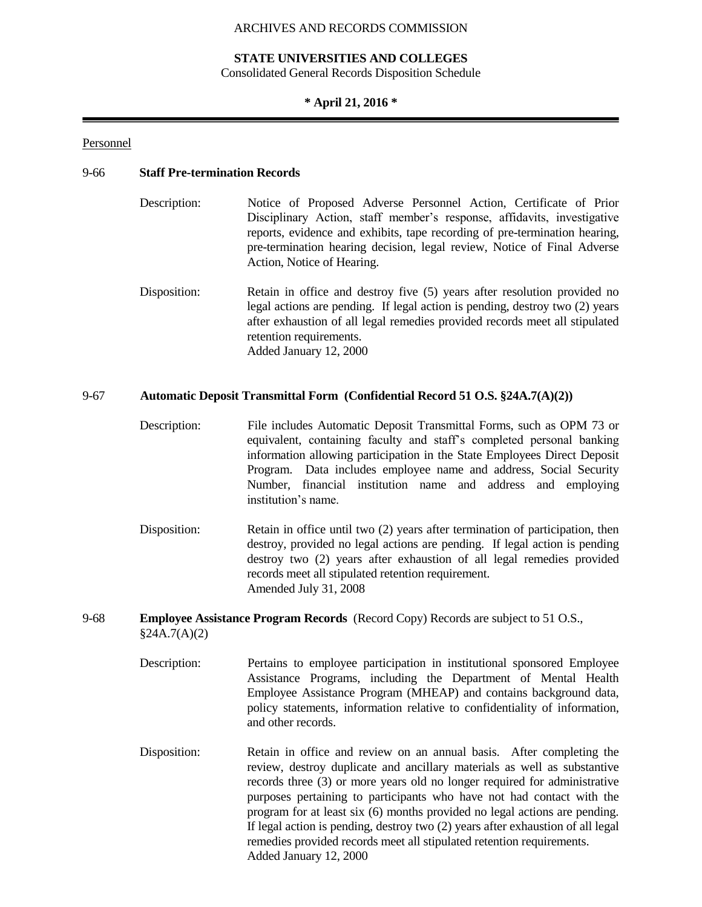ARCHIVES AND RECORDS COMMISSION

**STATE UNIVERSITIES AND COLLEGES**
Consolidated General Records Disposition Schedule

**\* April 21, 2016 \***

Personnel

9-66 **Staff Pre-termination Records**

Description: Notice of Proposed Adverse Personnel Action, Certificate of Prior Disciplinary Action, staff member's response, affidavits, investigative reports, evidence and exhibits, tape recording of pre-termination hearing, pre-termination hearing decision, legal review, Notice of Final Adverse Action, Notice of Hearing.

Disposition: Retain in office and destroy five (5) years after resolution provided no legal actions are pending. If legal action is pending, destroy two (2) years after exhaustion of all legal remedies provided records meet all stipulated retention requirements.
Added January 12, 2000

9-67 **Automatic Deposit Transmittal Form (Confidential Record 51 O.S. §24A.7(A)(2))**

Description: File includes Automatic Deposit Transmittal Forms, such as OPM 73 or equivalent, containing faculty and staff's completed personal banking information allowing participation in the State Employees Direct Deposit Program. Data includes employee name and address, Social Security Number, financial institution name and address and employing institution's name.

Disposition: Retain in office until two (2) years after termination of participation, then destroy, provided no legal actions are pending. If legal action is pending destroy two (2) years after exhaustion of all legal remedies provided records meet all stipulated retention requirement.
Amended July 31, 2008

9-68 **Employee Assistance Program Records** (Record Copy) Records are subject to 51 O.S., §24A.7(A)(2)

Description: Pertains to employee participation in institutional sponsored Employee Assistance Programs, including the Department of Mental Health Employee Assistance Program (MHEAP) and contains background data, policy statements, information relative to confidentiality of information, and other records.

Disposition: Retain in office and review on an annual basis. After completing the review, destroy duplicate and ancillary materials as well as substantive records three (3) or more years old no longer required for administrative purposes pertaining to participants who have not had contact with the program for at least six (6) months provided no legal actions are pending. If legal action is pending, destroy two (2) years after exhaustion of all legal remedies provided records meet all stipulated retention requirements.
Added January 12, 2000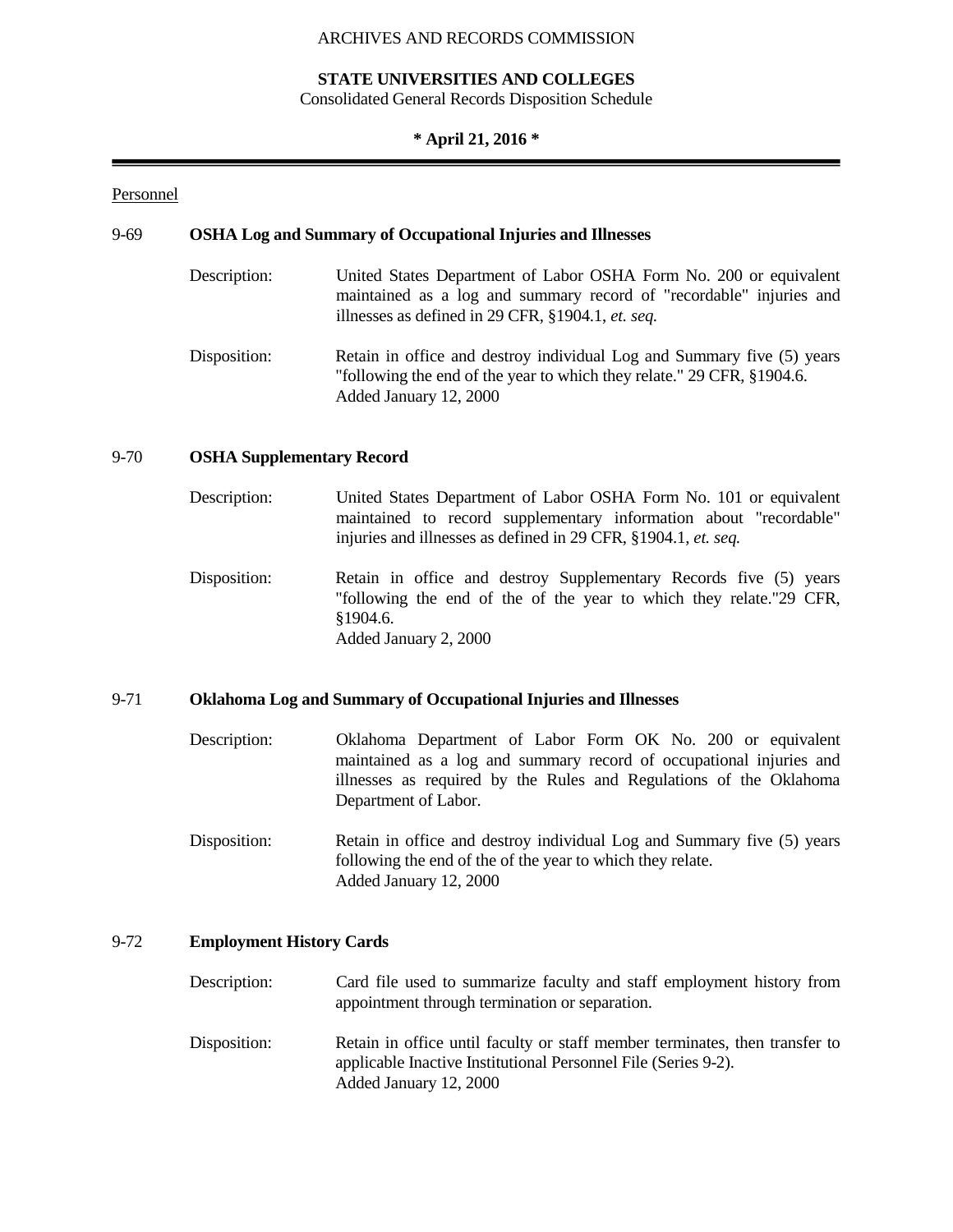Personnel

**9-69 OSHA Log and Summary of Occupational Injuries and Illnesses**

Description: United States Department of Labor OSHA Form No. 200 or equivalent maintained as a log and summary record of "recordable" injuries and illnesses as defined in 29 CFR, §1904.1, *et. seq.*

Disposition: Retain in office and destroy individual Log and Summary five (5) years "following the end of the year to which they relate." 29 CFR, §1904.6.
Added January 12, 2000

**9-70 OSHA Supplementary Record**

Description: United States Department of Labor OSHA Form No. 101 or equivalent maintained to record supplementary information about "recordable" injuries and illnesses as defined in 29 CFR, §1904.1, *et. seq.*

Disposition: Retain in office and destroy Supplementary Records five (5) years "following the end of the of the year to which they relate."29 CFR, §1904.6.
Added January 2, 2000

**9-71 Oklahoma Log and Summary of Occupational Injuries and Illnesses**

Description: Oklahoma Department of Labor Form OK No. 200 or equivalent maintained as a log and summary record of occupational injuries and illnesses as required by the Rules and Regulations of the Oklahoma Department of Labor.

Disposition: Retain in office and destroy individual Log and Summary five (5) years following the end of the of the year to which they relate.
Added January 12, 2000

**9-72 Employment History Cards**

Description: Card file used to summarize faculty and staff employment history from appointment through termination or separation.

Disposition: Retain in office until faculty or staff member terminates, then transfer to applicable Inactive Institutional Personnel File (Series 9-2).
Added January 12, 2000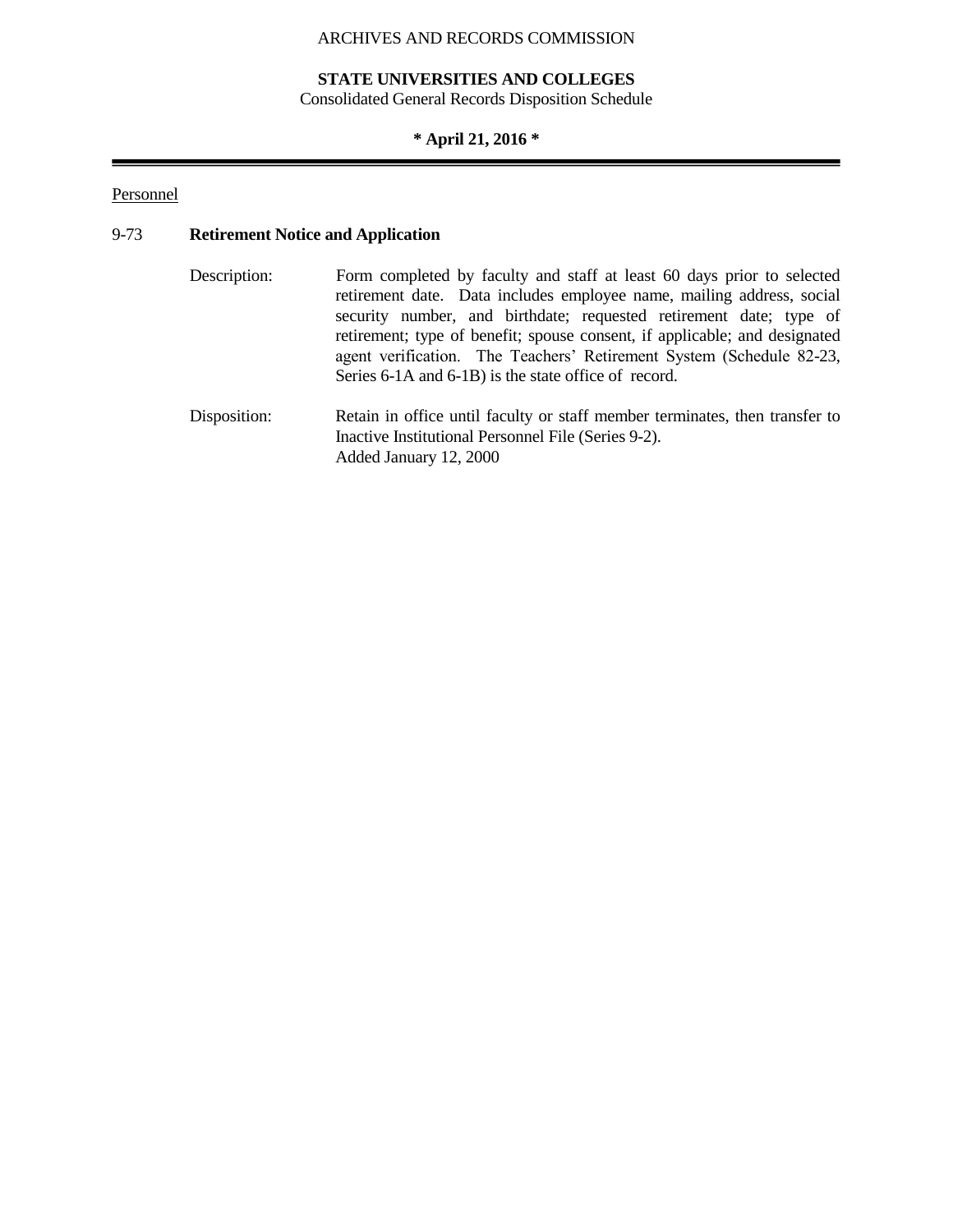Personnel

## 9-73 **Retirement Notice and Application**

Description: Form completed by faculty and staff at least 60 days prior to selected retirement date. Data includes employee name, mailing address, social security number, and birthdate; requested retirement date; type of retirement; type of benefit; spouse consent, if applicable; and designated agent verification. The Teachers' Retirement System (Schedule 82-23, Series 6-1A and 6-1B) is the state office of record.

Disposition: Retain in office until faculty or staff member terminates, then transfer to Inactive Institutional Personnel File (Series 9-2).
Added January 12, 2000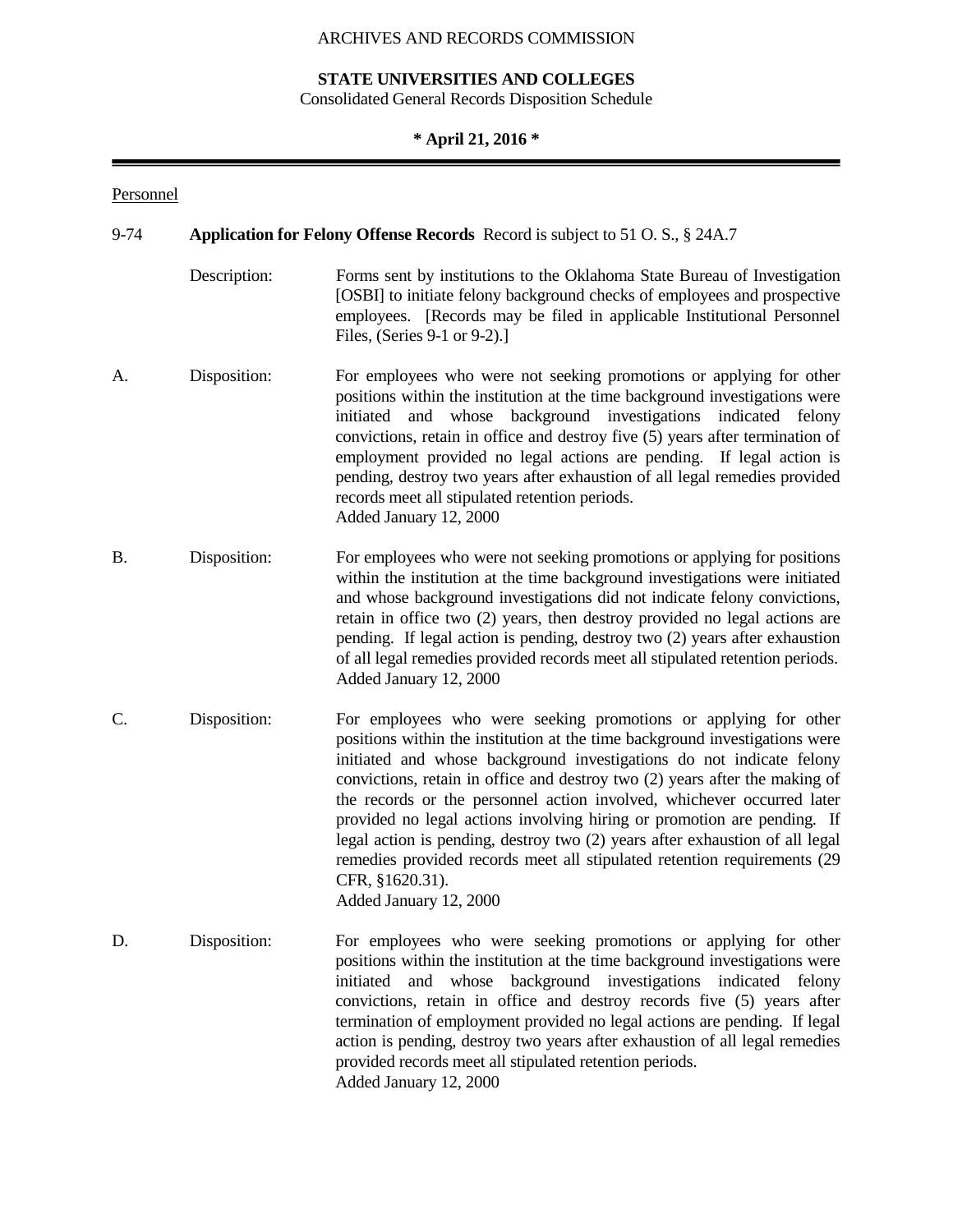Personnel

9-74 **Application for Felony Offense Records** Record is subject to 51 O. S., § 24A.7

Description: Forms sent by institutions to the Oklahoma State Bureau of Investigation [OSBI] to initiate felony background checks of employees and prospective employees. [Records may be filed in applicable Institutional Personnel Files, (Series 9-1 or 9-2).]

A. Disposition: For employees who were not seeking promotions or applying for other positions within the institution at the time background investigations were initiated and whose background investigations indicated felony convictions, retain in office and destroy five (5) years after termination of employment provided no legal actions are pending. If legal action is pending, destroy two years after exhaustion of all legal remedies provided records meet all stipulated retention periods.
Added January 12, 2000

B. Disposition: For employees who were not seeking promotions or applying for positions within the institution at the time background investigations were initiated and whose background investigations did not indicate felony convictions, retain in office two (2) years, then destroy provided no legal actions are pending. If legal action is pending, destroy two (2) years after exhaustion of all legal remedies provided records meet all stipulated retention periods.
Added January 12, 2000

C. Disposition: For employees who were seeking promotions or applying for other positions within the institution at the time background investigations were initiated and whose background investigations do not indicate felony convictions, retain in office and destroy two (2) years after the making of the records or the personnel action involved, whichever occurred later provided no legal actions involving hiring or promotion are pending. If legal action is pending, destroy two (2) years after exhaustion of all legal remedies provided records meet all stipulated retention requirements (29 CFR, §1620.31).
Added January 12, 2000

D. Disposition: For employees who were seeking promotions or applying for other positions within the institution at the time background investigations were initiated and whose background investigations indicated felony convictions, retain in office and destroy records five (5) years after termination of employment provided no legal actions are pending. If legal action is pending, destroy two years after exhaustion of all legal remedies provided records meet all stipulated retention periods.
Added January 12, 2000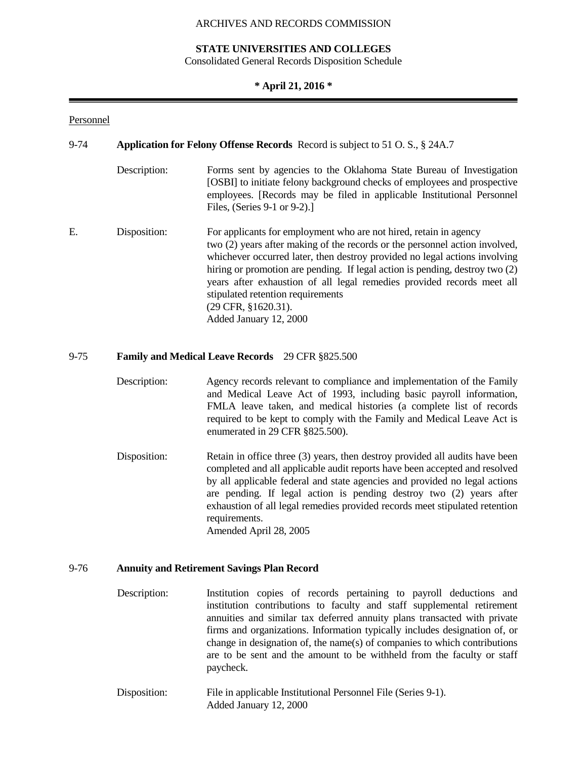ARCHIVES AND RECORDS COMMISSION

**STATE UNIVERSITIES AND COLLEGES**
Consolidated General Records Disposition Schedule

**\* April 21, 2016 \***

---

Personnel

9-74 **Application for Felony Offense Records** Record is subject to 51 O. S., § 24A.7

Description: Forms sent by agencies to the Oklahoma State Bureau of Investigation [OSBI] to initiate felony background checks of employees and prospective employees. [Records may be filed in applicable Institutional Personnel Files, (Series 9-1 or 9-2).]

E. Disposition: For applicants for employment who are not hired, retain in agency two (2) years after making of the records or the personnel action involved, whichever occurred later, then destroy provided no legal actions involving hiring or promotion are pending. If legal action is pending, destroy two (2) years after exhaustion of all legal remedies provided records meet all stipulated retention requirements
(29 CFR, §1620.31).
Added January 12, 2000

9-75 **Family and Medical Leave Records** 29 CFR §825.500

Description: Agency records relevant to compliance and implementation of the Family and Medical Leave Act of 1993, including basic payroll information, FMLA leave taken, and medical histories (a complete list of records required to be kept to comply with the Family and Medical Leave Act is enumerated in 29 CFR §825.500).

Disposition: Retain in office three (3) years, then destroy provided all audits have been completed and all applicable audit reports have been accepted and resolved by all applicable federal and state agencies and provided no legal actions are pending. If legal action is pending destroy two (2) years after exhaustion of all legal remedies provided records meet stipulated retention requirements.
Amended April 28, 2005

9-76 **Annuity and Retirement Savings Plan Record**

Description: Institution copies of records pertaining to payroll deductions and institution contributions to faculty and staff supplemental retirement annuities and similar tax deferred annuity plans transacted with private firms and organizations. Information typically includes designation of, or change in designation of, the name(s) of companies to which contributions are to be sent and the amount to be withheld from the faculty or staff paycheck.

Disposition: File in applicable Institutional Personnel File (Series 9-1).
Added January 12, 2000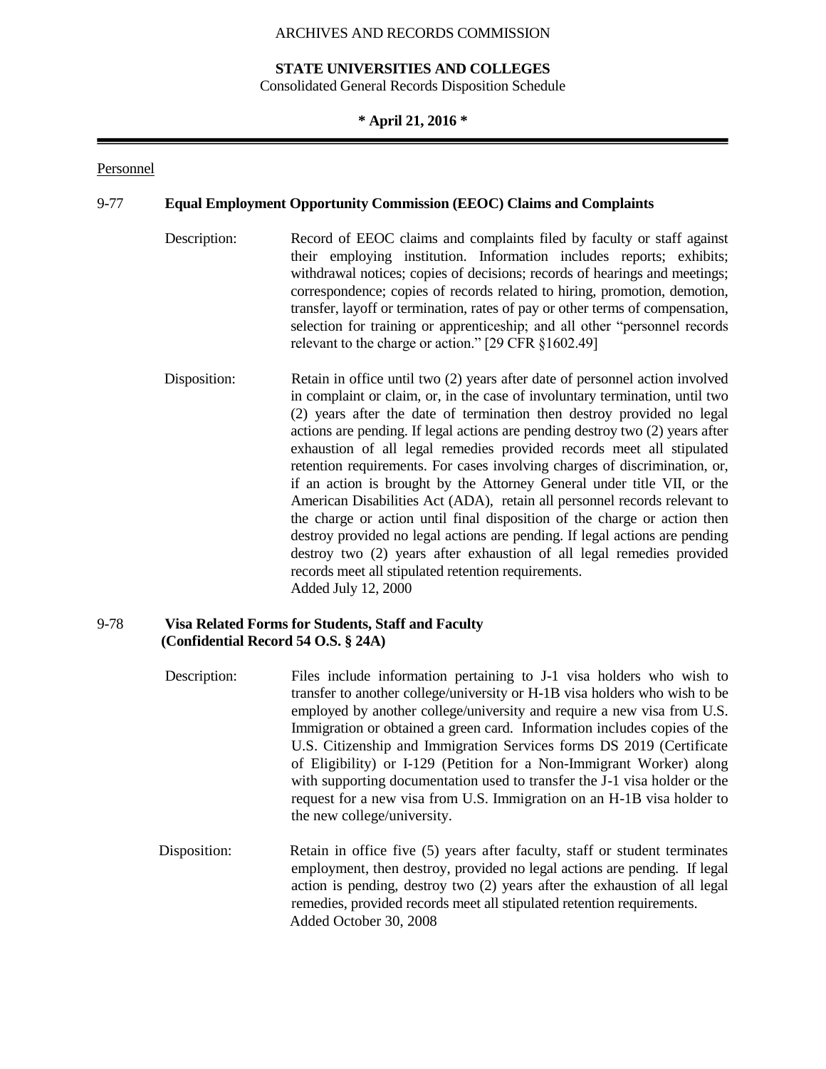Personnel

### 9-77 **Equal Employment Opportunity Commission (EEOC) Claims and Complaints**

Description: Record of EEOC claims and complaints filed by faculty or staff against their employing institution. Information includes reports; exhibits; withdrawal notices; copies of decisions; records of hearings and meetings; correspondence; copies of records related to hiring, promotion, demotion, transfer, layoff or termination, rates of pay or other terms of compensation, selection for training or apprenticeship; and all other "personnel records relevant to the charge or action." [29 CFR §1602.49]

Disposition: Retain in office until two (2) years after date of personnel action involved in complaint or claim, or, in the case of involuntary termination, until two (2) years after the date of termination then destroy provided no legal actions are pending. If legal actions are pending destroy two (2) years after exhaustion of all legal remedies provided records meet all stipulated retention requirements. For cases involving charges of discrimination, or, if an action is brought by the Attorney General under title VII, or the American Disabilities Act (ADA), retain all personnel records relevant to the charge or action until final disposition of the charge or action then destroy provided no legal actions are pending. If legal actions are pending destroy two (2) years after exhaustion of all legal remedies provided records meet all stipulated retention requirements.
Added July 12, 2000

### 9-78 **Visa Related Forms for Students, Staff and Faculty (Confidential Record 54 O.S. § 24A)**

Description: Files include information pertaining to J-1 visa holders who wish to transfer to another college/university or H-1B visa holders who wish to be employed by another college/university and require a new visa from U.S. Immigration or obtained a green card. Information includes copies of the U.S. Citizenship and Immigration Services forms DS 2019 (Certificate of Eligibility) or I-129 (Petition for a Non-Immigrant Worker) along with supporting documentation used to transfer the J-1 visa holder or the request for a new visa from U.S. Immigration on an H-1B visa holder to the new college/university.

Disposition: Retain in office five (5) years after faculty, staff or student terminates employment, then destroy, provided no legal actions are pending. If legal action is pending, destroy two (2) years after the exhaustion of all legal remedies, provided records meet all stipulated retention requirements.
Added October 30, 2008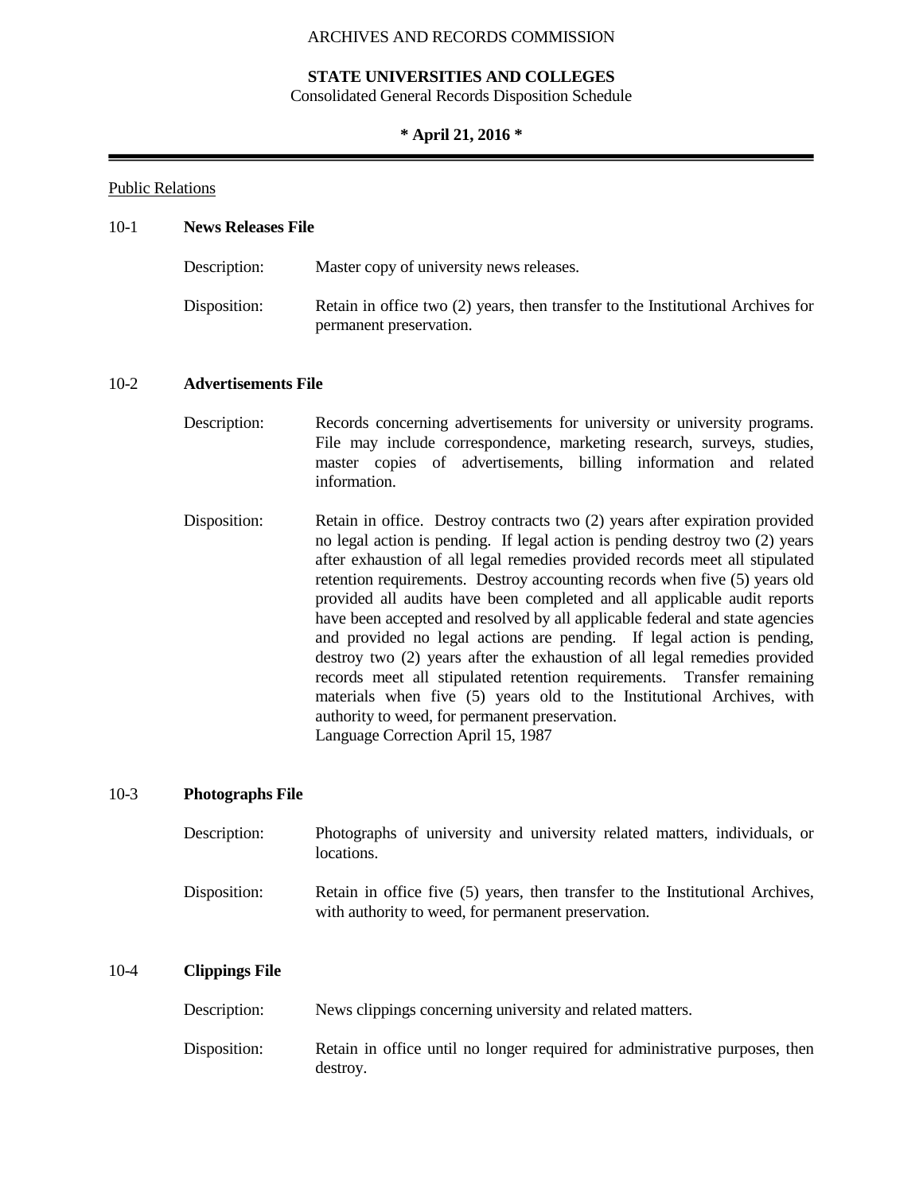ARCHIVES AND RECORDS COMMISSION

**STATE UNIVERSITIES AND COLLEGES**
Consolidated General Records Disposition Schedule

*** April 21, 2016 ***

---

Public Relations

10-1 **News Releases File**

Description: Master copy of university news releases.

Disposition: Retain in office two (2) years, then transfer to the Institutional Archives for permanent preservation.

10-2 **Advertisements File**

Description: Records concerning advertisements for university or university programs. File may include correspondence, marketing research, surveys, studies, master copies of advertisements, billing information and related information.

Disposition: Retain in office. Destroy contracts two (2) years after expiration provided no legal action is pending. If legal action is pending destroy two (2) years after exhaustion of all legal remedies provided records meet all stipulated retention requirements. Destroy accounting records when five (5) years old provided all audits have been completed and all applicable audit reports have been accepted and resolved by all applicable federal and state agencies and provided no legal actions are pending. If legal action is pending, destroy two (2) years after the exhaustion of all legal remedies provided records meet all stipulated retention requirements. Transfer remaining materials when five (5) years old to the Institutional Archives, with authority to weed, for permanent preservation.
Language Correction April 15, 1987

10-3 **Photographs File**

Description: Photographs of university and university related matters, individuals, or locations.

Disposition: Retain in office five (5) years, then transfer to the Institutional Archives, with authority to weed, for permanent preservation.

10-4 **Clippings File**

Description: News clippings concerning university and related matters.

Disposition: Retain in office until no longer required for administrative purposes, then destroy.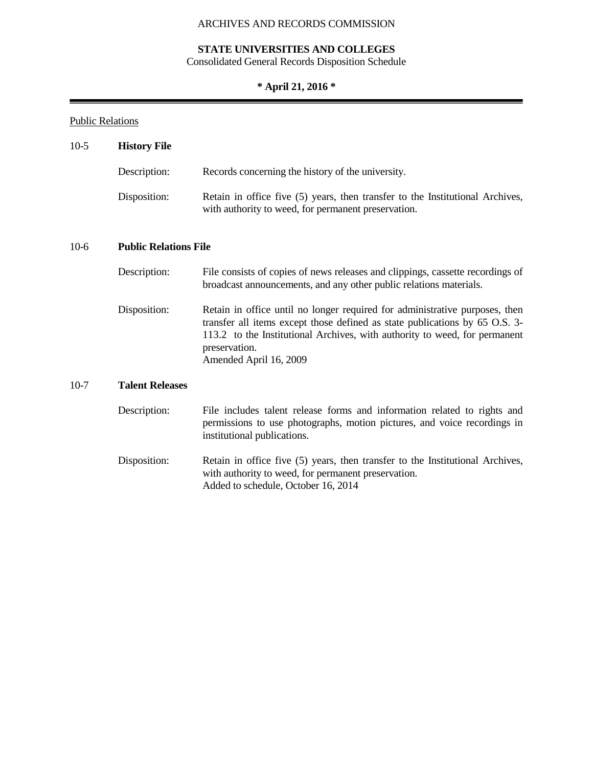Public Relations

### 10-5 **History File**

Description: Records concerning the history of the university.

Disposition: Retain in office five (5) years, then transfer to the Institutional Archives, with authority to weed, for permanent preservation.

### 10-6 **Public Relations File**

Description: File consists of copies of news releases and clippings, cassette recordings of broadcast announcements, and any other public relations materials.

Disposition: Retain in office until no longer required for administrative purposes, then transfer all items except those defined as state publications by 65 O.S. 3-113.2 to the Institutional Archives, with authority to weed, for permanent preservation.
Amended April 16, 2009

### 10-7 **Talent Releases**

Description: File includes talent release forms and information related to rights and permissions to use photographs, motion pictures, and voice recordings in institutional publications.

Disposition: Retain in office five (5) years, then transfer to the Institutional Archives, with authority to weed, for permanent preservation.
Added to schedule, October 16, 2014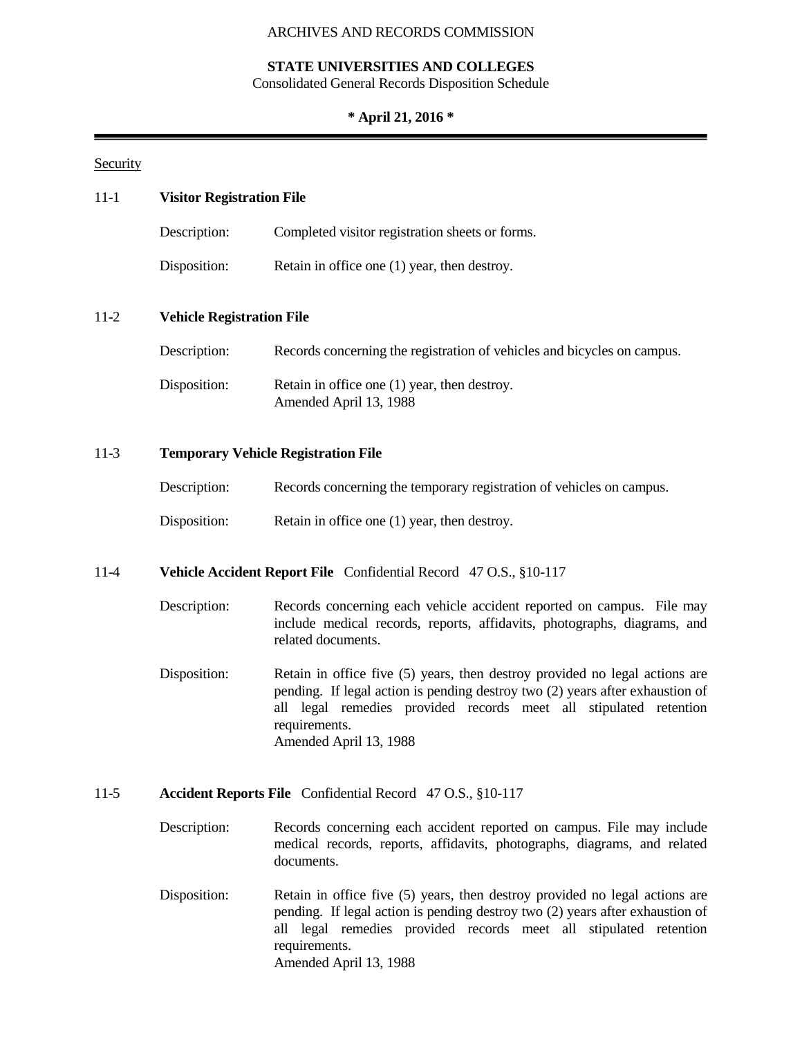ARCHIVES AND RECORDS COMMISSION

**STATE UNIVERSITIES AND COLLEGES**
Consolidated General Records Disposition Schedule

**\* April 21, 2016 \***

---

<u>Security</u>

### 11-1 **Visitor Registration File**

Description: Completed visitor registration sheets or forms.

Disposition: Retain in office one (1) year, then destroy.

### 11-2 **Vehicle Registration File**

Description: Records concerning the registration of vehicles and bicycles on campus.

Disposition: Retain in office one (1) year, then destroy.
Amended April 13, 1988

### 11-3 **Temporary Vehicle Registration File**

Description: Records concerning the temporary registration of vehicles on campus.

Disposition: Retain in office one (1) year, then destroy.

### 11-4 **Vehicle Accident Report File** Confidential Record 47 O.S., §10-117

Description: Records concerning each vehicle accident reported on campus. File may include medical records, reports, affidavits, photographs, diagrams, and related documents.

Disposition: Retain in office five (5) years, then destroy provided no legal actions are pending. If legal action is pending destroy two (2) years after exhaustion of all legal remedies provided records meet all stipulated retention requirements.
Amended April 13, 1988

### 11-5 **Accident Reports File** Confidential Record 47 O.S., §10-117

Description: Records concerning each accident reported on campus. File may include medical records, reports, affidavits, photographs, diagrams, and related documents.

Disposition: Retain in office five (5) years, then destroy provided no legal actions are pending. If legal action is pending destroy two (2) years after exhaustion of all legal remedies provided records meet all stipulated retention requirements.
Amended April 13, 1988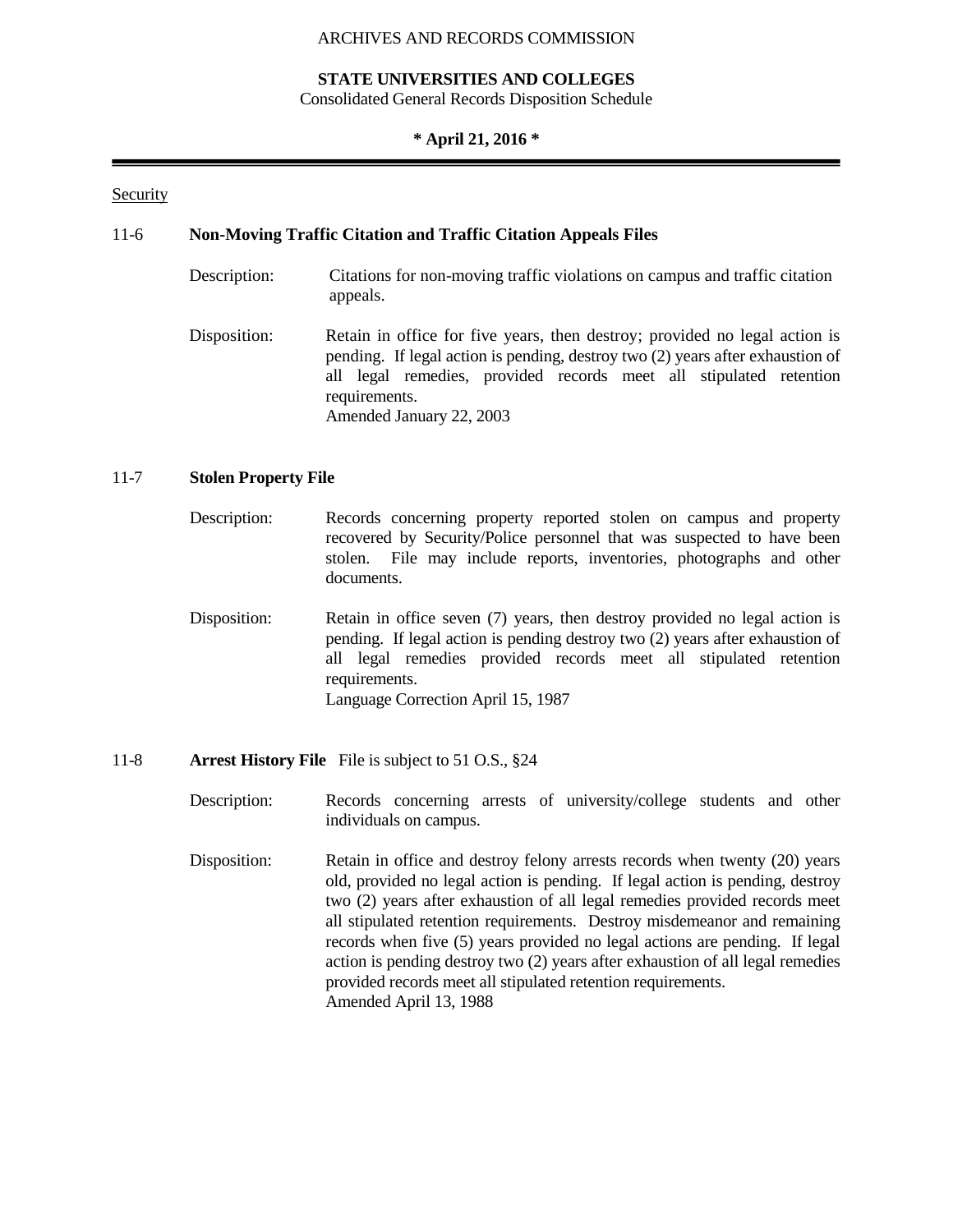Security

### 11-6 Non-Moving Traffic Citation and Traffic Citation Appeals Files

Description: Citations for non-moving traffic violations on campus and traffic citation appeals.

Disposition: Retain in office for five years, then destroy; provided no legal action is pending. If legal action is pending, destroy two (2) years after exhaustion of all legal remedies, provided records meet all stipulated retention requirements.
Amended January 22, 2003

### 11-7 Stolen Property File

Description: Records concerning property reported stolen on campus and property recovered by Security/Police personnel that was suspected to have been stolen. File may include reports, inventories, photographs and other documents.

Disposition: Retain in office seven (7) years, then destroy provided no legal action is pending. If legal action is pending destroy two (2) years after exhaustion of all legal remedies provided records meet all stipulated retention requirements.
Language Correction April 15, 1987

### 11-8 Arrest History File File is subject to 51 O.S., §24

Description: Records concerning arrests of university/college students and other individuals on campus.

Disposition: Retain in office and destroy felony arrests records when twenty (20) years old, provided no legal action is pending. If legal action is pending, destroy two (2) years after exhaustion of all legal remedies provided records meet all stipulated retention requirements. Destroy misdemeanor and remaining records when five (5) years provided no legal actions are pending. If legal action is pending destroy two (2) years after exhaustion of all legal remedies provided records meet all stipulated retention requirements.
Amended April 13, 1988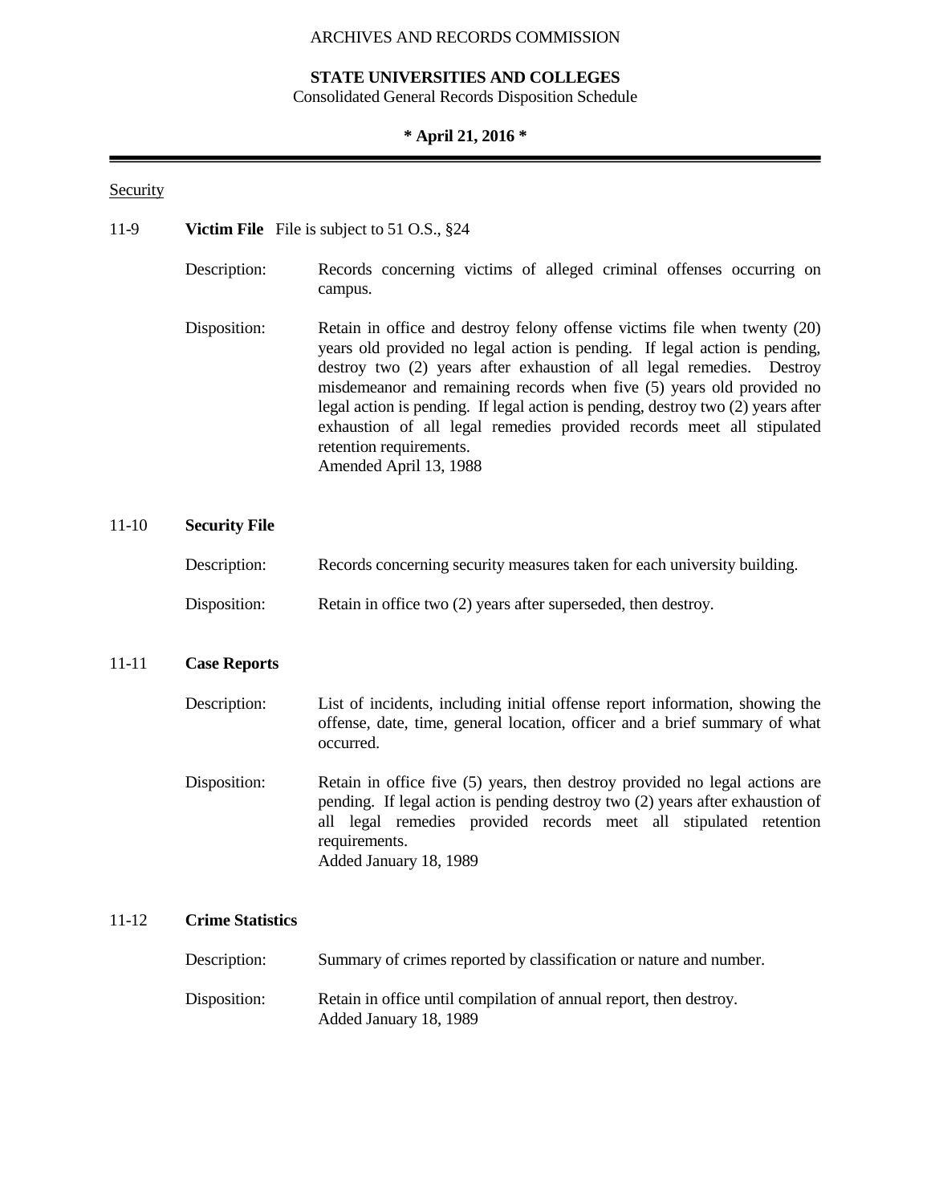## Security

**11-9 Victim File** File is subject to 51 O.S., §24

Description: Records concerning victims of alleged criminal offenses occurring on campus.

Disposition: Retain in office and destroy felony offense victims file when twenty (20) years old provided no legal action is pending. If legal action is pending, destroy two (2) years after exhaustion of all legal remedies. Destroy misdemeanor and remaining records when five (5) years old provided no legal action is pending. If legal action is pending, destroy two (2) years after exhaustion of all legal remedies provided records meet all stipulated retention requirements.
Amended April 13, 1988

**11-10 Security File**

Description: Records concerning security measures taken for each university building.

Disposition: Retain in office two (2) years after superseded, then destroy.

**11-11 Case Reports**

Description: List of incidents, including initial offense report information, showing the offense, date, time, general location, officer and a brief summary of what occurred.

Disposition: Retain in office five (5) years, then destroy provided no legal actions are pending. If legal action is pending destroy two (2) years after exhaustion of all legal remedies provided records meet all stipulated retention requirements.
Added January 18, 1989

**11-12 Crime Statistics**

Description: Summary of crimes reported by classification or nature and number.

Disposition: Retain in office until compilation of annual report, then destroy.
Added January 18, 1989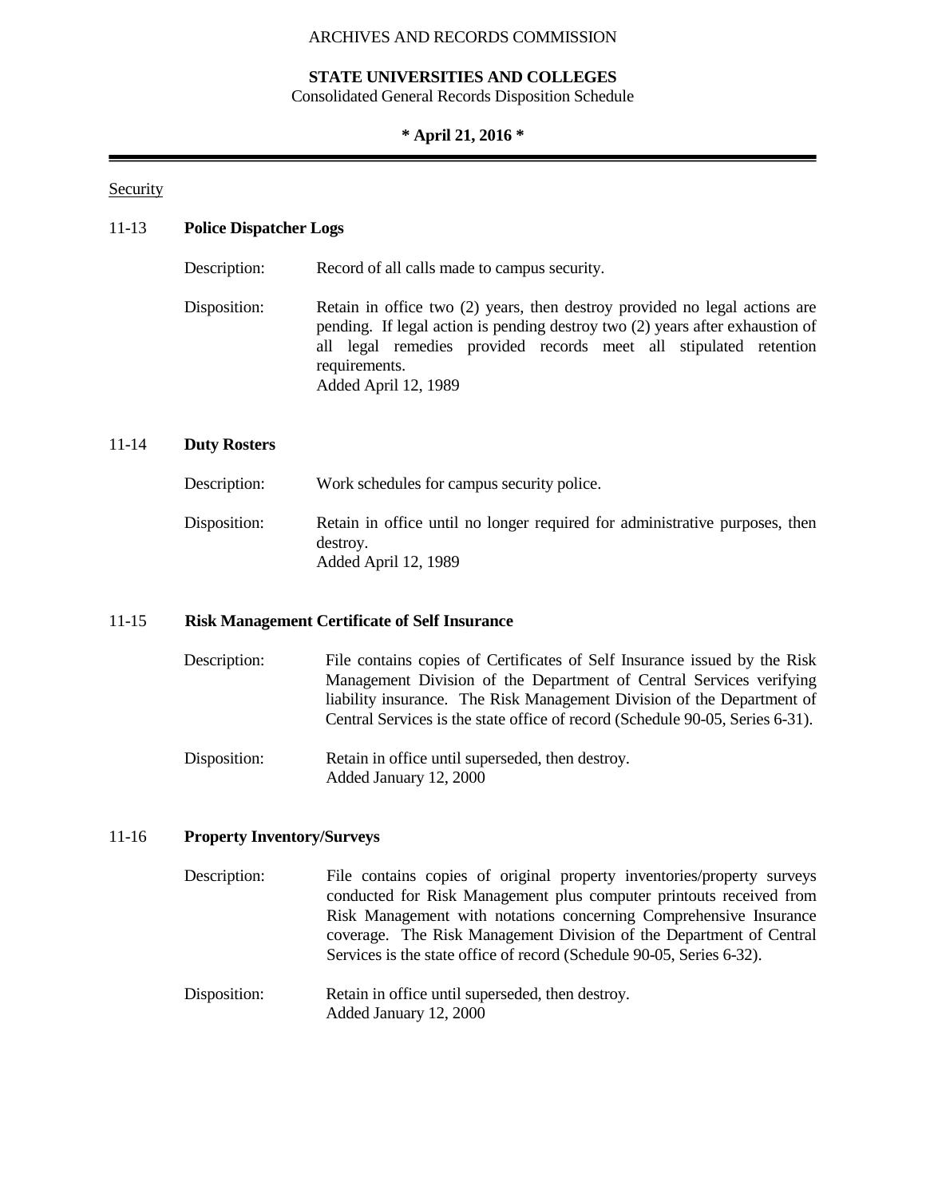Security

### 11-13 **Police Dispatcher Logs**

Description: Record of all calls made to campus security.

Disposition: Retain in office two (2) years, then destroy provided no legal actions are pending. If legal action is pending destroy two (2) years after exhaustion of all legal remedies provided records meet all stipulated retention requirements.
Added April 12, 1989

### 11-14 **Duty Rosters**

Description: Work schedules for campus security police.

Disposition: Retain in office until no longer required for administrative purposes, then destroy.
Added April 12, 1989

### 11-15 **Risk Management Certificate of Self Insurance**

Description: File contains copies of Certificates of Self Insurance issued by the Risk Management Division of the Department of Central Services verifying liability insurance. The Risk Management Division of the Department of Central Services is the state office of record (Schedule 90-05, Series 6-31).

Disposition: Retain in office until superseded, then destroy.
Added January 12, 2000

### 11-16 **Property Inventory/Surveys**

Description: File contains copies of original property inventories/property surveys conducted for Risk Management plus computer printouts received from Risk Management with notations concerning Comprehensive Insurance coverage. The Risk Management Division of the Department of Central Services is the state office of record (Schedule 90-05, Series 6-32).

Disposition: Retain in office until superseded, then destroy.
Added January 12, 2000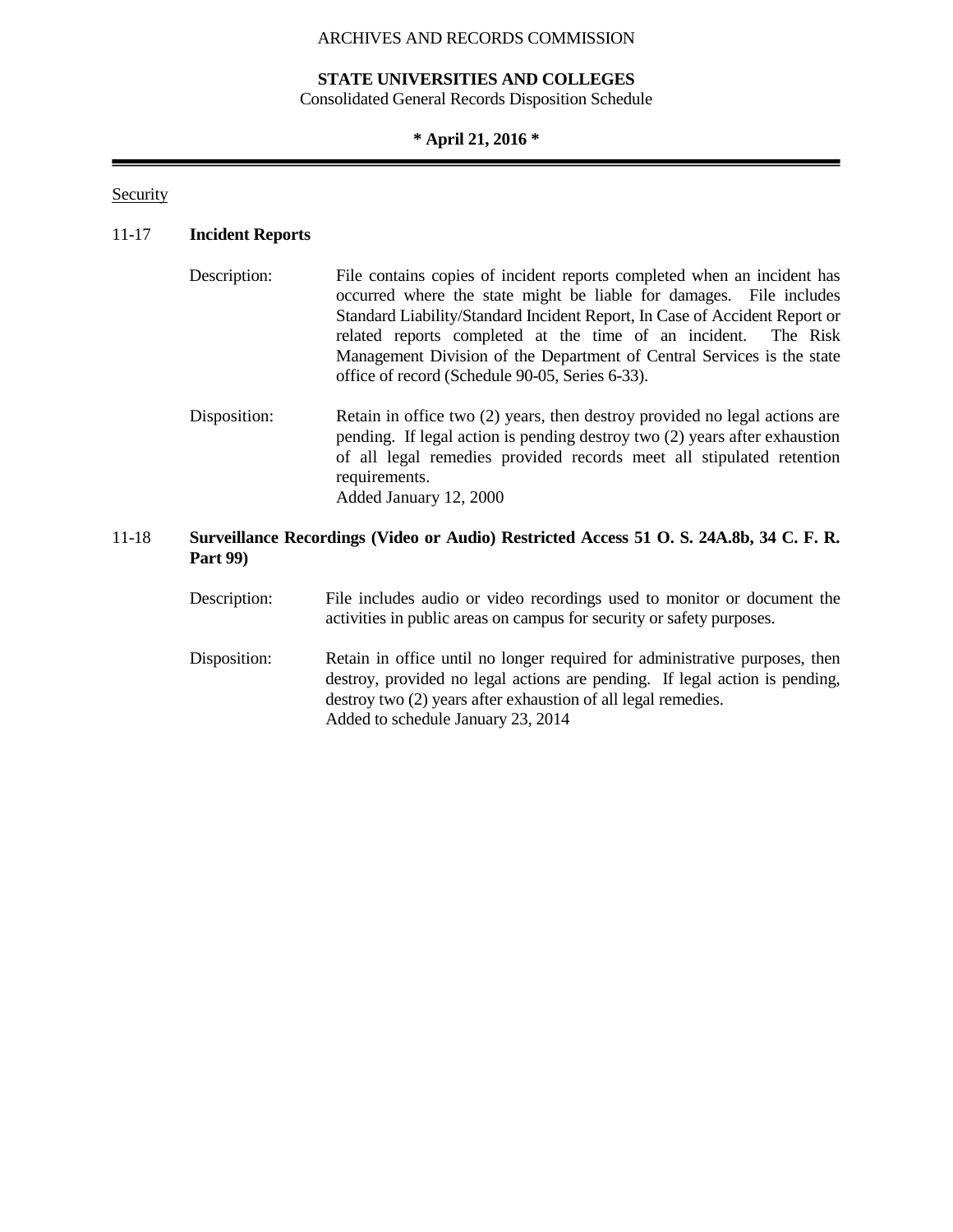Security

### 11-17 **Incident Reports**

Description: File contains copies of incident reports completed when an incident has occurred where the state might be liable for damages. File includes Standard Liability/Standard Incident Report, In Case of Accident Report or related reports completed at the time of an incident. The Risk Management Division of the Department of Central Services is the state office of record (Schedule 90-05, Series 6-33).

Disposition: Retain in office two (2) years, then destroy provided no legal actions are pending. If legal action is pending destroy two (2) years after exhaustion of all legal remedies provided records meet all stipulated retention requirements.
Added January 12, 2000

### 11-18 **Surveillance Recordings (Video or Audio) Restricted Access 51 O. S. 24A.8b, 34 C. F. R. Part 99)**

Description: File includes audio or video recordings used to monitor or document the activities in public areas on campus for security or safety purposes.

Disposition: Retain in office until no longer required for administrative purposes, then destroy, provided no legal actions are pending. If legal action is pending, destroy two (2) years after exhaustion of all legal remedies.
Added to schedule January 23, 2014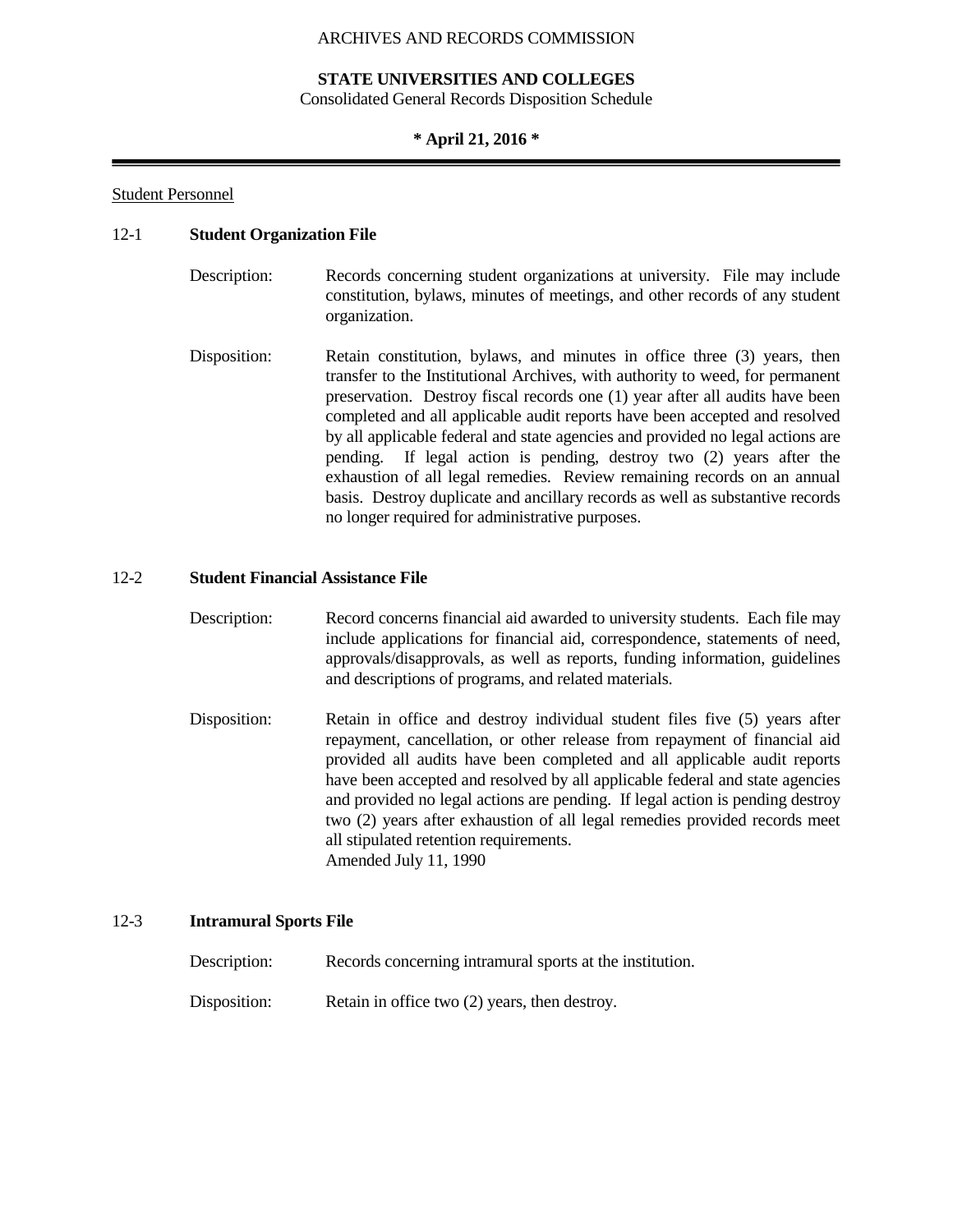ARCHIVES AND RECORDS COMMISSION

**STATE UNIVERSITIES AND COLLEGES**
Consolidated General Records Disposition Schedule

**\* April 21, 2016 \***

Student Personnel

## 12-1 Student Organization File

Description: Records concerning student organizations at university. File may include constitution, bylaws, minutes of meetings, and other records of any student organization.

Disposition: Retain constitution, bylaws, and minutes in office three (3) years, then transfer to the Institutional Archives, with authority to weed, for permanent preservation. Destroy fiscal records one (1) year after all audits have been completed and all applicable audit reports have been accepted and resolved by all applicable federal and state agencies and provided no legal actions are pending. If legal action is pending, destroy two (2) years after the exhaustion of all legal remedies. Review remaining records on an annual basis. Destroy duplicate and ancillary records as well as substantive records no longer required for administrative purposes.

## 12-2 Student Financial Assistance File

Description: Record concerns financial aid awarded to university students. Each file may include applications for financial aid, correspondence, statements of need, approvals/disapprovals, as well as reports, funding information, guidelines and descriptions of programs, and related materials.

Disposition: Retain in office and destroy individual student files five (5) years after repayment, cancellation, or other release from repayment of financial aid provided all audits have been completed and all applicable audit reports have been accepted and resolved by all applicable federal and state agencies and provided no legal actions are pending. If legal action is pending destroy two (2) years after exhaustion of all legal remedies provided records meet all stipulated retention requirements.
Amended July 11, 1990

## 12-3 Intramural Sports File

Description: Records concerning intramural sports at the institution.

Disposition: Retain in office two (2) years, then destroy.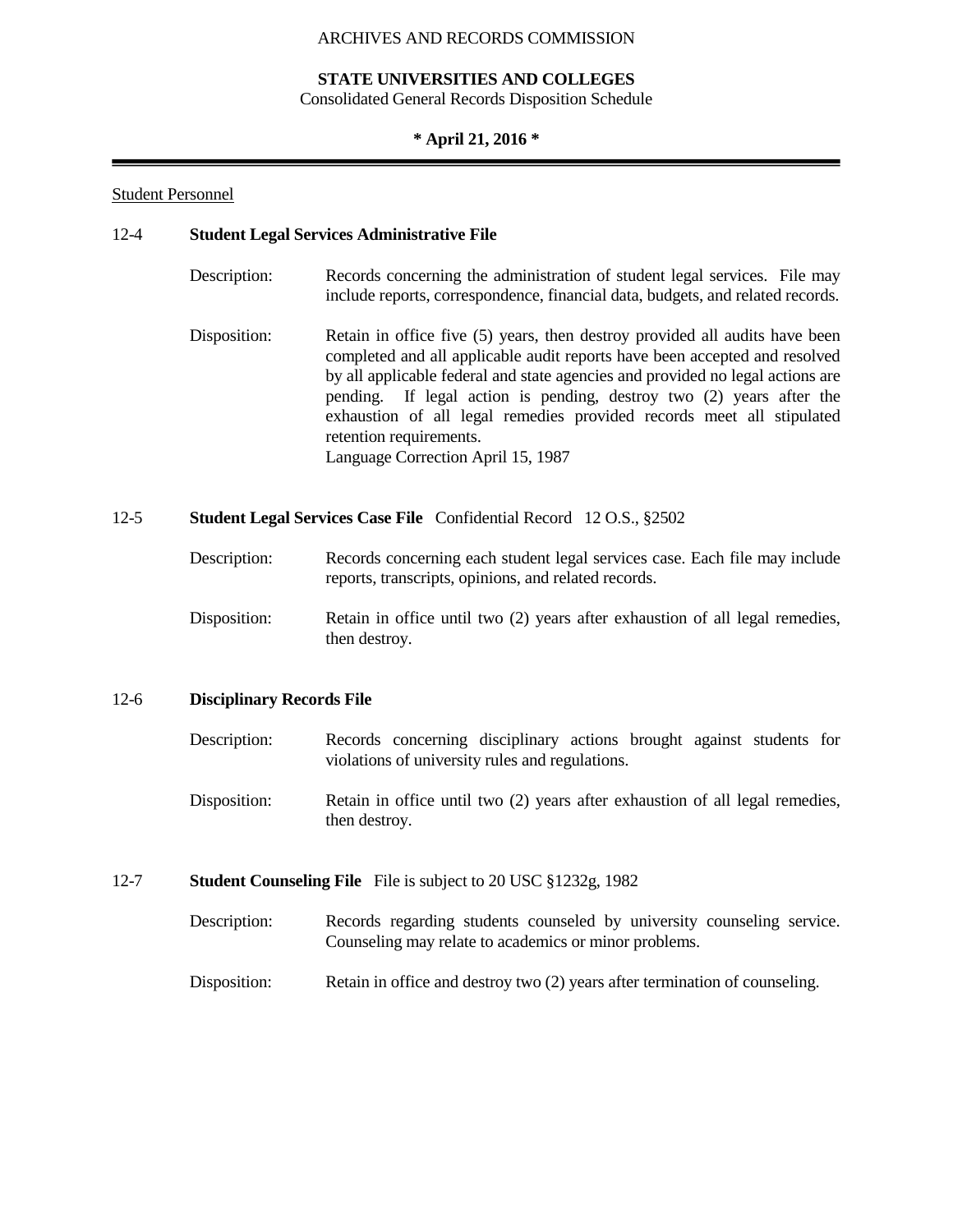Student Personnel

**12-4 Student Legal Services Administrative File**

Description: Records concerning the administration of student legal services. File may include reports, correspondence, financial data, budgets, and related records.

Disposition: Retain in office five (5) years, then destroy provided all audits have been completed and all applicable audit reports have been accepted and resolved by all applicable federal and state agencies and provided no legal actions are pending. If legal action is pending, destroy two (2) years after the exhaustion of all legal remedies provided records meet all stipulated retention requirements.
Language Correction April 15, 1987

**12-5 Student Legal Services Case File** Confidential Record 12 O.S., §2502

Description: Records concerning each student legal services case. Each file may include reports, transcripts, opinions, and related records.

Disposition: Retain in office until two (2) years after exhaustion of all legal remedies, then destroy.

**12-6 Disciplinary Records File**

Description: Records concerning disciplinary actions brought against students for violations of university rules and regulations.

Disposition: Retain in office until two (2) years after exhaustion of all legal remedies, then destroy.

**12-7 Student Counseling File** File is subject to 20 USC §1232g, 1982

Description: Records regarding students counseled by university counseling service. Counseling may relate to academics or minor problems.

Disposition: Retain in office and destroy two (2) years after termination of counseling.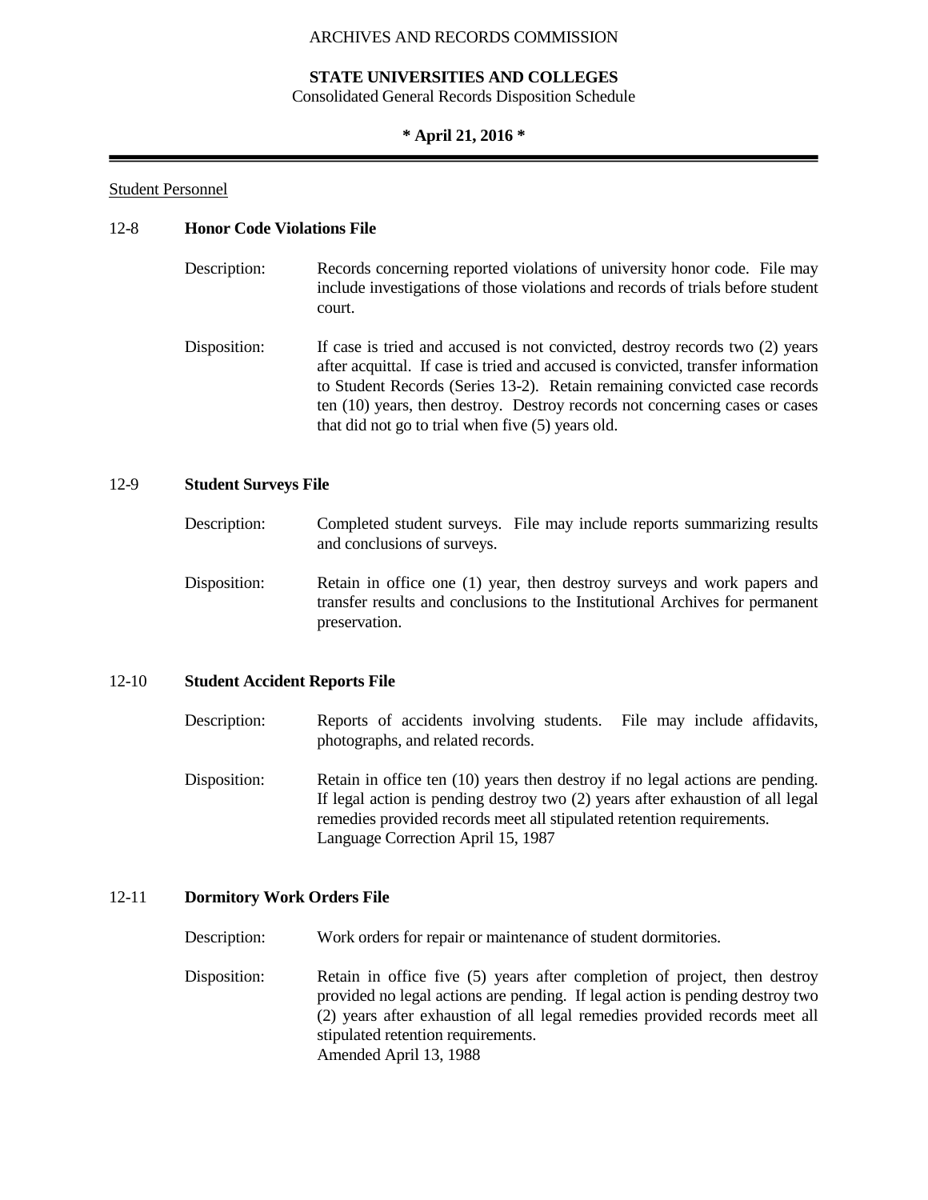ARCHIVES AND RECORDS COMMISSION

**STATE UNIVERSITIES AND COLLEGES**
Consolidated General Records Disposition Schedule

**\* April 21, 2016 \***

Student Personnel

## 12-8 Honor Code Violations File

Description: Records concerning reported violations of university honor code. File may include investigations of those violations and records of trials before student court.

Disposition: If case is tried and accused is not convicted, destroy records two (2) years after acquittal. If case is tried and accused is convicted, transfer information to Student Records (Series 13-2). Retain remaining convicted case records ten (10) years, then destroy. Destroy records not concerning cases or cases that did not go to trial when five (5) years old.

## 12-9 Student Surveys File

Description: Completed student surveys. File may include reports summarizing results and conclusions of surveys.

Disposition: Retain in office one (1) year, then destroy surveys and work papers and transfer results and conclusions to the Institutional Archives for permanent preservation.

## 12-10 Student Accident Reports File

Description: Reports of accidents involving students. File may include affidavits, photographs, and related records.

Disposition: Retain in office ten (10) years then destroy if no legal actions are pending. If legal action is pending destroy two (2) years after exhaustion of all legal remedies provided records meet all stipulated retention requirements.
Language Correction April 15, 1987

## 12-11 Dormitory Work Orders File

Description: Work orders for repair or maintenance of student dormitories.

Disposition: Retain in office five (5) years after completion of project, then destroy provided no legal actions are pending. If legal action is pending destroy two (2) years after exhaustion of all legal remedies provided records meet all stipulated retention requirements.
Amended April 13, 1988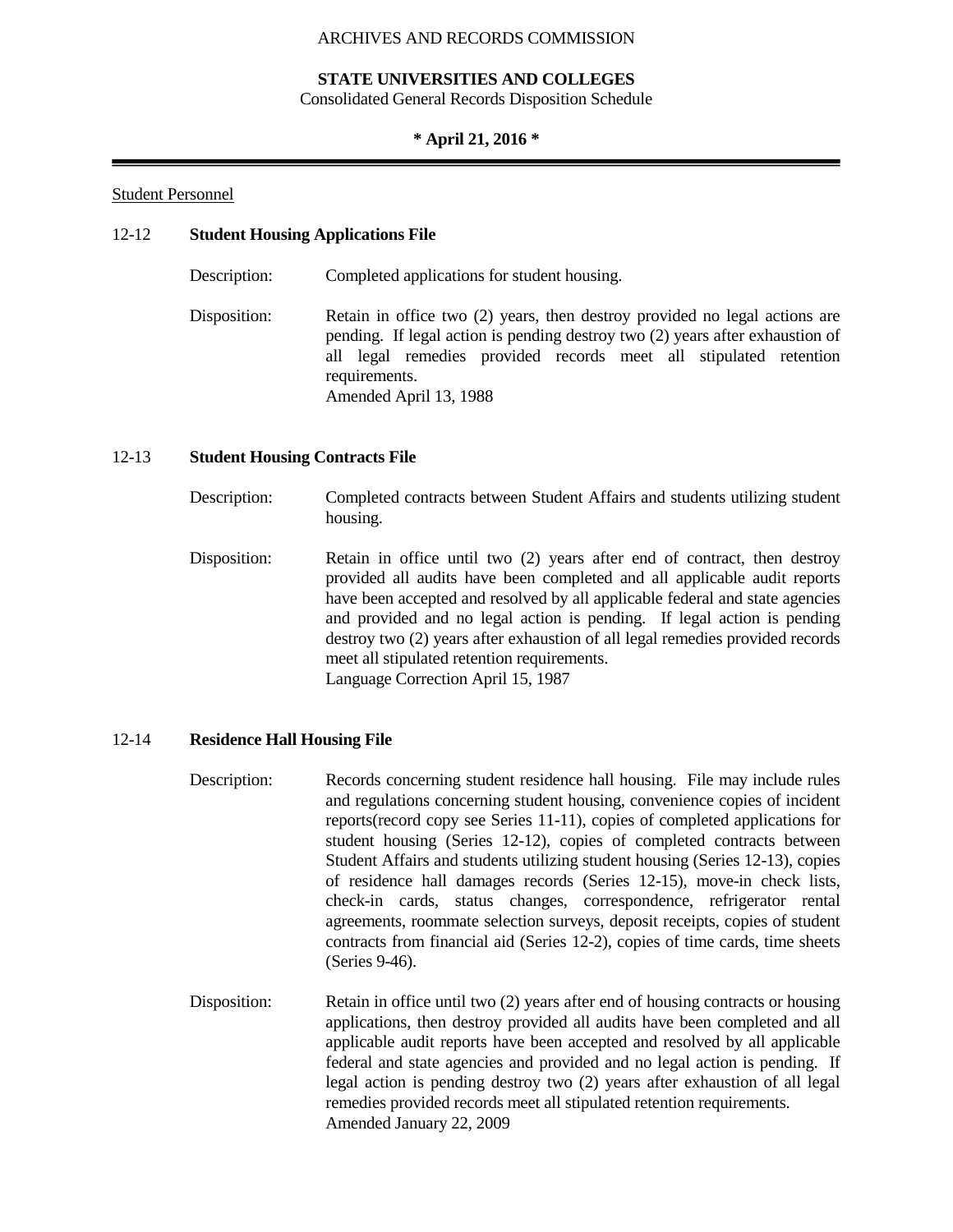ARCHIVES AND RECORDS COMMISSION

**STATE UNIVERSITIES AND COLLEGES**
Consolidated General Records Disposition Schedule

**\* April 21, 2016 \***

Student Personnel

## 12-12 Student Housing Applications File

Description: Completed applications for student housing.

Disposition: Retain in office two (2) years, then destroy provided no legal actions are pending. If legal action is pending destroy two (2) years after exhaustion of all legal remedies provided records meet all stipulated retention requirements.
Amended April 13, 1988

## 12-13 Student Housing Contracts File

Description: Completed contracts between Student Affairs and students utilizing student housing.

Disposition: Retain in office until two (2) years after end of contract, then destroy provided all audits have been completed and all applicable audit reports have been accepted and resolved by all applicable federal and state agencies and provided and no legal action is pending. If legal action is pending destroy two (2) years after exhaustion of all legal remedies provided records meet all stipulated retention requirements.
Language Correction April 15, 1987

## 12-14 Residence Hall Housing File

Description: Records concerning student residence hall housing. File may include rules and regulations concerning student housing, convenience copies of incident reports(record copy see Series 11-11), copies of completed applications for student housing (Series 12-12), copies of completed contracts between Student Affairs and students utilizing student housing (Series 12-13), copies of residence hall damages records (Series 12-15), move-in check lists, check-in cards, status changes, correspondence, refrigerator rental agreements, roommate selection surveys, deposit receipts, copies of student contracts from financial aid (Series 12-2), copies of time cards, time sheets (Series 9-46).

Disposition: Retain in office until two (2) years after end of housing contracts or housing applications, then destroy provided all audits have been completed and all applicable audit reports have been accepted and resolved by all applicable federal and state agencies and provided and no legal action is pending. If legal action is pending destroy two (2) years after exhaustion of all legal remedies provided records meet all stipulated retention requirements.
Amended January 22, 2009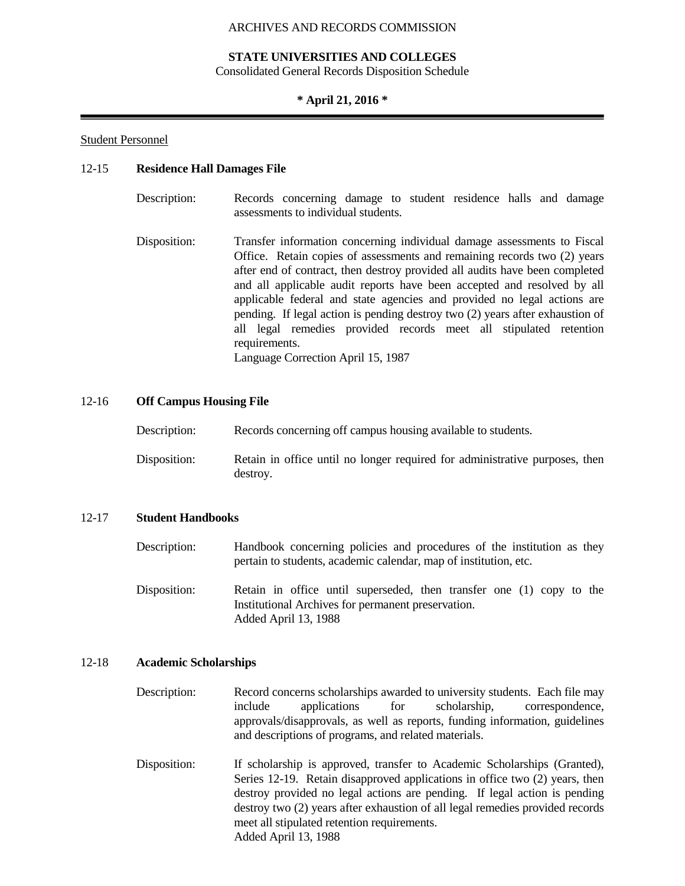ARCHIVES AND RECORDS COMMISSION

**STATE UNIVERSITIES AND COLLEGES**
Consolidated General Records Disposition Schedule

*** April 21, 2016 ***

Student Personnel

### 12-15 Residence Hall Damages File

Description: Records concerning damage to student residence halls and damage assessments to individual students.

Disposition: Transfer information concerning individual damage assessments to Fiscal Office. Retain copies of assessments and remaining records two (2) years after end of contract, then destroy provided all audits have been completed and all applicable audit reports have been accepted and resolved by all applicable federal and state agencies and provided no legal actions are pending. If legal action is pending destroy two (2) years after exhaustion of all legal remedies provided records meet all stipulated retention requirements.
Language Correction April 15, 1987

### 12-16 Off Campus Housing File

Description: Records concerning off campus housing available to students.

Disposition: Retain in office until no longer required for administrative purposes, then destroy.

### 12-17 Student Handbooks

Description: Handbook concerning policies and procedures of the institution as they pertain to students, academic calendar, map of institution, etc.

Disposition: Retain in office until superseded, then transfer one (1) copy to the Institutional Archives for permanent preservation.
Added April 13, 1988

### 12-18 Academic Scholarships

Description: Record concerns scholarships awarded to university students. Each file may include applications for scholarship, correspondence, approvals/disapprovals, as well as reports, funding information, guidelines and descriptions of programs, and related materials.

Disposition: If scholarship is approved, transfer to Academic Scholarships (Granted), Series 12-19. Retain disapproved applications in office two (2) years, then destroy provided no legal actions are pending. If legal action is pending destroy two (2) years after exhaustion of all legal remedies provided records meet all stipulated retention requirements.
Added April 13, 1988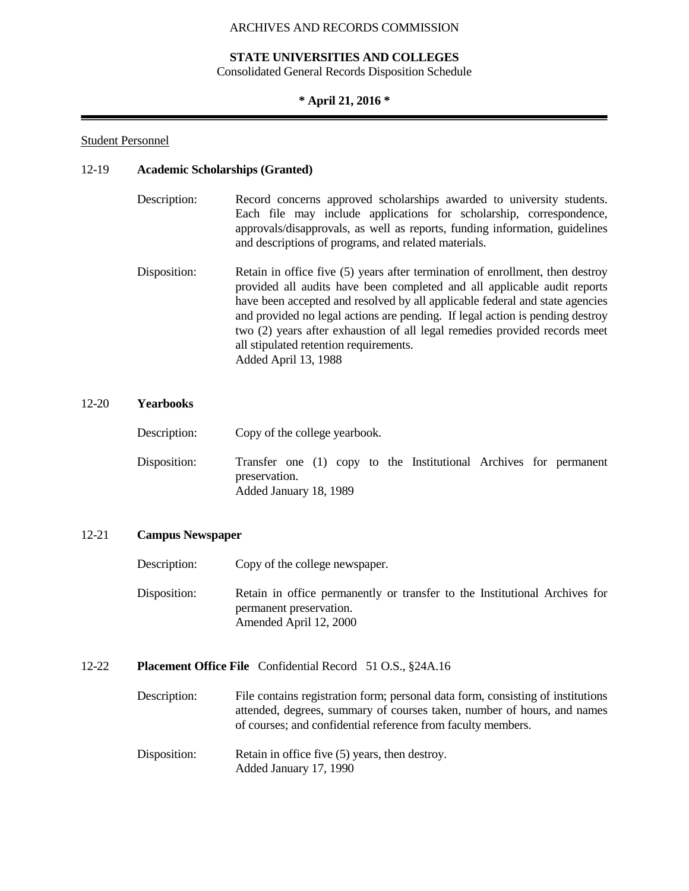Student Personnel

### 12-19 **Academic Scholarships (Granted)**

Description: Record concerns approved scholarships awarded to university students. Each file may include applications for scholarship, correspondence, approvals/disapprovals, as well as reports, funding information, guidelines and descriptions of programs, and related materials.

Disposition: Retain in office five (5) years after termination of enrollment, then destroy provided all audits have been completed and all applicable audit reports have been accepted and resolved by all applicable federal and state agencies and provided no legal actions are pending. If legal action is pending destroy two (2) years after exhaustion of all legal remedies provided records meet all stipulated retention requirements.
Added April 13, 1988

### 12-20 **Yearbooks**

Description: Copy of the college yearbook.

Disposition: Transfer one (1) copy to the Institutional Archives for permanent preservation.
Added January 18, 1989

### 12-21 **Campus Newspaper**

Description: Copy of the college newspaper.

Disposition: Retain in office permanently or transfer to the Institutional Archives for permanent preservation.
Amended April 12, 2000

### 12-22 **Placement Office File** Confidential Record 51 O.S., §24A.16

Description: File contains registration form; personal data form, consisting of institutions attended, degrees, summary of courses taken, number of hours, and names of courses; and confidential reference from faculty members.

Disposition: Retain in office five (5) years, then destroy.
Added January 17, 1990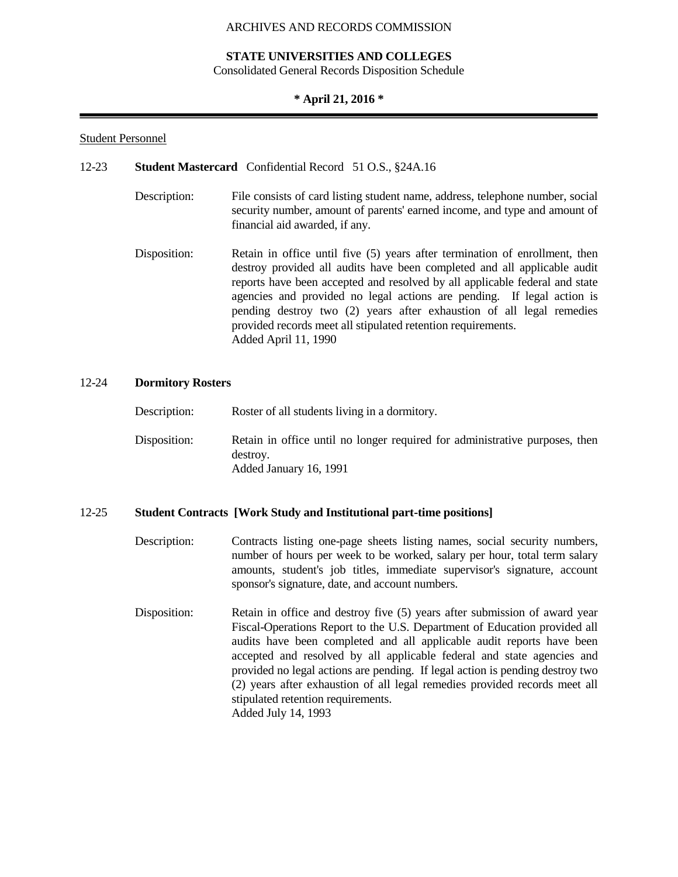ARCHIVES AND RECORDS COMMISSION

**STATE UNIVERSITIES AND COLLEGES**
Consolidated General Records Disposition Schedule

**\* April 21, 2016 \***

---

Student Personnel

12-23 **Student Mastercard** Confidential Record 51 O.S., §24A.16

Description: File consists of card listing student name, address, telephone number, social security number, amount of parents' earned income, and type and amount of financial aid awarded, if any.

Disposition: Retain in office until five (5) years after termination of enrollment, then destroy provided all audits have been completed and all applicable audit reports have been accepted and resolved by all applicable federal and state agencies and provided no legal actions are pending. If legal action is pending destroy two (2) years after exhaustion of all legal remedies provided records meet all stipulated retention requirements.
Added April 11, 1990

12-24 **Dormitory Rosters**

Description: Roster of all students living in a dormitory.

Disposition: Retain in office until no longer required for administrative purposes, then destroy.
Added January 16, 1991

12-25 **Student Contracts [Work Study and Institutional part-time positions]**

Description: Contracts listing one-page sheets listing names, social security numbers, number of hours per week to be worked, salary per hour, total term salary amounts, student's job titles, immediate supervisor's signature, account sponsor's signature, date, and account numbers.

Disposition: Retain in office and destroy five (5) years after submission of award year Fiscal-Operations Report to the U.S. Department of Education provided all audits have been completed and all applicable audit reports have been accepted and resolved by all applicable federal and state agencies and provided no legal actions are pending. If legal action is pending destroy two (2) years after exhaustion of all legal remedies provided records meet all stipulated retention requirements.
Added July 14, 1993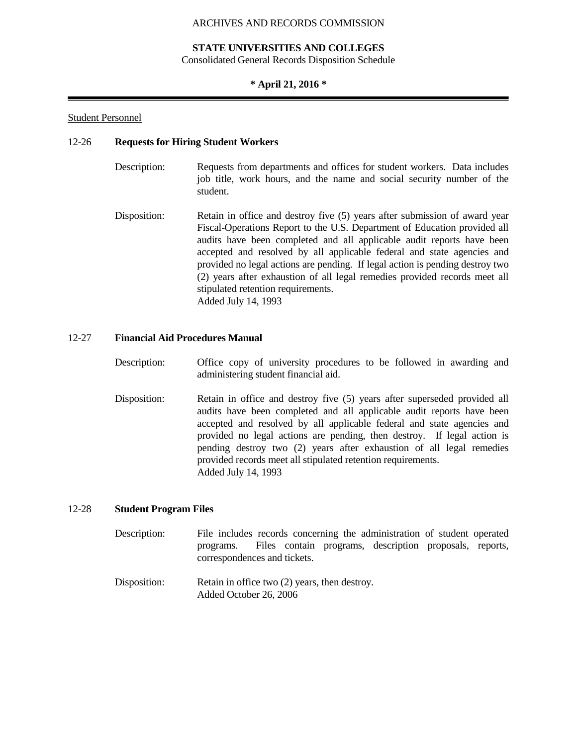Student Personnel

**12-26 Requests for Hiring Student Workers**

Description: Requests from departments and offices for student workers. Data includes job title, work hours, and the name and social security number of the student.

Disposition: Retain in office and destroy five (5) years after submission of award year Fiscal-Operations Report to the U.S. Department of Education provided all audits have been completed and all applicable audit reports have been accepted and resolved by all applicable federal and state agencies and provided no legal actions are pending. If legal action is pending destroy two (2) years after exhaustion of all legal remedies provided records meet all stipulated retention requirements.
Added July 14, 1993

**12-27 Financial Aid Procedures Manual**

Description: Office copy of university procedures to be followed in awarding and administering student financial aid.

Disposition: Retain in office and destroy five (5) years after superseded provided all audits have been completed and all applicable audit reports have been accepted and resolved by all applicable federal and state agencies and provided no legal actions are pending, then destroy. If legal action is pending destroy two (2) years after exhaustion of all legal remedies provided records meet all stipulated retention requirements.
Added July 14, 1993

**12-28 Student Program Files**

Description: File includes records concerning the administration of student operated programs. Files contain programs, description proposals, reports, correspondences and tickets.

Disposition: Retain in office two (2) years, then destroy.
Added October 26, 2006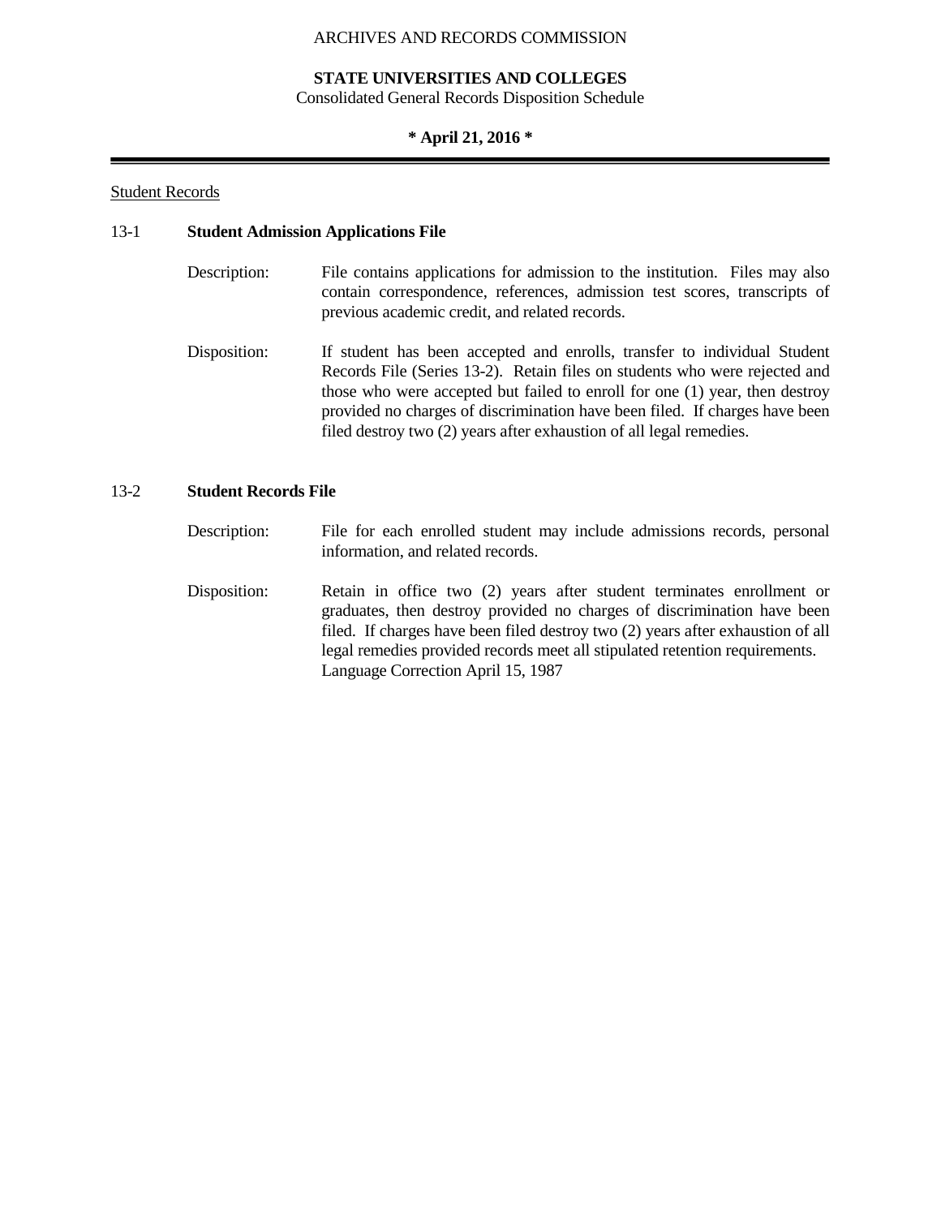Student Records

### 13-1 **Student Admission Applications File**

Description: File contains applications for admission to the institution. Files may also contain correspondence, references, admission test scores, transcripts of previous academic credit, and related records.

Disposition: If student has been accepted and enrolls, transfer to individual Student Records File (Series 13-2). Retain files on students who were rejected and those who were accepted but failed to enroll for one (1) year, then destroy provided no charges of discrimination have been filed. If charges have been filed destroy two (2) years after exhaustion of all legal remedies.

### 13-2 **Student Records File**

Description: File for each enrolled student may include admissions records, personal information, and related records.

Disposition: Retain in office two (2) years after student terminates enrollment or graduates, then destroy provided no charges of discrimination have been filed. If charges have been filed destroy two (2) years after exhaustion of all legal remedies provided records meet all stipulated retention requirements.
Language Correction April 15, 1987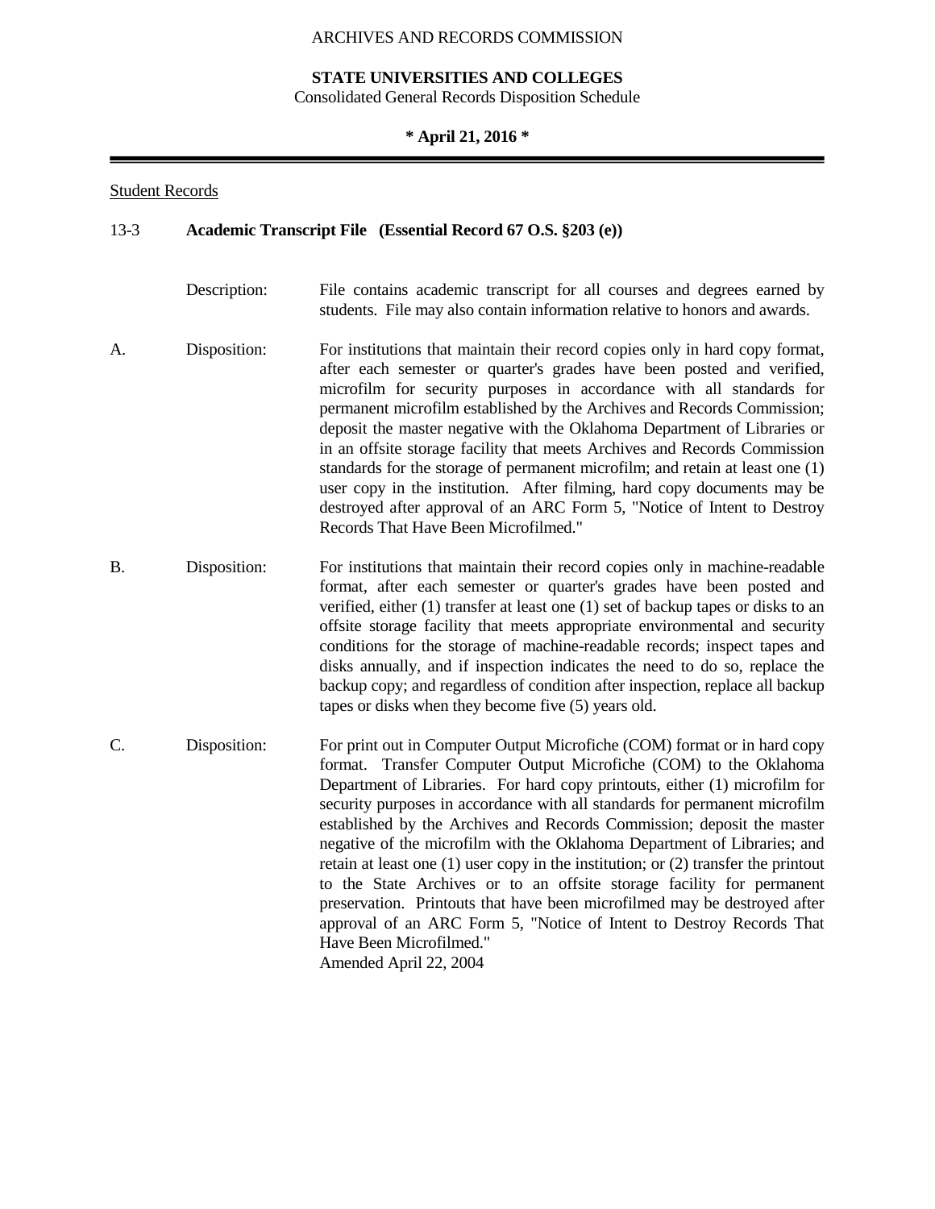Student Records

**13-3 Academic Transcript File (Essential Record 67 O.S. §203 (e))**

Description: File contains academic transcript for all courses and degrees earned by students. File may also contain information relative to honors and awards.

A. Disposition: For institutions that maintain their record copies only in hard copy format, after each semester or quarter's grades have been posted and verified, microfilm for security purposes in accordance with all standards for permanent microfilm established by the Archives and Records Commission; deposit the master negative with the Oklahoma Department of Libraries or in an offsite storage facility that meets Archives and Records Commission standards for the storage of permanent microfilm; and retain at least one (1) user copy in the institution. After filming, hard copy documents may be destroyed after approval of an ARC Form 5, "Notice of Intent to Destroy Records That Have Been Microfilmed."

B. Disposition: For institutions that maintain their record copies only in machine-readable format, after each semester or quarter's grades have been posted and verified, either (1) transfer at least one (1) set of backup tapes or disks to an offsite storage facility that meets appropriate environmental and security conditions for the storage of machine-readable records; inspect tapes and disks annually, and if inspection indicates the need to do so, replace the backup copy; and regardless of condition after inspection, replace all backup tapes or disks when they become five (5) years old.

C. Disposition: For print out in Computer Output Microfiche (COM) format or in hard copy format. Transfer Computer Output Microfiche (COM) to the Oklahoma Department of Libraries. For hard copy printouts, either (1) microfilm for security purposes in accordance with all standards for permanent microfilm established by the Archives and Records Commission; deposit the master negative of the microfilm with the Oklahoma Department of Libraries; and retain at least one (1) user copy in the institution; or (2) transfer the printout to the State Archives or to an offsite storage facility for permanent preservation. Printouts that have been microfilmed may be destroyed after approval of an ARC Form 5, "Notice of Intent to Destroy Records That Have Been Microfilmed."
Amended April 22, 2004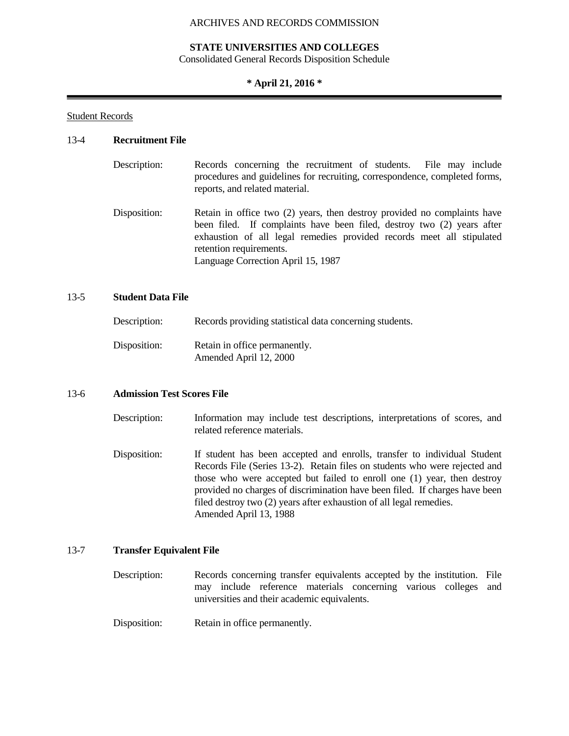Student Records

**13-4 Recruitment File**

Description: Records concerning the recruitment of students. File may include procedures and guidelines for recruiting, correspondence, completed forms, reports, and related material.

Disposition: Retain in office two (2) years, then destroy provided no complaints have been filed. If complaints have been filed, destroy two (2) years after exhaustion of all legal remedies provided records meet all stipulated retention requirements.
Language Correction April 15, 1987

**13-5 Student Data File**

Description: Records providing statistical data concerning students.

Disposition: Retain in office permanently.
Amended April 12, 2000

**13-6 Admission Test Scores File**

Description: Information may include test descriptions, interpretations of scores, and related reference materials.

Disposition: If student has been accepted and enrolls, transfer to individual Student Records File (Series 13-2). Retain files on students who were rejected and those who were accepted but failed to enroll one (1) year, then destroy provided no charges of discrimination have been filed. If charges have been filed destroy two (2) years after exhaustion of all legal remedies.
Amended April 13, 1988

**13-7 Transfer Equivalent File**

Description: Records concerning transfer equivalents accepted by the institution. File may include reference materials concerning various colleges and universities and their academic equivalents.

Disposition: Retain in office permanently.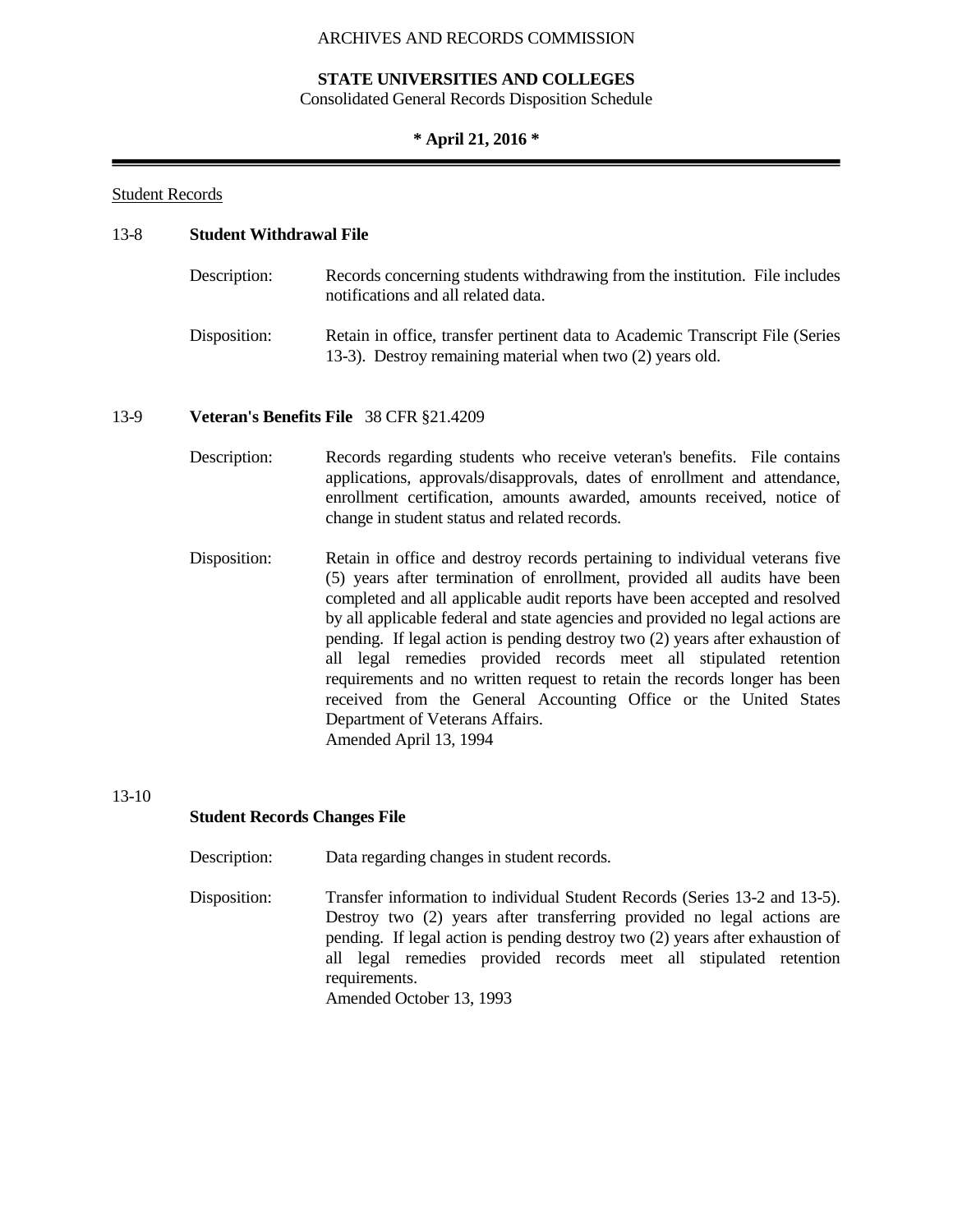Student Records

## 13-8 **Student Withdrawal File**

Description: Records concerning students withdrawing from the institution. File includes notifications and all related data.

Disposition: Retain in office, transfer pertinent data to Academic Transcript File (Series 13-3). Destroy remaining material when two (2) years old.

## 13-9 **Veteran's Benefits File** 38 CFR §21.4209

Description: Records regarding students who receive veteran's benefits. File contains applications, approvals/disapprovals, dates of enrollment and attendance, enrollment certification, amounts awarded, amounts received, notice of change in student status and related records.

Disposition: Retain in office and destroy records pertaining to individual veterans five (5) years after termination of enrollment, provided all audits have been completed and all applicable audit reports have been accepted and resolved by all applicable federal and state agencies and provided no legal actions are pending. If legal action is pending destroy two (2) years after exhaustion of all legal remedies provided records meet all stipulated retention requirements and no written request to retain the records longer has been received from the General Accounting Office or the United States Department of Veterans Affairs.
Amended April 13, 1994

## 13-10 **Student Records Changes File**

Description: Data regarding changes in student records.

Disposition: Transfer information to individual Student Records (Series 13-2 and 13-5). Destroy two (2) years after transferring provided no legal actions are pending. If legal action is pending destroy two (2) years after exhaustion of all legal remedies provided records meet all stipulated retention requirements.
Amended October 13, 1993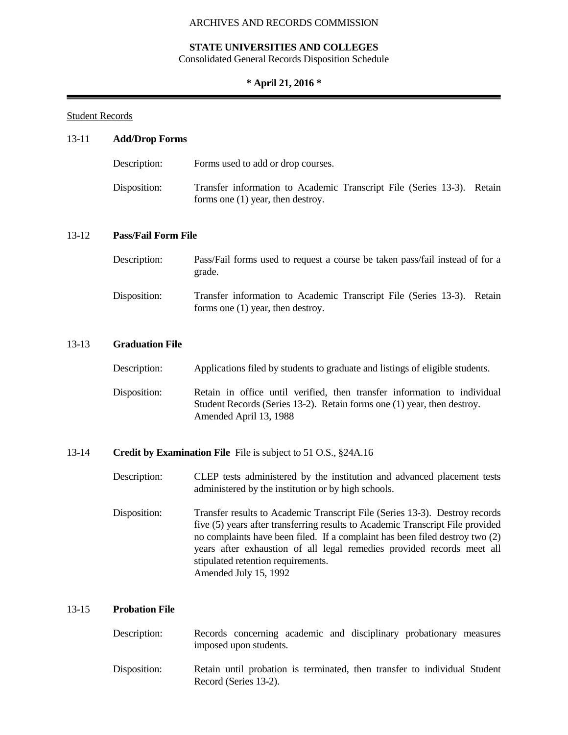ARCHIVES AND RECORDS COMMISSION

**STATE UNIVERSITIES AND COLLEGES**
Consolidated General Records Disposition Schedule

**\* April 21, 2016 \***

Student Records

13-11 **Add/Drop Forms**

Description: Forms used to add or drop courses.

Disposition: Transfer information to Academic Transcript File (Series 13-3). Retain forms one (1) year, then destroy.

13-12 **Pass/Fail Form File**

Description: Pass/Fail forms used to request a course be taken pass/fail instead of for a grade.

Disposition: Transfer information to Academic Transcript File (Series 13-3). Retain forms one (1) year, then destroy.

13-13 **Graduation File**

Description: Applications filed by students to graduate and listings of eligible students.

Disposition: Retain in office until verified, then transfer information to individual Student Records (Series 13-2). Retain forms one (1) year, then destroy.
Amended April 13, 1988

13-14 **Credit by Examination File** File is subject to 51 O.S., §24A.16

Description: CLEP tests administered by the institution and advanced placement tests administered by the institution or by high schools.

Disposition: Transfer results to Academic Transcript File (Series 13-3). Destroy records five (5) years after transferring results to Academic Transcript File provided no complaints have been filed. If a complaint has been filed destroy two (2) years after exhaustion of all legal remedies provided records meet all stipulated retention requirements.
Amended July 15, 1992

13-15 **Probation File**

Description: Records concerning academic and disciplinary probationary measures imposed upon students.

Disposition: Retain until probation is terminated, then transfer to individual Student Record (Series 13-2).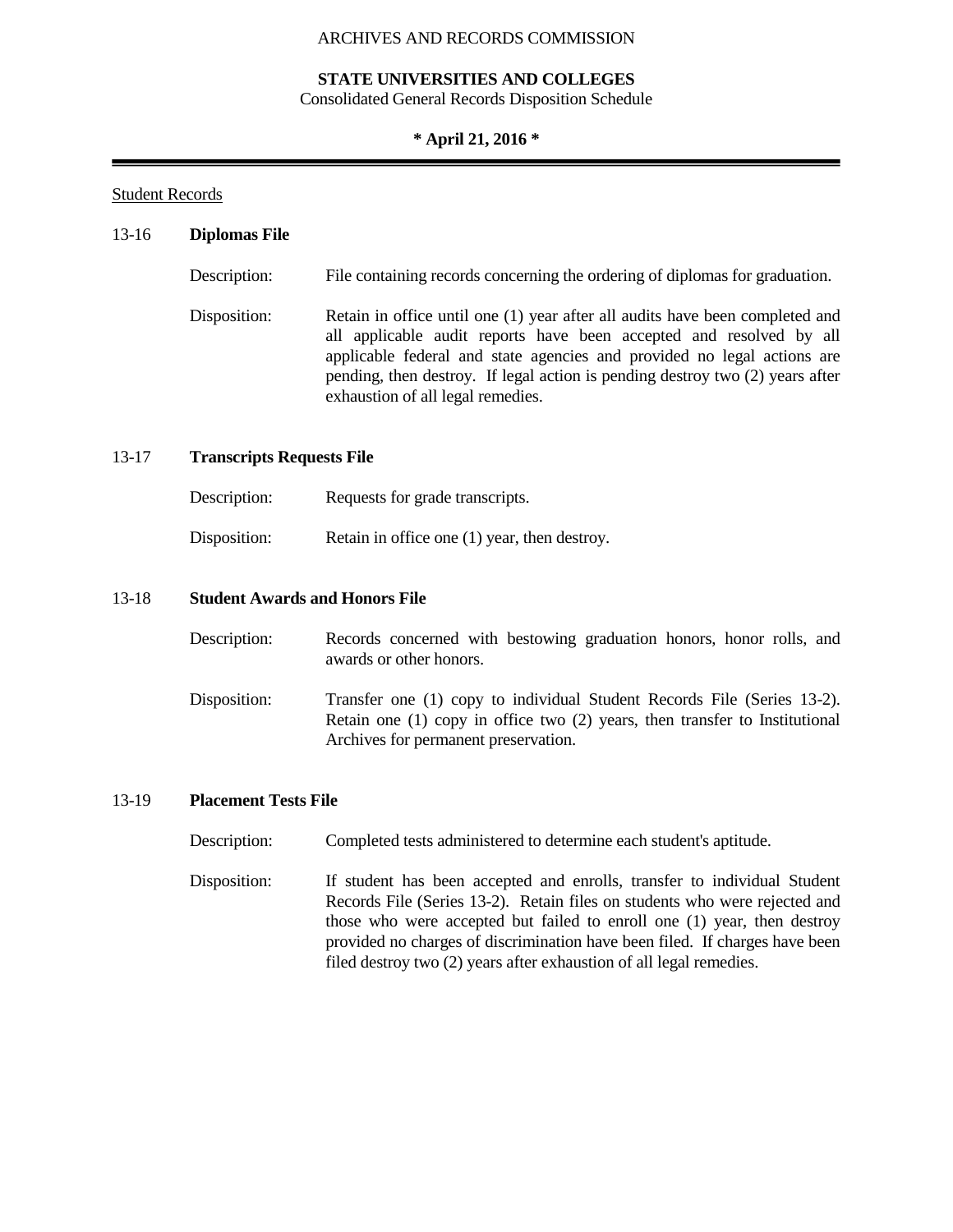ARCHIVES AND RECORDS COMMISSION

**STATE UNIVERSITIES AND COLLEGES**
Consolidated General Records Disposition Schedule

**\* April 21, 2016 \***

Student Records

## 13-16 **Diplomas File**

Description: File containing records concerning the ordering of diplomas for graduation.

Disposition: Retain in office until one (1) year after all audits have been completed and all applicable audit reports have been accepted and resolved by all applicable federal and state agencies and provided no legal actions are pending, then destroy. If legal action is pending destroy two (2) years after exhaustion of all legal remedies.

## 13-17 **Transcripts Requests File**

Description: Requests for grade transcripts.

Disposition: Retain in office one (1) year, then destroy.

## 13-18 **Student Awards and Honors File**

Description: Records concerned with bestowing graduation honors, honor rolls, and awards or other honors.

Disposition: Transfer one (1) copy to individual Student Records File (Series 13-2). Retain one (1) copy in office two (2) years, then transfer to Institutional Archives for permanent preservation.

## 13-19 **Placement Tests File**

Description: Completed tests administered to determine each student's aptitude.

Disposition: If student has been accepted and enrolls, transfer to individual Student Records File (Series 13-2). Retain files on students who were rejected and those who were accepted but failed to enroll one (1) year, then destroy provided no charges of discrimination have been filed. If charges have been filed destroy two (2) years after exhaustion of all legal remedies.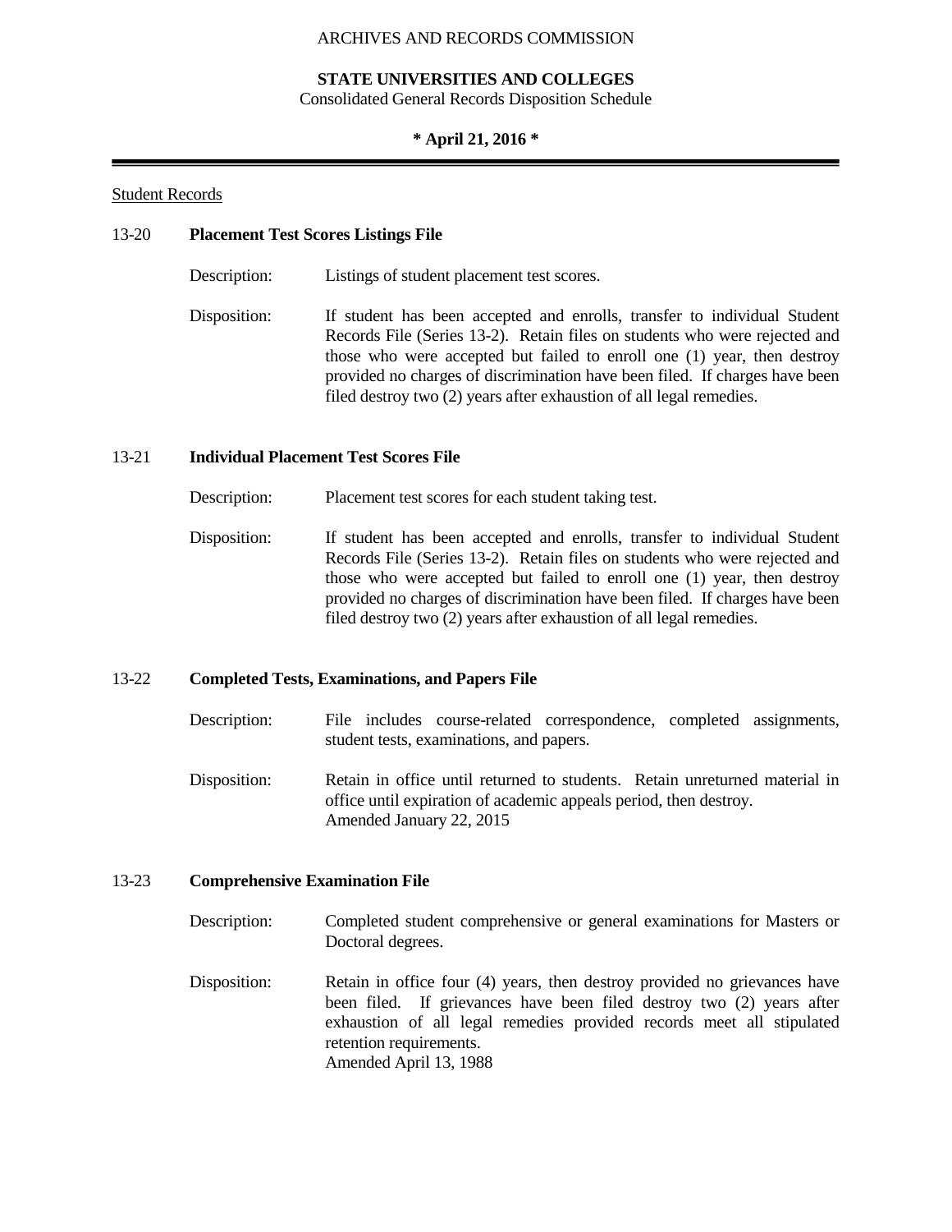Student Records

## 13-20 Placement Test Scores Listings File

Description: Listings of student placement test scores.

Disposition: If student has been accepted and enrolls, transfer to individual Student Records File (Series 13-2). Retain files on students who were rejected and those who were accepted but failed to enroll one (1) year, then destroy provided no charges of discrimination have been filed. If charges have been filed destroy two (2) years after exhaustion of all legal remedies.

## 13-21 Individual Placement Test Scores File

Description: Placement test scores for each student taking test.

Disposition: If student has been accepted and enrolls, transfer to individual Student Records File (Series 13-2). Retain files on students who were rejected and those who were accepted but failed to enroll one (1) year, then destroy provided no charges of discrimination have been filed. If charges have been filed destroy two (2) years after exhaustion of all legal remedies.

## 13-22 Completed Tests, Examinations, and Papers File

Description: File includes course-related correspondence, completed assignments, student tests, examinations, and papers.

Disposition: Retain in office until returned to students. Retain unreturned material in office until expiration of academic appeals period, then destroy.
Amended January 22, 2015

## 13-23 Comprehensive Examination File

Description: Completed student comprehensive or general examinations for Masters or Doctoral degrees.

Disposition: Retain in office four (4) years, then destroy provided no grievances have been filed. If grievances have been filed destroy two (2) years after exhaustion of all legal remedies provided records meet all stipulated retention requirements.
Amended April 13, 1988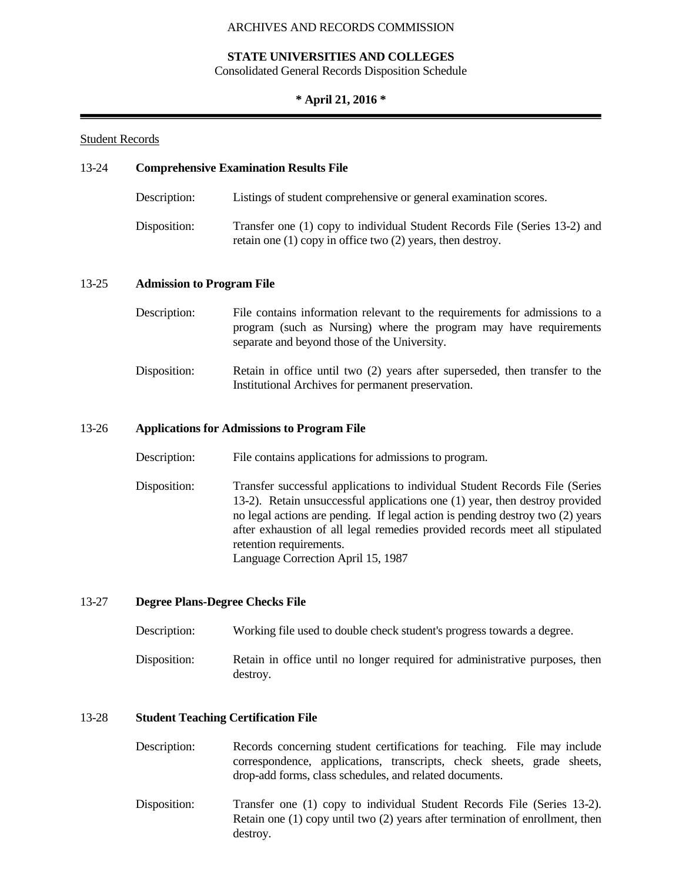Student Records

### 13-24 **Comprehensive Examination Results File**

Description: Listings of student comprehensive or general examination scores.

Disposition: Transfer one (1) copy to individual Student Records File (Series 13-2) and retain one (1) copy in office two (2) years, then destroy.

### 13-25 **Admission to Program File**

Description: File contains information relevant to the requirements for admissions to a program (such as Nursing) where the program may have requirements separate and beyond those of the University.

Disposition: Retain in office until two (2) years after superseded, then transfer to the Institutional Archives for permanent preservation.

### 13-26 **Applications for Admissions to Program File**

Description: File contains applications for admissions to program.

Disposition: Transfer successful applications to individual Student Records File (Series 13-2). Retain unsuccessful applications one (1) year, then destroy provided no legal actions are pending. If legal action is pending destroy two (2) years after exhaustion of all legal remedies provided records meet all stipulated retention requirements.
Language Correction April 15, 1987

### 13-27 **Degree Plans-Degree Checks File**

Description: Working file used to double check student's progress towards a degree.

Disposition: Retain in office until no longer required for administrative purposes, then destroy.

### 13-28 **Student Teaching Certification File**

Description: Records concerning student certifications for teaching. File may include correspondence, applications, transcripts, check sheets, grade sheets, drop-add forms, class schedules, and related documents.

Disposition: Transfer one (1) copy to individual Student Records File (Series 13-2). Retain one (1) copy until two (2) years after termination of enrollment, then destroy.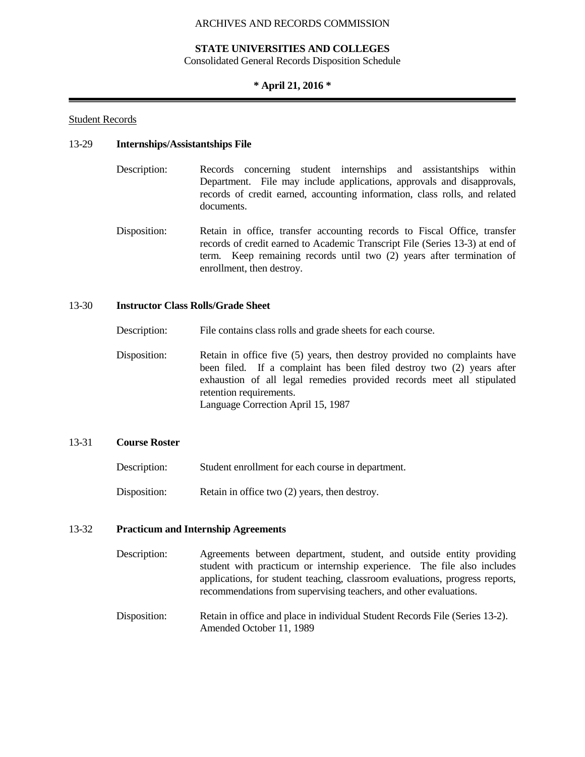Student Records

### 13-29 Internships/Assistantships File

Description: Records concerning student internships and assistantships within Department. File may include applications, approvals and disapprovals, records of credit earned, accounting information, class rolls, and related documents.

Disposition: Retain in office, transfer accounting records to Fiscal Office, transfer records of credit earned to Academic Transcript File (Series 13-3) at end of term. Keep remaining records until two (2) years after termination of enrollment, then destroy.

### 13-30 Instructor Class Rolls/Grade Sheet

Description: File contains class rolls and grade sheets for each course.

Disposition: Retain in office five (5) years, then destroy provided no complaints have been filed. If a complaint has been filed destroy two (2) years after exhaustion of all legal remedies provided records meet all stipulated retention requirements.
Language Correction April 15, 1987

### 13-31 Course Roster

Description: Student enrollment for each course in department.

Disposition: Retain in office two (2) years, then destroy.

### 13-32 Practicum and Internship Agreements

Description: Agreements between department, student, and outside entity providing student with practicum or internship experience. The file also includes applications, for student teaching, classroom evaluations, progress reports, recommendations from supervising teachers, and other evaluations.

Disposition: Retain in office and place in individual Student Records File (Series 13-2).
Amended October 11, 1989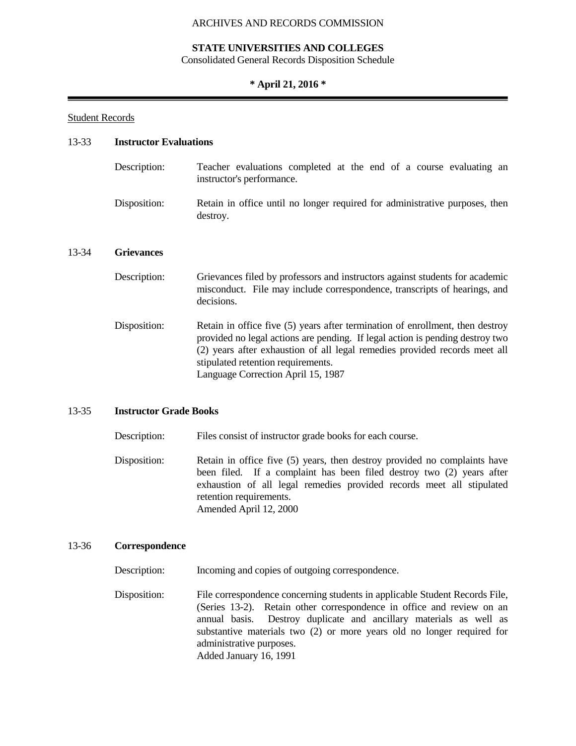Student Records

### 13-33 **Instructor Evaluations**

Description: Teacher evaluations completed at the end of a course evaluating an instructor's performance.

Disposition: Retain in office until no longer required for administrative purposes, then destroy.

### 13-34 **Grievances**

Description: Grievances filed by professors and instructors against students for academic misconduct. File may include correspondence, transcripts of hearings, and decisions.

Disposition: Retain in office five (5) years after termination of enrollment, then destroy provided no legal actions are pending. If legal action is pending destroy two (2) years after exhaustion of all legal remedies provided records meet all stipulated retention requirements.
Language Correction April 15, 1987

### 13-35 **Instructor Grade Books**

Description: Files consist of instructor grade books for each course.

Disposition: Retain in office five (5) years, then destroy provided no complaints have been filed. If a complaint has been filed destroy two (2) years after exhaustion of all legal remedies provided records meet all stipulated retention requirements.
Amended April 12, 2000

### 13-36 **Correspondence**

Description: Incoming and copies of outgoing correspondence.

Disposition: File correspondence concerning students in applicable Student Records File, (Series 13-2). Retain other correspondence in office and review on an annual basis. Destroy duplicate and ancillary materials as well as substantive materials two (2) or more years old no longer required for administrative purposes.
Added January 16, 1991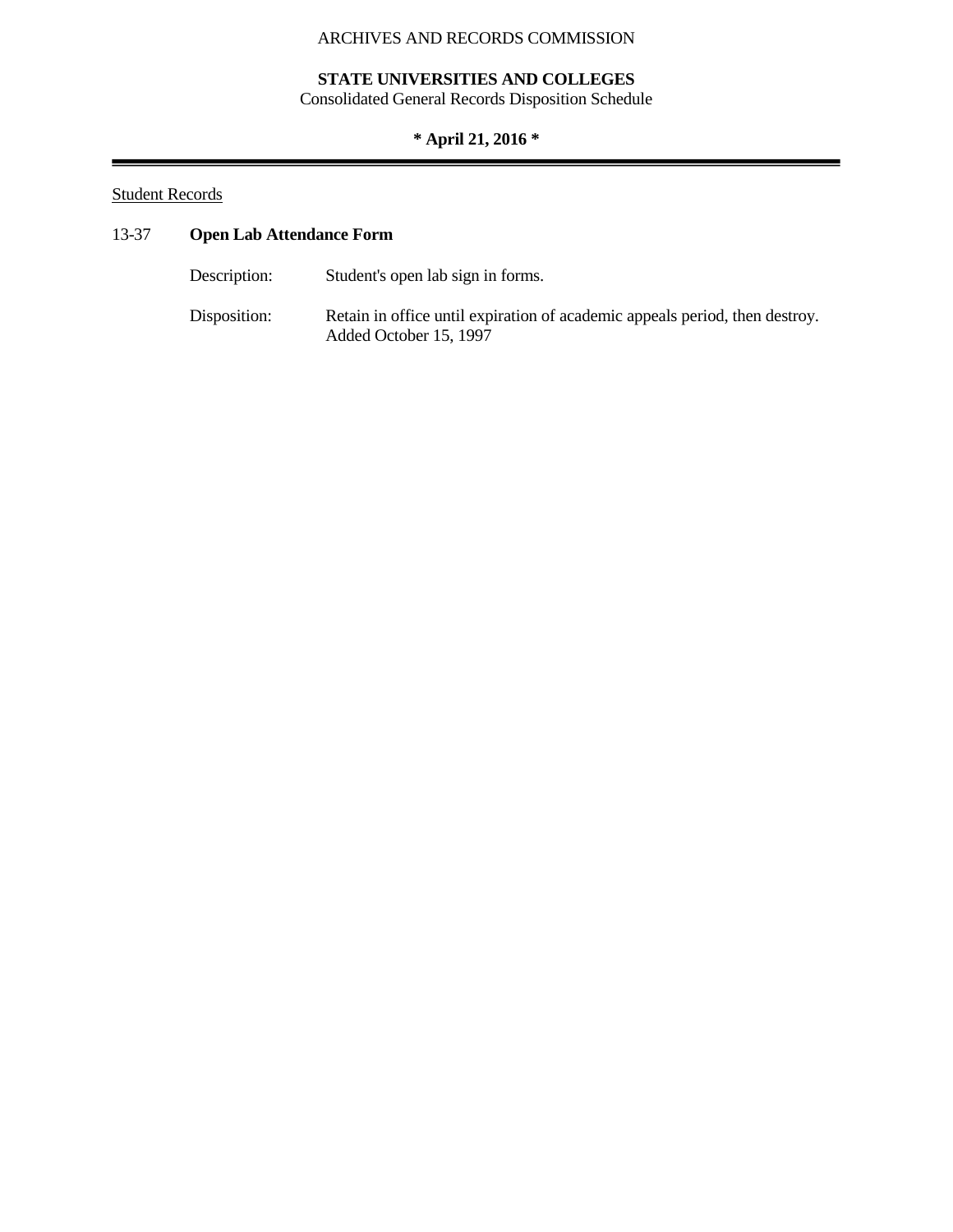Student Records

**13-37 Open Lab Attendance Form**

Description: Student's open lab sign in forms.

Disposition: Retain in office until expiration of academic appeals period, then destroy.
Added October 15, 1997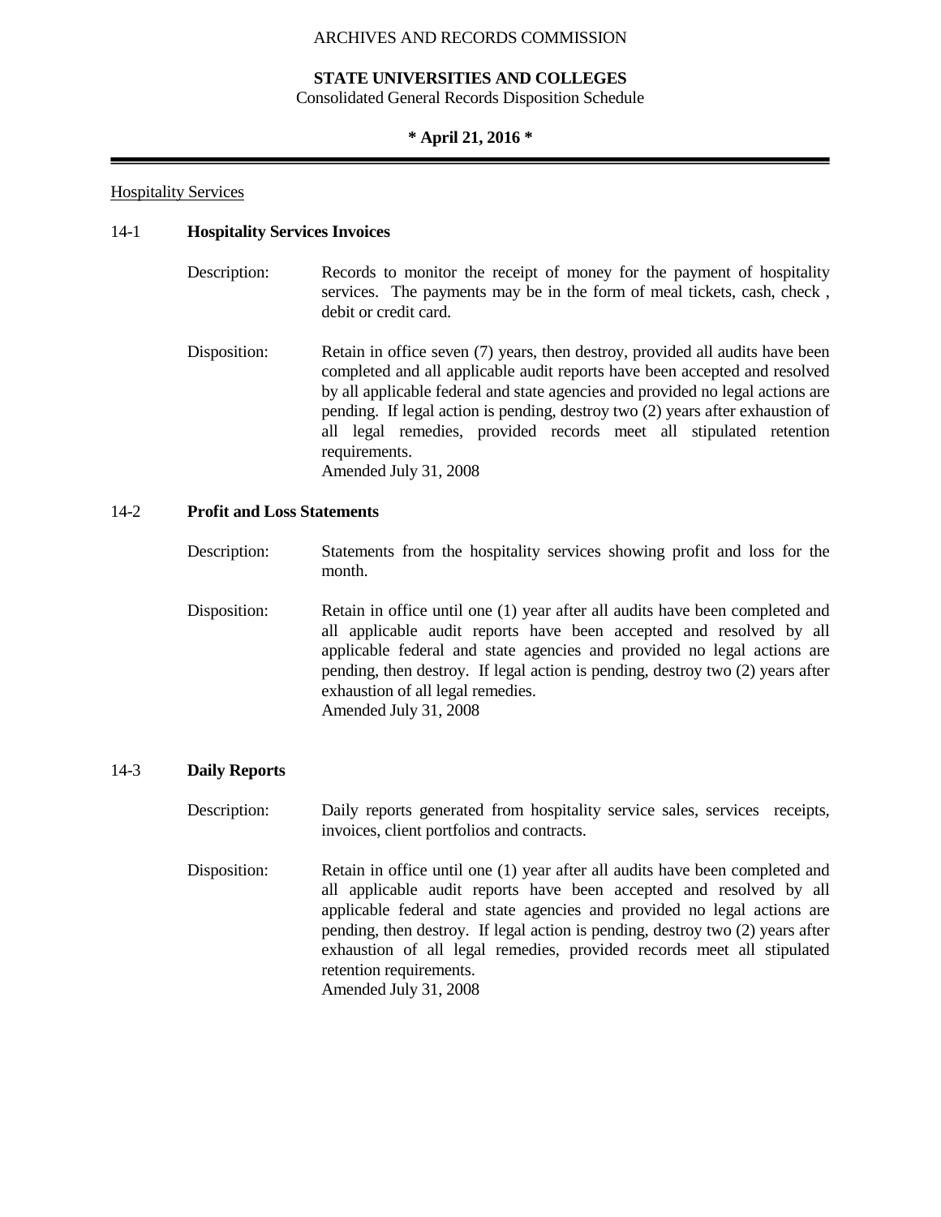Hospitality Services

### 14-1 **Hospitality Services Invoices**

Description: Records to monitor the receipt of money for the payment of hospitality services. The payments may be in the form of meal tickets, cash, check , debit or credit card.

Disposition: Retain in office seven (7) years, then destroy, provided all audits have been completed and all applicable audit reports have been accepted and resolved by all applicable federal and state agencies and provided no legal actions are pending. If legal action is pending, destroy two (2) years after exhaustion of all legal remedies, provided records meet all stipulated retention requirements.
Amended July 31, 2008

### 14-2 **Profit and Loss Statements**

Description: Statements from the hospitality services showing profit and loss for the month.

Disposition: Retain in office until one (1) year after all audits have been completed and all applicable audit reports have been accepted and resolved by all applicable federal and state agencies and provided no legal actions are pending, then destroy. If legal action is pending, destroy two (2) years after exhaustion of all legal remedies.
Amended July 31, 2008

### 14-3 **Daily Reports**

Description: Daily reports generated from hospitality service sales, services receipts, invoices, client portfolios and contracts.

Disposition: Retain in office until one (1) year after all audits have been completed and all applicable audit reports have been accepted and resolved by all applicable federal and state agencies and provided no legal actions are pending, then destroy. If legal action is pending, destroy two (2) years after exhaustion of all legal remedies, provided records meet all stipulated retention requirements.
Amended July 31, 2008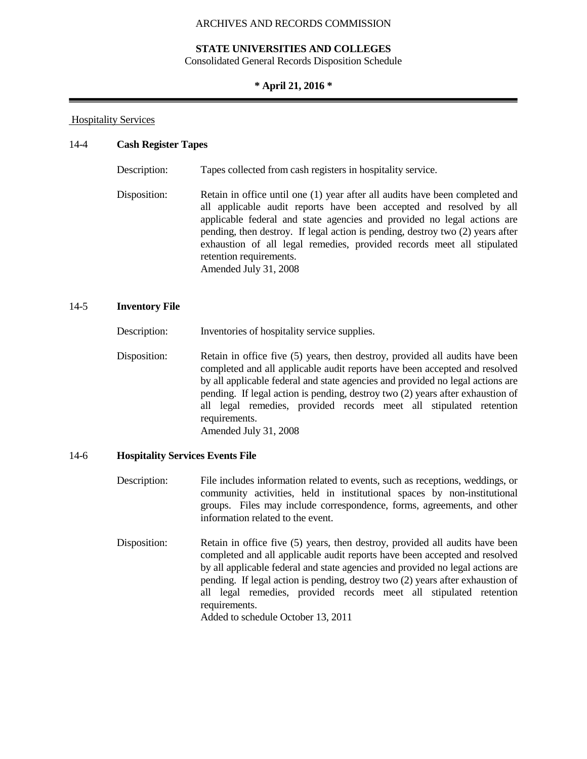Hospitality Services

### 14-4 **Cash Register Tapes**

Description: Tapes collected from cash registers in hospitality service.

Disposition: Retain in office until one (1) year after all audits have been completed and all applicable audit reports have been accepted and resolved by all applicable federal and state agencies and provided no legal actions are pending, then destroy. If legal action is pending, destroy two (2) years after exhaustion of all legal remedies, provided records meet all stipulated retention requirements.
Amended July 31, 2008

### 14-5 **Inventory File**

Description: Inventories of hospitality service supplies.

Disposition: Retain in office five (5) years, then destroy, provided all audits have been completed and all applicable audit reports have been accepted and resolved by all applicable federal and state agencies and provided no legal actions are pending. If legal action is pending, destroy two (2) years after exhaustion of all legal remedies, provided records meet all stipulated retention requirements.
Amended July 31, 2008

### 14-6 **Hospitality Services Events File**

Description: File includes information related to events, such as receptions, weddings, or community activities, held in institutional spaces by non-institutional groups. Files may include correspondence, forms, agreements, and other information related to the event.

Disposition: Retain in office five (5) years, then destroy, provided all audits have been completed and all applicable audit reports have been accepted and resolved by all applicable federal and state agencies and provided no legal actions are pending. If legal action is pending, destroy two (2) years after exhaustion of all legal remedies, provided records meet all stipulated retention requirements.
Added to schedule October 13, 2011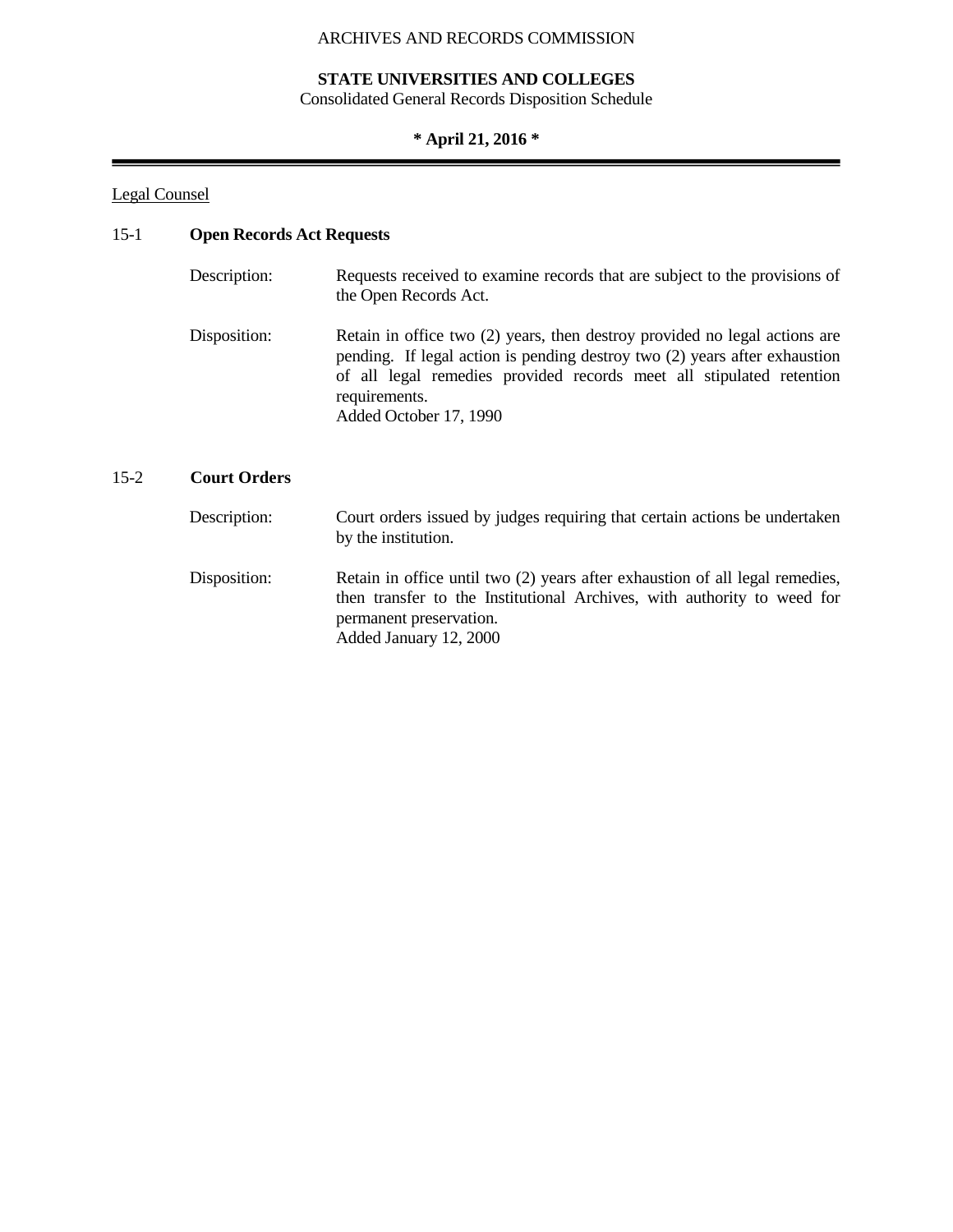Legal Counsel

## 15-1 **Open Records Act Requests**

Description: Requests received to examine records that are subject to the provisions of the Open Records Act.

Disposition: Retain in office two (2) years, then destroy provided no legal actions are pending. If legal action is pending destroy two (2) years after exhaustion of all legal remedies provided records meet all stipulated retention requirements.
Added October 17, 1990

## 15-2 **Court Orders**

Description: Court orders issued by judges requiring that certain actions be undertaken by the institution.

Disposition: Retain in office until two (2) years after exhaustion of all legal remedies, then transfer to the Institutional Archives, with authority to weed for permanent preservation.
Added January 12, 2000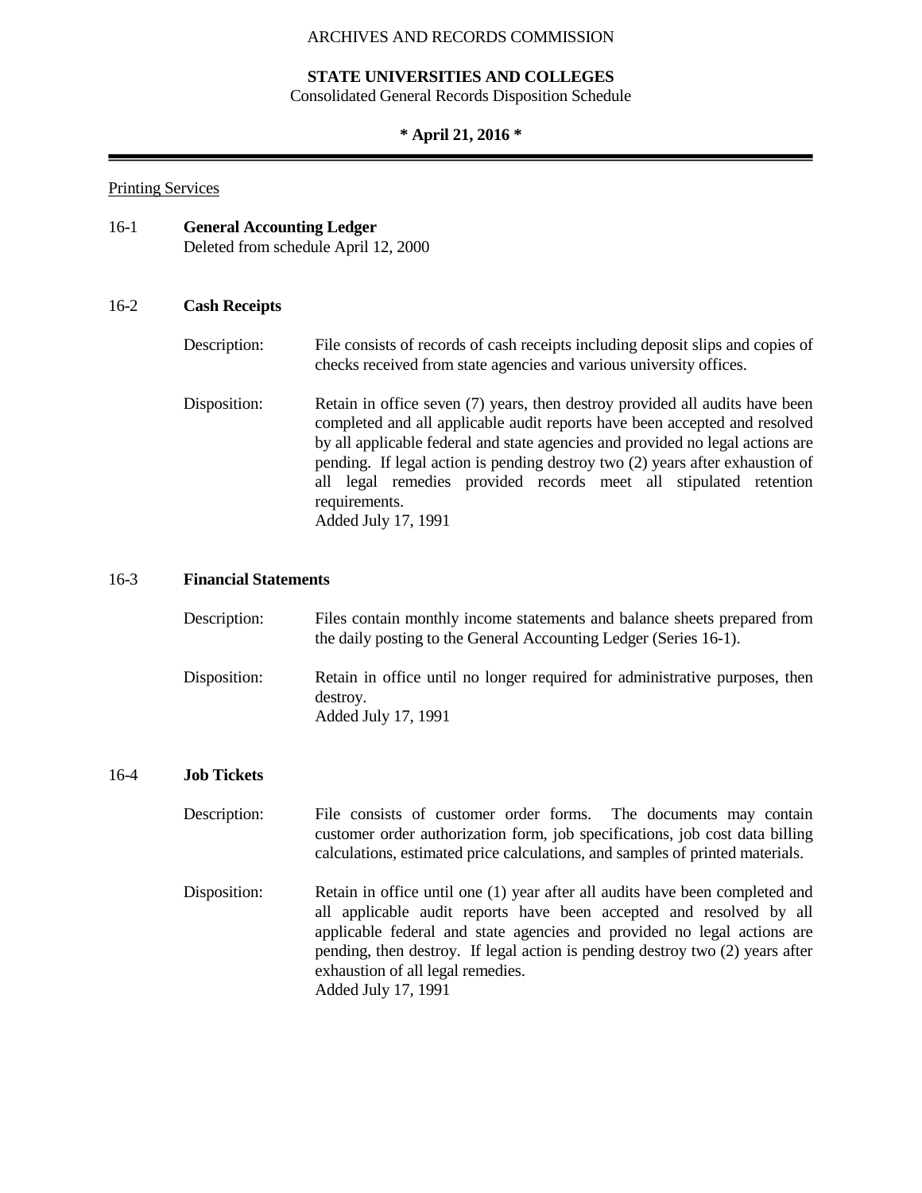ARCHIVES AND RECORDS COMMISSION

**STATE UNIVERSITIES AND COLLEGES**
Consolidated General Records Disposition Schedule

**\* April 21, 2016 \***

---

Printing Services

16-1 **General Accounting Ledger**
Deleted from schedule April 12, 2000

16-2 **Cash Receipts**

Description: File consists of records of cash receipts including deposit slips and copies of checks received from state agencies and various university offices.

Disposition: Retain in office seven (7) years, then destroy provided all audits have been completed and all applicable audit reports have been accepted and resolved by all applicable federal and state agencies and provided no legal actions are pending. If legal action is pending destroy two (2) years after exhaustion of all legal remedies provided records meet all stipulated retention requirements.
Added July 17, 1991

16-3 **Financial Statements**

Description: Files contain monthly income statements and balance sheets prepared from the daily posting to the General Accounting Ledger (Series 16-1).

Disposition: Retain in office until no longer required for administrative purposes, then destroy.
Added July 17, 1991

16-4 **Job Tickets**

Description: File consists of customer order forms. The documents may contain customer order authorization form, job specifications, job cost data billing calculations, estimated price calculations, and samples of printed materials.

Disposition: Retain in office until one (1) year after all audits have been completed and all applicable audit reports have been accepted and resolved by all applicable federal and state agencies and provided no legal actions are pending, then destroy. If legal action is pending destroy two (2) years after exhaustion of all legal remedies.
Added July 17, 1991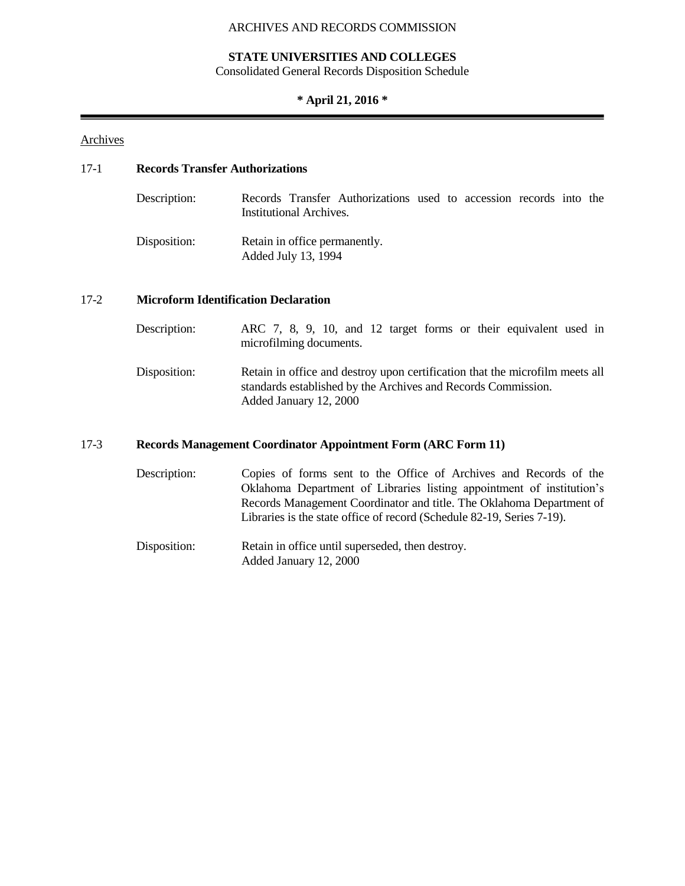ARCHIVES AND RECORDS COMMISSION

**STATE UNIVERSITIES AND COLLEGES**
Consolidated General Records Disposition Schedule

**\* April 21, 2016 \***

---

Archives

17-1 **Records Transfer Authorizations**

Description: Records Transfer Authorizations used to accession records into the Institutional Archives.

Disposition: Retain in office permanently.
Added July 13, 1994

17-2 **Microform Identification Declaration**

Description: ARC 7, 8, 9, 10, and 12 target forms or their equivalent used in microfilming documents.

Disposition: Retain in office and destroy upon certification that the microfilm meets all standards established by the Archives and Records Commission.
Added January 12, 2000

17-3 **Records Management Coordinator Appointment Form (ARC Form 11)**

Description: Copies of forms sent to the Office of Archives and Records of the Oklahoma Department of Libraries listing appointment of institution's Records Management Coordinator and title. The Oklahoma Department of Libraries is the state office of record (Schedule 82-19, Series 7-19).

Disposition: Retain in office until superseded, then destroy.
Added January 12, 2000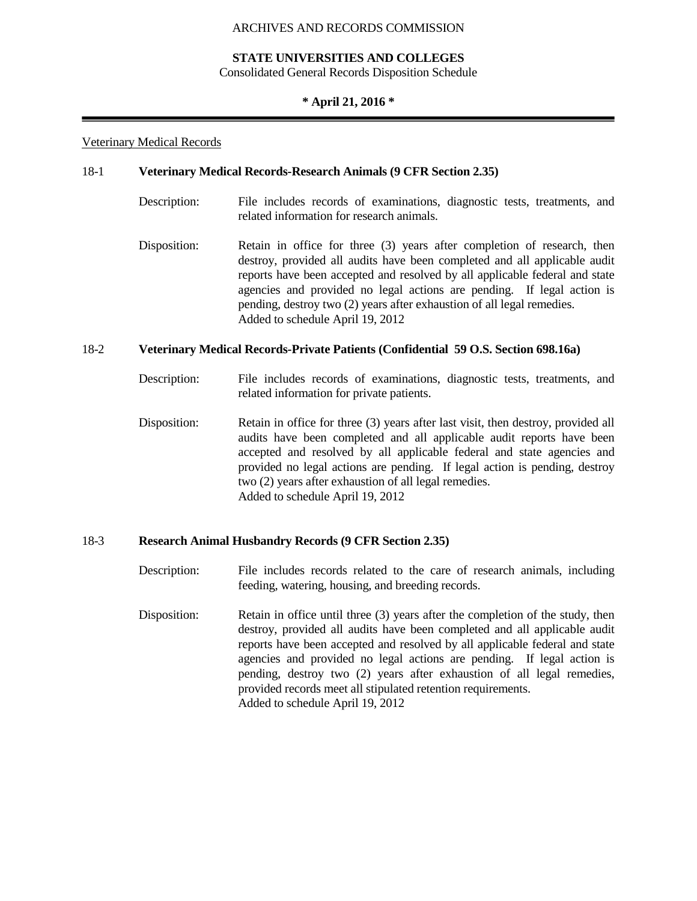Veterinary Medical Records

**18-1 Veterinary Medical Records-Research Animals (9 CFR Section 2.35)**

Description: File includes records of examinations, diagnostic tests, treatments, and related information for research animals.

Disposition: Retain in office for three (3) years after completion of research, then destroy, provided all audits have been completed and all applicable audit reports have been accepted and resolved by all applicable federal and state agencies and provided no legal actions are pending. If legal action is pending, destroy two (2) years after exhaustion of all legal remedies.
Added to schedule April 19, 2012

**18-2 Veterinary Medical Records-Private Patients (Confidential 59 O.S. Section 698.16a)**

Description: File includes records of examinations, diagnostic tests, treatments, and related information for private patients.

Disposition: Retain in office for three (3) years after last visit, then destroy, provided all audits have been completed and all applicable audit reports have been accepted and resolved by all applicable federal and state agencies and provided no legal actions are pending. If legal action is pending, destroy two (2) years after exhaustion of all legal remedies.
Added to schedule April 19, 2012

**18-3 Research Animal Husbandry Records (9 CFR Section 2.35)**

Description: File includes records related to the care of research animals, including feeding, watering, housing, and breeding records.

Disposition: Retain in office until three (3) years after the completion of the study, then destroy, provided all audits have been completed and all applicable audit reports have been accepted and resolved by all applicable federal and state agencies and provided no legal actions are pending. If legal action is pending, destroy two (2) years after exhaustion of all legal remedies, provided records meet all stipulated retention requirements.
Added to schedule April 19, 2012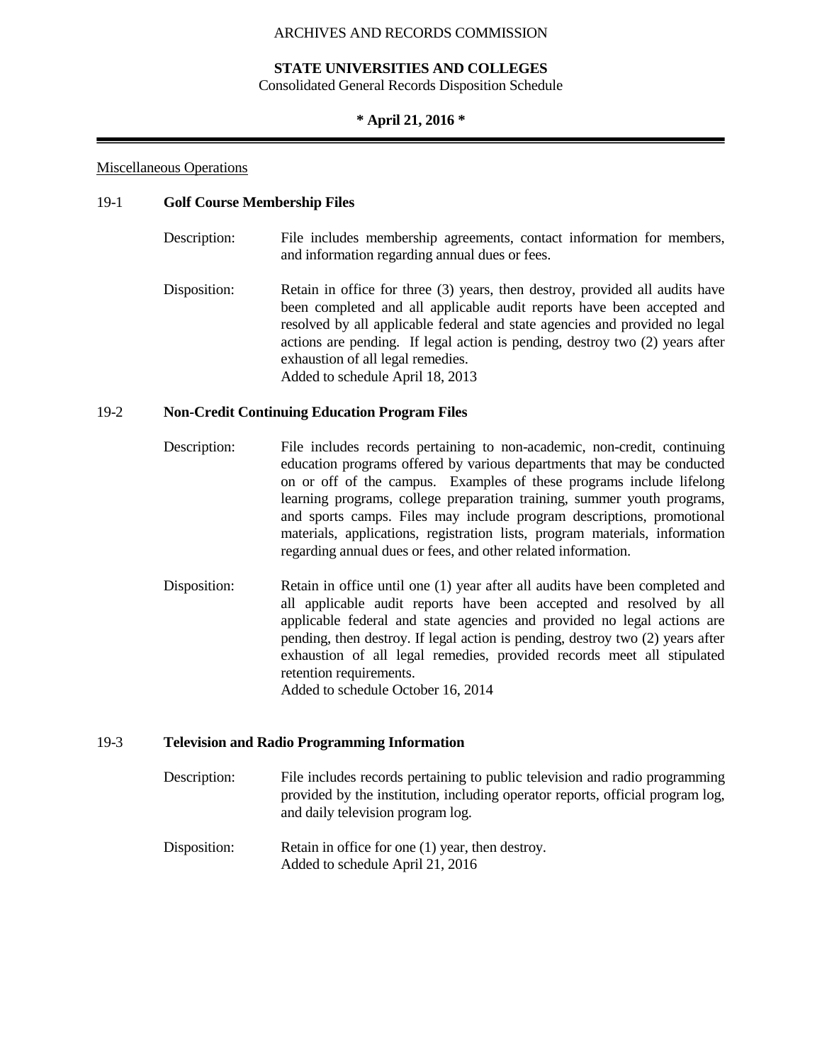ARCHIVES AND RECORDS COMMISSION

**STATE UNIVERSITIES AND COLLEGES**
Consolidated General Records Disposition Schedule

**\* April 21, 2016 \***

---

Miscellaneous Operations

## 19-1 **Golf Course Membership Files**

Description: File includes membership agreements, contact information for members, and information regarding annual dues or fees.

Disposition: Retain in office for three (3) years, then destroy, provided all audits have been completed and all applicable audit reports have been accepted and resolved by all applicable federal and state agencies and provided no legal actions are pending. If legal action is pending, destroy two (2) years after exhaustion of all legal remedies.
Added to schedule April 18, 2013

## 19-2 **Non-Credit Continuing Education Program Files**

Description: File includes records pertaining to non-academic, non-credit, continuing education programs offered by various departments that may be conducted on or off of the campus. Examples of these programs include lifelong learning programs, college preparation training, summer youth programs, and sports camps. Files may include program descriptions, promotional materials, applications, registration lists, program materials, information regarding annual dues or fees, and other related information.

Disposition: Retain in office until one (1) year after all audits have been completed and all applicable audit reports have been accepted and resolved by all applicable federal and state agencies and provided no legal actions are pending, then destroy. If legal action is pending, destroy two (2) years after exhaustion of all legal remedies, provided records meet all stipulated retention requirements.
Added to schedule October 16, 2014

## 19-3 **Television and Radio Programming Information**

Description: File includes records pertaining to public television and radio programming provided by the institution, including operator reports, official program log, and daily television program log.

Disposition: Retain in office for one (1) year, then destroy.
Added to schedule April 21, 2016